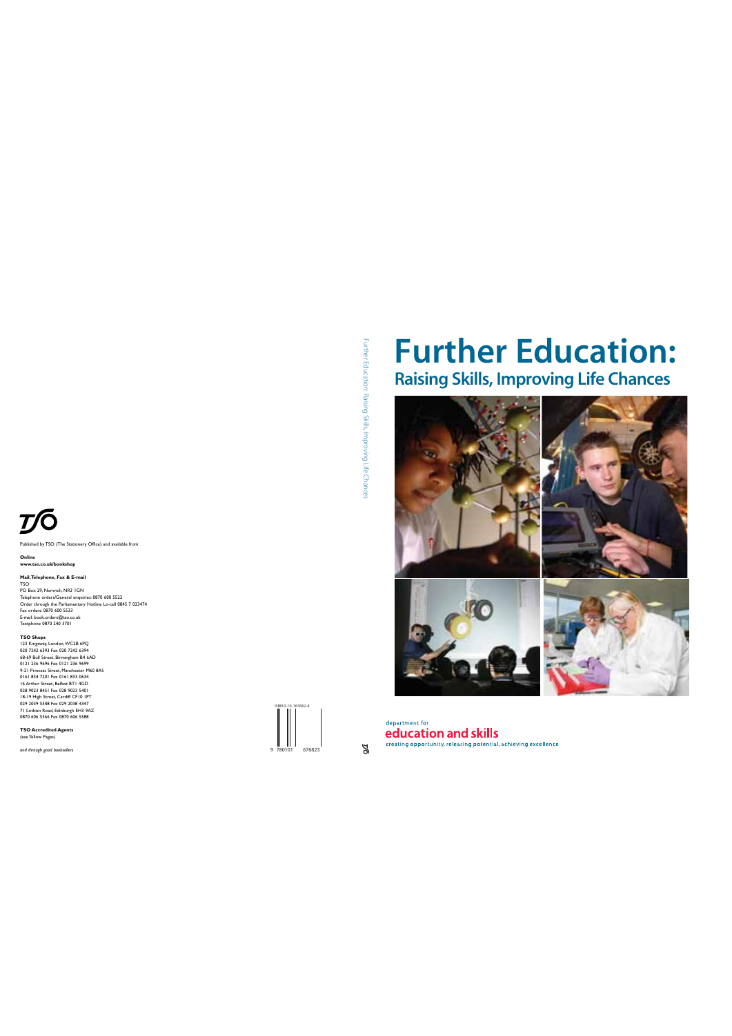# Further Education:

## Raising Skills, Improving Life Chances

department for
**education and skills**
creating opportunity, releasing potential, achieving excellence

Further Education: Raising Skills, Improving Life Chances

Published by TSO (The Stationery Office) and available from:

**Online**
**www.tso.co.uk/bookshop**

**Mail, Telephone, Fax & E-mail**
TSO
PO Box 29, Norwich, NR3 1GN
Telephone orders/General enquiries: 0870 600 5522
Order through the Parliamentary Hotline Lo-call 0845 7 023474
Fax orders: 0870 600 5533
E-mail: book.orders@tso.co.uk
Textphone 0870 240 3701

**TSO Shops**
123 Kingsway, London, WC2B 6PQ
020 7242 6393 Fax 020 7242 6394
68-69 Bull Street, Birmingham B4 6AD
0121 236 9696 Fax 0121 236 9699
9-21 Princess Street, Manchester M60 8AS
0161 834 7201 Fax 0161 833 0634
16 Arthur Street, Belfast BT1 4GD
028 9023 8451 Fax 028 9023 5401
18-19 High Street, Cardiff CF10 1PT
029 2039 5548 Fax 029 2038 4347
71 Lothian Road, Edinburgh EH3 9AZ
0870 606 5566 Fax 0870 606 5588

**TSO Accredited Agents**
(see Yellow Pages)

*and through good booksellers*

ISBN 0-10-167682-4

9 780101 676823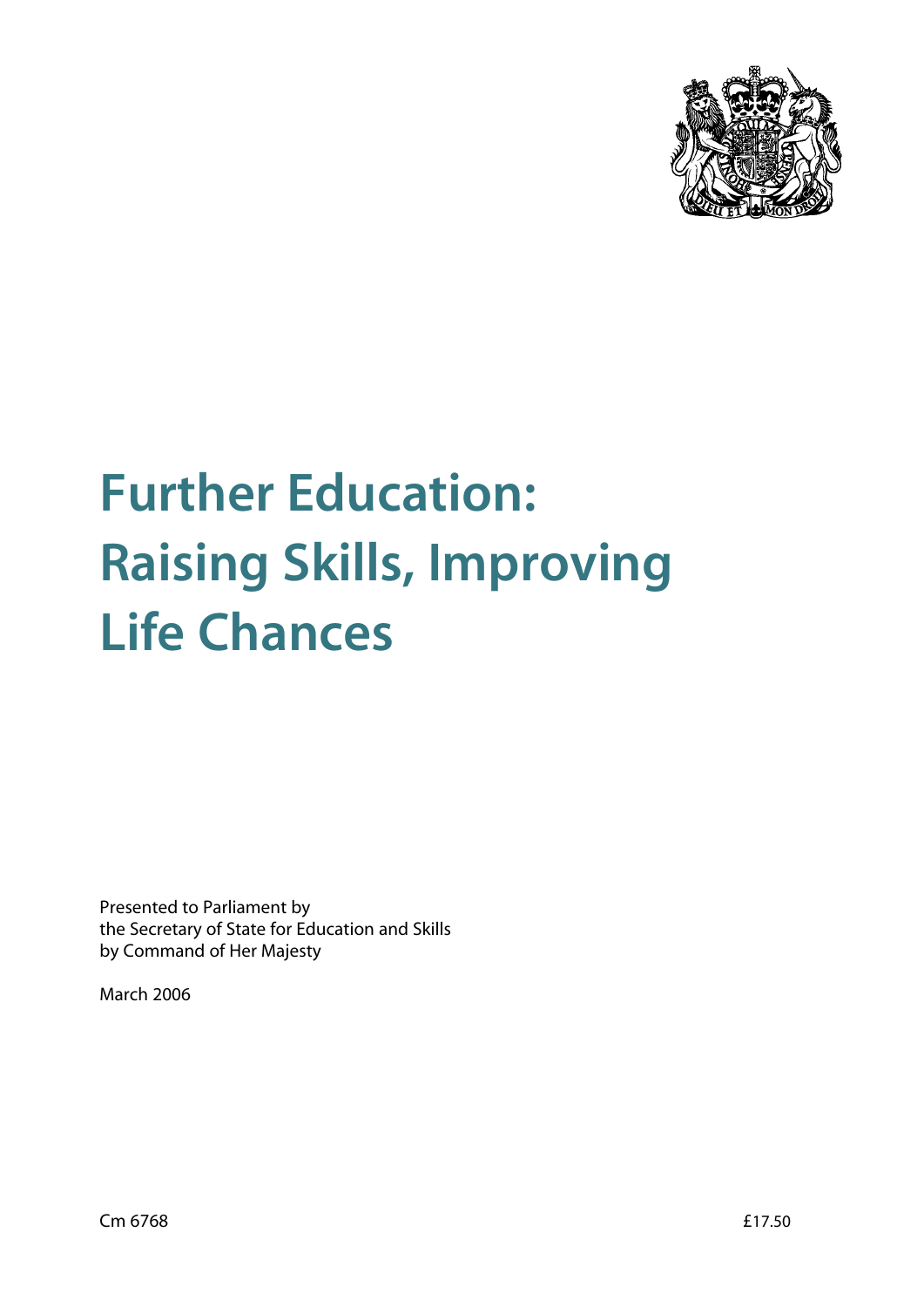# Further Education: Raising Skills, Improving Life Chances

Presented to Parliament by
the Secretary of State for Education and Skills
by Command of Her Majesty

March 2006

Cm 6768

£17.50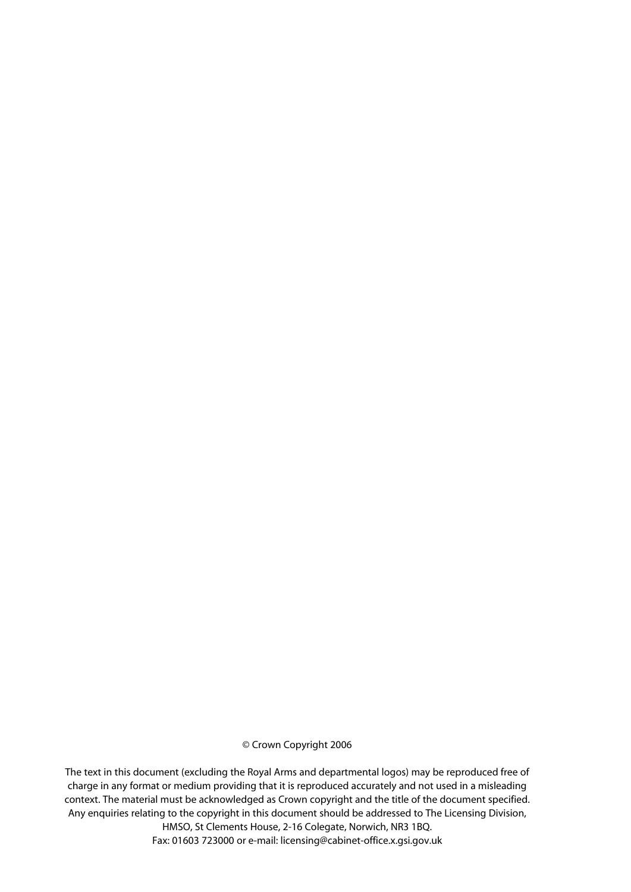© Crown Copyright 2006

The text in this document (excluding the Royal Arms and departmental logos) may be reproduced free of charge in any format or medium providing that it is reproduced accurately and not used in a misleading context. The material must be acknowledged as Crown copyright and the title of the document specified. Any enquiries relating to the copyright in this document should be addressed to The Licensing Division, HMSO, St Clements House, 2-16 Colegate, Norwich, NR3 1BQ.
Fax: 01603 723000 or e-mail: licensing@cabinet-office.x.gsi.gov.uk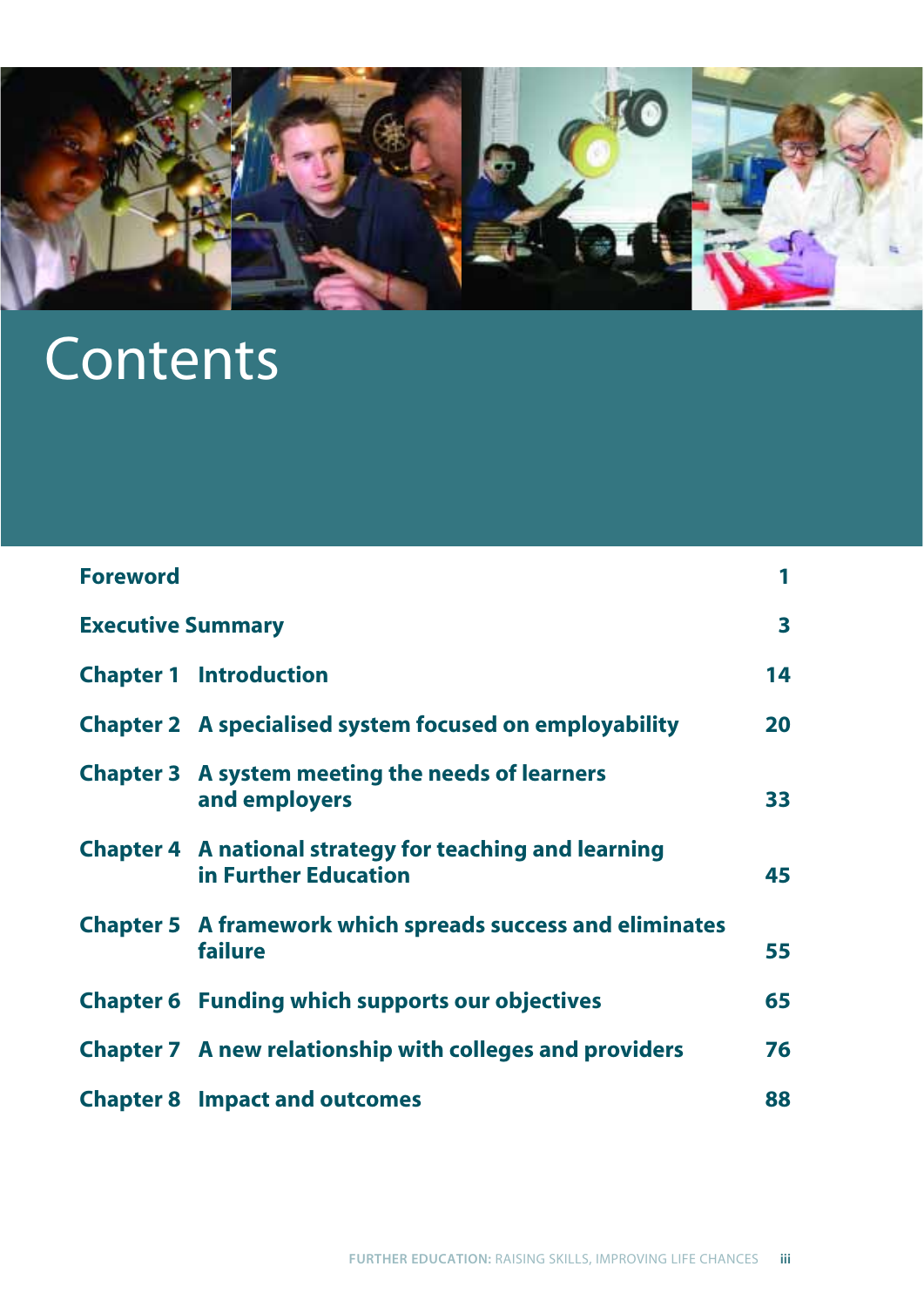# Contents

| | | |
|---|---|---|
| **Foreword** | | **1** |
| **Executive Summary** | | **3** |
| **Chapter 1** | **Introduction** | **14** |
| **Chapter 2** | **A specialised system focused on employability** | **20** |
| **Chapter 3** | **A system meeting the needs of learners and employers** | **33** |
| **Chapter 4** | **A national strategy for teaching and learning in Further Education** | **45** |
| **Chapter 5** | **A framework which spreads success and eliminates failure** | **55** |
| **Chapter 6** | **Funding which supports our objectives** | **65** |
| **Chapter 7** | **A new relationship with colleges and providers** | **76** |
| **Chapter 8** | **Impact and outcomes** | **88** |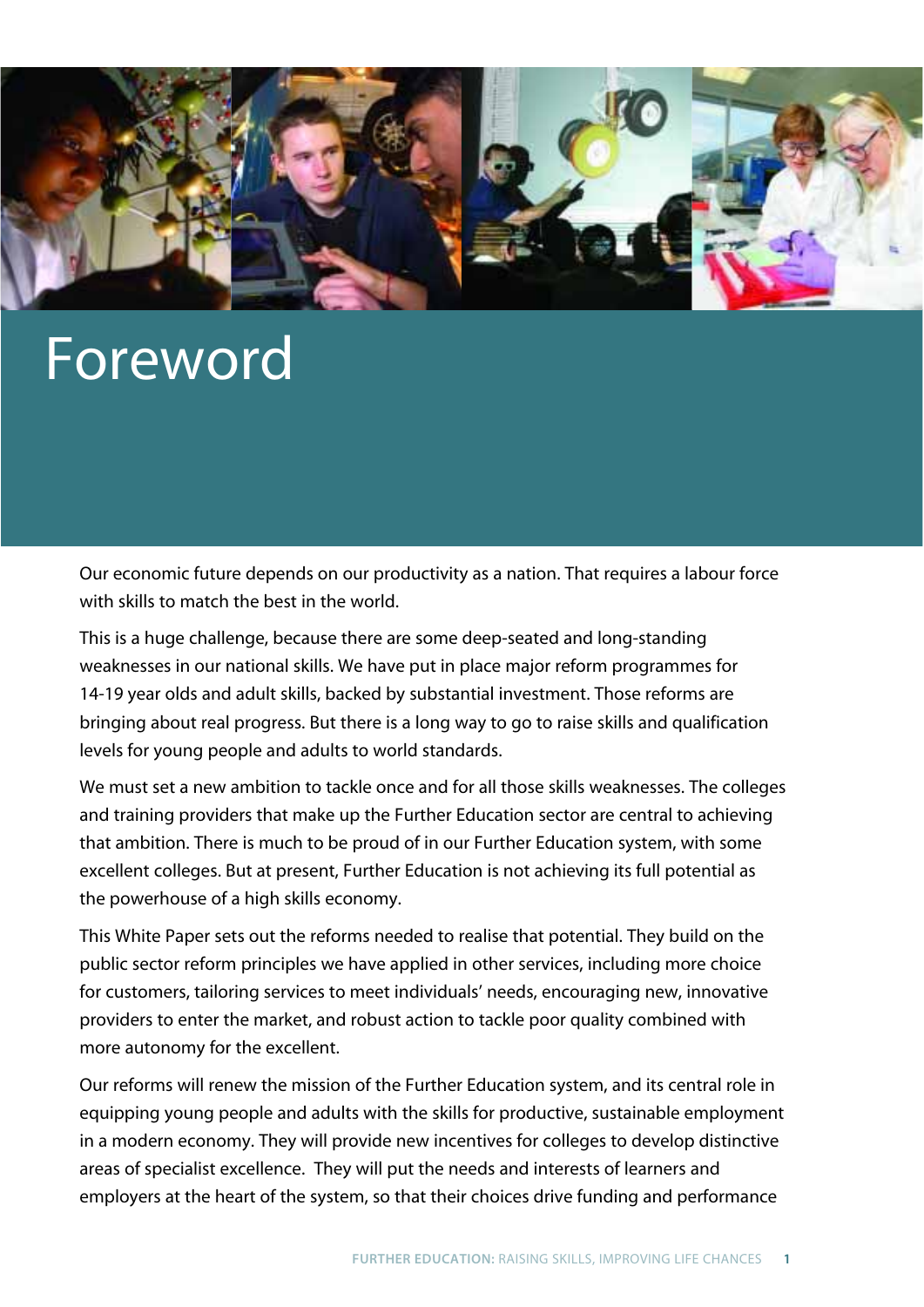# Foreword

Our economic future depends on our productivity as a nation. That requires a labour force with skills to match the best in the world.

This is a huge challenge, because there are some deep-seated and long-standing weaknesses in our national skills. We have put in place major reform programmes for 14-19 year olds and adult skills, backed by substantial investment. Those reforms are bringing about real progress. But there is a long way to go to raise skills and qualification levels for young people and adults to world standards.

We must set a new ambition to tackle once and for all those skills weaknesses. The colleges and training providers that make up the Further Education sector are central to achieving that ambition. There is much to be proud of in our Further Education system, with some excellent colleges. But at present, Further Education is not achieving its full potential as the powerhouse of a high skills economy.

This White Paper sets out the reforms needed to realise that potential. They build on the public sector reform principles we have applied in other services, including more choice for customers, tailoring services to meet individuals' needs, encouraging new, innovative providers to enter the market, and robust action to tackle poor quality combined with more autonomy for the excellent.

Our reforms will renew the mission of the Further Education system, and its central role in equipping young people and adults with the skills for productive, sustainable employment in a modern economy. They will provide new incentives for colleges to develop distinctive areas of specialist excellence. They will put the needs and interests of learners and employers at the heart of the system, so that their choices drive funding and performance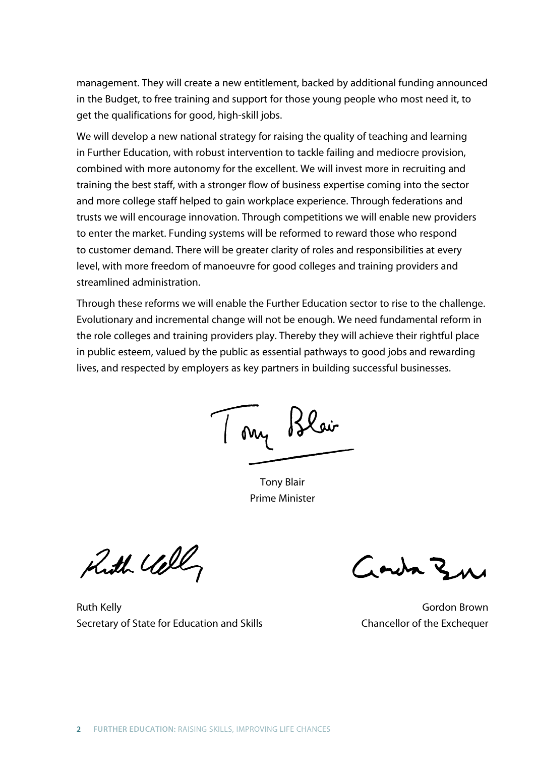management. They will create a new entitlement, backed by additional funding announced in the Budget, to free training and support for those young people who most need it, to get the qualifications for good, high-skill jobs.

We will develop a new national strategy for raising the quality of teaching and learning in Further Education, with robust intervention to tackle failing and mediocre provision, combined with more autonomy for the excellent. We will invest more in recruiting and training the best staff, with a stronger flow of business expertise coming into the sector and more college staff helped to gain workplace experience. Through federations and trusts we will encourage innovation. Through competitions we will enable new providers to enter the market. Funding systems will be reformed to reward those who respond to customer demand. There will be greater clarity of roles and responsibilities at every level, with more freedom of manoeuvre for good colleges and training providers and streamlined administration.

Through these reforms we will enable the Further Education sector to rise to the challenge. Evolutionary and incremental change will not be enough. We need fundamental reform in the role colleges and training providers play. Thereby they will achieve their rightful place in public esteem, valued by the public as essential pathways to good jobs and rewarding lives, and respected by employers as key partners in building successful businesses.

Tony Blair
Prime Minister

Ruth Kelly
Secretary of State for Education and Skills

Gordon Brown
Chancellor of the Exchequer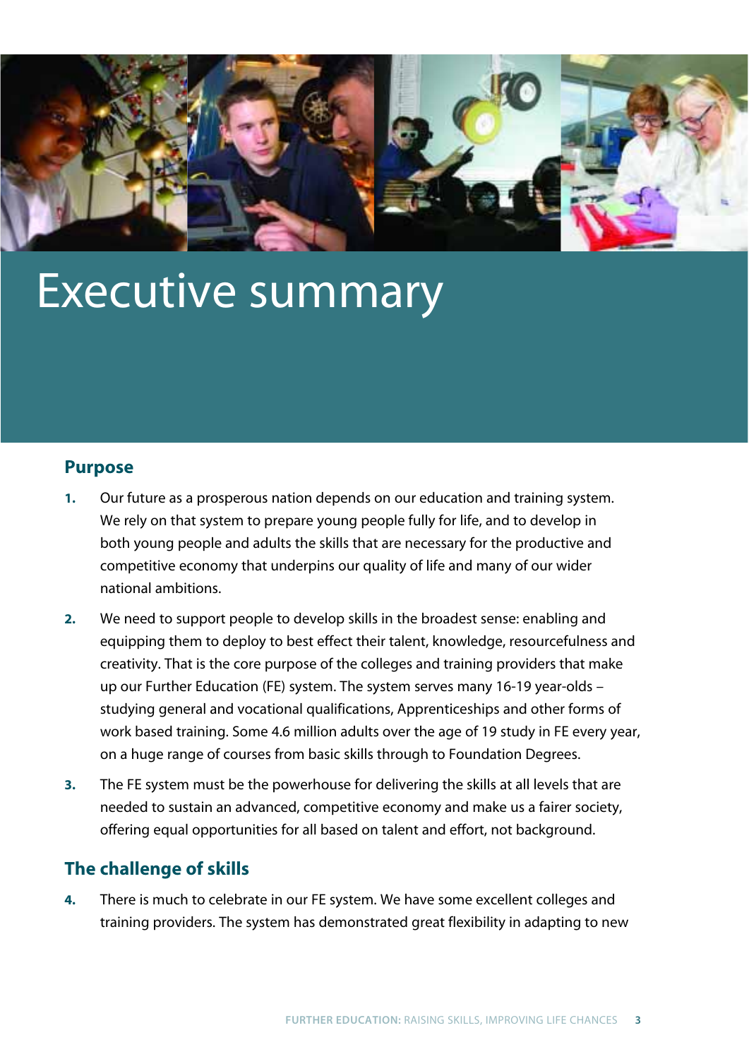# Executive summary

## Purpose

1. Our future as a prosperous nation depends on our education and training system. We rely on that system to prepare young people fully for life, and to develop in both young people and adults the skills that are necessary for the productive and competitive economy that underpins our quality of life and many of our wider national ambitions.

2. We need to support people to develop skills in the broadest sense: enabling and equipping them to deploy to best effect their talent, knowledge, resourcefulness and creativity. That is the core purpose of the colleges and training providers that make up our Further Education (FE) system. The system serves many 16-19 year-olds – studying general and vocational qualifications, Apprenticeships and other forms of work based training. Some 4.6 million adults over the age of 19 study in FE every year, on a huge range of courses from basic skills through to Foundation Degrees.

3. The FE system must be the powerhouse for delivering the skills at all levels that are needed to sustain an advanced, competitive economy and make us a fairer society, offering equal opportunities for all based on talent and effort, not background.

## The challenge of skills

4. There is much to celebrate in our FE system. We have some excellent colleges and training providers. The system has demonstrated great flexibility in adapting to new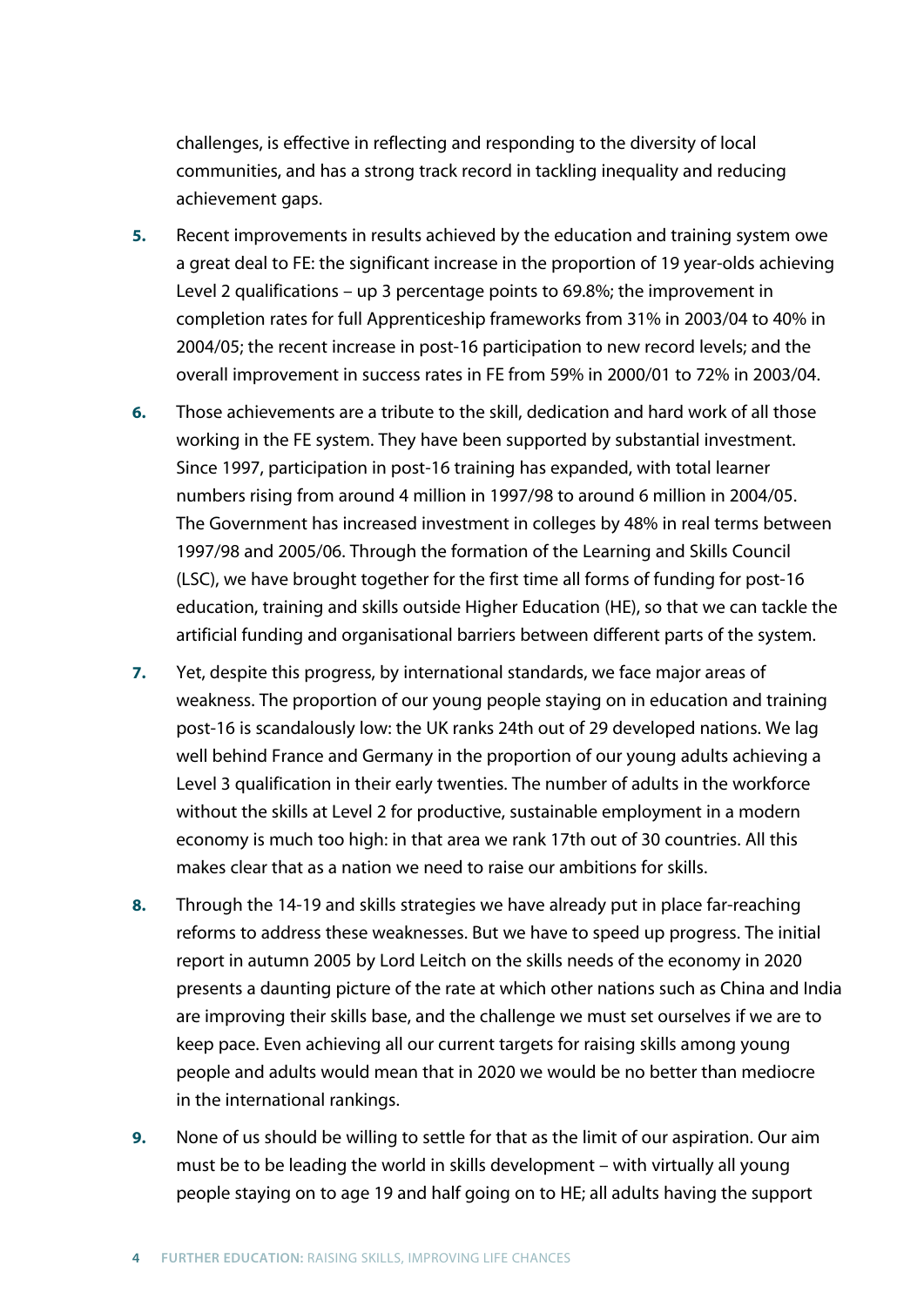challenges, is effective in reflecting and responding to the diversity of local communities, and has a strong track record in tackling inequality and reducing achievement gaps.

**5.** Recent improvements in results achieved by the education and training system owe a great deal to FE: the significant increase in the proportion of 19 year-olds achieving Level 2 qualifications – up 3 percentage points to 69.8%; the improvement in completion rates for full Apprenticeship frameworks from 31% in 2003/04 to 40% in 2004/05; the recent increase in post-16 participation to new record levels; and the overall improvement in success rates in FE from 59% in 2000/01 to 72% in 2003/04.

**6.** Those achievements are a tribute to the skill, dedication and hard work of all those working in the FE system. They have been supported by substantial investment. Since 1997, participation in post-16 training has expanded, with total learner numbers rising from around 4 million in 1997/98 to around 6 million in 2004/05. The Government has increased investment in colleges by 48% in real terms between 1997/98 and 2005/06. Through the formation of the Learning and Skills Council (LSC), we have brought together for the first time all forms of funding for post-16 education, training and skills outside Higher Education (HE), so that we can tackle the artificial funding and organisational barriers between different parts of the system.

**7.** Yet, despite this progress, by international standards, we face major areas of weakness. The proportion of our young people staying on in education and training post-16 is scandalously low: the UK ranks 24th out of 29 developed nations. We lag well behind France and Germany in the proportion of our young adults achieving a Level 3 qualification in their early twenties. The number of adults in the workforce without the skills at Level 2 for productive, sustainable employment in a modern economy is much too high: in that area we rank 17th out of 30 countries. All this makes clear that as a nation we need to raise our ambitions for skills.

**8.** Through the 14-19 and skills strategies we have already put in place far-reaching reforms to address these weaknesses. But we have to speed up progress. The initial report in autumn 2005 by Lord Leitch on the skills needs of the economy in 2020 presents a daunting picture of the rate at which other nations such as China and India are improving their skills base, and the challenge we must set ourselves if we are to keep pace. Even achieving all our current targets for raising skills among young people and adults would mean that in 2020 we would be no better than mediocre in the international rankings.

**9.** None of us should be willing to settle for that as the limit of our aspiration. Our aim must be to be leading the world in skills development – with virtually all young people staying on to age 19 and half going on to HE; all adults having the support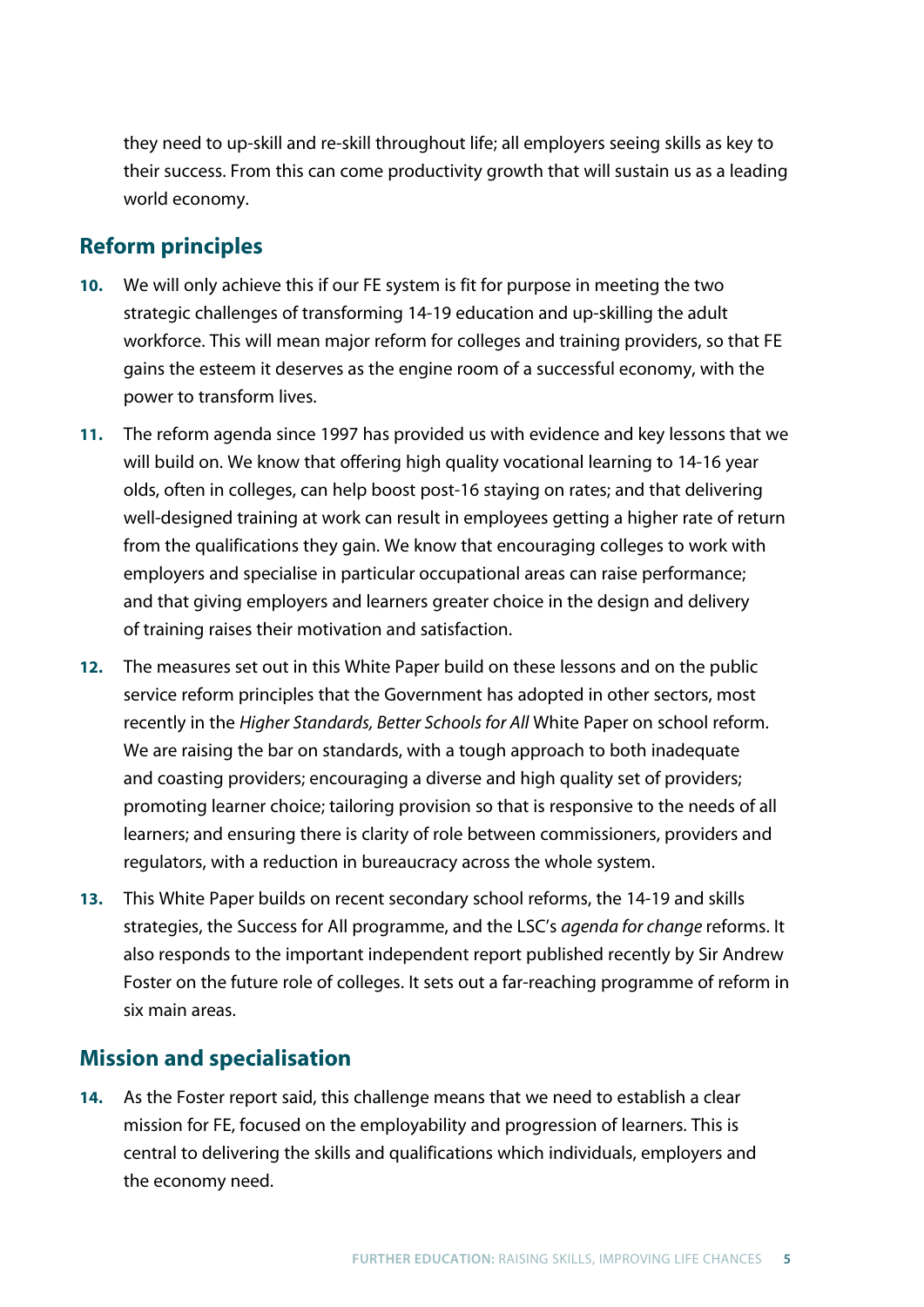they need to up-skill and re-skill throughout life; all employers seeing skills as key to their success. From this can come productivity growth that will sustain us as a leading world economy.

## Reform principles

**10.** We will only achieve this if our FE system is fit for purpose in meeting the two strategic challenges of transforming 14-19 education and up-skilling the adult workforce. This will mean major reform for colleges and training providers, so that FE gains the esteem it deserves as the engine room of a successful economy, with the power to transform lives.

**11.** The reform agenda since 1997 has provided us with evidence and key lessons that we will build on. We know that offering high quality vocational learning to 14-16 year olds, often in colleges, can help boost post-16 staying on rates; and that delivering well-designed training at work can result in employees getting a higher rate of return from the qualifications they gain. We know that encouraging colleges to work with employers and specialise in particular occupational areas can raise performance; and that giving employers and learners greater choice in the design and delivery of training raises their motivation and satisfaction.

**12.** The measures set out in this White Paper build on these lessons and on the public service reform principles that the Government has adopted in other sectors, most recently in the *Higher Standards, Better Schools for All* White Paper on school reform. We are raising the bar on standards, with a tough approach to both inadequate and coasting providers; encouraging a diverse and high quality set of providers; promoting learner choice; tailoring provision so that is responsive to the needs of all learners; and ensuring there is clarity of role between commissioners, providers and regulators, with a reduction in bureaucracy across the whole system.

**13.** This White Paper builds on recent secondary school reforms, the 14-19 and skills strategies, the Success for All programme, and the LSC's *agenda for change* reforms. It also responds to the important independent report published recently by Sir Andrew Foster on the future role of colleges. It sets out a far-reaching programme of reform in six main areas.

## Mission and specialisation

**14.** As the Foster report said, this challenge means that we need to establish a clear mission for FE, focused on the employability and progression of learners. This is central to delivering the skills and qualifications which individuals, employers and the economy need.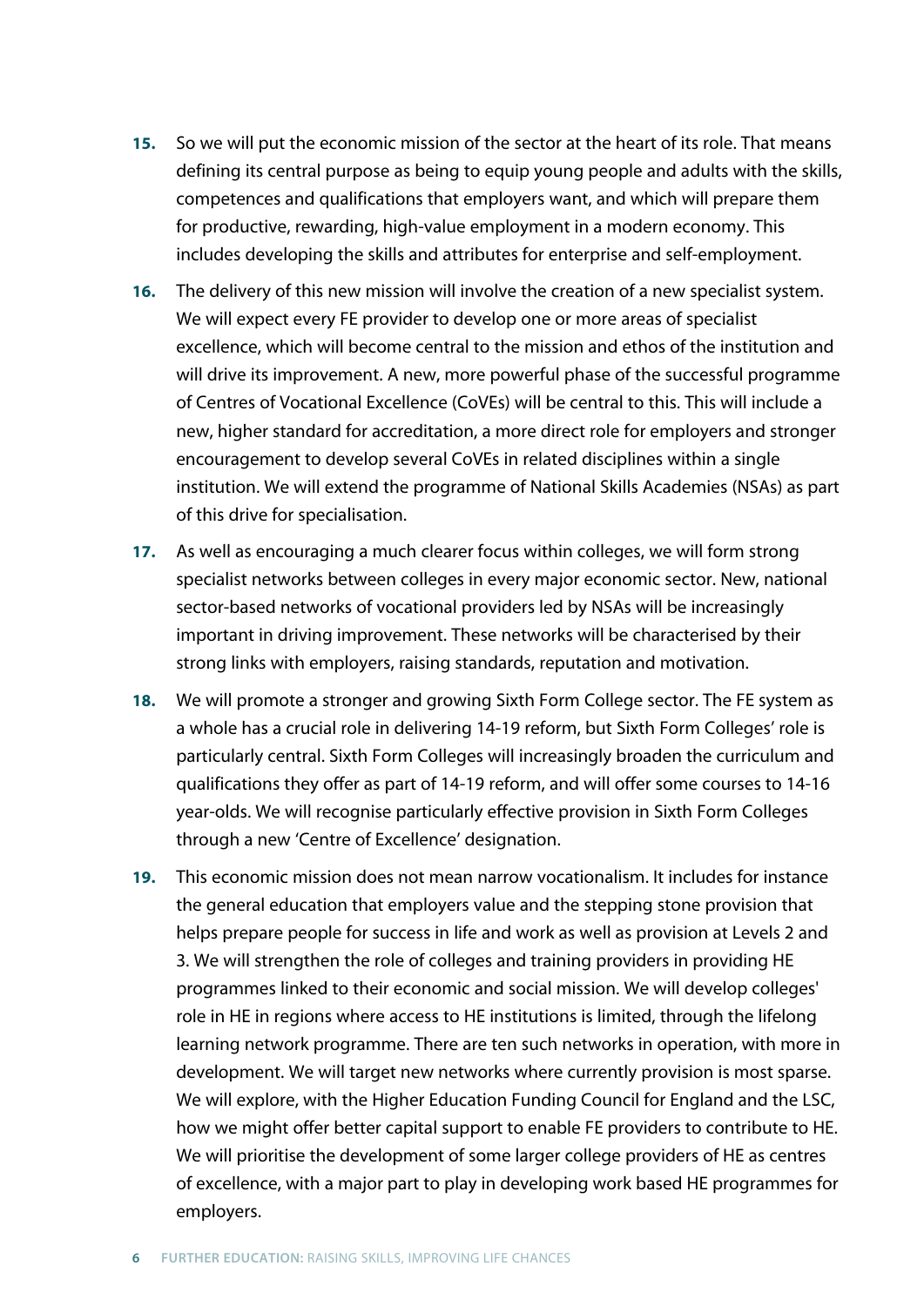**15.** So we will put the economic mission of the sector at the heart of its role. That means defining its central purpose as being to equip young people and adults with the skills, competences and qualifications that employers want, and which will prepare them for productive, rewarding, high-value employment in a modern economy. This includes developing the skills and attributes for enterprise and self-employment.

**16.** The delivery of this new mission will involve the creation of a new specialist system. We will expect every FE provider to develop one or more areas of specialist excellence, which will become central to the mission and ethos of the institution and will drive its improvement. A new, more powerful phase of the successful programme of Centres of Vocational Excellence (CoVEs) will be central to this. This will include a new, higher standard for accreditation, a more direct role for employers and stronger encouragement to develop several CoVEs in related disciplines within a single institution. We will extend the programme of National Skills Academies (NSAs) as part of this drive for specialisation.

**17.** As well as encouraging a much clearer focus within colleges, we will form strong specialist networks between colleges in every major economic sector. New, national sector-based networks of vocational providers led by NSAs will be increasingly important in driving improvement. These networks will be characterised by their strong links with employers, raising standards, reputation and motivation.

**18.** We will promote a stronger and growing Sixth Form College sector. The FE system as a whole has a crucial role in delivering 14-19 reform, but Sixth Form Colleges' role is particularly central. Sixth Form Colleges will increasingly broaden the curriculum and qualifications they offer as part of 14-19 reform, and will offer some courses to 14-16 year-olds. We will recognise particularly effective provision in Sixth Form Colleges through a new 'Centre of Excellence' designation.

**19.** This economic mission does not mean narrow vocationalism. It includes for instance the general education that employers value and the stepping stone provision that helps prepare people for success in life and work as well as provision at Levels 2 and 3. We will strengthen the role of colleges and training providers in providing HE programmes linked to their economic and social mission. We will develop colleges' role in HE in regions where access to HE institutions is limited, through the lifelong learning network programme. There are ten such networks in operation, with more in development. We will target new networks where currently provision is most sparse. We will explore, with the Higher Education Funding Council for England and the LSC, how we might offer better capital support to enable FE providers to contribute to HE. We will prioritise the development of some larger college providers of HE as centres of excellence, with a major part to play in developing work based HE programmes for employers.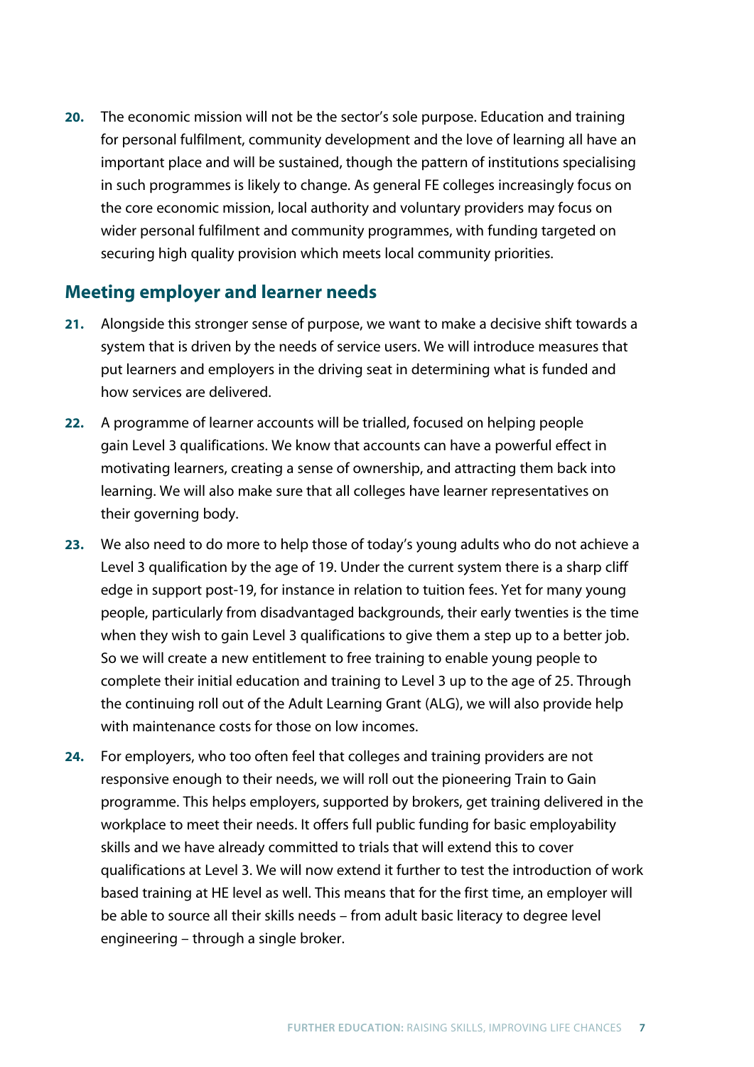**20.** The economic mission will not be the sector's sole purpose. Education and training for personal fulfilment, community development and the love of learning all have an important place and will be sustained, though the pattern of institutions specialising in such programmes is likely to change. As general FE colleges increasingly focus on the core economic mission, local authority and voluntary providers may focus on wider personal fulfilment and community programmes, with funding targeted on securing high quality provision which meets local community priorities.

## Meeting employer and learner needs

**21.** Alongside this stronger sense of purpose, we want to make a decisive shift towards a system that is driven by the needs of service users. We will introduce measures that put learners and employers in the driving seat in determining what is funded and how services are delivered.

**22.** A programme of learner accounts will be trialled, focused on helping people gain Level 3 qualifications. We know that accounts can have a powerful effect in motivating learners, creating a sense of ownership, and attracting them back into learning. We will also make sure that all colleges have learner representatives on their governing body.

**23.** We also need to do more to help those of today's young adults who do not achieve a Level 3 qualification by the age of 19. Under the current system there is a sharp cliff edge in support post-19, for instance in relation to tuition fees. Yet for many young people, particularly from disadvantaged backgrounds, their early twenties is the time when they wish to gain Level 3 qualifications to give them a step up to a better job. So we will create a new entitlement to free training to enable young people to complete their initial education and training to Level 3 up to the age of 25. Through the continuing roll out of the Adult Learning Grant (ALG), we will also provide help with maintenance costs for those on low incomes.

**24.** For employers, who too often feel that colleges and training providers are not responsive enough to their needs, we will roll out the pioneering Train to Gain programme. This helps employers, supported by brokers, get training delivered in the workplace to meet their needs. It offers full public funding for basic employability skills and we have already committed to trials that will extend this to cover qualifications at Level 3. We will now extend it further to test the introduction of work based training at HE level as well. This means that for the first time, an employer will be able to source all their skills needs – from adult basic literacy to degree level engineering – through a single broker.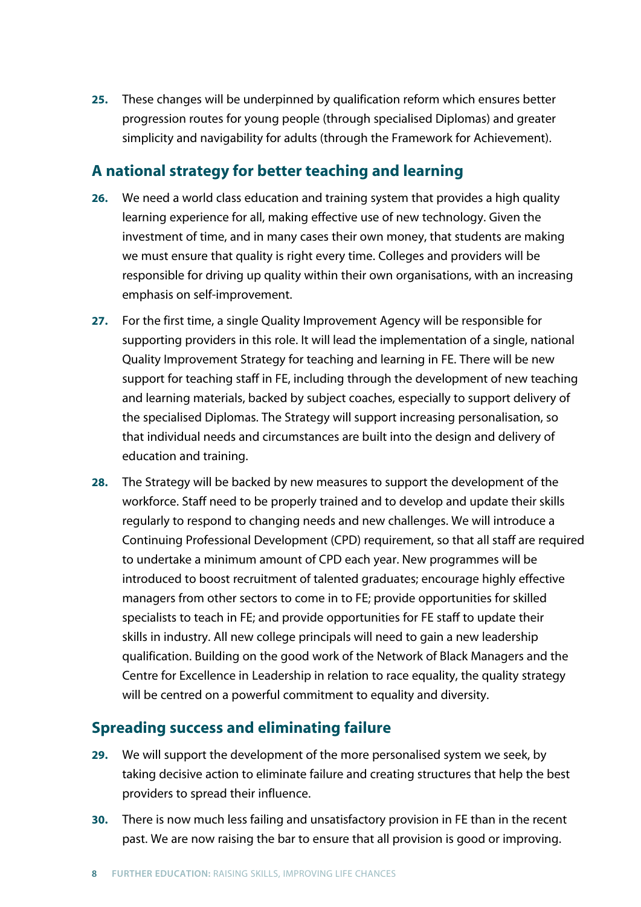**25.** These changes will be underpinned by qualification reform which ensures better progression routes for young people (through specialised Diplomas) and greater simplicity and navigability for adults (through the Framework for Achievement).

## A national strategy for better teaching and learning

**26.** We need a world class education and training system that provides a high quality learning experience for all, making effective use of new technology. Given the investment of time, and in many cases their own money, that students are making we must ensure that quality is right every time. Colleges and providers will be responsible for driving up quality within their own organisations, with an increasing emphasis on self-improvement.

**27.** For the first time, a single Quality Improvement Agency will be responsible for supporting providers in this role. It will lead the implementation of a single, national Quality Improvement Strategy for teaching and learning in FE. There will be new support for teaching staff in FE, including through the development of new teaching and learning materials, backed by subject coaches, especially to support delivery of the specialised Diplomas. The Strategy will support increasing personalisation, so that individual needs and circumstances are built into the design and delivery of education and training.

**28.** The Strategy will be backed by new measures to support the development of the workforce. Staff need to be properly trained and to develop and update their skills regularly to respond to changing needs and new challenges. We will introduce a Continuing Professional Development (CPD) requirement, so that all staff are required to undertake a minimum amount of CPD each year. New programmes will be introduced to boost recruitment of talented graduates; encourage highly effective managers from other sectors to come in to FE; provide opportunities for skilled specialists to teach in FE; and provide opportunities for FE staff to update their skills in industry. All new college principals will need to gain a new leadership qualification. Building on the good work of the Network of Black Managers and the Centre for Excellence in Leadership in relation to race equality, the quality strategy will be centred on a powerful commitment to equality and diversity.

## Spreading success and eliminating failure

**29.** We will support the development of the more personalised system we seek, by taking decisive action to eliminate failure and creating structures that help the best providers to spread their influence.

**30.** There is now much less failing and unsatisfactory provision in FE than in the recent past. We are now raising the bar to ensure that all provision is good or improving.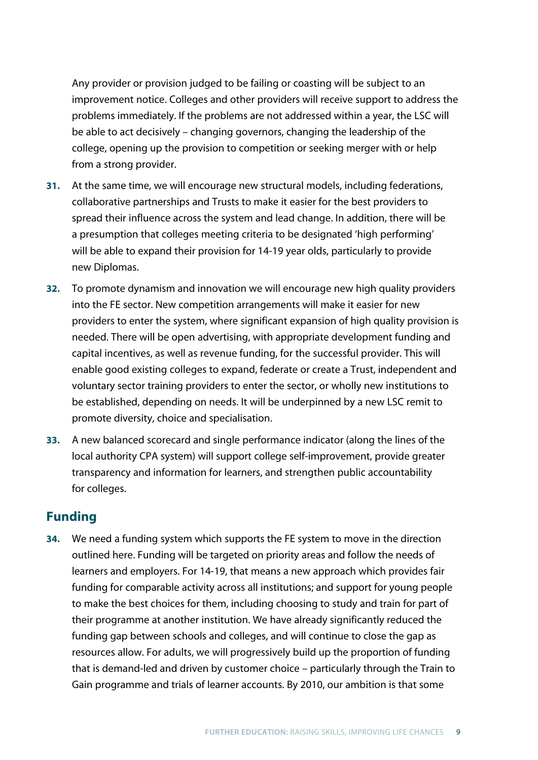Any provider or provision judged to be failing or coasting will be subject to an improvement notice. Colleges and other providers will receive support to address the problems immediately. If the problems are not addressed within a year, the LSC will be able to act decisively – changing governors, changing the leadership of the college, opening up the provision to competition or seeking merger with or help from a strong provider.

**31.** At the same time, we will encourage new structural models, including federations, collaborative partnerships and Trusts to make it easier for the best providers to spread their influence across the system and lead change. In addition, there will be a presumption that colleges meeting criteria to be designated 'high performing' will be able to expand their provision for 14-19 year olds, particularly to provide new Diplomas.

**32.** To promote dynamism and innovation we will encourage new high quality providers into the FE sector. New competition arrangements will make it easier for new providers to enter the system, where significant expansion of high quality provision is needed. There will be open advertising, with appropriate development funding and capital incentives, as well as revenue funding, for the successful provider. This will enable good existing colleges to expand, federate or create a Trust, independent and voluntary sector training providers to enter the sector, or wholly new institutions to be established, depending on needs. It will be underpinned by a new LSC remit to promote diversity, choice and specialisation.

**33.** A new balanced scorecard and single performance indicator (along the lines of the local authority CPA system) will support college self-improvement, provide greater transparency and information for learners, and strengthen public accountability for colleges.

## Funding

**34.** We need a funding system which supports the FE system to move in the direction outlined here. Funding will be targeted on priority areas and follow the needs of learners and employers. For 14-19, that means a new approach which provides fair funding for comparable activity across all institutions; and support for young people to make the best choices for them, including choosing to study and train for part of their programme at another institution. We have already significantly reduced the funding gap between schools and colleges, and will continue to close the gap as resources allow. For adults, we will progressively build up the proportion of funding that is demand-led and driven by customer choice – particularly through the Train to Gain programme and trials of learner accounts. By 2010, our ambition is that some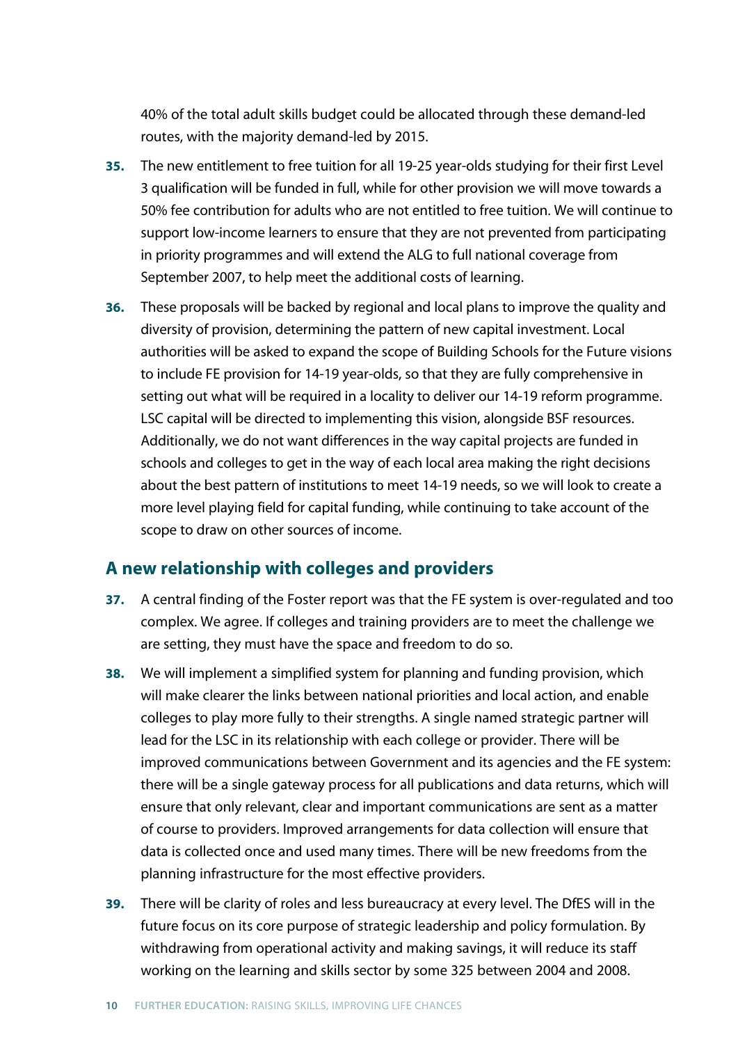40% of the total adult skills budget could be allocated through these demand-led routes, with the majority demand-led by 2015.

**35.** The new entitlement to free tuition for all 19-25 year-olds studying for their first Level 3 qualification will be funded in full, while for other provision we will move towards a 50% fee contribution for adults who are not entitled to free tuition. We will continue to support low-income learners to ensure that they are not prevented from participating in priority programmes and will extend the ALG to full national coverage from September 2007, to help meet the additional costs of learning.

**36.** These proposals will be backed by regional and local plans to improve the quality and diversity of provision, determining the pattern of new capital investment. Local authorities will be asked to expand the scope of Building Schools for the Future visions to include FE provision for 14-19 year-olds, so that they are fully comprehensive in setting out what will be required in a locality to deliver our 14-19 reform programme. LSC capital will be directed to implementing this vision, alongside BSF resources. Additionally, we do not want differences in the way capital projects are funded in schools and colleges to get in the way of each local area making the right decisions about the best pattern of institutions to meet 14-19 needs, so we will look to create a more level playing field for capital funding, while continuing to take account of the scope to draw on other sources of income.

## A new relationship with colleges and providers

**37.** A central finding of the Foster report was that the FE system is over-regulated and too complex. We agree. If colleges and training providers are to meet the challenge we are setting, they must have the space and freedom to do so.

**38.** We will implement a simplified system for planning and funding provision, which will make clearer the links between national priorities and local action, and enable colleges to play more fully to their strengths. A single named strategic partner will lead for the LSC in its relationship with each college or provider. There will be improved communications between Government and its agencies and the FE system: there will be a single gateway process for all publications and data returns, which will ensure that only relevant, clear and important communications are sent as a matter of course to providers. Improved arrangements for data collection will ensure that data is collected once and used many times. There will be new freedoms from the planning infrastructure for the most effective providers.

**39.** There will be clarity of roles and less bureaucracy at every level. The DfES will in the future focus on its core purpose of strategic leadership and policy formulation. By withdrawing from operational activity and making savings, it will reduce its staff working on the learning and skills sector by some 325 between 2004 and 2008.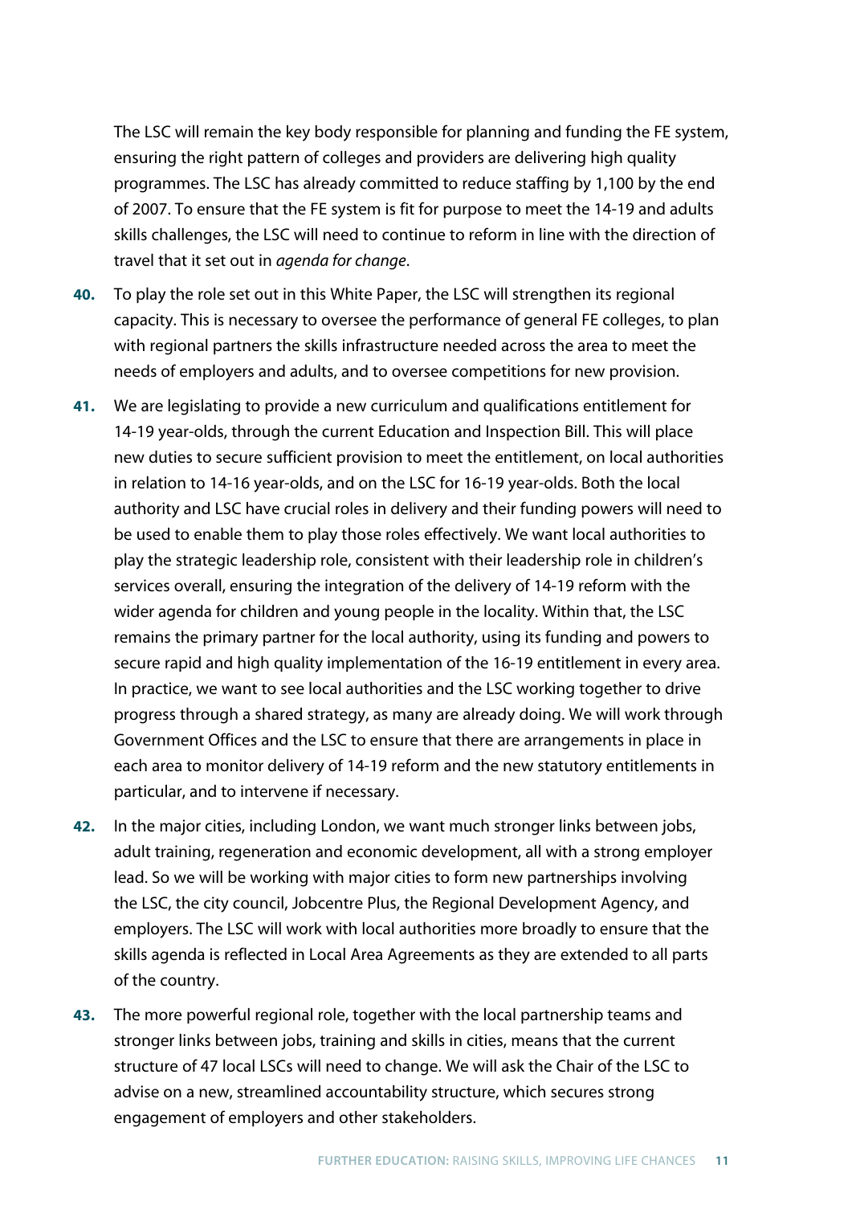The LSC will remain the key body responsible for planning and funding the FE system, ensuring the right pattern of colleges and providers are delivering high quality programmes. The LSC has already committed to reduce staffing by 1,100 by the end of 2007. To ensure that the FE system is fit for purpose to meet the 14-19 and adults skills challenges, the LSC will need to continue to reform in line with the direction of travel that it set out in *agenda for change*.

**40.** To play the role set out in this White Paper, the LSC will strengthen its regional capacity. This is necessary to oversee the performance of general FE colleges, to plan with regional partners the skills infrastructure needed across the area to meet the needs of employers and adults, and to oversee competitions for new provision.

**41.** We are legislating to provide a new curriculum and qualifications entitlement for 14-19 year-olds, through the current Education and Inspection Bill. This will place new duties to secure sufficient provision to meet the entitlement, on local authorities in relation to 14-16 year-olds, and on the LSC for 16-19 year-olds. Both the local authority and LSC have crucial roles in delivery and their funding powers will need to be used to enable them to play those roles effectively. We want local authorities to play the strategic leadership role, consistent with their leadership role in children's services overall, ensuring the integration of the delivery of 14-19 reform with the wider agenda for children and young people in the locality. Within that, the LSC remains the primary partner for the local authority, using its funding and powers to secure rapid and high quality implementation of the 16-19 entitlement in every area. In practice, we want to see local authorities and the LSC working together to drive progress through a shared strategy, as many are already doing. We will work through Government Offices and the LSC to ensure that there are arrangements in place in each area to monitor delivery of 14-19 reform and the new statutory entitlements in particular, and to intervene if necessary.

**42.** In the major cities, including London, we want much stronger links between jobs, adult training, regeneration and economic development, all with a strong employer lead. So we will be working with major cities to form new partnerships involving the LSC, the city council, Jobcentre Plus, the Regional Development Agency, and employers. The LSC will work with local authorities more broadly to ensure that the skills agenda is reflected in Local Area Agreements as they are extended to all parts of the country.

**43.** The more powerful regional role, together with the local partnership teams and stronger links between jobs, training and skills in cities, means that the current structure of 47 local LSCs will need to change. We will ask the Chair of the LSC to advise on a new, streamlined accountability structure, which secures strong engagement of employers and other stakeholders.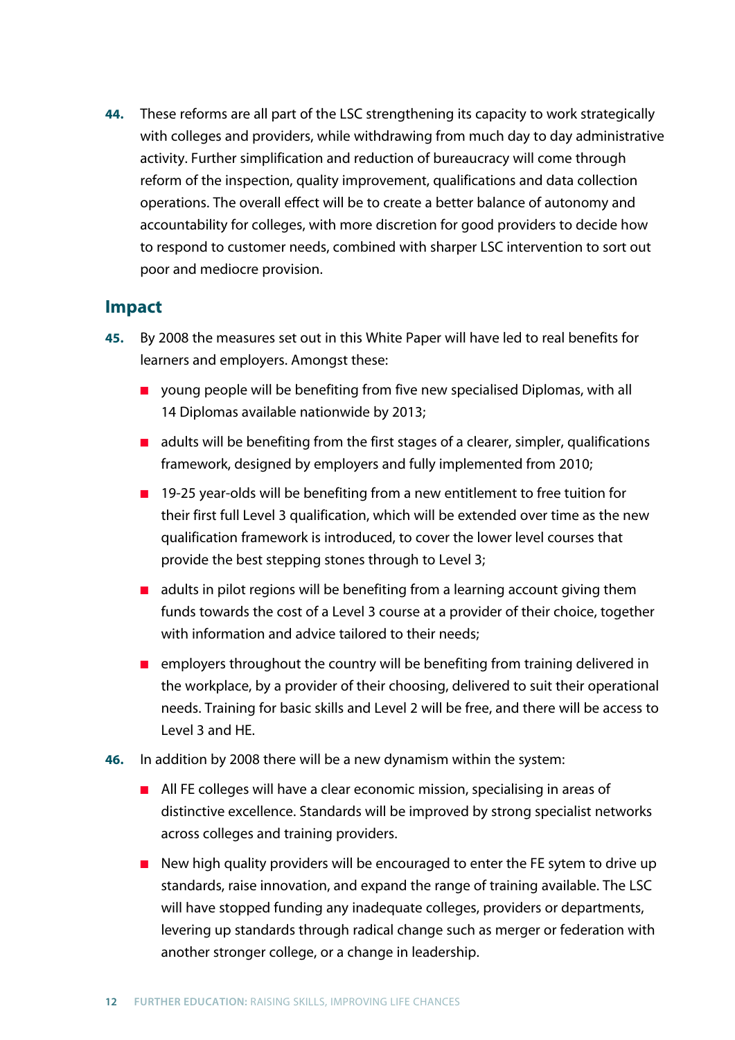**44.** These reforms are all part of the LSC strengthening its capacity to work strategically with colleges and providers, while withdrawing from much day to day administrative activity. Further simplification and reduction of bureaucracy will come through reform of the inspection, quality improvement, qualifications and data collection operations. The overall effect will be to create a better balance of autonomy and accountability for colleges, with more discretion for good providers to decide how to respond to customer needs, combined with sharper LSC intervention to sort out poor and mediocre provision.

## Impact

**45.** By 2008 the measures set out in this White Paper will have led to real benefits for learners and employers. Amongst these:

- young people will be benefiting from five new specialised Diplomas, with all 14 Diplomas available nationwide by 2013;
- adults will be benefiting from the first stages of a clearer, simpler, qualifications framework, designed by employers and fully implemented from 2010;
- 19-25 year-olds will be benefiting from a new entitlement to free tuition for their first full Level 3 qualification, which will be extended over time as the new qualification framework is introduced, to cover the lower level courses that provide the best stepping stones through to Level 3;
- adults in pilot regions will be benefiting from a learning account giving them funds towards the cost of a Level 3 course at a provider of their choice, together with information and advice tailored to their needs;
- employers throughout the country will be benefiting from training delivered in the workplace, by a provider of their choosing, delivered to suit their operational needs. Training for basic skills and Level 2 will be free, and there will be access to Level 3 and HE.

**46.** In addition by 2008 there will be a new dynamism within the system:

- All FE colleges will have a clear economic mission, specialising in areas of distinctive excellence. Standards will be improved by strong specialist networks across colleges and training providers.
- New high quality providers will be encouraged to enter the FE sytem to drive up standards, raise innovation, and expand the range of training available. The LSC will have stopped funding any inadequate colleges, providers or departments, levering up standards through radical change such as merger or federation with another stronger college, or a change in leadership.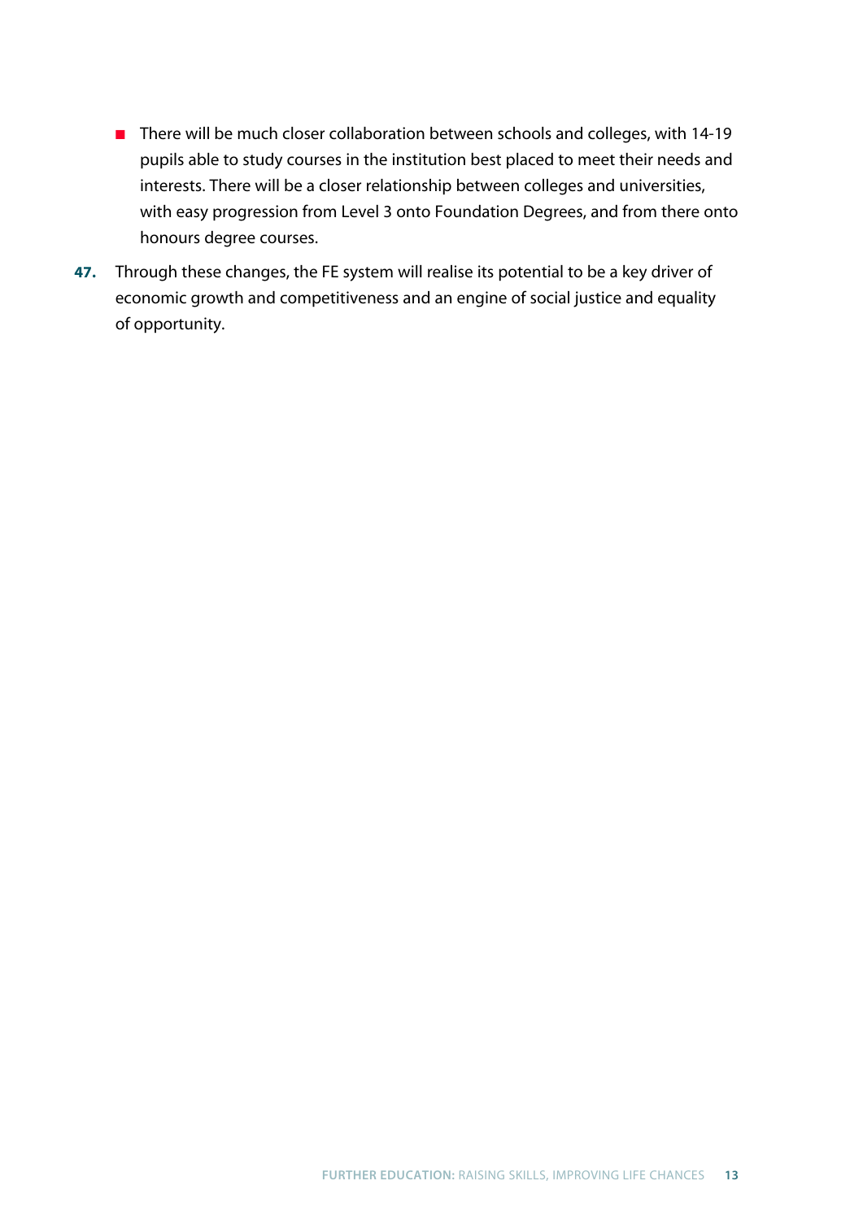- There will be much closer collaboration between schools and colleges, with 14-19 pupils able to study courses in the institution best placed to meet their needs and interests. There will be a closer relationship between colleges and universities, with easy progression from Level 3 onto Foundation Degrees, and from there onto honours degree courses.

**47.** Through these changes, the FE system will realise its potential to be a key driver of economic growth and competitiveness and an engine of social justice and equality of opportunity.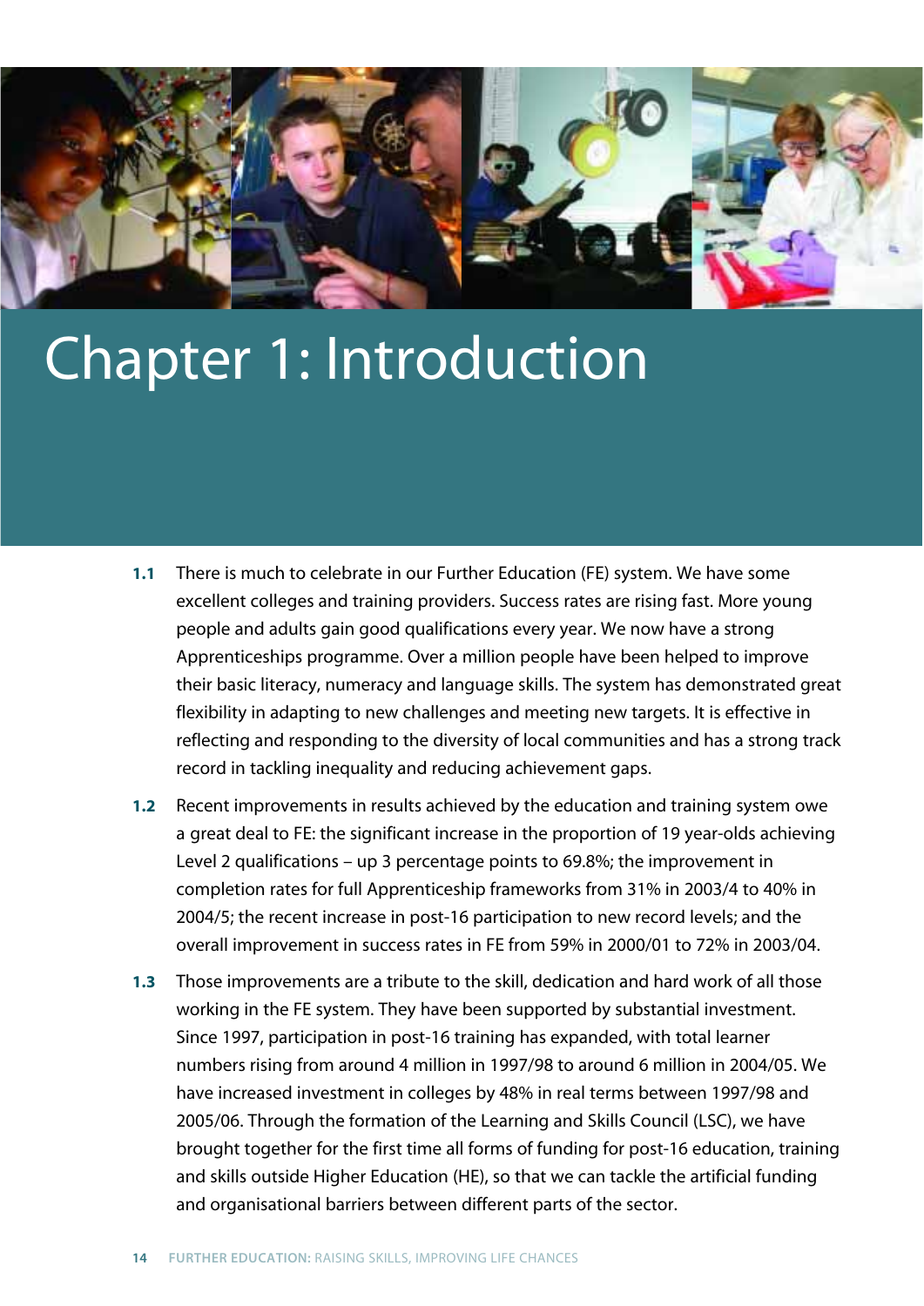# Chapter 1: Introduction

**1.1** There is much to celebrate in our Further Education (FE) system. We have some excellent colleges and training providers. Success rates are rising fast. More young people and adults gain good qualifications every year. We now have a strong Apprenticeships programme. Over a million people have been helped to improve their basic literacy, numeracy and language skills. The system has demonstrated great flexibility in adapting to new challenges and meeting new targets. It is effective in reflecting and responding to the diversity of local communities and has a strong track record in tackling inequality and reducing achievement gaps.

**1.2** Recent improvements in results achieved by the education and training system owe a great deal to FE: the significant increase in the proportion of 19 year-olds achieving Level 2 qualifications – up 3 percentage points to 69.8%; the improvement in completion rates for full Apprenticeship frameworks from 31% in 2003/4 to 40% in 2004/5; the recent increase in post-16 participation to new record levels; and the overall improvement in success rates in FE from 59% in 2000/01 to 72% in 2003/04.

**1.3** Those improvements are a tribute to the skill, dedication and hard work of all those working in the FE system. They have been supported by substantial investment. Since 1997, participation in post-16 training has expanded, with total learner numbers rising from around 4 million in 1997/98 to around 6 million in 2004/05. We have increased investment in colleges by 48% in real terms between 1997/98 and 2005/06. Through the formation of the Learning and Skills Council (LSC), we have brought together for the first time all forms of funding for post-16 education, training and skills outside Higher Education (HE), so that we can tackle the artificial funding and organisational barriers between different parts of the sector.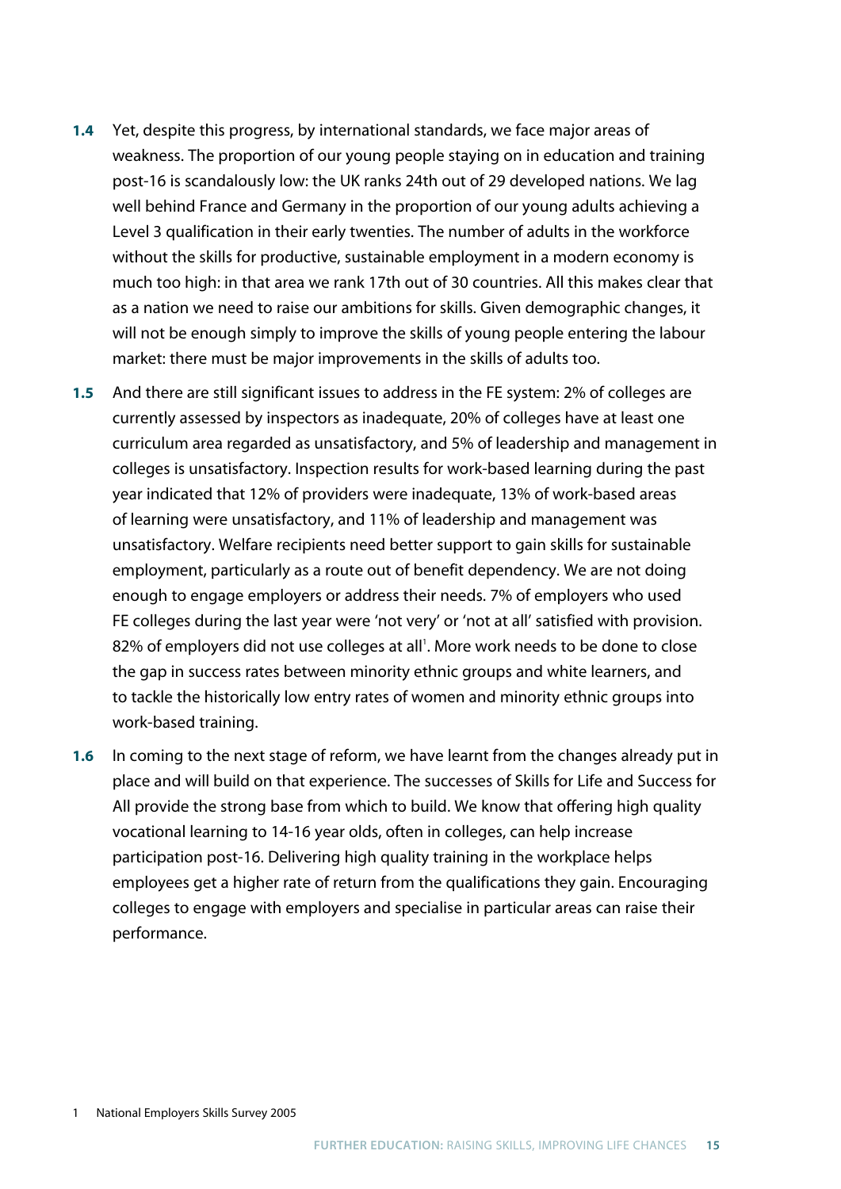**1.4** Yet, despite this progress, by international standards, we face major areas of weakness. The proportion of our young people staying on in education and training post-16 is scandalously low: the UK ranks 24th out of 29 developed nations. We lag well behind France and Germany in the proportion of our young adults achieving a Level 3 qualification in their early twenties. The number of adults in the workforce without the skills for productive, sustainable employment in a modern economy is much too high: in that area we rank 17th out of 30 countries. All this makes clear that as a nation we need to raise our ambitions for skills. Given demographic changes, it will not be enough simply to improve the skills of young people entering the labour market: there must be major improvements in the skills of adults too.

**1.5** And there are still significant issues to address in the FE system: 2% of colleges are currently assessed by inspectors as inadequate, 20% of colleges have at least one curriculum area regarded as unsatisfactory, and 5% of leadership and management in colleges is unsatisfactory. Inspection results for work-based learning during the past year indicated that 12% of providers were inadequate, 13% of work-based areas of learning were unsatisfactory, and 11% of leadership and management was unsatisfactory. Welfare recipients need better support to gain skills for sustainable employment, particularly as a route out of benefit dependency. We are not doing enough to engage employers or address their needs. 7% of employers who used FE colleges during the last year were 'not very' or 'not at all' satisfied with provision. 82% of employers did not use colleges at all[1]. More work needs to be done to close the gap in success rates between minority ethnic groups and white learners, and to tackle the historically low entry rates of women and minority ethnic groups into work-based training.

**1.6** In coming to the next stage of reform, we have learnt from the changes already put in place and will build on that experience. The successes of Skills for Life and Success for All provide the strong base from which to build. We know that offering high quality vocational learning to 14-16 year olds, often in colleges, can help increase participation post-16. Delivering high quality training in the workplace helps employees get a higher rate of return from the qualifications they gain. Encouraging colleges to engage with employers and specialise in particular areas can raise their performance.

1 National Employers Skills Survey 2005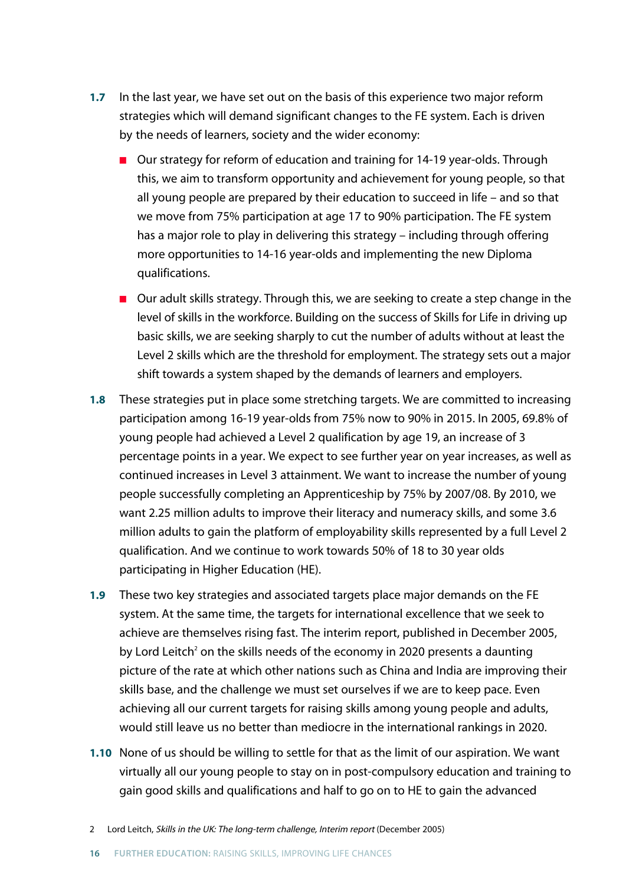**1.7** In the last year, we have set out on the basis of this experience two major reform strategies which will demand significant changes to the FE system. Each is driven by the needs of learners, society and the wider economy:

- Our strategy for reform of education and training for 14-19 year-olds. Through this, we aim to transform opportunity and achievement for young people, so that all young people are prepared by their education to succeed in life – and so that we move from 75% participation at age 17 to 90% participation. The FE system has a major role to play in delivering this strategy – including through offering more opportunities to 14-16 year-olds and implementing the new Diploma qualifications.
- Our adult skills strategy. Through this, we are seeking to create a step change in the level of skills in the workforce. Building on the success of Skills for Life in driving up basic skills, we are seeking sharply to cut the number of adults without at least the Level 2 skills which are the threshold for employment. The strategy sets out a major shift towards a system shaped by the demands of learners and employers.

**1.8** These strategies put in place some stretching targets. We are committed to increasing participation among 16-19 year-olds from 75% now to 90% in 2015. In 2005, 69.8% of young people had achieved a Level 2 qualification by age 19, an increase of 3 percentage points in a year. We expect to see further year on year increases, as well as continued increases in Level 3 attainment. We want to increase the number of young people successfully completing an Apprenticeship by 75% by 2007/08. By 2010, we want 2.25 million adults to improve their literacy and numeracy skills, and some 3.6 million adults to gain the platform of employability skills represented by a full Level 2 qualification. And we continue to work towards 50% of 18 to 30 year olds participating in Higher Education (HE).

**1.9** These two key strategies and associated targets place major demands on the FE system. At the same time, the targets for international excellence that we seek to achieve are themselves rising fast. The interim report, published in December 2005, by Lord Leitch[2] on the skills needs of the economy in 2020 presents a daunting picture of the rate at which other nations such as China and India are improving their skills base, and the challenge we must set ourselves if we are to keep pace. Even achieving all our current targets for raising skills among young people and adults, would still leave us no better than mediocre in the international rankings in 2020.

**1.10** None of us should be willing to settle for that as the limit of our aspiration. We want virtually all our young people to stay on in post-compulsory education and training to gain good skills and qualifications and half to go on to HE to gain the advanced

2 Lord Leitch, *Skills in the UK: The long-term challenge, Interim report* (December 2005)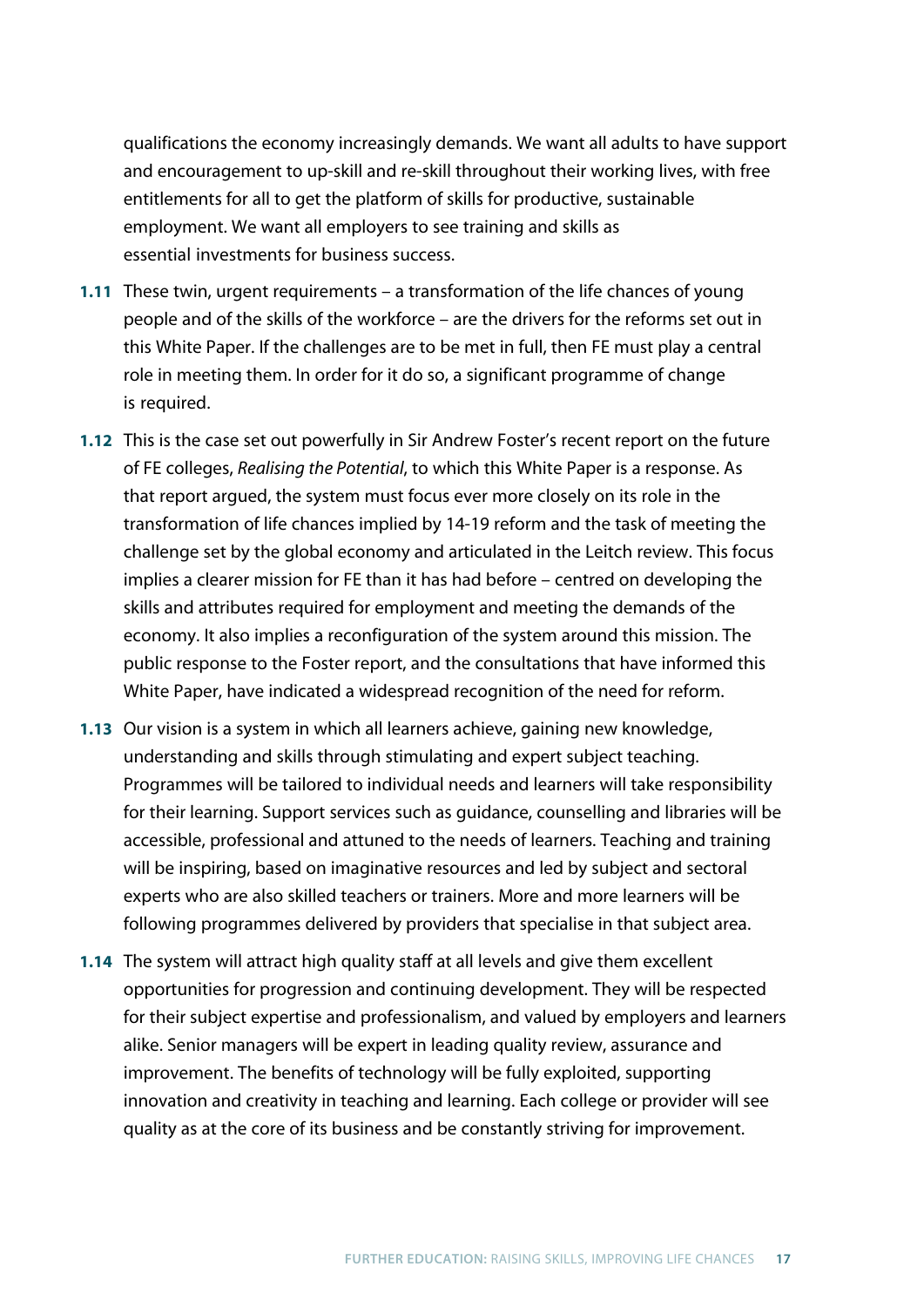qualifications the economy increasingly demands. We want all adults to have support and encouragement to up-skill and re-skill throughout their working lives, with free entitlements for all to get the platform of skills for productive, sustainable employment. We want all employers to see training and skills as essential investments for business success.

**1.11** These twin, urgent requirements – a transformation of the life chances of young people and of the skills of the workforce – are the drivers for the reforms set out in this White Paper. If the challenges are to be met in full, then FE must play a central role in meeting them. In order for it do so, a significant programme of change is required.

**1.12** This is the case set out powerfully in Sir Andrew Foster's recent report on the future of FE colleges, *Realising the Potential*, to which this White Paper is a response. As that report argued, the system must focus ever more closely on its role in the transformation of life chances implied by 14-19 reform and the task of meeting the challenge set by the global economy and articulated in the Leitch review. This focus implies a clearer mission for FE than it has had before – centred on developing the skills and attributes required for employment and meeting the demands of the economy. It also implies a reconfiguration of the system around this mission. The public response to the Foster report, and the consultations that have informed this White Paper, have indicated a widespread recognition of the need for reform.

**1.13** Our vision is a system in which all learners achieve, gaining new knowledge, understanding and skills through stimulating and expert subject teaching. Programmes will be tailored to individual needs and learners will take responsibility for their learning. Support services such as guidance, counselling and libraries will be accessible, professional and attuned to the needs of learners. Teaching and training will be inspiring, based on imaginative resources and led by subject and sectoral experts who are also skilled teachers or trainers. More and more learners will be following programmes delivered by providers that specialise in that subject area.

**1.14** The system will attract high quality staff at all levels and give them excellent opportunities for progression and continuing development. They will be respected for their subject expertise and professionalism, and valued by employers and learners alike. Senior managers will be expert in leading quality review, assurance and improvement. The benefits of technology will be fully exploited, supporting innovation and creativity in teaching and learning. Each college or provider will see quality as at the core of its business and be constantly striving for improvement.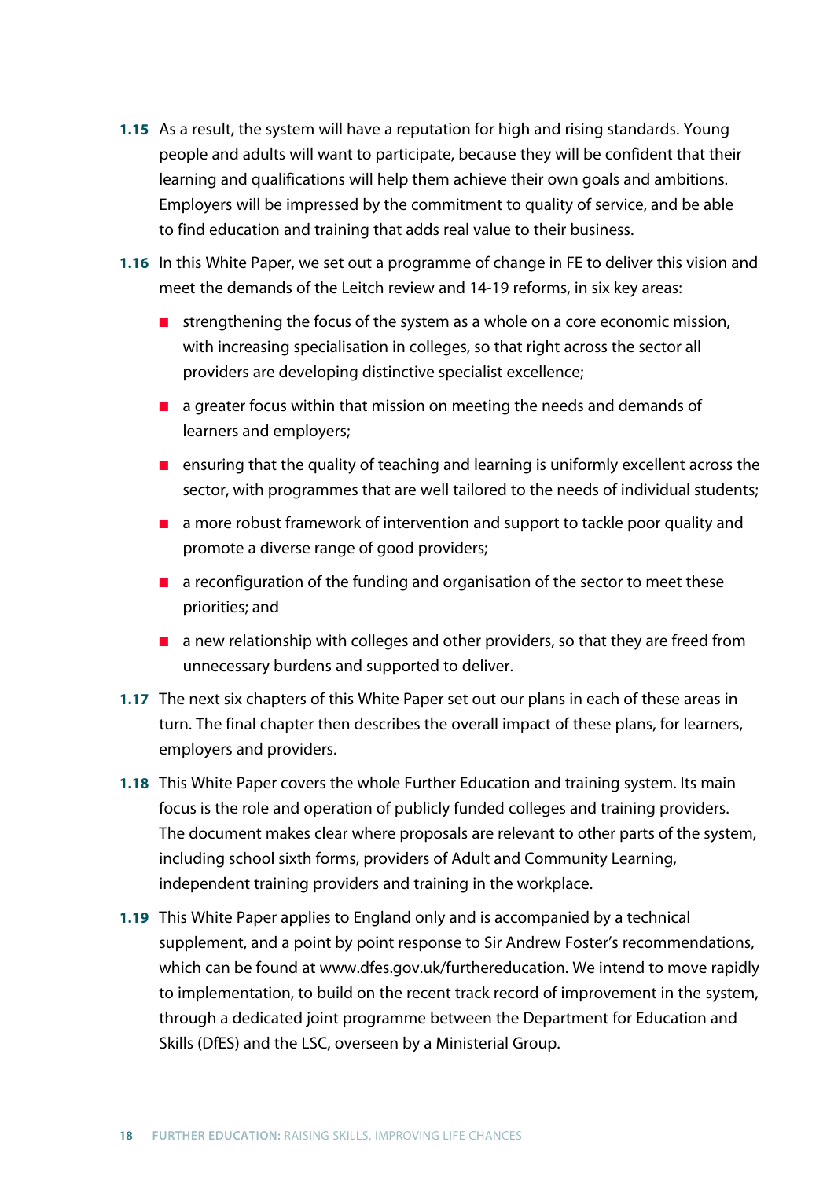**1.15** As a result, the system will have a reputation for high and rising standards. Young people and adults will want to participate, because they will be confident that their learning and qualifications will help them achieve their own goals and ambitions. Employers will be impressed by the commitment to quality of service, and be able to find education and training that adds real value to their business.

**1.16** In this White Paper, we set out a programme of change in FE to deliver this vision and meet the demands of the Leitch review and 14-19 reforms, in six key areas:

- strengthening the focus of the system as a whole on a core economic mission, with increasing specialisation in colleges, so that right across the sector all providers are developing distinctive specialist excellence;
- a greater focus within that mission on meeting the needs and demands of learners and employers;
- ensuring that the quality of teaching and learning is uniformly excellent across the sector, with programmes that are well tailored to the needs of individual students;
- a more robust framework of intervention and support to tackle poor quality and promote a diverse range of good providers;
- a reconfiguration of the funding and organisation of the sector to meet these priorities; and
- a new relationship with colleges and other providers, so that they are freed from unnecessary burdens and supported to deliver.

**1.17** The next six chapters of this White Paper set out our plans in each of these areas in turn. The final chapter then describes the overall impact of these plans, for learners, employers and providers.

**1.18** This White Paper covers the whole Further Education and training system. Its main focus is the role and operation of publicly funded colleges and training providers. The document makes clear where proposals are relevant to other parts of the system, including school sixth forms, providers of Adult and Community Learning, independent training providers and training in the workplace.

**1.19** This White Paper applies to England only and is accompanied by a technical supplement, and a point by point response to Sir Andrew Foster's recommendations, which can be found at www.dfes.gov.uk/furthereducation. We intend to move rapidly to implementation, to build on the recent track record of improvement in the system, through a dedicated joint programme between the Department for Education and Skills (DfES) and the LSC, overseen by a Ministerial Group.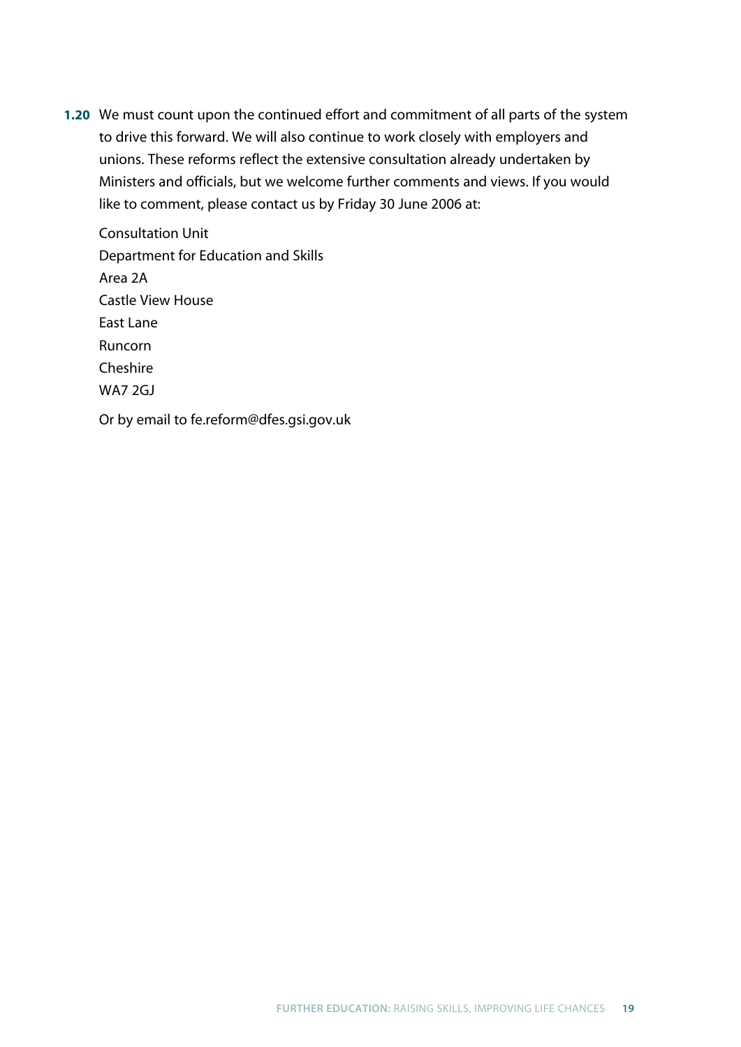**1.20** We must count upon the continued effort and commitment of all parts of the system to drive this forward. We will also continue to work closely with employers and unions. These reforms reflect the extensive consultation already undertaken by Ministers and officials, but we welcome further comments and views. If you would like to comment, please contact us by Friday 30 June 2006 at:

Consultation Unit  
Department for Education and Skills  
Area 2A  
Castle View House  
East Lane  
Runcorn  
Cheshire  
WA7 2GJ

Or by email to fe.reform@dfes.gsi.gov.uk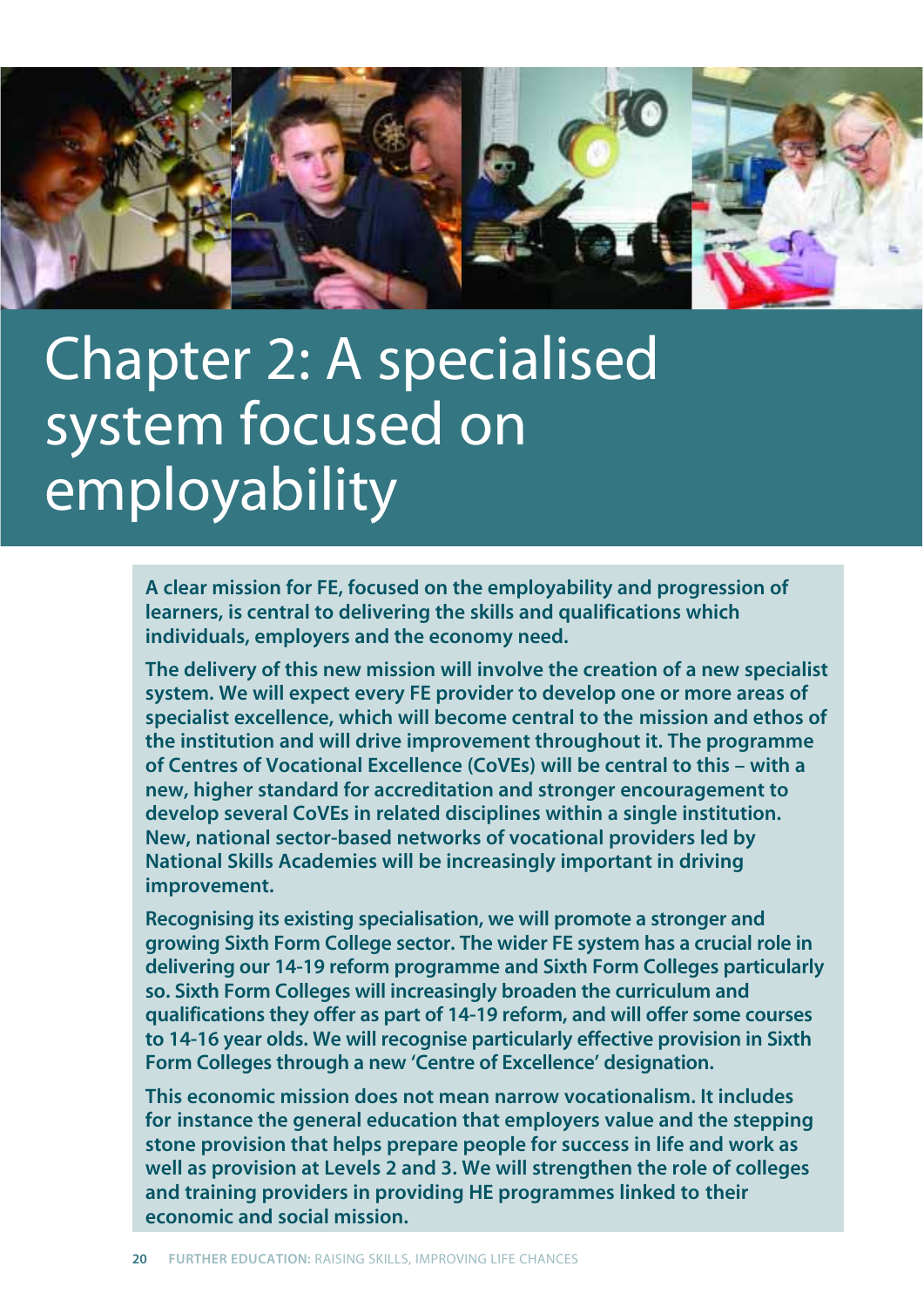# Chapter 2: A specialised system focused on employability

**A clear mission for FE, focused on the employability and progression of learners, is central to delivering the skills and qualifications which individuals, employers and the economy need.**

**The delivery of this new mission will involve the creation of a new specialist system. We will expect every FE provider to develop one or more areas of specialist excellence, which will become central to the mission and ethos of the institution and will drive improvement throughout it. The programme of Centres of Vocational Excellence (CoVEs) will be central to this – with a new, higher standard for accreditation and stronger encouragement to develop several CoVEs in related disciplines within a single institution. New, national sector-based networks of vocational providers led by National Skills Academies will be increasingly important in driving improvement.**

**Recognising its existing specialisation, we will promote a stronger and growing Sixth Form College sector. The wider FE system has a crucial role in delivering our 14-19 reform programme and Sixth Form Colleges particularly so. Sixth Form Colleges will increasingly broaden the curriculum and qualifications they offer as part of 14-19 reform, and will offer some courses to 14-16 year olds. We will recognise particularly effective provision in Sixth Form Colleges through a new 'Centre of Excellence' designation.**

**This economic mission does not mean narrow vocationalism. It includes for instance the general education that employers value and the stepping stone provision that helps prepare people for success in life and work as well as provision at Levels 2 and 3. We will strengthen the role of colleges and training providers in providing HE programmes linked to their economic and social mission.**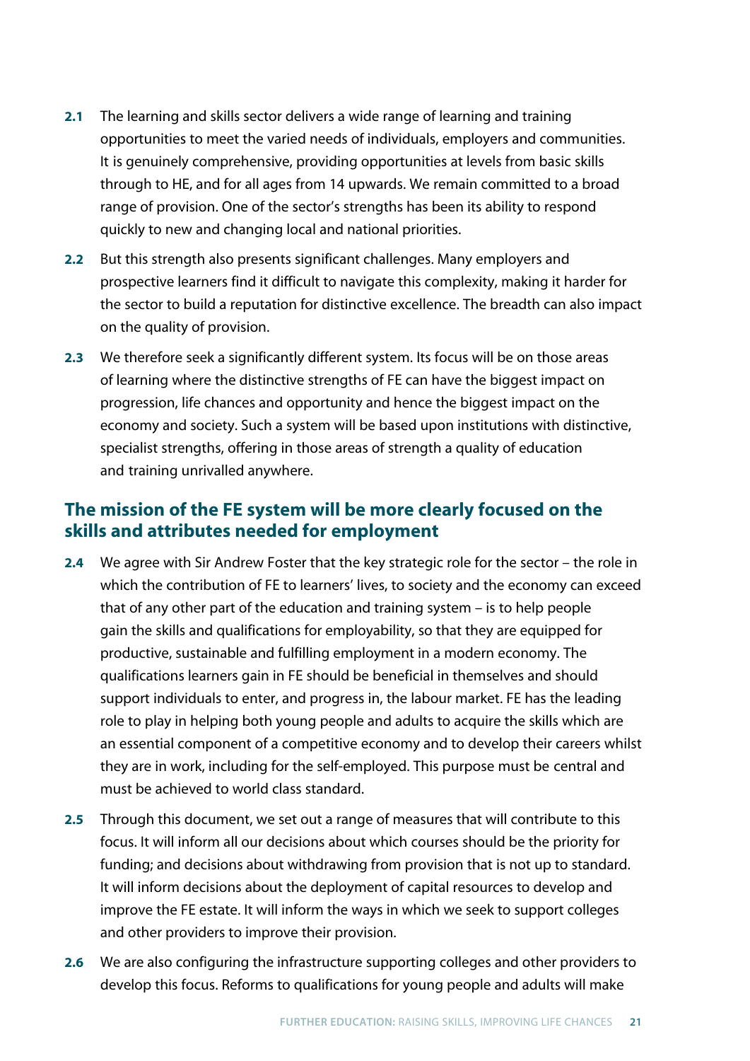**2.1** The learning and skills sector delivers a wide range of learning and training opportunities to meet the varied needs of individuals, employers and communities. It is genuinely comprehensive, providing opportunities at levels from basic skills through to HE, and for all ages from 14 upwards. We remain committed to a broad range of provision. One of the sector's strengths has been its ability to respond quickly to new and changing local and national priorities.

**2.2** But this strength also presents significant challenges. Many employers and prospective learners find it difficult to navigate this complexity, making it harder for the sector to build a reputation for distinctive excellence. The breadth can also impact on the quality of provision.

**2.3** We therefore seek a significantly different system. Its focus will be on those areas of learning where the distinctive strengths of FE can have the biggest impact on progression, life chances and opportunity and hence the biggest impact on the economy and society. Such a system will be based upon institutions with distinctive, specialist strengths, offering in those areas of strength a quality of education and training unrivalled anywhere.

## The mission of the FE system will be more clearly focused on the skills and attributes needed for employment

**2.4** We agree with Sir Andrew Foster that the key strategic role for the sector – the role in which the contribution of FE to learners' lives, to society and the economy can exceed that of any other part of the education and training system – is to help people gain the skills and qualifications for employability, so that they are equipped for productive, sustainable and fulfilling employment in a modern economy. The qualifications learners gain in FE should be beneficial in themselves and should support individuals to enter, and progress in, the labour market. FE has the leading role to play in helping both young people and adults to acquire the skills which are an essential component of a competitive economy and to develop their careers whilst they are in work, including for the self-employed. This purpose must be central and must be achieved to world class standard.

**2.5** Through this document, we set out a range of measures that will contribute to this focus. It will inform all our decisions about which courses should be the priority for funding; and decisions about withdrawing from provision that is not up to standard. It will inform decisions about the deployment of capital resources to develop and improve the FE estate. It will inform the ways in which we seek to support colleges and other providers to improve their provision.

**2.6** We are also configuring the infrastructure supporting colleges and other providers to develop this focus. Reforms to qualifications for young people and adults will make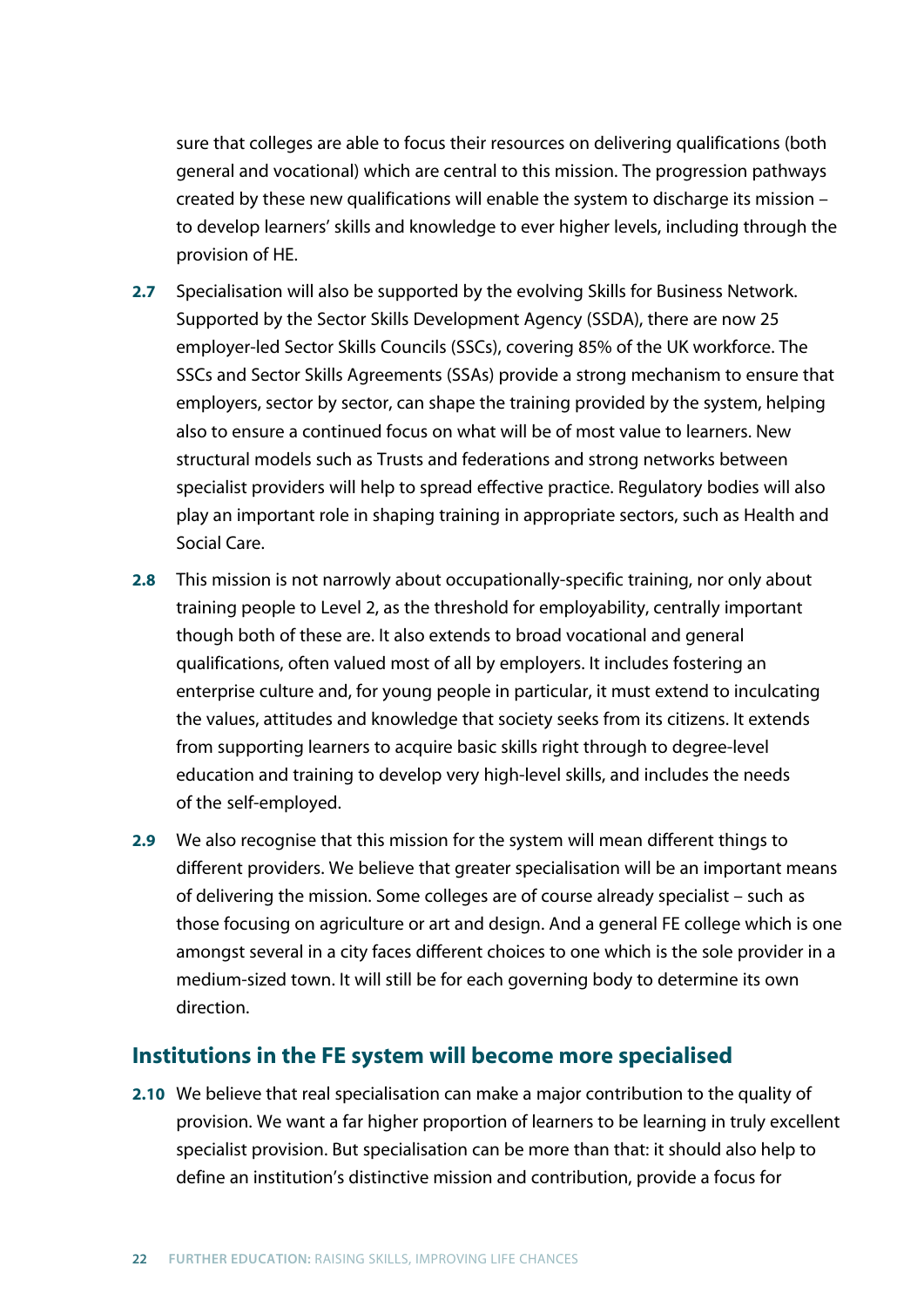sure that colleges are able to focus their resources on delivering qualifications (both general and vocational) which are central to this mission. The progression pathways created by these new qualifications will enable the system to discharge its mission – to develop learners' skills and knowledge to ever higher levels, including through the provision of HE.

**2.7** Specialisation will also be supported by the evolving Skills for Business Network. Supported by the Sector Skills Development Agency (SSDA), there are now 25 employer-led Sector Skills Councils (SSCs), covering 85% of the UK workforce. The SSCs and Sector Skills Agreements (SSAs) provide a strong mechanism to ensure that employers, sector by sector, can shape the training provided by the system, helping also to ensure a continued focus on what will be of most value to learners. New structural models such as Trusts and federations and strong networks between specialist providers will help to spread effective practice. Regulatory bodies will also play an important role in shaping training in appropriate sectors, such as Health and Social Care.

**2.8** This mission is not narrowly about occupationally-specific training, nor only about training people to Level 2, as the threshold for employability, centrally important though both of these are. It also extends to broad vocational and general qualifications, often valued most of all by employers. It includes fostering an enterprise culture and, for young people in particular, it must extend to inculcating the values, attitudes and knowledge that society seeks from its citizens. It extends from supporting learners to acquire basic skills right through to degree-level education and training to develop very high-level skills, and includes the needs of the self-employed.

**2.9** We also recognise that this mission for the system will mean different things to different providers. We believe that greater specialisation will be an important means of delivering the mission. Some colleges are of course already specialist – such as those focusing on agriculture or art and design. And a general FE college which is one amongst several in a city faces different choices to one which is the sole provider in a medium-sized town. It will still be for each governing body to determine its own direction.

## Institutions in the FE system will become more specialised

**2.10** We believe that real specialisation can make a major contribution to the quality of provision. We want a far higher proportion of learners to be learning in truly excellent specialist provision. But specialisation can be more than that: it should also help to define an institution's distinctive mission and contribution, provide a focus for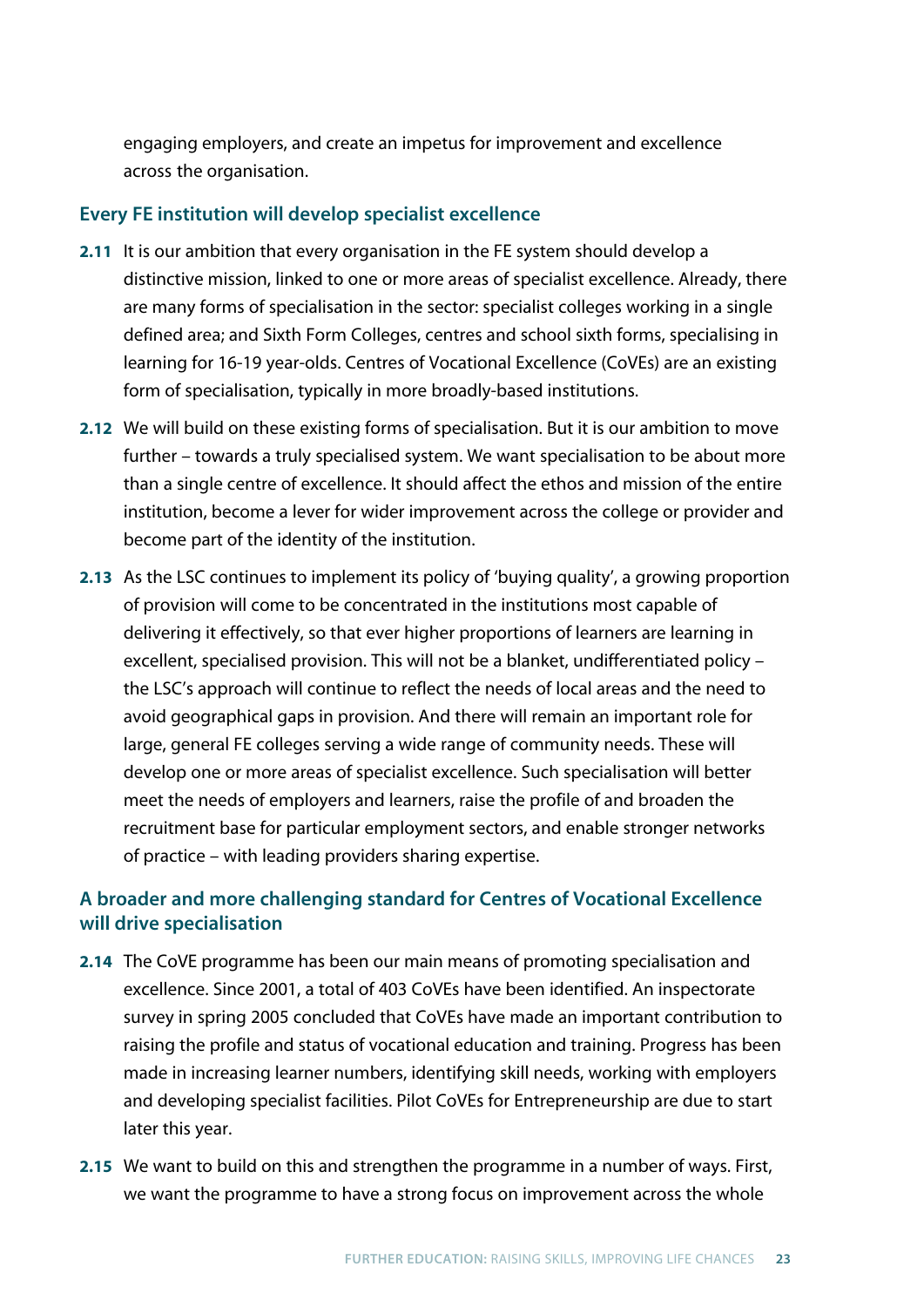engaging employers, and create an impetus for improvement and excellence across the organisation.

### Every FE institution will develop specialist excellence

**2.11** It is our ambition that every organisation in the FE system should develop a distinctive mission, linked to one or more areas of specialist excellence. Already, there are many forms of specialisation in the sector: specialist colleges working in a single defined area; and Sixth Form Colleges, centres and school sixth forms, specialising in learning for 16-19 year-olds. Centres of Vocational Excellence (CoVEs) are an existing form of specialisation, typically in more broadly-based institutions.

**2.12** We will build on these existing forms of specialisation. But it is our ambition to move further – towards a truly specialised system. We want specialisation to be about more than a single centre of excellence. It should affect the ethos and mission of the entire institution, become a lever for wider improvement across the college or provider and become part of the identity of the institution.

**2.13** As the LSC continues to implement its policy of 'buying quality', a growing proportion of provision will come to be concentrated in the institutions most capable of delivering it effectively, so that ever higher proportions of learners are learning in excellent, specialised provision. This will not be a blanket, undifferentiated policy – the LSC's approach will continue to reflect the needs of local areas and the need to avoid geographical gaps in provision. And there will remain an important role for large, general FE colleges serving a wide range of community needs. These will develop one or more areas of specialist excellence. Such specialisation will better meet the needs of employers and learners, raise the profile of and broaden the recruitment base for particular employment sectors, and enable stronger networks of practice – with leading providers sharing expertise.

### A broader and more challenging standard for Centres of Vocational Excellence will drive specialisation

**2.14** The CoVE programme has been our main means of promoting specialisation and excellence. Since 2001, a total of 403 CoVEs have been identified. An inspectorate survey in spring 2005 concluded that CoVEs have made an important contribution to raising the profile and status of vocational education and training. Progress has been made in increasing learner numbers, identifying skill needs, working with employers and developing specialist facilities. Pilot CoVEs for Entrepreneurship are due to start later this year.

**2.15** We want to build on this and strengthen the programme in a number of ways. First, we want the programme to have a strong focus on improvement across the whole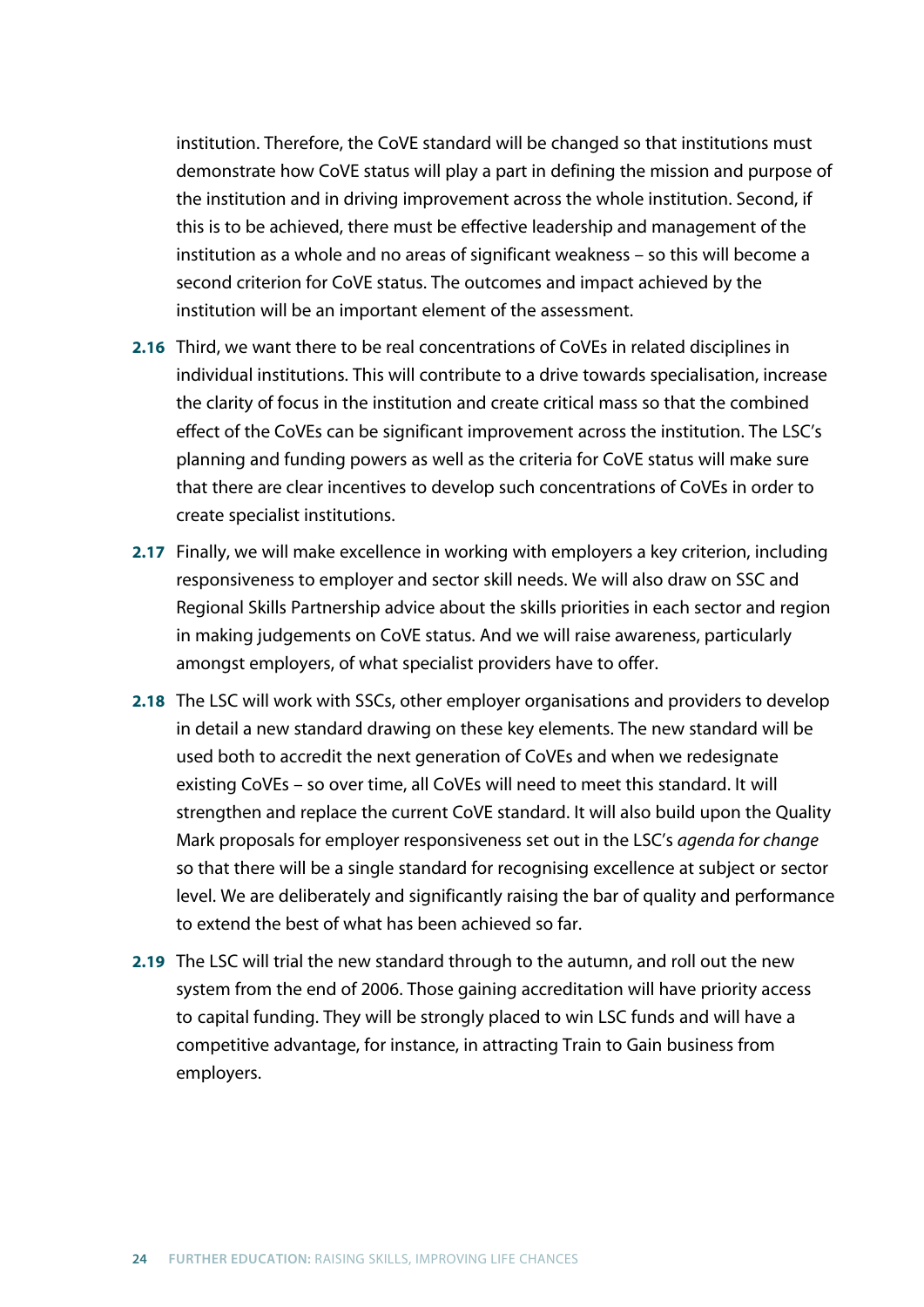institution. Therefore, the CoVE standard will be changed so that institutions must demonstrate how CoVE status will play a part in defining the mission and purpose of the institution and in driving improvement across the whole institution. Second, if this is to be achieved, there must be effective leadership and management of the institution as a whole and no areas of significant weakness – so this will become a second criterion for CoVE status. The outcomes and impact achieved by the institution will be an important element of the assessment.

**2.16** Third, we want there to be real concentrations of CoVEs in related disciplines in individual institutions. This will contribute to a drive towards specialisation, increase the clarity of focus in the institution and create critical mass so that the combined effect of the CoVEs can be significant improvement across the institution. The LSC's planning and funding powers as well as the criteria for CoVE status will make sure that there are clear incentives to develop such concentrations of CoVEs in order to create specialist institutions.

**2.17** Finally, we will make excellence in working with employers a key criterion, including responsiveness to employer and sector skill needs. We will also draw on SSC and Regional Skills Partnership advice about the skills priorities in each sector and region in making judgements on CoVE status. And we will raise awareness, particularly amongst employers, of what specialist providers have to offer.

**2.18** The LSC will work with SSCs, other employer organisations and providers to develop in detail a new standard drawing on these key elements. The new standard will be used both to accredit the next generation of CoVEs and when we redesignate existing CoVEs – so over time, all CoVEs will need to meet this standard. It will strengthen and replace the current CoVE standard. It will also build upon the Quality Mark proposals for employer responsiveness set out in the LSC's *agenda for change* so that there will be a single standard for recognising excellence at subject or sector level. We are deliberately and significantly raising the bar of quality and performance to extend the best of what has been achieved so far.

**2.19** The LSC will trial the new standard through to the autumn, and roll out the new system from the end of 2006. Those gaining accreditation will have priority access to capital funding. They will be strongly placed to win LSC funds and will have a competitive advantage, for instance, in attracting Train to Gain business from employers.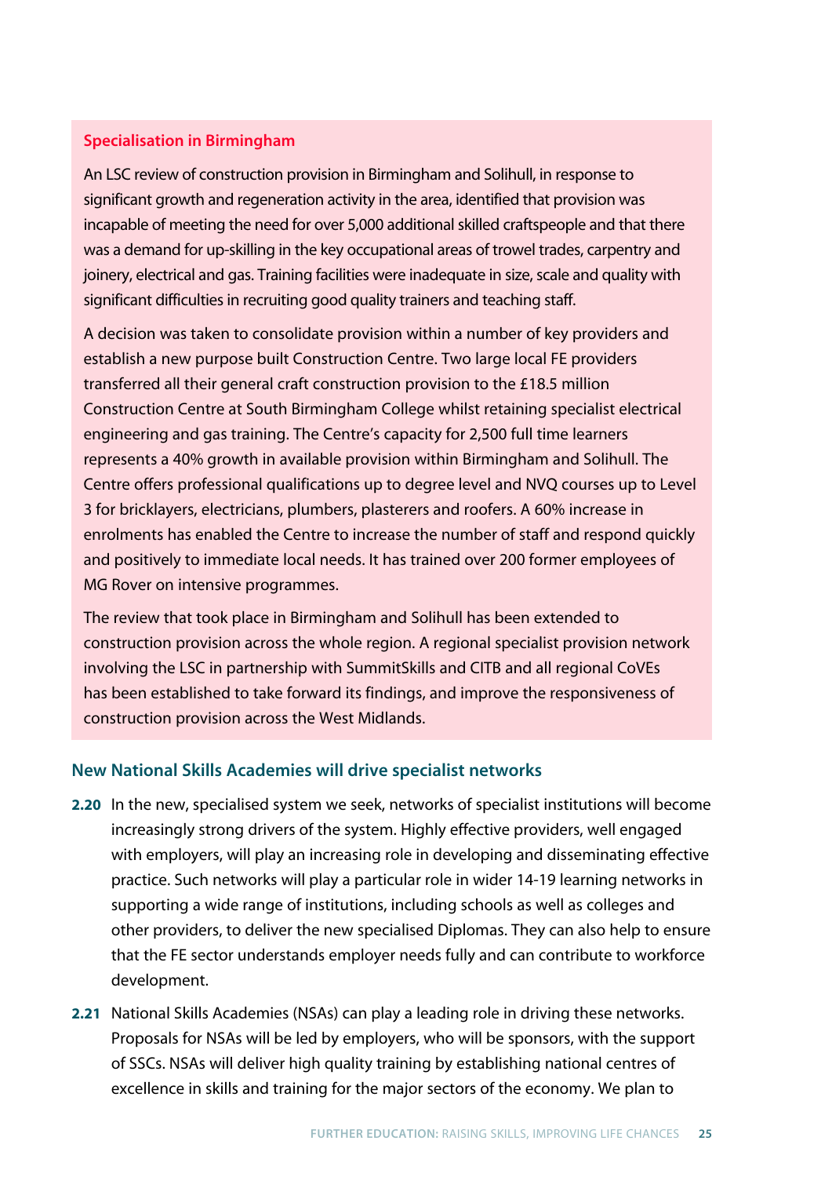### Specialisation in Birmingham

An LSC review of construction provision in Birmingham and Solihull, in response to significant growth and regeneration activity in the area, identified that provision was incapable of meeting the need for over 5,000 additional skilled craftspeople and that there was a demand for up-skilling in the key occupational areas of trowel trades, carpentry and joinery, electrical and gas. Training facilities were inadequate in size, scale and quality with significant difficulties in recruiting good quality trainers and teaching staff.

A decision was taken to consolidate provision within a number of key providers and establish a new purpose built Construction Centre. Two large local FE providers transferred all their general craft construction provision to the £18.5 million Construction Centre at South Birmingham College whilst retaining specialist electrical engineering and gas training. The Centre's capacity for 2,500 full time learners represents a 40% growth in available provision within Birmingham and Solihull. The Centre offers professional qualifications up to degree level and NVQ courses up to Level 3 for bricklayers, electricians, plumbers, plasterers and roofers. A 60% increase in enrolments has enabled the Centre to increase the number of staff and respond quickly and positively to immediate local needs. It has trained over 200 former employees of MG Rover on intensive programmes.

The review that took place in Birmingham and Solihull has been extended to construction provision across the whole region. A regional specialist provision network involving the LSC in partnership with SummitSkills and CITB and all regional CoVEs has been established to take forward its findings, and improve the responsiveness of construction provision across the West Midlands.

## New National Skills Academies will drive specialist networks

**2.20** In the new, specialised system we seek, networks of specialist institutions will become increasingly strong drivers of the system. Highly effective providers, well engaged with employers, will play an increasing role in developing and disseminating effective practice. Such networks will play a particular role in wider 14-19 learning networks in supporting a wide range of institutions, including schools as well as colleges and other providers, to deliver the new specialised Diplomas. They can also help to ensure that the FE sector understands employer needs fully and can contribute to workforce development.

**2.21** National Skills Academies (NSAs) can play a leading role in driving these networks. Proposals for NSAs will be led by employers, who will be sponsors, with the support of SSCs. NSAs will deliver high quality training by establishing national centres of excellence in skills and training for the major sectors of the economy. We plan to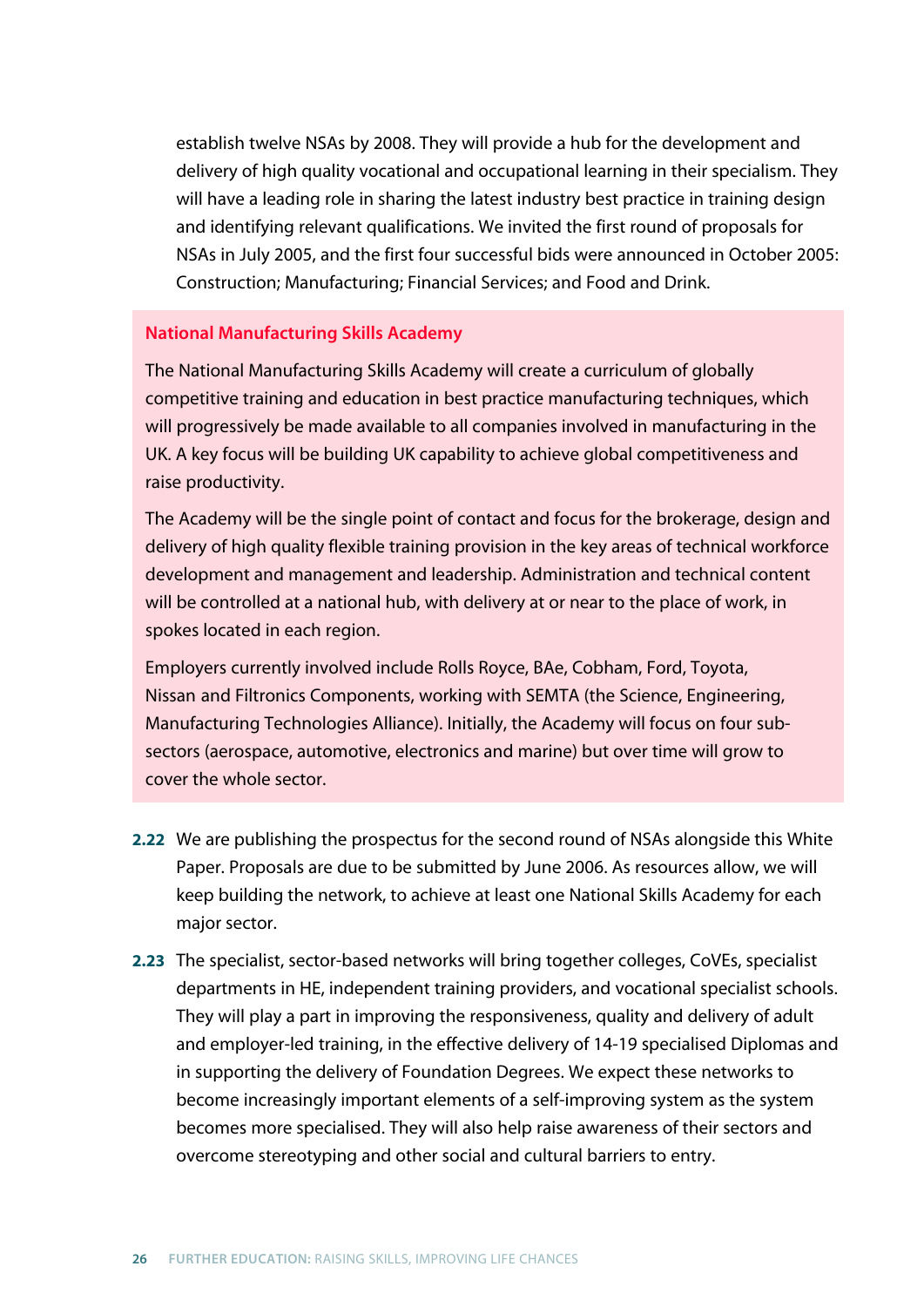establish twelve NSAs by 2008. They will provide a hub for the development and delivery of high quality vocational and occupational learning in their specialism. They will have a leading role in sharing the latest industry best practice in training design and identifying relevant qualifications. We invited the first round of proposals for NSAs in July 2005, and the first four successful bids were announced in October 2005: Construction; Manufacturing; Financial Services; and Food and Drink.

### National Manufacturing Skills Academy

The National Manufacturing Skills Academy will create a curriculum of globally competitive training and education in best practice manufacturing techniques, which will progressively be made available to all companies involved in manufacturing in the UK. A key focus will be building UK capability to achieve global competitiveness and raise productivity.

The Academy will be the single point of contact and focus for the brokerage, design and delivery of high quality flexible training provision in the key areas of technical workforce development and management and leadership. Administration and technical content will be controlled at a national hub, with delivery at or near to the place of work, in spokes located in each region.

Employers currently involved include Rolls Royce, BAe, Cobham, Ford, Toyota, Nissan and Filtronics Components, working with SEMTA (the Science, Engineering, Manufacturing Technologies Alliance). Initially, the Academy will focus on four sub-sectors (aerospace, automotive, electronics and marine) but over time will grow to cover the whole sector.

**2.22** We are publishing the prospectus for the second round of NSAs alongside this White Paper. Proposals are due to be submitted by June 2006. As resources allow, we will keep building the network, to achieve at least one National Skills Academy for each major sector.

**2.23** The specialist, sector-based networks will bring together colleges, CoVEs, specialist departments in HE, independent training providers, and vocational specialist schools. They will play a part in improving the responsiveness, quality and delivery of adult and employer-led training, in the effective delivery of 14-19 specialised Diplomas and in supporting the delivery of Foundation Degrees. We expect these networks to become increasingly important elements of a self-improving system as the system becomes more specialised. They will also help raise awareness of their sectors and overcome stereotyping and other social and cultural barriers to entry.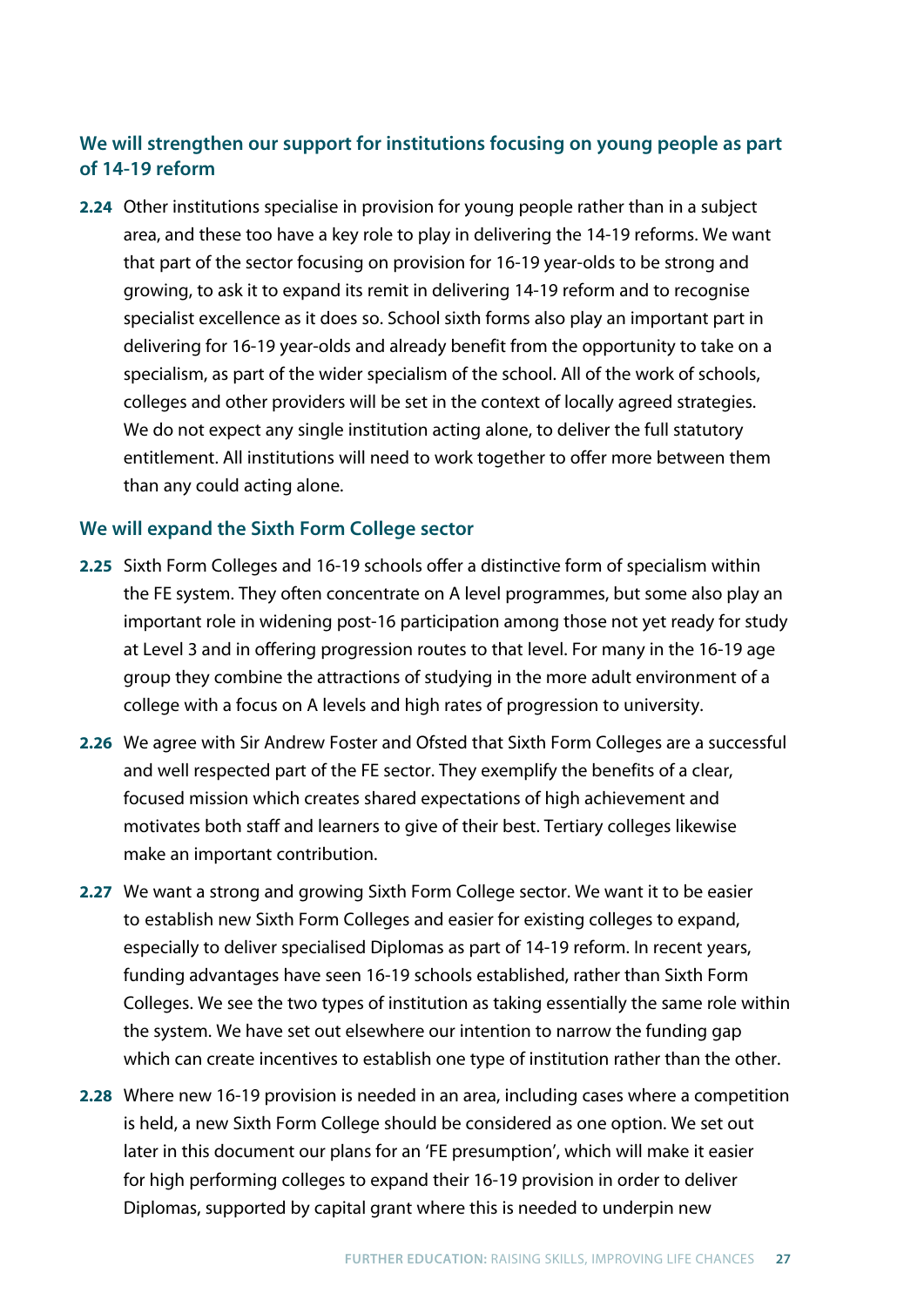### We will strengthen our support for institutions focusing on young people as part of 14-19 reform

**2.24** Other institutions specialise in provision for young people rather than in a subject area, and these too have a key role to play in delivering the 14-19 reforms. We want that part of the sector focusing on provision for 16-19 year-olds to be strong and growing, to ask it to expand its remit in delivering 14-19 reform and to recognise specialist excellence as it does so. School sixth forms also play an important part in delivering for 16-19 year-olds and already benefit from the opportunity to take on a specialism, as part of the wider specialism of the school. All of the work of schools, colleges and other providers will be set in the context of locally agreed strategies. We do not expect any single institution acting alone, to deliver the full statutory entitlement. All institutions will need to work together to offer more between them than any could acting alone.

### We will expand the Sixth Form College sector

**2.25** Sixth Form Colleges and 16-19 schools offer a distinctive form of specialism within the FE system. They often concentrate on A level programmes, but some also play an important role in widening post-16 participation among those not yet ready for study at Level 3 and in offering progression routes to that level. For many in the 16-19 age group they combine the attractions of studying in the more adult environment of a college with a focus on A levels and high rates of progression to university.

**2.26** We agree with Sir Andrew Foster and Ofsted that Sixth Form Colleges are a successful and well respected part of the FE sector. They exemplify the benefits of a clear, focused mission which creates shared expectations of high achievement and motivates both staff and learners to give of their best. Tertiary colleges likewise make an important contribution.

**2.27** We want a strong and growing Sixth Form College sector. We want it to be easier to establish new Sixth Form Colleges and easier for existing colleges to expand, especially to deliver specialised Diplomas as part of 14-19 reform. In recent years, funding advantages have seen 16-19 schools established, rather than Sixth Form Colleges. We see the two types of institution as taking essentially the same role within the system. We have set out elsewhere our intention to narrow the funding gap which can create incentives to establish one type of institution rather than the other.

**2.28** Where new 16-19 provision is needed in an area, including cases where a competition is held, a new Sixth Form College should be considered as one option. We set out later in this document our plans for an 'FE presumption', which will make it easier for high performing colleges to expand their 16-19 provision in order to deliver Diplomas, supported by capital grant where this is needed to underpin new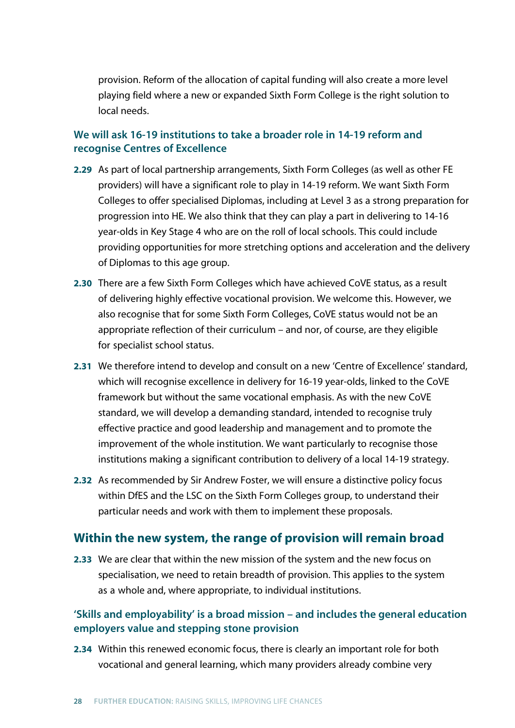provision. Reform of the allocation of capital funding will also create a more level playing field where a new or expanded Sixth Form College is the right solution to local needs.

### We will ask 16-19 institutions to take a broader role in 14-19 reform and recognise Centres of Excellence

**2.29** As part of local partnership arrangements, Sixth Form Colleges (as well as other FE providers) will have a significant role to play in 14-19 reform. We want Sixth Form Colleges to offer specialised Diplomas, including at Level 3 as a strong preparation for progression into HE. We also think that they can play a part in delivering to 14-16 year-olds in Key Stage 4 who are on the roll of local schools. This could include providing opportunities for more stretching options and acceleration and the delivery of Diplomas to this age group.

**2.30** There are a few Sixth Form Colleges which have achieved CoVE status, as a result of delivering highly effective vocational provision. We welcome this. However, we also recognise that for some Sixth Form Colleges, CoVE status would not be an appropriate reflection of their curriculum – and nor, of course, are they eligible for specialist school status.

**2.31** We therefore intend to develop and consult on a new 'Centre of Excellence' standard, which will recognise excellence in delivery for 16-19 year-olds, linked to the CoVE framework but without the same vocational emphasis. As with the new CoVE standard, we will develop a demanding standard, intended to recognise truly effective practice and good leadership and management and to promote the improvement of the whole institution. We want particularly to recognise those institutions making a significant contribution to delivery of a local 14-19 strategy.

**2.32** As recommended by Sir Andrew Foster, we will ensure a distinctive policy focus within DfES and the LSC on the Sixth Form Colleges group, to understand their particular needs and work with them to implement these proposals.

## Within the new system, the range of provision will remain broad

**2.33** We are clear that within the new mission of the system and the new focus on specialisation, we need to retain breadth of provision. This applies to the system as a whole and, where appropriate, to individual institutions.

### 'Skills and employability' is a broad mission – and includes the general education employers value and stepping stone provision

**2.34** Within this renewed economic focus, there is clearly an important role for both vocational and general learning, which many providers already combine very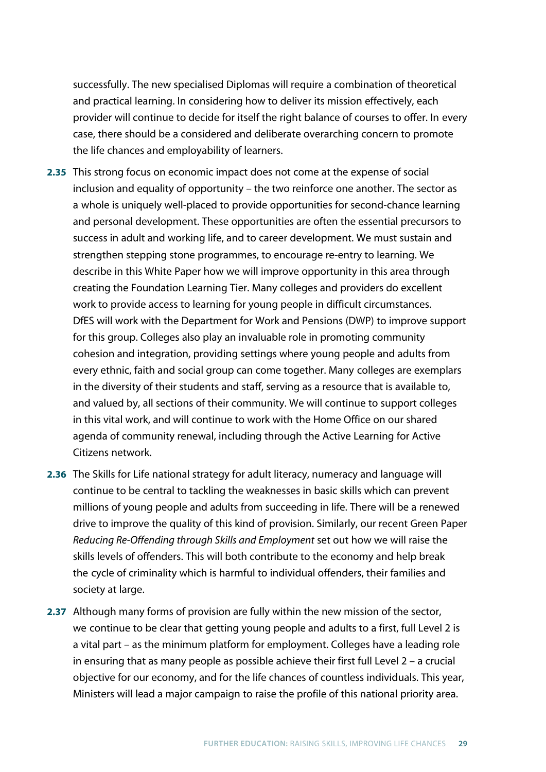successfully. The new specialised Diplomas will require a combination of theoretical and practical learning. In considering how to deliver its mission effectively, each provider will continue to decide for itself the right balance of courses to offer. In every case, there should be a considered and deliberate overarching concern to promote the life chances and employability of learners.

**2.35** This strong focus on economic impact does not come at the expense of social inclusion and equality of opportunity – the two reinforce one another. The sector as a whole is uniquely well-placed to provide opportunities for second-chance learning and personal development. These opportunities are often the essential precursors to success in adult and working life, and to career development. We must sustain and strengthen stepping stone programmes, to encourage re-entry to learning. We describe in this White Paper how we will improve opportunity in this area through creating the Foundation Learning Tier. Many colleges and providers do excellent work to provide access to learning for young people in difficult circumstances. DfES will work with the Department for Work and Pensions (DWP) to improve support for this group. Colleges also play an invaluable role in promoting community cohesion and integration, providing settings where young people and adults from every ethnic, faith and social group can come together. Many colleges are exemplars in the diversity of their students and staff, serving as a resource that is available to, and valued by, all sections of their community. We will continue to support colleges in this vital work, and will continue to work with the Home Office on our shared agenda of community renewal, including through the Active Learning for Active Citizens network.

**2.36** The Skills for Life national strategy for adult literacy, numeracy and language will continue to be central to tackling the weaknesses in basic skills which can prevent millions of young people and adults from succeeding in life. There will be a renewed drive to improve the quality of this kind of provision. Similarly, our recent Green Paper *Reducing Re-Offending through Skills and Employment* set out how we will raise the skills levels of offenders. This will both contribute to the economy and help break the cycle of criminality which is harmful to individual offenders, their families and society at large.

**2.37** Although many forms of provision are fully within the new mission of the sector, we continue to be clear that getting young people and adults to a first, full Level 2 is a vital part – as the minimum platform for employment. Colleges have a leading role in ensuring that as many people as possible achieve their first full Level 2 – a crucial objective for our economy, and for the life chances of countless individuals. This year, Ministers will lead a major campaign to raise the profile of this national priority area.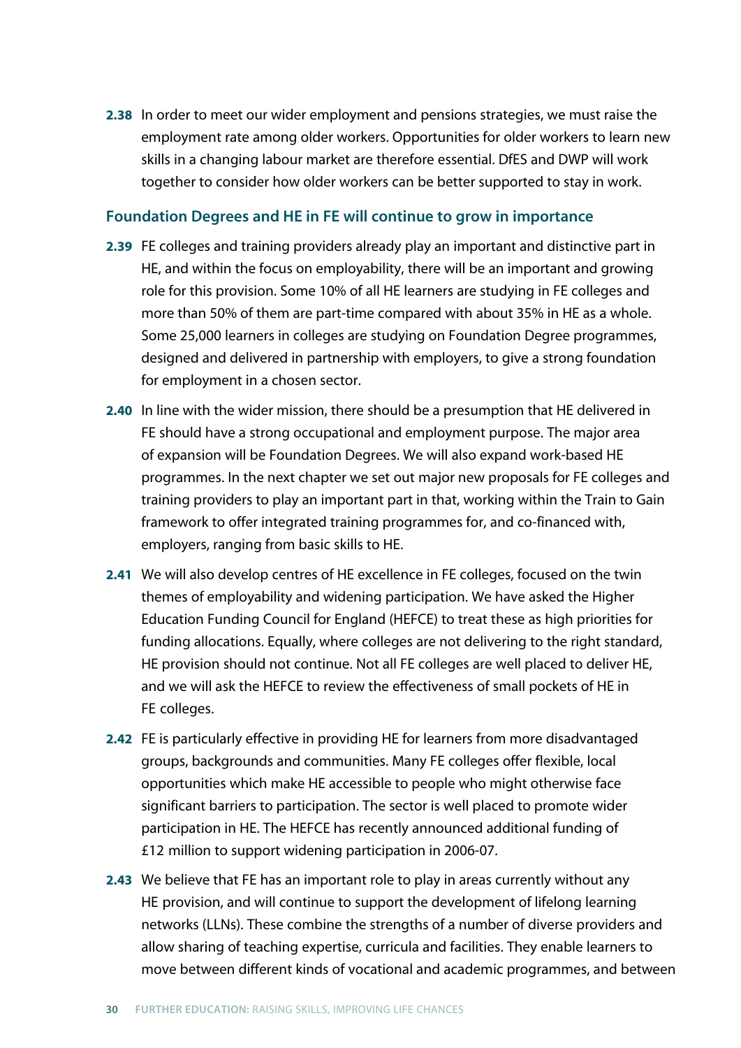**2.38** In order to meet our wider employment and pensions strategies, we must raise the employment rate among older workers. Opportunities for older workers to learn new skills in a changing labour market are therefore essential. DfES and DWP will work together to consider how older workers can be better supported to stay in work.

### Foundation Degrees and HE in FE will continue to grow in importance

**2.39** FE colleges and training providers already play an important and distinctive part in HE, and within the focus on employability, there will be an important and growing role for this provision. Some 10% of all HE learners are studying in FE colleges and more than 50% of them are part-time compared with about 35% in HE as a whole. Some 25,000 learners in colleges are studying on Foundation Degree programmes, designed and delivered in partnership with employers, to give a strong foundation for employment in a chosen sector.

**2.40** In line with the wider mission, there should be a presumption that HE delivered in FE should have a strong occupational and employment purpose. The major area of expansion will be Foundation Degrees. We will also expand work-based HE programmes. In the next chapter we set out major new proposals for FE colleges and training providers to play an important part in that, working within the Train to Gain framework to offer integrated training programmes for, and co-financed with, employers, ranging from basic skills to HE.

**2.41** We will also develop centres of HE excellence in FE colleges, focused on the twin themes of employability and widening participation. We have asked the Higher Education Funding Council for England (HEFCE) to treat these as high priorities for funding allocations. Equally, where colleges are not delivering to the right standard, HE provision should not continue. Not all FE colleges are well placed to deliver HE, and we will ask the HEFCE to review the effectiveness of small pockets of HE in FE colleges.

**2.42** FE is particularly effective in providing HE for learners from more disadvantaged groups, backgrounds and communities. Many FE colleges offer flexible, local opportunities which make HE accessible to people who might otherwise face significant barriers to participation. The sector is well placed to promote wider participation in HE. The HEFCE has recently announced additional funding of £12 million to support widening participation in 2006-07.

**2.43** We believe that FE has an important role to play in areas currently without any HE provision, and will continue to support the development of lifelong learning networks (LLNs). These combine the strengths of a number of diverse providers and allow sharing of teaching expertise, curricula and facilities. They enable learners to move between different kinds of vocational and academic programmes, and between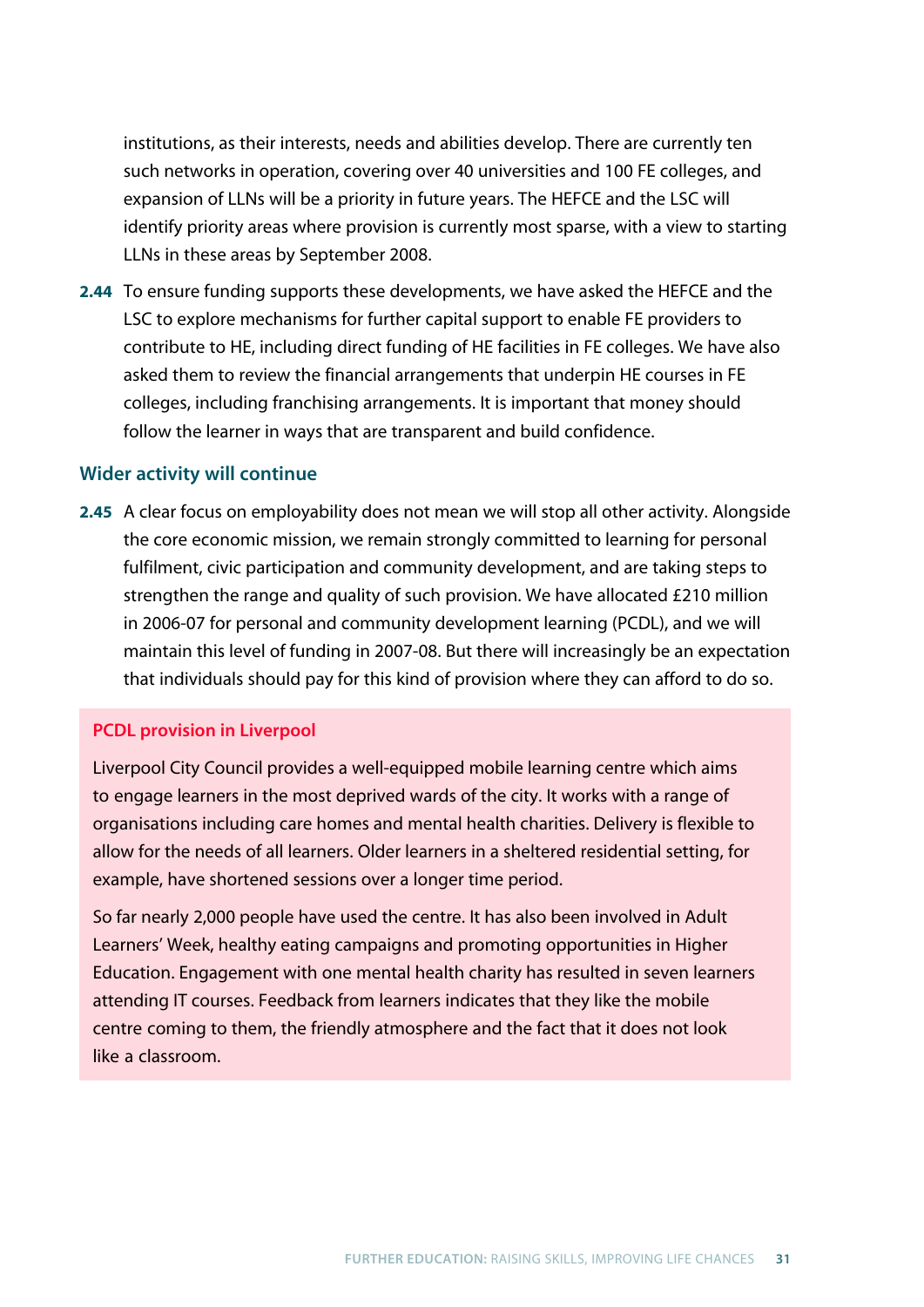institutions, as their interests, needs and abilities develop. There are currently ten such networks in operation, covering over 40 universities and 100 FE colleges, and expansion of LLNs will be a priority in future years. The HEFCE and the LSC will identify priority areas where provision is currently most sparse, with a view to starting LLNs in these areas by September 2008.

**2.44** To ensure funding supports these developments, we have asked the HEFCE and the LSC to explore mechanisms for further capital support to enable FE providers to contribute to HE, including direct funding of HE facilities in FE colleges. We have also asked them to review the financial arrangements that underpin HE courses in FE colleges, including franchising arrangements. It is important that money should follow the learner in ways that are transparent and build confidence.

### Wider activity will continue

**2.45** A clear focus on employability does not mean we will stop all other activity. Alongside the core economic mission, we remain strongly committed to learning for personal fulfilment, civic participation and community development, and are taking steps to strengthen the range and quality of such provision. We have allocated £210 million in 2006-07 for personal and community development learning (PCDL), and we will maintain this level of funding in 2007-08. But there will increasingly be an expectation that individuals should pay for this kind of provision where they can afford to do so.

#### PCDL provision in Liverpool

Liverpool City Council provides a well-equipped mobile learning centre which aims to engage learners in the most deprived wards of the city. It works with a range of organisations including care homes and mental health charities. Delivery is flexible to allow for the needs of all learners. Older learners in a sheltered residential setting, for example, have shortened sessions over a longer time period.

So far nearly 2,000 people have used the centre. It has also been involved in Adult Learners' Week, healthy eating campaigns and promoting opportunities in Higher Education. Engagement with one mental health charity has resulted in seven learners attending IT courses. Feedback from learners indicates that they like the mobile centre coming to them, the friendly atmosphere and the fact that it does not look like a classroom.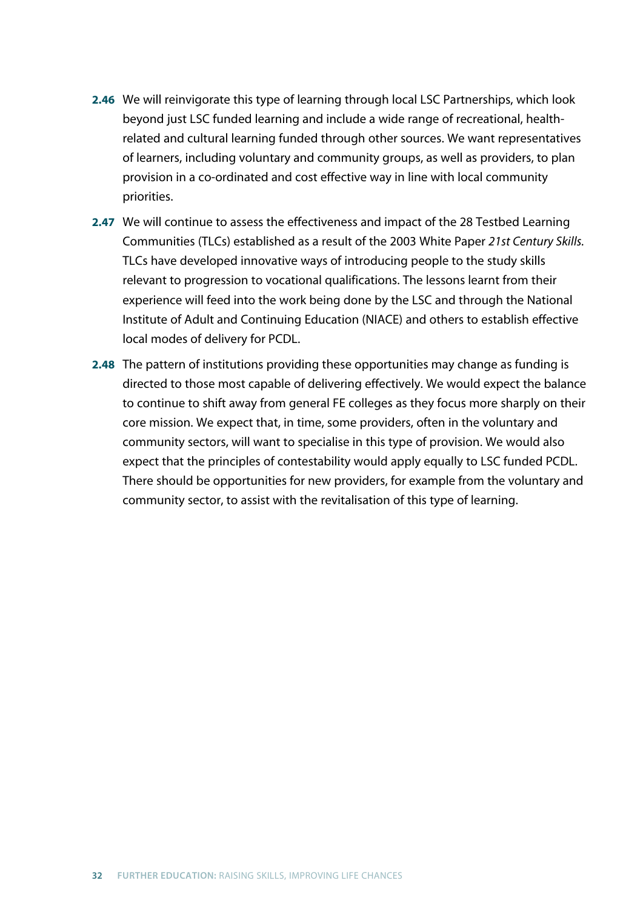**2.46** We will reinvigorate this type of learning through local LSC Partnerships, which look beyond just LSC funded learning and include a wide range of recreational, health-related and cultural learning funded through other sources. We want representatives of learners, including voluntary and community groups, as well as providers, to plan provision in a co-ordinated and cost effective way in line with local community priorities.

**2.47** We will continue to assess the effectiveness and impact of the 28 Testbed Learning Communities (TLCs) established as a result of the 2003 White Paper *21st Century Skills*. TLCs have developed innovative ways of introducing people to the study skills relevant to progression to vocational qualifications. The lessons learnt from their experience will feed into the work being done by the LSC and through the National Institute of Adult and Continuing Education (NIACE) and others to establish effective local modes of delivery for PCDL.

**2.48** The pattern of institutions providing these opportunities may change as funding is directed to those most capable of delivering effectively. We would expect the balance to continue to shift away from general FE colleges as they focus more sharply on their core mission. We expect that, in time, some providers, often in the voluntary and community sectors, will want to specialise in this type of provision. We would also expect that the principles of contestability would apply equally to LSC funded PCDL. There should be opportunities for new providers, for example from the voluntary and community sector, to assist with the revitalisation of this type of learning.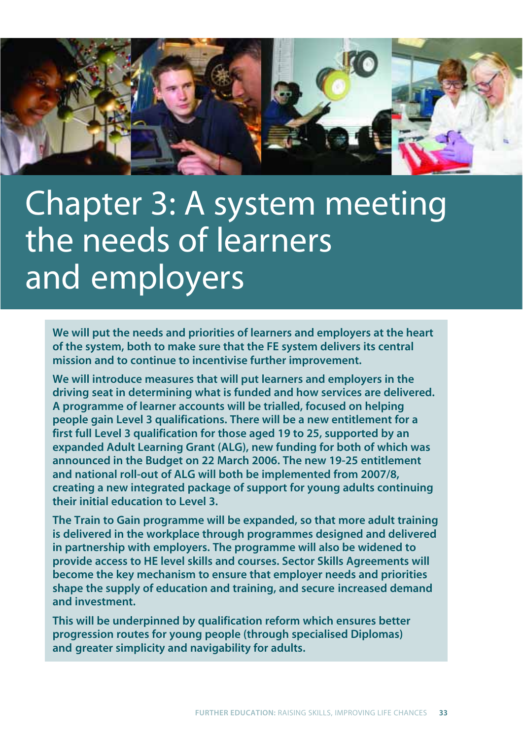# Chapter 3: A system meeting the needs of learners and employers

**We will put the needs and priorities of learners and employers at the heart of the system, both to make sure that the FE system delivers its central mission and to continue to incentivise further improvement.**

**We will introduce measures that will put learners and employers in the driving seat in determining what is funded and how services are delivered. A programme of learner accounts will be trialled, focused on helping people gain Level 3 qualifications. There will be a new entitlement for a first full Level 3 qualification for those aged 19 to 25, supported by an expanded Adult Learning Grant (ALG), new funding for both of which was announced in the Budget on 22 March 2006. The new 19-25 entitlement and national roll-out of ALG will both be implemented from 2007/8, creating a new integrated package of support for young adults continuing their initial education to Level 3.**

**The Train to Gain programme will be expanded, so that more adult training is delivered in the workplace through programmes designed and delivered in partnership with employers. The programme will also be widened to provide access to HE level skills and courses. Sector Skills Agreements will become the key mechanism to ensure that employer needs and priorities shape the supply of education and training, and secure increased demand and investment.**

**This will be underpinned by qualification reform which ensures better progression routes for young people (through specialised Diplomas) and greater simplicity and navigability for adults.**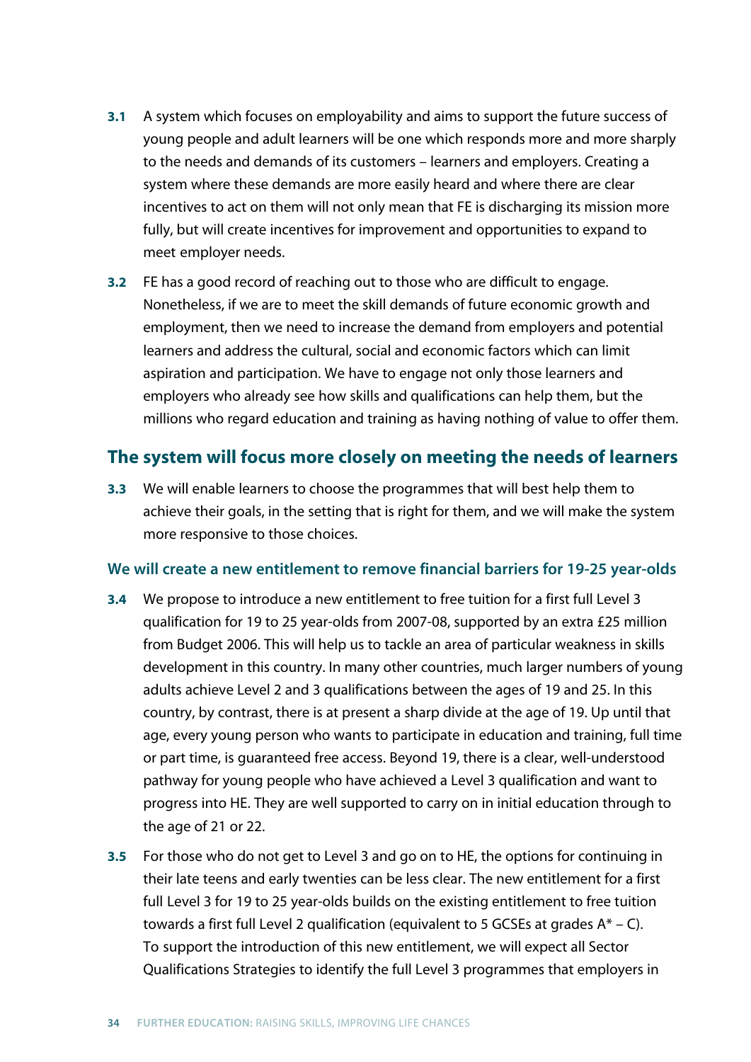**3.1** A system which focuses on employability and aims to support the future success of young people and adult learners will be one which responds more and more sharply to the needs and demands of its customers – learners and employers. Creating a system where these demands are more easily heard and where there are clear incentives to act on them will not only mean that FE is discharging its mission more fully, but will create incentives for improvement and opportunities to expand to meet employer needs.

**3.2** FE has a good record of reaching out to those who are difficult to engage. Nonetheless, if we are to meet the skill demands of future economic growth and employment, then we need to increase the demand from employers and potential learners and address the cultural, social and economic factors which can limit aspiration and participation. We have to engage not only those learners and employers who already see how skills and qualifications can help them, but the millions who regard education and training as having nothing of value to offer them.

## The system will focus more closely on meeting the needs of learners

**3.3** We will enable learners to choose the programmes that will best help them to achieve their goals, in the setting that is right for them, and we will make the system more responsive to those choices.

### We will create a new entitlement to remove financial barriers for 19-25 year-olds

**3.4** We propose to introduce a new entitlement to free tuition for a first full Level 3 qualification for 19 to 25 year-olds from 2007-08, supported by an extra £25 million from Budget 2006. This will help us to tackle an area of particular weakness in skills development in this country. In many other countries, much larger numbers of young adults achieve Level 2 and 3 qualifications between the ages of 19 and 25. In this country, by contrast, there is at present a sharp divide at the age of 19. Up until that age, every young person who wants to participate in education and training, full time or part time, is guaranteed free access. Beyond 19, there is a clear, well-understood pathway for young people who have achieved a Level 3 qualification and want to progress into HE. They are well supported to carry on in initial education through to the age of 21 or 22.

**3.5** For those who do not get to Level 3 and go on to HE, the options for continuing in their late teens and early twenties can be less clear. The new entitlement for a first full Level 3 for 19 to 25 year-olds builds on the existing entitlement to free tuition towards a first full Level 2 qualification (equivalent to 5 GCSEs at grades A* – C). To support the introduction of this new entitlement, we will expect all Sector Qualifications Strategies to identify the full Level 3 programmes that employers in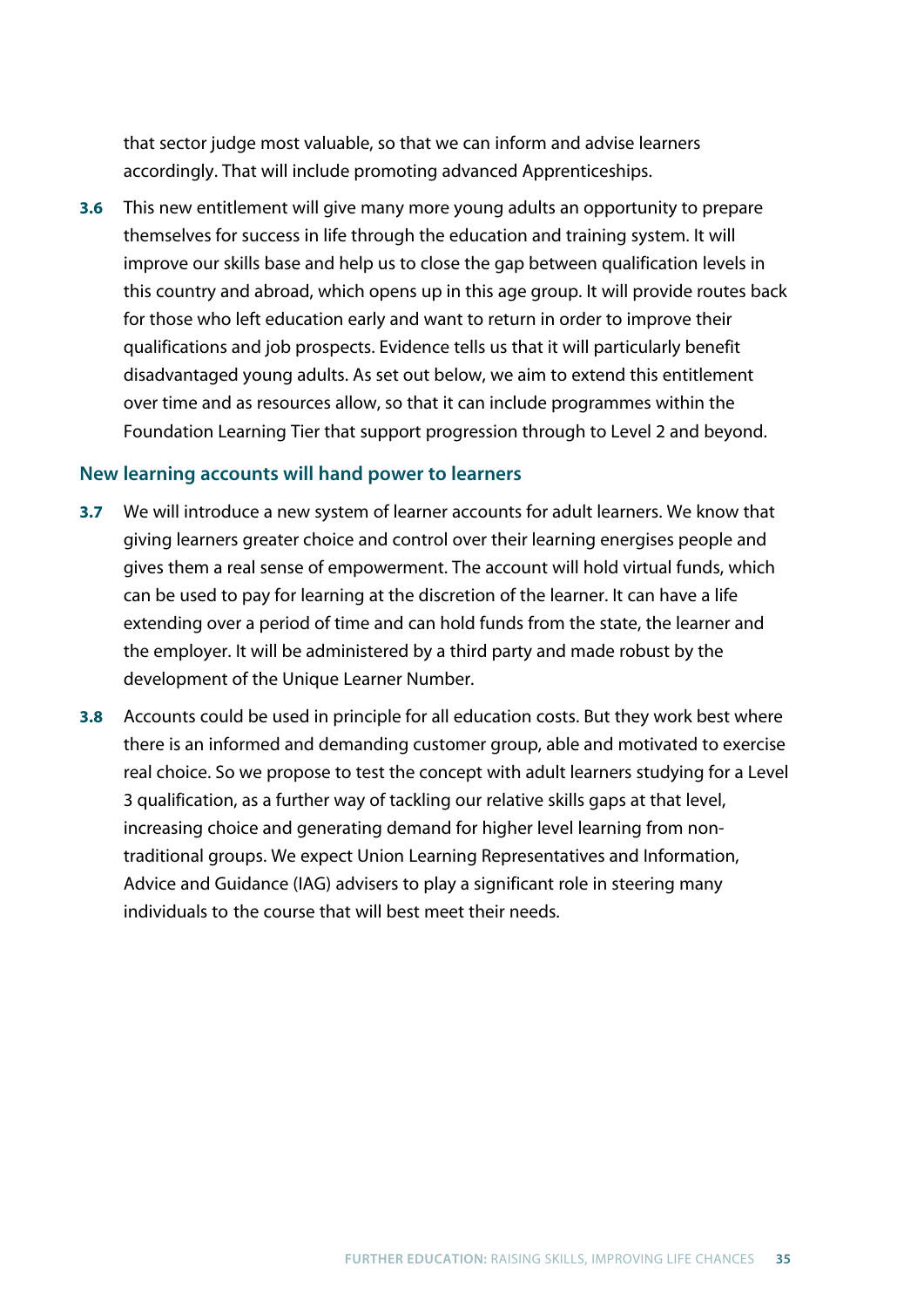that sector judge most valuable, so that we can inform and advise learners accordingly. That will include promoting advanced Apprenticeships.

**3.6** This new entitlement will give many more young adults an opportunity to prepare themselves for success in life through the education and training system. It will improve our skills base and help us to close the gap between qualification levels in this country and abroad, which opens up in this age group. It will provide routes back for those who left education early and want to return in order to improve their qualifications and job prospects. Evidence tells us that it will particularly benefit disadvantaged young adults. As set out below, we aim to extend this entitlement over time and as resources allow, so that it can include programmes within the Foundation Learning Tier that support progression through to Level 2 and beyond.

### New learning accounts will hand power to learners

**3.7** We will introduce a new system of learner accounts for adult learners. We know that giving learners greater choice and control over their learning energises people and gives them a real sense of empowerment. The account will hold virtual funds, which can be used to pay for learning at the discretion of the learner. It can have a life extending over a period of time and can hold funds from the state, the learner and the employer. It will be administered by a third party and made robust by the development of the Unique Learner Number.

**3.8** Accounts could be used in principle for all education costs. But they work best where there is an informed and demanding customer group, able and motivated to exercise real choice. So we propose to test the concept with adult learners studying for a Level 3 qualification, as a further way of tackling our relative skills gaps at that level, increasing choice and generating demand for higher level learning from non-traditional groups. We expect Union Learning Representatives and Information, Advice and Guidance (IAG) advisers to play a significant role in steering many individuals to the course that will best meet their needs.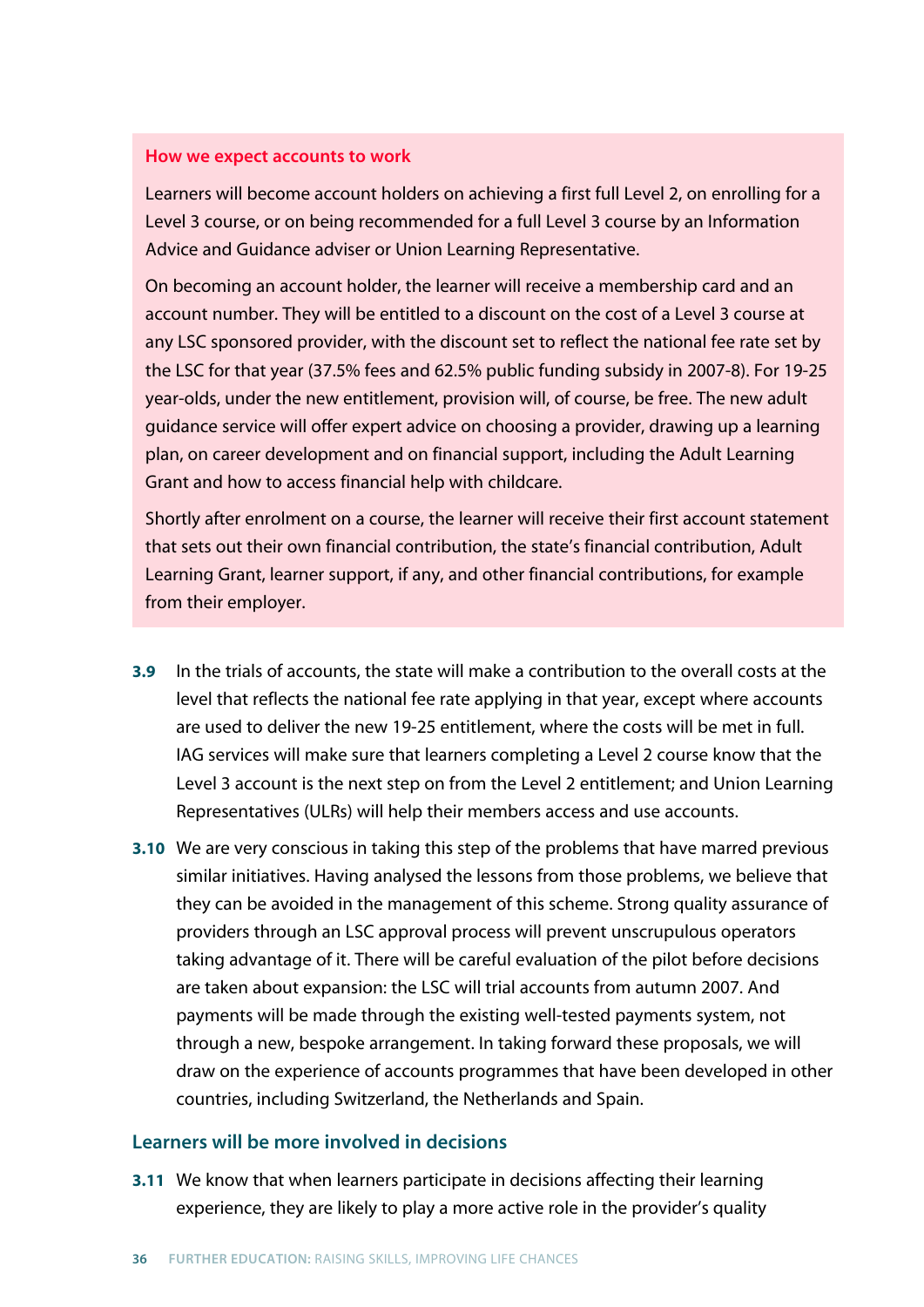### How we expect accounts to work

Learners will become account holders on achieving a first full Level 2, on enrolling for a Level 3 course, or on being recommended for a full Level 3 course by an Information Advice and Guidance adviser or Union Learning Representative.

On becoming an account holder, the learner will receive a membership card and an account number. They will be entitled to a discount on the cost of a Level 3 course at any LSC sponsored provider, with the discount set to reflect the national fee rate set by the LSC for that year (37.5% fees and 62.5% public funding subsidy in 2007-8). For 19-25 year-olds, under the new entitlement, provision will, of course, be free. The new adult guidance service will offer expert advice on choosing a provider, drawing up a learning plan, on career development and on financial support, including the Adult Learning Grant and how to access financial help with childcare.

Shortly after enrolment on a course, the learner will receive their first account statement that sets out their own financial contribution, the state's financial contribution, Adult Learning Grant, learner support, if any, and other financial contributions, for example from their employer.

**3.9** In the trials of accounts, the state will make a contribution to the overall costs at the level that reflects the national fee rate applying in that year, except where accounts are used to deliver the new 19-25 entitlement, where the costs will be met in full. IAG services will make sure that learners completing a Level 2 course know that the Level 3 account is the next step on from the Level 2 entitlement; and Union Learning Representatives (ULRs) will help their members access and use accounts.

**3.10** We are very conscious in taking this step of the problems that have marred previous similar initiatives. Having analysed the lessons from those problems, we believe that they can be avoided in the management of this scheme. Strong quality assurance of providers through an LSC approval process will prevent unscrupulous operators taking advantage of it. There will be careful evaluation of the pilot before decisions are taken about expansion: the LSC will trial accounts from autumn 2007. And payments will be made through the existing well-tested payments system, not through a new, bespoke arrangement. In taking forward these proposals, we will draw on the experience of accounts programmes that have been developed in other countries, including Switzerland, the Netherlands and Spain.

## Learners will be more involved in decisions

**3.11** We know that when learners participate in decisions affecting their learning experience, they are likely to play a more active role in the provider's quality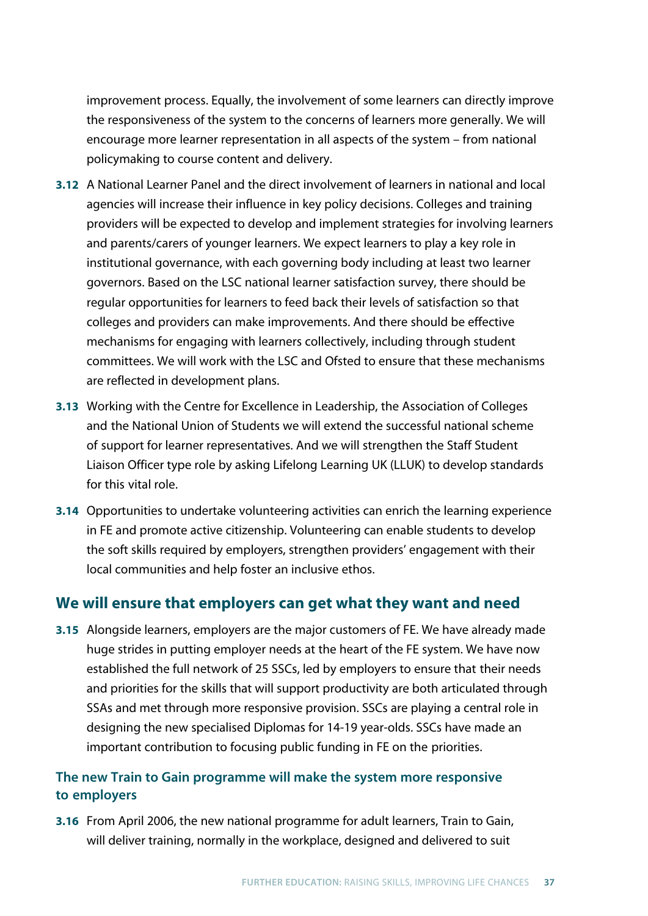improvement process. Equally, the involvement of some learners can directly improve the responsiveness of the system to the concerns of learners more generally. We will encourage more learner representation in all aspects of the system – from national policymaking to course content and delivery.

**3.12** A National Learner Panel and the direct involvement of learners in national and local agencies will increase their influence in key policy decisions. Colleges and training providers will be expected to develop and implement strategies for involving learners and parents/carers of younger learners. We expect learners to play a key role in institutional governance, with each governing body including at least two learner governors. Based on the LSC national learner satisfaction survey, there should be regular opportunities for learners to feed back their levels of satisfaction so that colleges and providers can make improvements. And there should be effective mechanisms for engaging with learners collectively, including through student committees. We will work with the LSC and Ofsted to ensure that these mechanisms are reflected in development plans.

**3.13** Working with the Centre for Excellence in Leadership, the Association of Colleges and the National Union of Students we will extend the successful national scheme of support for learner representatives. And we will strengthen the Staff Student Liaison Officer type role by asking Lifelong Learning UK (LLUK) to develop standards for this vital role.

**3.14** Opportunities to undertake volunteering activities can enrich the learning experience in FE and promote active citizenship. Volunteering can enable students to develop the soft skills required by employers, strengthen providers' engagement with their local communities and help foster an inclusive ethos.

## We will ensure that employers can get what they want and need

**3.15** Alongside learners, employers are the major customers of FE. We have already made huge strides in putting employer needs at the heart of the FE system. We have now established the full network of 25 SSCs, led by employers to ensure that their needs and priorities for the skills that will support productivity are both articulated through SSAs and met through more responsive provision. SSCs are playing a central role in designing the new specialised Diplomas for 14-19 year-olds. SSCs have made an important contribution to focusing public funding in FE on the priorities.

### The new Train to Gain programme will make the system more responsive to employers

**3.16** From April 2006, the new national programme for adult learners, Train to Gain, will deliver training, normally in the workplace, designed and delivered to suit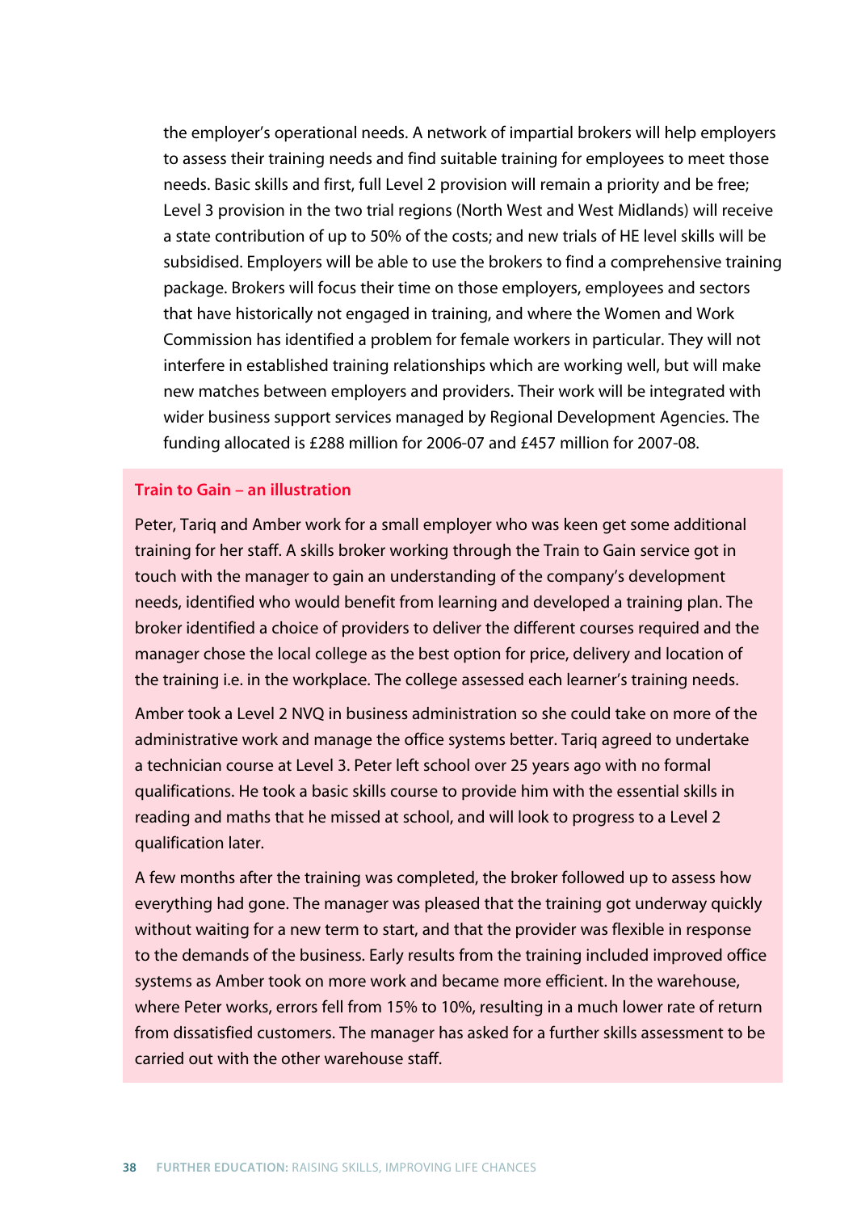the employer's operational needs. A network of impartial brokers will help employers to assess their training needs and find suitable training for employees to meet those needs. Basic skills and first, full Level 2 provision will remain a priority and be free; Level 3 provision in the two trial regions (North West and West Midlands) will receive a state contribution of up to 50% of the costs; and new trials of HE level skills will be subsidised. Employers will be able to use the brokers to find a comprehensive training package. Brokers will focus their time on those employers, employees and sectors that have historically not engaged in training, and where the Women and Work Commission has identified a problem for female workers in particular. They will not interfere in established training relationships which are working well, but will make new matches between employers and providers. Their work will be integrated with wider business support services managed by Regional Development Agencies. The funding allocated is £288 million for 2006-07 and £457 million for 2007-08.

### Train to Gain – an illustration

Peter, Tariq and Amber work for a small employer who was keen get some additional training for her staff. A skills broker working through the Train to Gain service got in touch with the manager to gain an understanding of the company's development needs, identified who would benefit from learning and developed a training plan. The broker identified a choice of providers to deliver the different courses required and the manager chose the local college as the best option for price, delivery and location of the training i.e. in the workplace. The college assessed each learner's training needs.

Amber took a Level 2 NVQ in business administration so she could take on more of the administrative work and manage the office systems better. Tariq agreed to undertake a technician course at Level 3. Peter left school over 25 years ago with no formal qualifications. He took a basic skills course to provide him with the essential skills in reading and maths that he missed at school, and will look to progress to a Level 2 qualification later.

A few months after the training was completed, the broker followed up to assess how everything had gone. The manager was pleased that the training got underway quickly without waiting for a new term to start, and that the provider was flexible in response to the demands of the business. Early results from the training included improved office systems as Amber took on more work and became more efficient. In the warehouse, where Peter works, errors fell from 15% to 10%, resulting in a much lower rate of return from dissatisfied customers. The manager has asked for a further skills assessment to be carried out with the other warehouse staff.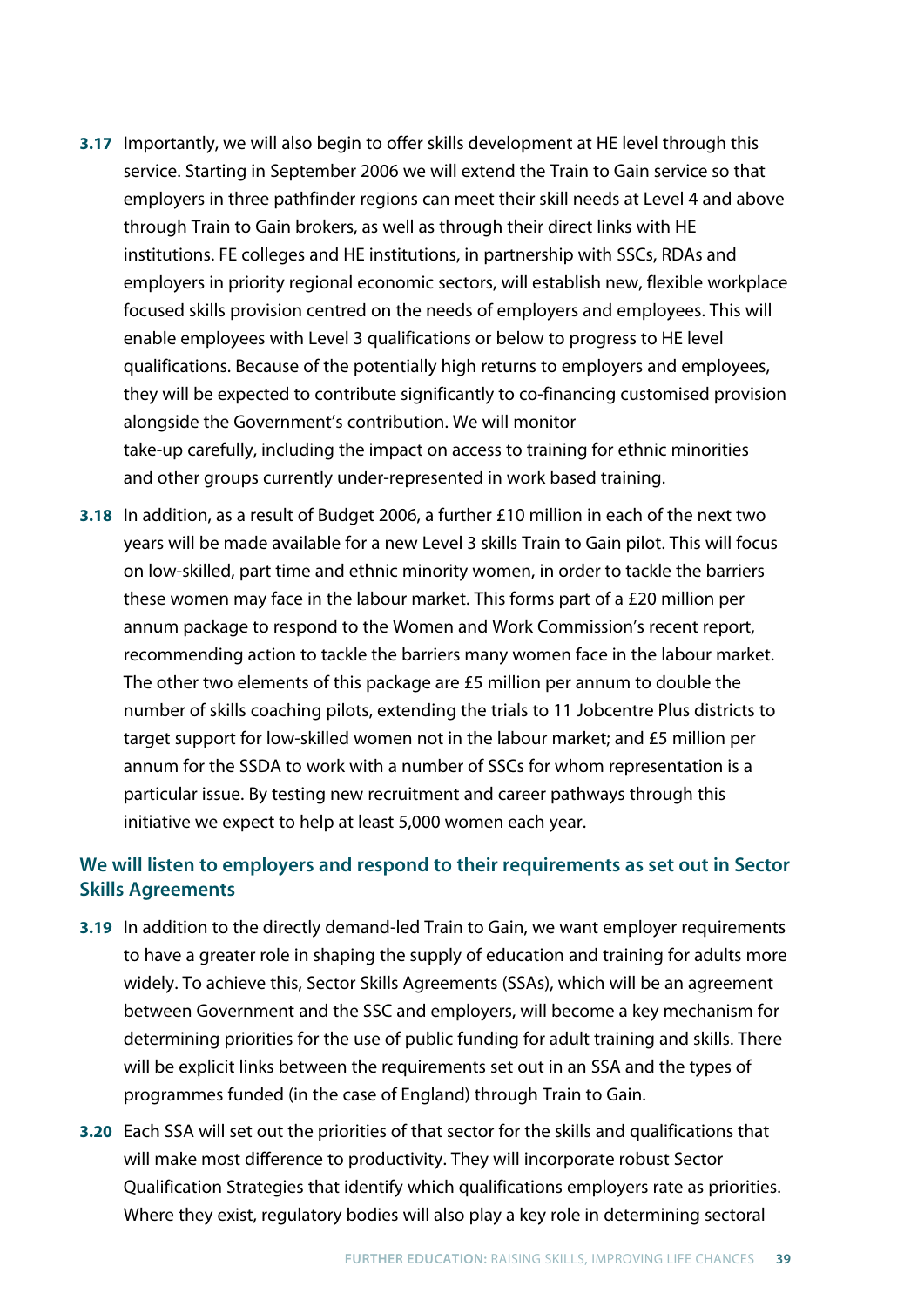**3.17** Importantly, we will also begin to offer skills development at HE level through this service. Starting in September 2006 we will extend the Train to Gain service so that employers in three pathfinder regions can meet their skill needs at Level 4 and above through Train to Gain brokers, as well as through their direct links with HE institutions. FE colleges and HE institutions, in partnership with SSCs, RDAs and employers in priority regional economic sectors, will establish new, flexible workplace focused skills provision centred on the needs of employers and employees. This will enable employees with Level 3 qualifications or below to progress to HE level qualifications. Because of the potentially high returns to employers and employees, they will be expected to contribute significantly to co-financing customised provision alongside the Government's contribution. We will monitor take-up carefully, including the impact on access to training for ethnic minorities and other groups currently under-represented in work based training.

**3.18** In addition, as a result of Budget 2006, a further £10 million in each of the next two years will be made available for a new Level 3 skills Train to Gain pilot. This will focus on low-skilled, part time and ethnic minority women, in order to tackle the barriers these women may face in the labour market. This forms part of a £20 million per annum package to respond to the Women and Work Commission's recent report, recommending action to tackle the barriers many women face in the labour market. The other two elements of this package are £5 million per annum to double the number of skills coaching pilots, extending the trials to 11 Jobcentre Plus districts to target support for low-skilled women not in the labour market; and £5 million per annum for the SSDA to work with a number of SSCs for whom representation is a particular issue. By testing new recruitment and career pathways through this initiative we expect to help at least 5,000 women each year.

### We will listen to employers and respond to their requirements as set out in Sector Skills Agreements

**3.19** In addition to the directly demand-led Train to Gain, we want employer requirements to have a greater role in shaping the supply of education and training for adults more widely. To achieve this, Sector Skills Agreements (SSAs), which will be an agreement between Government and the SSC and employers, will become a key mechanism for determining priorities for the use of public funding for adult training and skills. There will be explicit links between the requirements set out in an SSA and the types of programmes funded (in the case of England) through Train to Gain.

**3.20** Each SSA will set out the priorities of that sector for the skills and qualifications that will make most difference to productivity. They will incorporate robust Sector Qualification Strategies that identify which qualifications employers rate as priorities. Where they exist, regulatory bodies will also play a key role in determining sectoral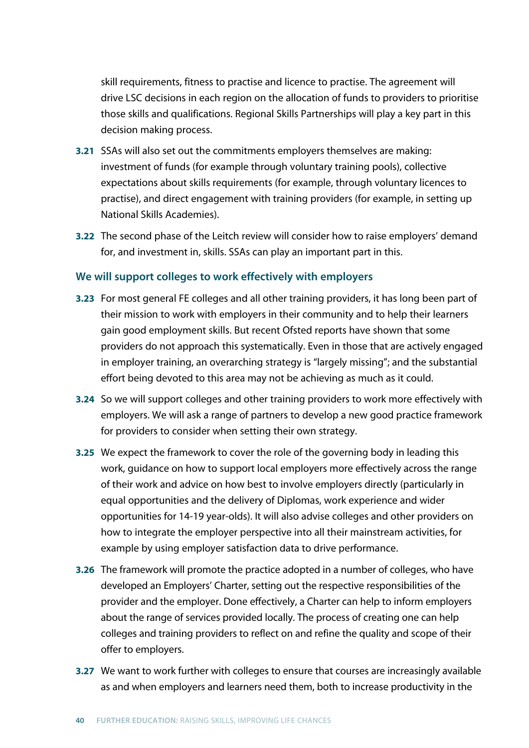skill requirements, fitness to practise and licence to practise. The agreement will drive LSC decisions in each region on the allocation of funds to providers to prioritise those skills and qualifications. Regional Skills Partnerships will play a key part in this decision making process.

**3.21** SSAs will also set out the commitments employers themselves are making: investment of funds (for example through voluntary training pools), collective expectations about skills requirements (for example, through voluntary licences to practise), and direct engagement with training providers (for example, in setting up National Skills Academies).

**3.22** The second phase of the Leitch review will consider how to raise employers' demand for, and investment in, skills. SSAs can play an important part in this.

### We will support colleges to work effectively with employers

**3.23** For most general FE colleges and all other training providers, it has long been part of their mission to work with employers in their community and to help their learners gain good employment skills. But recent Ofsted reports have shown that some providers do not approach this systematically. Even in those that are actively engaged in employer training, an overarching strategy is "largely missing"; and the substantial effort being devoted to this area may not be achieving as much as it could.

**3.24** So we will support colleges and other training providers to work more effectively with employers. We will ask a range of partners to develop a new good practice framework for providers to consider when setting their own strategy.

**3.25** We expect the framework to cover the role of the governing body in leading this work, guidance on how to support local employers more effectively across the range of their work and advice on how best to involve employers directly (particularly in equal opportunities and the delivery of Diplomas, work experience and wider opportunities for 14-19 year-olds). It will also advise colleges and other providers on how to integrate the employer perspective into all their mainstream activities, for example by using employer satisfaction data to drive performance.

**3.26** The framework will promote the practice adopted in a number of colleges, who have developed an Employers' Charter, setting out the respective responsibilities of the provider and the employer. Done effectively, a Charter can help to inform employers about the range of services provided locally. The process of creating one can help colleges and training providers to reflect on and refine the quality and scope of their offer to employers.

**3.27** We want to work further with colleges to ensure that courses are increasingly available as and when employers and learners need them, both to increase productivity in the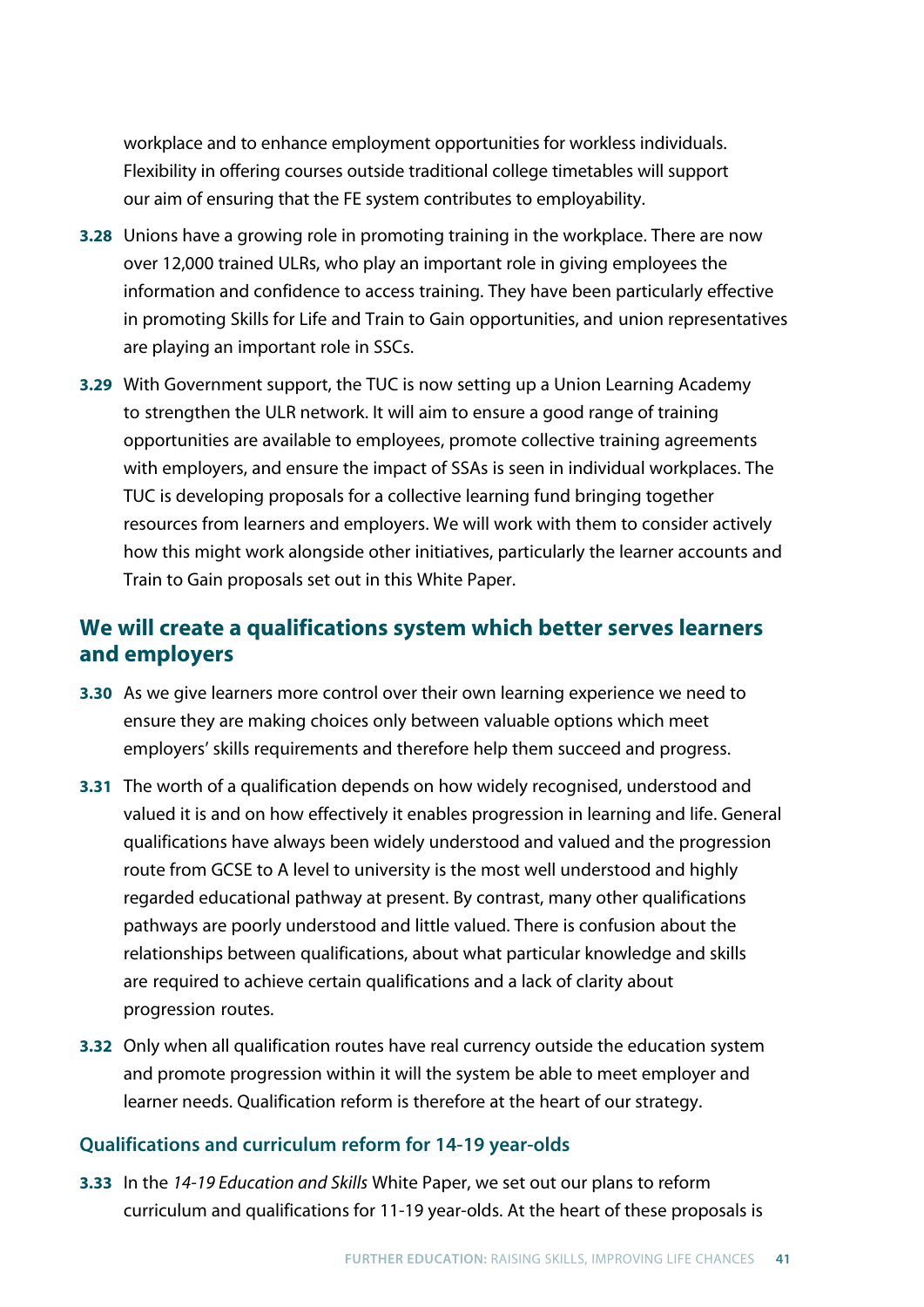workplace and to enhance employment opportunities for workless individuals. Flexibility in offering courses outside traditional college timetables will support our aim of ensuring that the FE system contributes to employability.

**3.28** Unions have a growing role in promoting training in the workplace. There are now over 12,000 trained ULRs, who play an important role in giving employees the information and confidence to access training. They have been particularly effective in promoting Skills for Life and Train to Gain opportunities, and union representatives are playing an important role in SSCs.

**3.29** With Government support, the TUC is now setting up a Union Learning Academy to strengthen the ULR network. It will aim to ensure a good range of training opportunities are available to employees, promote collective training agreements with employers, and ensure the impact of SSAs is seen in individual workplaces. The TUC is developing proposals for a collective learning fund bringing together resources from learners and employers. We will work with them to consider actively how this might work alongside other initiatives, particularly the learner accounts and Train to Gain proposals set out in this White Paper.

## We will create a qualifications system which better serves learners and employers

**3.30** As we give learners more control over their own learning experience we need to ensure they are making choices only between valuable options which meet employers' skills requirements and therefore help them succeed and progress.

**3.31** The worth of a qualification depends on how widely recognised, understood and valued it is and on how effectively it enables progression in learning and life. General qualifications have always been widely understood and valued and the progression route from GCSE to A level to university is the most well understood and highly regarded educational pathway at present. By contrast, many other qualifications pathways are poorly understood and little valued. There is confusion about the relationships between qualifications, about what particular knowledge and skills are required to achieve certain qualifications and a lack of clarity about progression routes.

**3.32** Only when all qualification routes have real currency outside the education system and promote progression within it will the system be able to meet employer and learner needs. Qualification reform is therefore at the heart of our strategy.

### Qualifications and curriculum reform for 14-19 year-olds

**3.33** In the *14-19 Education and Skills* White Paper, we set out our plans to reform curriculum and qualifications for 11-19 year-olds. At the heart of these proposals is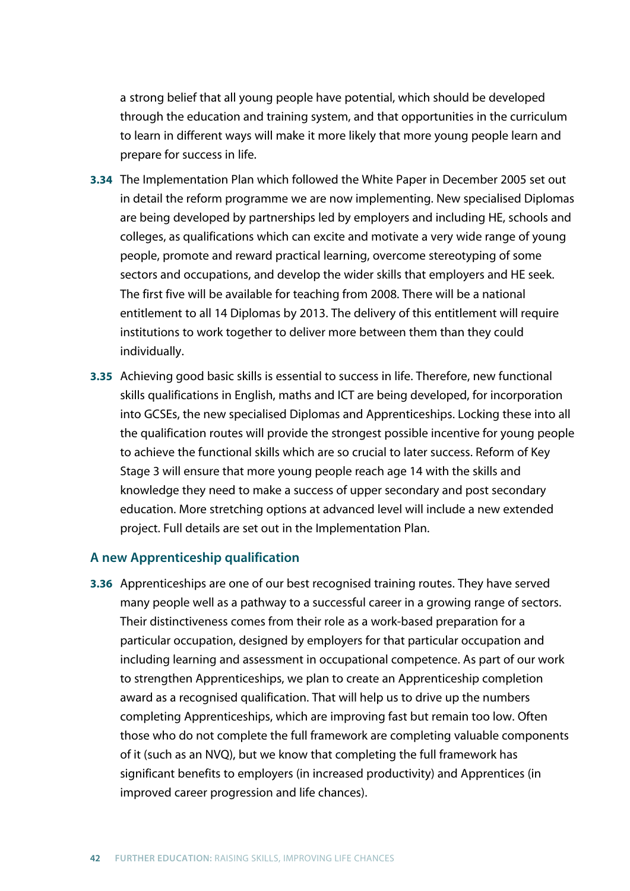a strong belief that all young people have potential, which should be developed through the education and training system, and that opportunities in the curriculum to learn in different ways will make it more likely that more young people learn and prepare for success in life.

**3.34** The Implementation Plan which followed the White Paper in December 2005 set out in detail the reform programme we are now implementing. New specialised Diplomas are being developed by partnerships led by employers and including HE, schools and colleges, as qualifications which can excite and motivate a very wide range of young people, promote and reward practical learning, overcome stereotyping of some sectors and occupations, and develop the wider skills that employers and HE seek. The first five will be available for teaching from 2008. There will be a national entitlement to all 14 Diplomas by 2013. The delivery of this entitlement will require institutions to work together to deliver more between them than they could individually.

**3.35** Achieving good basic skills is essential to success in life. Therefore, new functional skills qualifications in English, maths and ICT are being developed, for incorporation into GCSEs, the new specialised Diplomas and Apprenticeships. Locking these into all the qualification routes will provide the strongest possible incentive for young people to achieve the functional skills which are so crucial to later success. Reform of Key Stage 3 will ensure that more young people reach age 14 with the skills and knowledge they need to make a success of upper secondary and post secondary education. More stretching options at advanced level will include a new extended project. Full details are set out in the Implementation Plan.

### A new Apprenticeship qualification

**3.36** Apprenticeships are one of our best recognised training routes. They have served many people well as a pathway to a successful career in a growing range of sectors. Their distinctiveness comes from their role as a work-based preparation for a particular occupation, designed by employers for that particular occupation and including learning and assessment in occupational competence. As part of our work to strengthen Apprenticeships, we plan to create an Apprenticeship completion award as a recognised qualification. That will help us to drive up the numbers completing Apprenticeships, which are improving fast but remain too low. Often those who do not complete the full framework are completing valuable components of it (such as an NVQ), but we know that completing the full framework has significant benefits to employers (in increased productivity) and Apprentices (in improved career progression and life chances).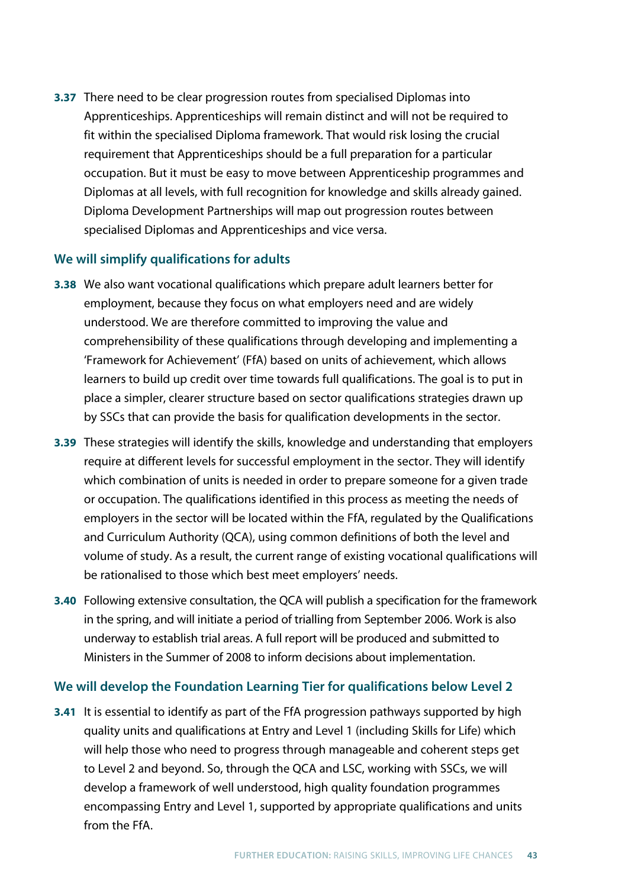**3.37** There need to be clear progression routes from specialised Diplomas into Apprenticeships. Apprenticeships will remain distinct and will not be required to fit within the specialised Diploma framework. That would risk losing the crucial requirement that Apprenticeships should be a full preparation for a particular occupation. But it must be easy to move between Apprenticeship programmes and Diplomas at all levels, with full recognition for knowledge and skills already gained. Diploma Development Partnerships will map out progression routes between specialised Diplomas and Apprenticeships and vice versa.

### We will simplify qualifications for adults

**3.38** We also want vocational qualifications which prepare adult learners better for employment, because they focus on what employers need and are widely understood. We are therefore committed to improving the value and comprehensibility of these qualifications through developing and implementing a 'Framework for Achievement' (FfA) based on units of achievement, which allows learners to build up credit over time towards full qualifications. The goal is to put in place a simpler, clearer structure based on sector qualifications strategies drawn up by SSCs that can provide the basis for qualification developments in the sector.

**3.39** These strategies will identify the skills, knowledge and understanding that employers require at different levels for successful employment in the sector. They will identify which combination of units is needed in order to prepare someone for a given trade or occupation. The qualifications identified in this process as meeting the needs of employers in the sector will be located within the FfA, regulated by the Qualifications and Curriculum Authority (QCA), using common definitions of both the level and volume of study. As a result, the current range of existing vocational qualifications will be rationalised to those which best meet employers' needs.

**3.40** Following extensive consultation, the QCA will publish a specification for the framework in the spring, and will initiate a period of trialling from September 2006. Work is also underway to establish trial areas. A full report will be produced and submitted to Ministers in the Summer of 2008 to inform decisions about implementation.

### We will develop the Foundation Learning Tier for qualifications below Level 2

**3.41** It is essential to identify as part of the FfA progression pathways supported by high quality units and qualifications at Entry and Level 1 (including Skills for Life) which will help those who need to progress through manageable and coherent steps get to Level 2 and beyond. So, through the QCA and LSC, working with SSCs, we will develop a framework of well understood, high quality foundation programmes encompassing Entry and Level 1, supported by appropriate qualifications and units from the FfA.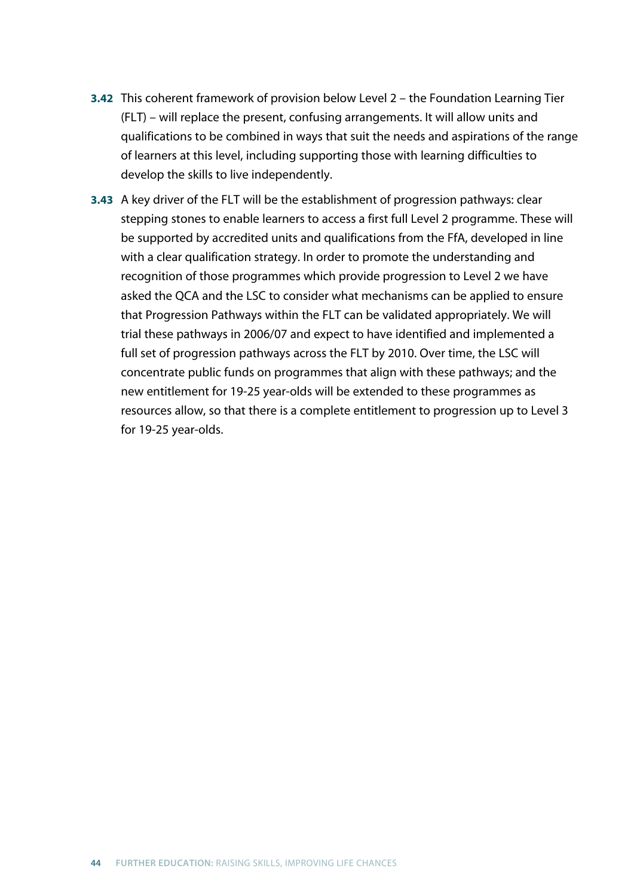**3.42** This coherent framework of provision below Level 2 – the Foundation Learning Tier (FLT) – will replace the present, confusing arrangements. It will allow units and qualifications to be combined in ways that suit the needs and aspirations of the range of learners at this level, including supporting those with learning difficulties to develop the skills to live independently.

**3.43** A key driver of the FLT will be the establishment of progression pathways: clear stepping stones to enable learners to access a first full Level 2 programme. These will be supported by accredited units and qualifications from the FfA, developed in line with a clear qualification strategy. In order to promote the understanding and recognition of those programmes which provide progression to Level 2 we have asked the QCA and the LSC to consider what mechanisms can be applied to ensure that Progression Pathways within the FLT can be validated appropriately. We will trial these pathways in 2006/07 and expect to have identified and implemented a full set of progression pathways across the FLT by 2010. Over time, the LSC will concentrate public funds on programmes that align with these pathways; and the new entitlement for 19-25 year-olds will be extended to these programmes as resources allow, so that there is a complete entitlement to progression up to Level 3 for 19-25 year-olds.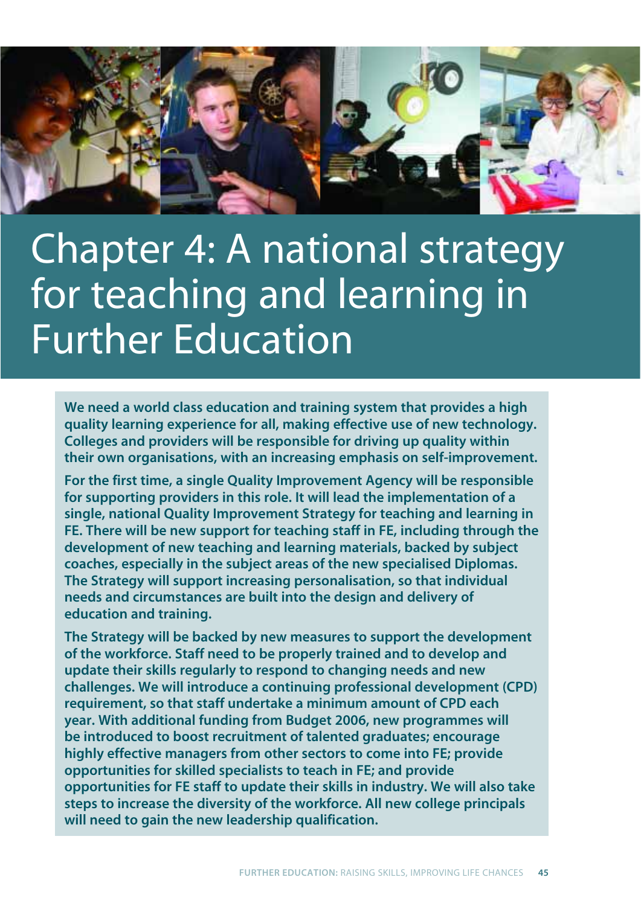# Chapter 4: A national strategy for teaching and learning in Further Education

**We need a world class education and training system that provides a high quality learning experience for all, making effective use of new technology. Colleges and providers will be responsible for driving up quality within their own organisations, with an increasing emphasis on self-improvement.**

**For the first time, a single Quality Improvement Agency will be responsible for supporting providers in this role. It will lead the implementation of a single, national Quality Improvement Strategy for teaching and learning in FE. There will be new support for teaching staff in FE, including through the development of new teaching and learning materials, backed by subject coaches, especially in the subject areas of the new specialised Diplomas. The Strategy will support increasing personalisation, so that individual needs and circumstances are built into the design and delivery of education and training.**

**The Strategy will be backed by new measures to support the development of the workforce. Staff need to be properly trained and to develop and update their skills regularly to respond to changing needs and new challenges. We will introduce a continuing professional development (CPD) requirement, so that staff undertake a minimum amount of CPD each year. With additional funding from Budget 2006, new programmes will be introduced to boost recruitment of talented graduates; encourage highly effective managers from other sectors to come into FE; provide opportunities for skilled specialists to teach in FE; and provide opportunities for FE staff to update their skills in industry. We will also take steps to increase the diversity of the workforce. All new college principals will need to gain the new leadership qualification.**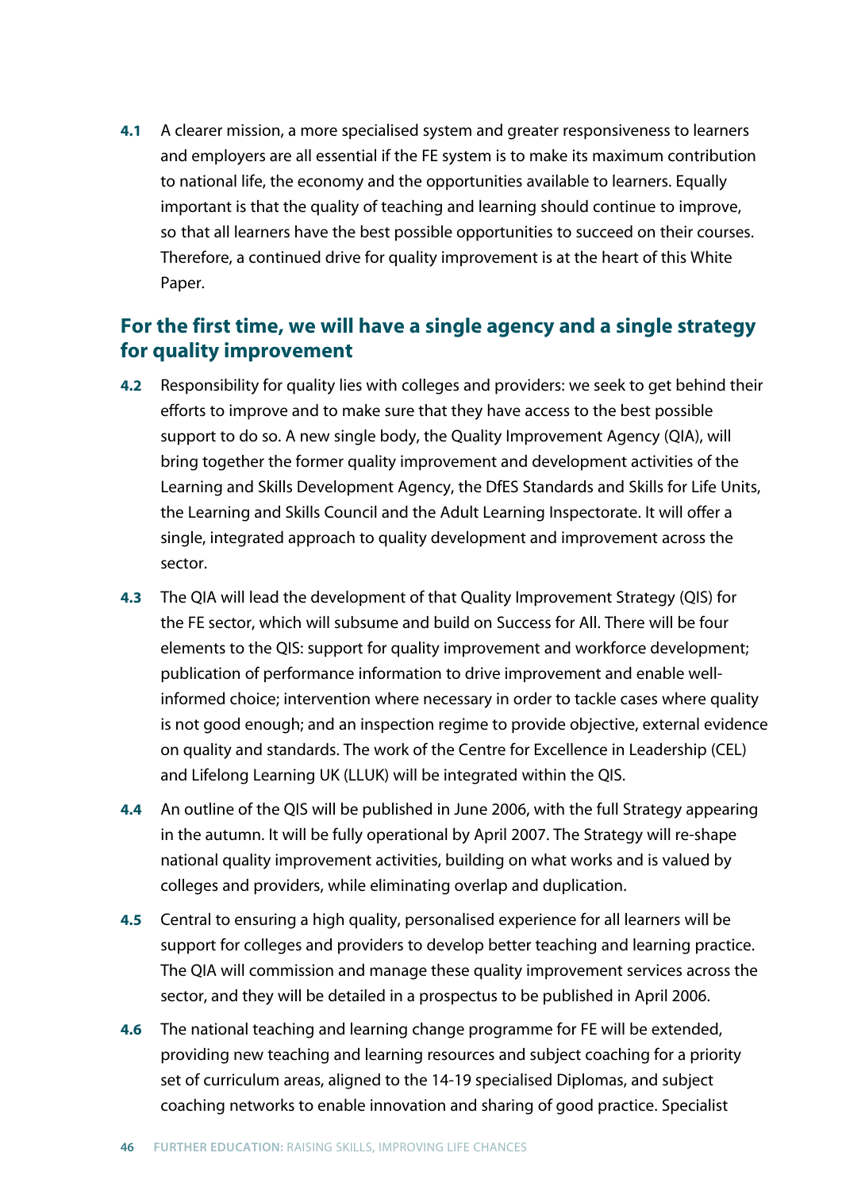**4.1** A clearer mission, a more specialised system and greater responsiveness to learners and employers are all essential if the FE system is to make its maximum contribution to national life, the economy and the opportunities available to learners. Equally important is that the quality of teaching and learning should continue to improve, so that all learners have the best possible opportunities to succeed on their courses. Therefore, a continued drive for quality improvement is at the heart of this White Paper.

## For the first time, we will have a single agency and a single strategy for quality improvement

**4.2** Responsibility for quality lies with colleges and providers: we seek to get behind their efforts to improve and to make sure that they have access to the best possible support to do so. A new single body, the Quality Improvement Agency (QIA), will bring together the former quality improvement and development activities of the Learning and Skills Development Agency, the DfES Standards and Skills for Life Units, the Learning and Skills Council and the Adult Learning Inspectorate. It will offer a single, integrated approach to quality development and improvement across the sector.

**4.3** The QIA will lead the development of that Quality Improvement Strategy (QIS) for the FE sector, which will subsume and build on Success for All. There will be four elements to the QIS: support for quality improvement and workforce development; publication of performance information to drive improvement and enable well-informed choice; intervention where necessary in order to tackle cases where quality is not good enough; and an inspection regime to provide objective, external evidence on quality and standards. The work of the Centre for Excellence in Leadership (CEL) and Lifelong Learning UK (LLUK) will be integrated within the QIS.

**4.4** An outline of the QIS will be published in June 2006, with the full Strategy appearing in the autumn. It will be fully operational by April 2007. The Strategy will re-shape national quality improvement activities, building on what works and is valued by colleges and providers, while eliminating overlap and duplication.

**4.5** Central to ensuring a high quality, personalised experience for all learners will be support for colleges and providers to develop better teaching and learning practice. The QIA will commission and manage these quality improvement services across the sector, and they will be detailed in a prospectus to be published in April 2006.

**4.6** The national teaching and learning change programme for FE will be extended, providing new teaching and learning resources and subject coaching for a priority set of curriculum areas, aligned to the 14-19 specialised Diplomas, and subject coaching networks to enable innovation and sharing of good practice. Specialist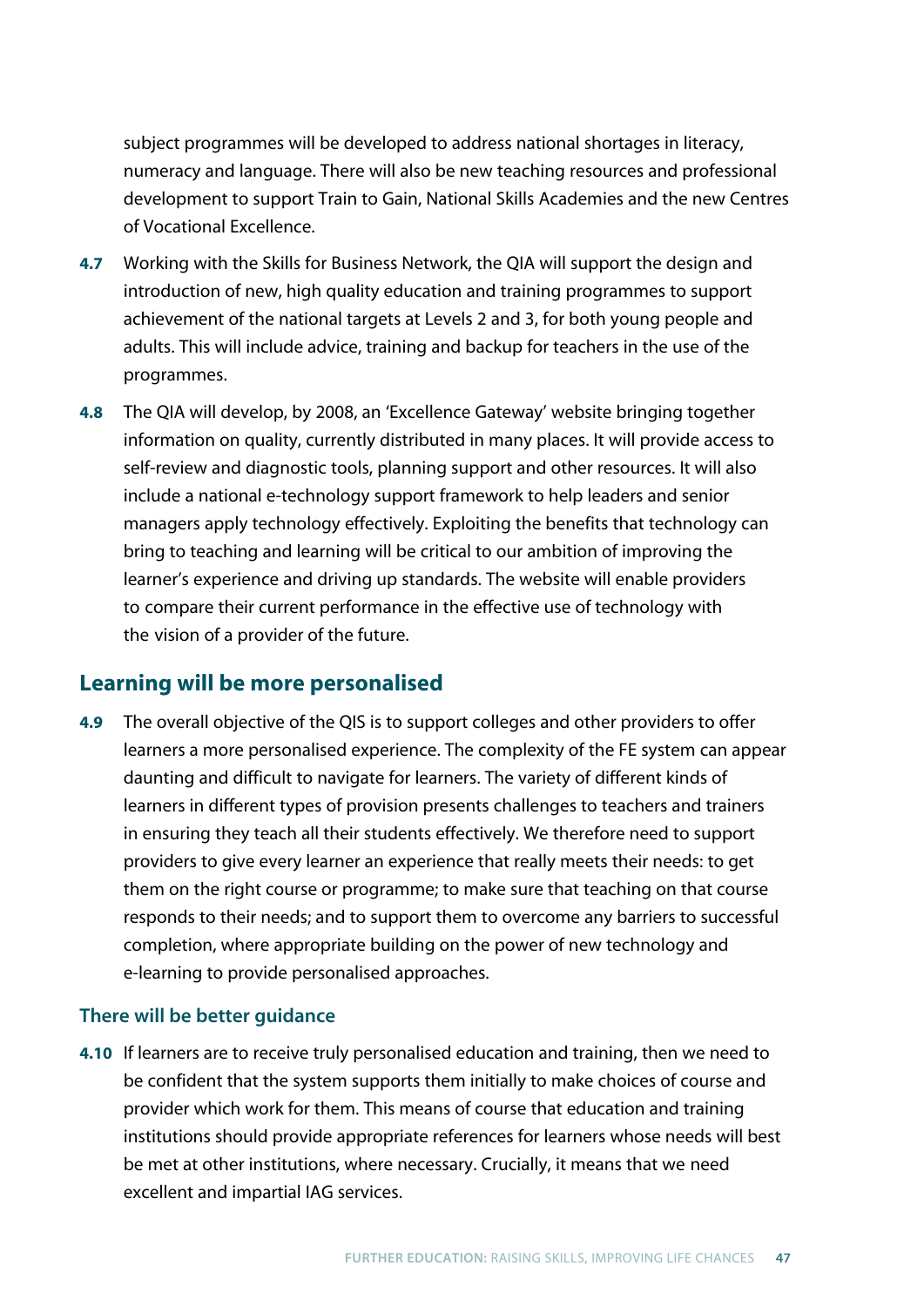subject programmes will be developed to address national shortages in literacy, numeracy and language. There will also be new teaching resources and professional development to support Train to Gain, National Skills Academies and the new Centres of Vocational Excellence.

**4.7** Working with the Skills for Business Network, the QIA will support the design and introduction of new, high quality education and training programmes to support achievement of the national targets at Levels 2 and 3, for both young people and adults. This will include advice, training and backup for teachers in the use of the programmes.

**4.8** The QIA will develop, by 2008, an 'Excellence Gateway' website bringing together information on quality, currently distributed in many places. It will provide access to self-review and diagnostic tools, planning support and other resources. It will also include a national e-technology support framework to help leaders and senior managers apply technology effectively. Exploiting the benefits that technology can bring to teaching and learning will be critical to our ambition of improving the learner's experience and driving up standards. The website will enable providers to compare their current performance in the effective use of technology with the vision of a provider of the future.

## Learning will be more personalised

**4.9** The overall objective of the QIS is to support colleges and other providers to offer learners a more personalised experience. The complexity of the FE system can appear daunting and difficult to navigate for learners. The variety of different kinds of learners in different types of provision presents challenges to teachers and trainers in ensuring they teach all their students effectively. We therefore need to support providers to give every learner an experience that really meets their needs: to get them on the right course or programme; to make sure that teaching on that course responds to their needs; and to support them to overcome any barriers to successful completion, where appropriate building on the power of new technology and e-learning to provide personalised approaches.

### There will be better guidance

**4.10** If learners are to receive truly personalised education and training, then we need to be confident that the system supports them initially to make choices of course and provider which work for them. This means of course that education and training institutions should provide appropriate references for learners whose needs will best be met at other institutions, where necessary. Crucially, it means that we need excellent and impartial IAG services.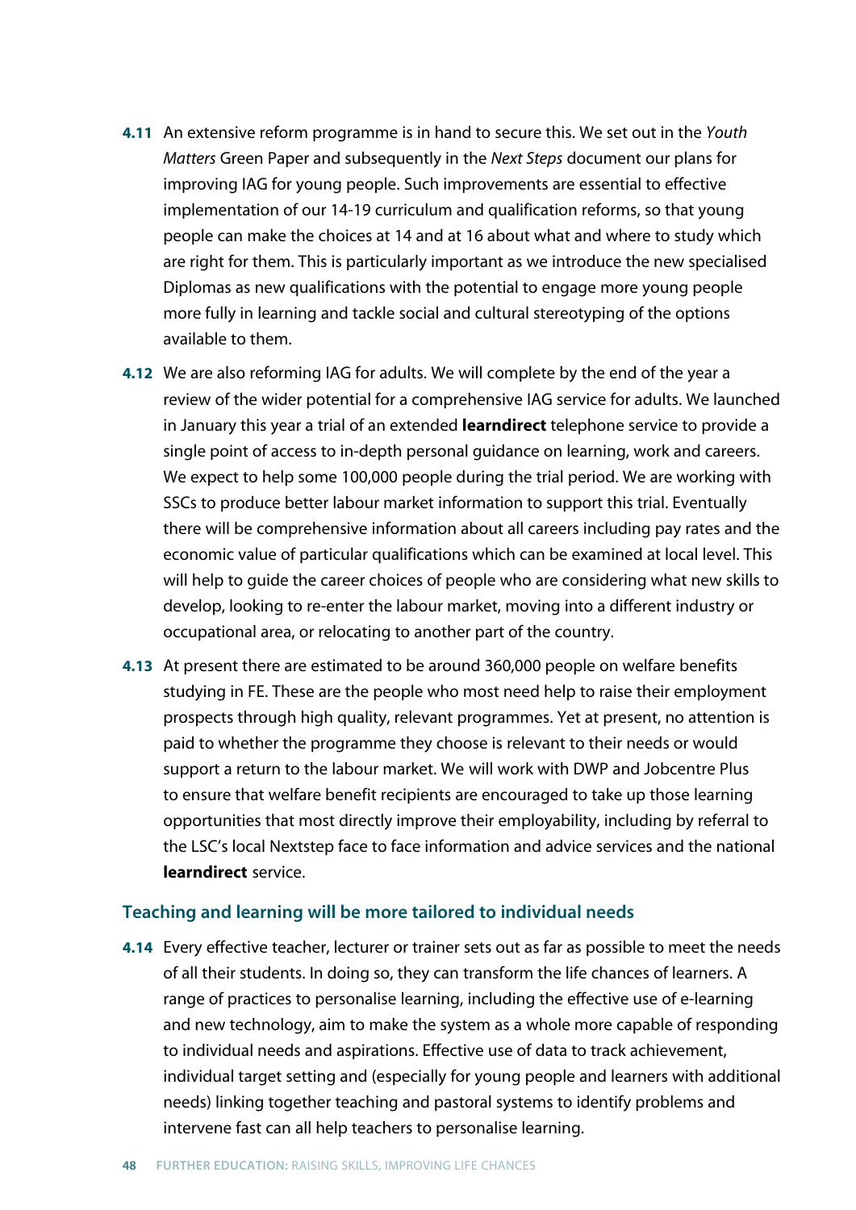**4.11** An extensive reform programme is in hand to secure this. We set out in the *Youth Matters* Green Paper and subsequently in the *Next Steps* document our plans for improving IAG for young people. Such improvements are essential to effective implementation of our 14-19 curriculum and qualification reforms, so that young people can make the choices at 14 and at 16 about what and where to study which are right for them. This is particularly important as we introduce the new specialised Diplomas as new qualifications with the potential to engage more young people more fully in learning and tackle social and cultural stereotyping of the options available to them.

**4.12** We are also reforming IAG for adults. We will complete by the end of the year a review of the wider potential for a comprehensive IAG service for adults. We launched in January this year a trial of an extended **learndirect** telephone service to provide a single point of access to in-depth personal guidance on learning, work and careers. We expect to help some 100,000 people during the trial period. We are working with SSCs to produce better labour market information to support this trial. Eventually there will be comprehensive information about all careers including pay rates and the economic value of particular qualifications which can be examined at local level. This will help to guide the career choices of people who are considering what new skills to develop, looking to re-enter the labour market, moving into a different industry or occupational area, or relocating to another part of the country.

**4.13** At present there are estimated to be around 360,000 people on welfare benefits studying in FE. These are the people who most need help to raise their employment prospects through high quality, relevant programmes. Yet at present, no attention is paid to whether the programme they choose is relevant to their needs or would support a return to the labour market. We will work with DWP and Jobcentre Plus to ensure that welfare benefit recipients are encouraged to take up those learning opportunities that most directly improve their employability, including by referral to the LSC's local Nextstep face to face information and advice services and the national **learndirect** service.

### Teaching and learning will be more tailored to individual needs

**4.14** Every effective teacher, lecturer or trainer sets out as far as possible to meet the needs of all their students. In doing so, they can transform the life chances of learners. A range of practices to personalise learning, including the effective use of e-learning and new technology, aim to make the system as a whole more capable of responding to individual needs and aspirations. Effective use of data to track achievement, individual target setting and (especially for young people and learners with additional needs) linking together teaching and pastoral systems to identify problems and intervene fast can all help teachers to personalise learning.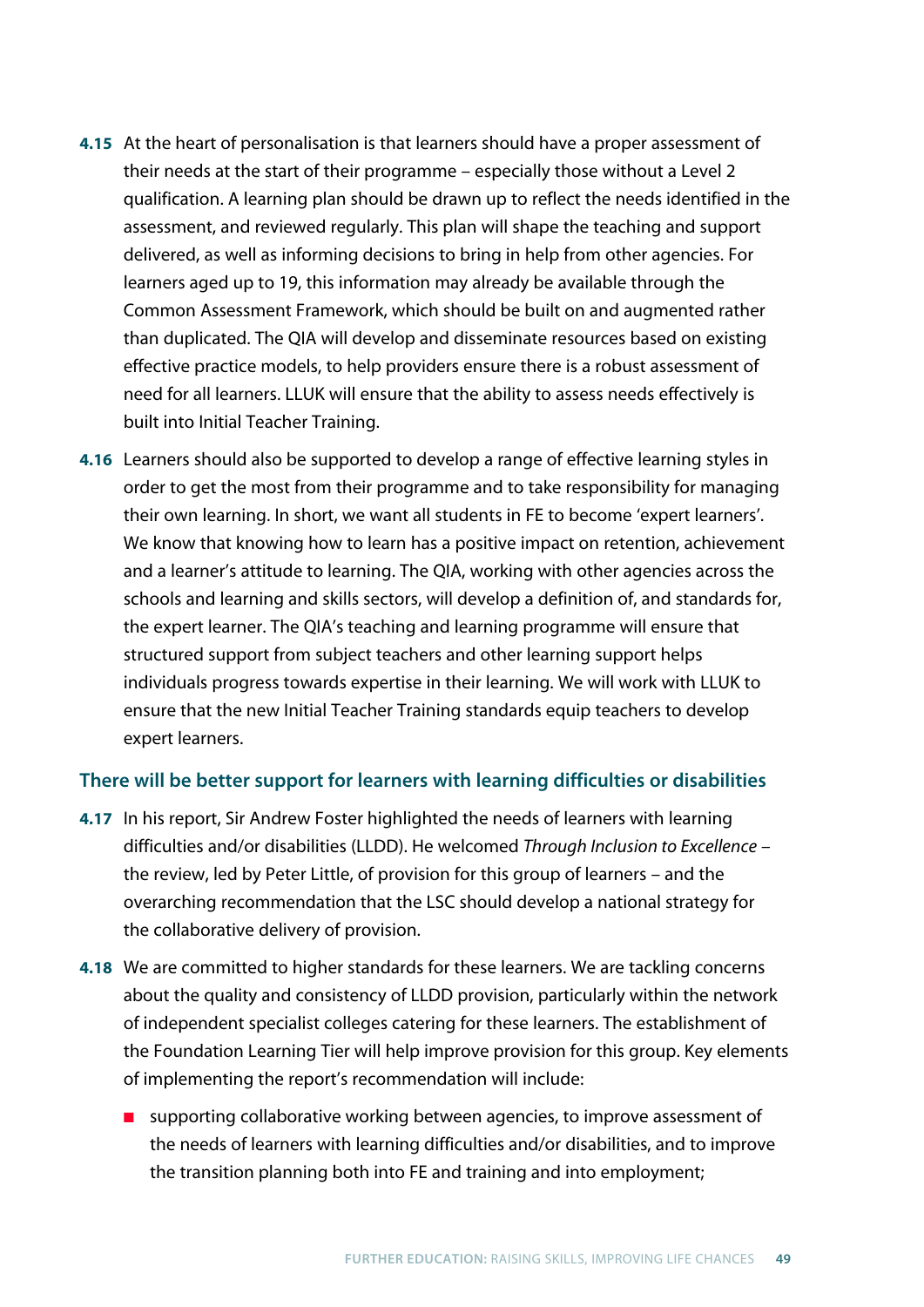**4.15** At the heart of personalisation is that learners should have a proper assessment of their needs at the start of their programme – especially those without a Level 2 qualification. A learning plan should be drawn up to reflect the needs identified in the assessment, and reviewed regularly. This plan will shape the teaching and support delivered, as well as informing decisions to bring in help from other agencies. For learners aged up to 19, this information may already be available through the Common Assessment Framework, which should be built on and augmented rather than duplicated. The QIA will develop and disseminate resources based on existing effective practice models, to help providers ensure there is a robust assessment of need for all learners. LLUK will ensure that the ability to assess needs effectively is built into Initial Teacher Training.

**4.16** Learners should also be supported to develop a range of effective learning styles in order to get the most from their programme and to take responsibility for managing their own learning. In short, we want all students in FE to become 'expert learners'. We know that knowing how to learn has a positive impact on retention, achievement and a learner's attitude to learning. The QIA, working with other agencies across the schools and learning and skills sectors, will develop a definition of, and standards for, the expert learner. The QIA's teaching and learning programme will ensure that structured support from subject teachers and other learning support helps individuals progress towards expertise in their learning. We will work with LLUK to ensure that the new Initial Teacher Training standards equip teachers to develop expert learners.

### There will be better support for learners with learning difficulties or disabilities

**4.17** In his report, Sir Andrew Foster highlighted the needs of learners with learning difficulties and/or disabilities (LLDD). He welcomed *Through Inclusion to Excellence* – the review, led by Peter Little, of provision for this group of learners – and the overarching recommendation that the LSC should develop a national strategy for the collaborative delivery of provision.

**4.18** We are committed to higher standards for these learners. We are tackling concerns about the quality and consistency of LLDD provision, particularly within the network of independent specialist colleges catering for these learners. The establishment of the Foundation Learning Tier will help improve provision for this group. Key elements of implementing the report's recommendation will include:

- supporting collaborative working between agencies, to improve assessment of the needs of learners with learning difficulties and/or disabilities, and to improve the transition planning both into FE and training and into employment;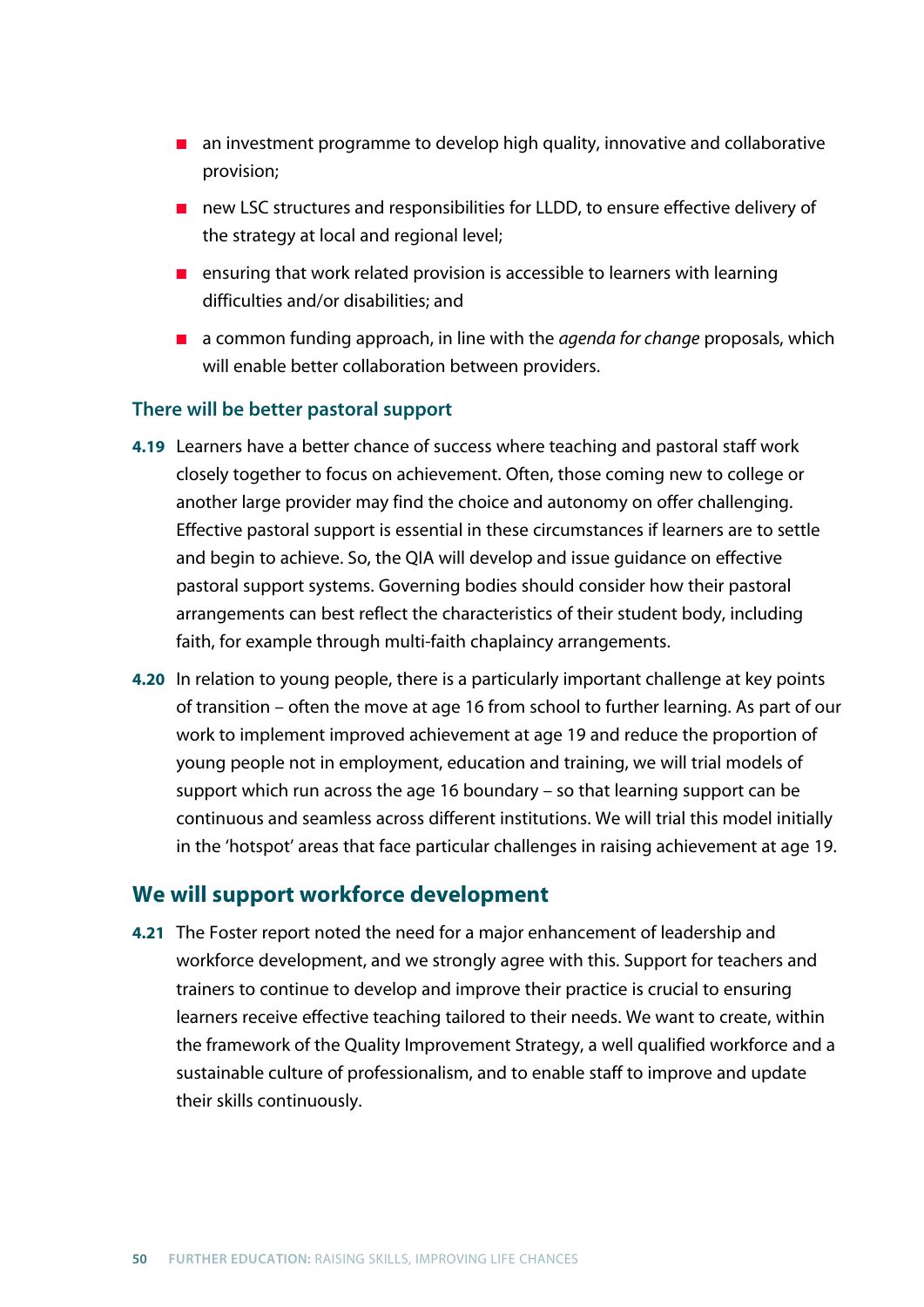- an investment programme to develop high quality, innovative and collaborative provision;
- new LSC structures and responsibilities for LLDD, to ensure effective delivery of the strategy at local and regional level;
- ensuring that work related provision is accessible to learners with learning difficulties and/or disabilities; and
- a common funding approach, in line with the *agenda for change* proposals, which will enable better collaboration between providers.

### There will be better pastoral support

**4.19** Learners have a better chance of success where teaching and pastoral staff work closely together to focus on achievement. Often, those coming new to college or another large provider may find the choice and autonomy on offer challenging. Effective pastoral support is essential in these circumstances if learners are to settle and begin to achieve. So, the QIA will develop and issue guidance on effective pastoral support systems. Governing bodies should consider how their pastoral arrangements can best reflect the characteristics of their student body, including faith, for example through multi-faith chaplaincy arrangements.

**4.20** In relation to young people, there is a particularly important challenge at key points of transition – often the move at age 16 from school to further learning. As part of our work to implement improved achievement at age 19 and reduce the proportion of young people not in employment, education and training, we will trial models of support which run across the age 16 boundary – so that learning support can be continuous and seamless across different institutions. We will trial this model initially in the 'hotspot' areas that face particular challenges in raising achievement at age 19.

## We will support workforce development

**4.21** The Foster report noted the need for a major enhancement of leadership and workforce development, and we strongly agree with this. Support for teachers and trainers to continue to develop and improve their practice is crucial to ensuring learners receive effective teaching tailored to their needs. We want to create, within the framework of the Quality Improvement Strategy, a well qualified workforce and a sustainable culture of professionalism, and to enable staff to improve and update their skills continuously.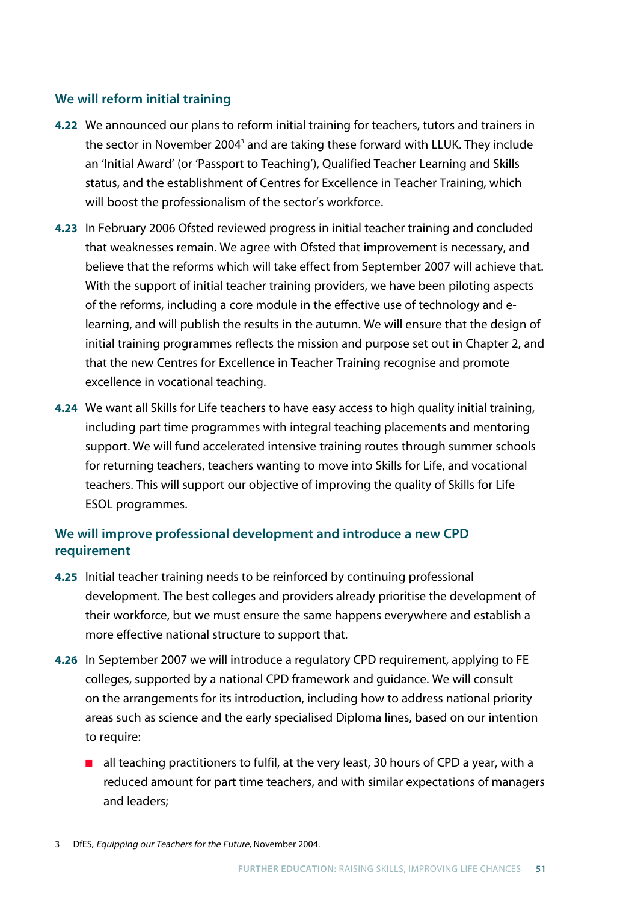### We will reform initial training

**4.22** We announced our plans to reform initial training for teachers, tutors and trainers in the sector in November 2004[3] and are taking these forward with LLUK. They include an 'Initial Award' (or 'Passport to Teaching'), Qualified Teacher Learning and Skills status, and the establishment of Centres for Excellence in Teacher Training, which will boost the professionalism of the sector's workforce.

**4.23** In February 2006 Ofsted reviewed progress in initial teacher training and concluded that weaknesses remain. We agree with Ofsted that improvement is necessary, and believe that the reforms which will take effect from September 2007 will achieve that. With the support of initial teacher training providers, we have been piloting aspects of the reforms, including a core module in the effective use of technology and e-learning, and will publish the results in the autumn. We will ensure that the design of initial training programmes reflects the mission and purpose set out in Chapter 2, and that the new Centres for Excellence in Teacher Training recognise and promote excellence in vocational teaching.

**4.24** We want all Skills for Life teachers to have easy access to high quality initial training, including part time programmes with integral teaching placements and mentoring support. We will fund accelerated intensive training routes through summer schools for returning teachers, teachers wanting to move into Skills for Life, and vocational teachers. This will support our objective of improving the quality of Skills for Life ESOL programmes.

### We will improve professional development and introduce a new CPD requirement

**4.25** Initial teacher training needs to be reinforced by continuing professional development. The best colleges and providers already prioritise the development of their workforce, but we must ensure the same happens everywhere and establish a more effective national structure to support that.

**4.26** In September 2007 we will introduce a regulatory CPD requirement, applying to FE colleges, supported by a national CPD framework and guidance. We will consult on the arrangements for its introduction, including how to address national priority areas such as science and the early specialised Diploma lines, based on our intention to require:

- all teaching practitioners to fulfil, at the very least, 30 hours of CPD a year, with a reduced amount for part time teachers, and with similar expectations of managers and leaders;

3 DfES, *Equipping our Teachers for the Future*, November 2004.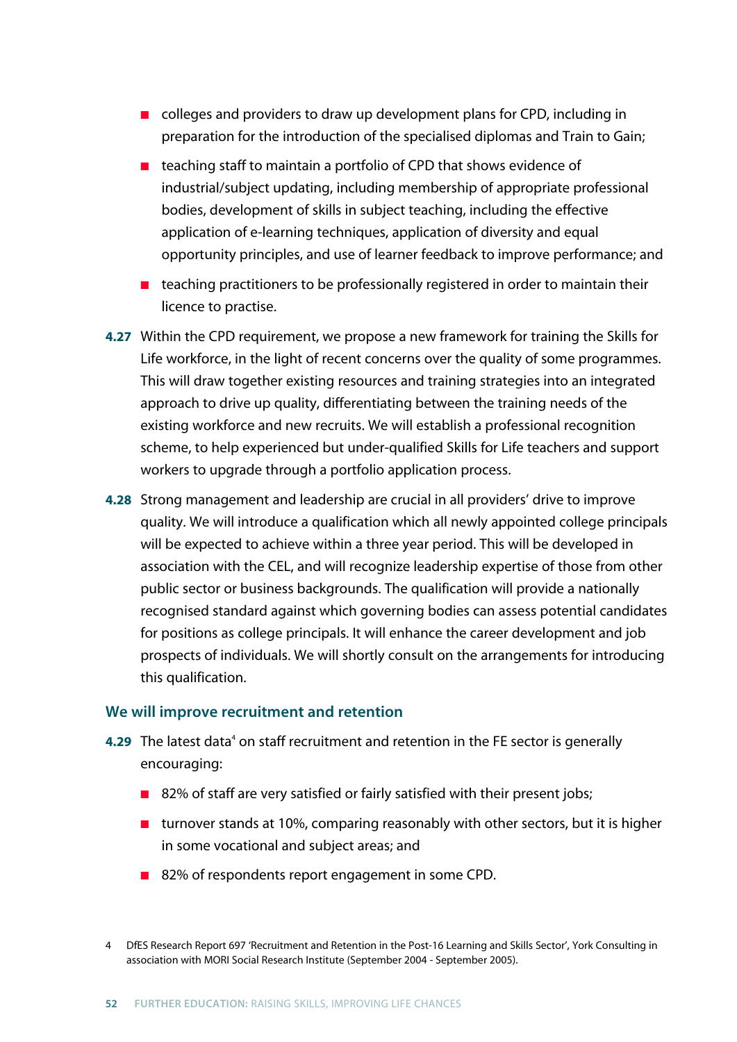- colleges and providers to draw up development plans for CPD, including in preparation for the introduction of the specialised diplomas and Train to Gain;
- teaching staff to maintain a portfolio of CPD that shows evidence of industrial/subject updating, including membership of appropriate professional bodies, development of skills in subject teaching, including the effective application of e-learning techniques, application of diversity and equal opportunity principles, and use of learner feedback to improve performance; and
- teaching practitioners to be professionally registered in order to maintain their licence to practise.

**4.27** Within the CPD requirement, we propose a new framework for training the Skills for Life workforce, in the light of recent concerns over the quality of some programmes. This will draw together existing resources and training strategies into an integrated approach to drive up quality, differentiating between the training needs of the existing workforce and new recruits. We will establish a professional recognition scheme, to help experienced but under-qualified Skills for Life teachers and support workers to upgrade through a portfolio application process.

**4.28** Strong management and leadership are crucial in all providers' drive to improve quality. We will introduce a qualification which all newly appointed college principals will be expected to achieve within a three year period. This will be developed in association with the CEL, and will recognize leadership expertise of those from other public sector or business backgrounds. The qualification will provide a nationally recognised standard against which governing bodies can assess potential candidates for positions as college principals. It will enhance the career development and job prospects of individuals. We will shortly consult on the arrangements for introducing this qualification.

### We will improve recruitment and retention

**4.29** The latest data[4] on staff recruitment and retention in the FE sector is generally encouraging:

- 82% of staff are very satisfied or fairly satisfied with their present jobs;
- turnover stands at 10%, comparing reasonably with other sectors, but it is higher in some vocational and subject areas; and
- 82% of respondents report engagement in some CPD.

4 DfES Research Report 697 'Recruitment and Retention in the Post-16 Learning and Skills Sector', York Consulting in association with MORI Social Research Institute (September 2004 - September 2005).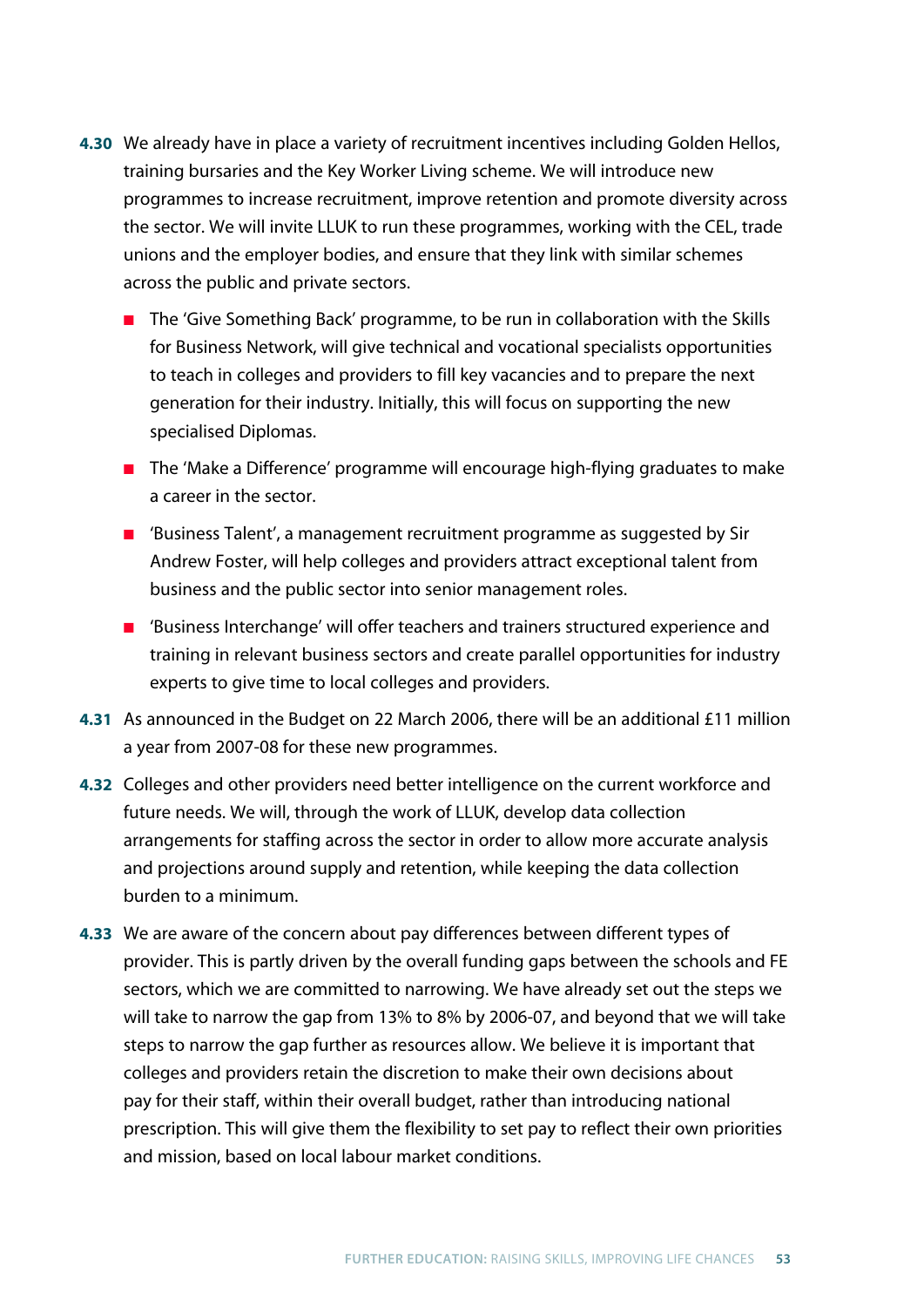**4.30** We already have in place a variety of recruitment incentives including Golden Hellos, training bursaries and the Key Worker Living scheme. We will introduce new programmes to increase recruitment, improve retention and promote diversity across the sector. We will invite LLUK to run these programmes, working with the CEL, trade unions and the employer bodies, and ensure that they link with similar schemes across the public and private sectors.

- The 'Give Something Back' programme, to be run in collaboration with the Skills for Business Network, will give technical and vocational specialists opportunities to teach in colleges and providers to fill key vacancies and to prepare the next generation for their industry. Initially, this will focus on supporting the new specialised Diplomas.
- The 'Make a Difference' programme will encourage high-flying graduates to make a career in the sector.
- 'Business Talent', a management recruitment programme as suggested by Sir Andrew Foster, will help colleges and providers attract exceptional talent from business and the public sector into senior management roles.
- 'Business Interchange' will offer teachers and trainers structured experience and training in relevant business sectors and create parallel opportunities for industry experts to give time to local colleges and providers.

**4.31** As announced in the Budget on 22 March 2006, there will be an additional £11 million a year from 2007-08 for these new programmes.

**4.32** Colleges and other providers need better intelligence on the current workforce and future needs. We will, through the work of LLUK, develop data collection arrangements for staffing across the sector in order to allow more accurate analysis and projections around supply and retention, while keeping the data collection burden to a minimum.

**4.33** We are aware of the concern about pay differences between different types of provider. This is partly driven by the overall funding gaps between the schools and FE sectors, which we are committed to narrowing. We have already set out the steps we will take to narrow the gap from 13% to 8% by 2006-07, and beyond that we will take steps to narrow the gap further as resources allow. We believe it is important that colleges and providers retain the discretion to make their own decisions about pay for their staff, within their overall budget, rather than introducing national prescription. This will give them the flexibility to set pay to reflect their own priorities and mission, based on local labour market conditions.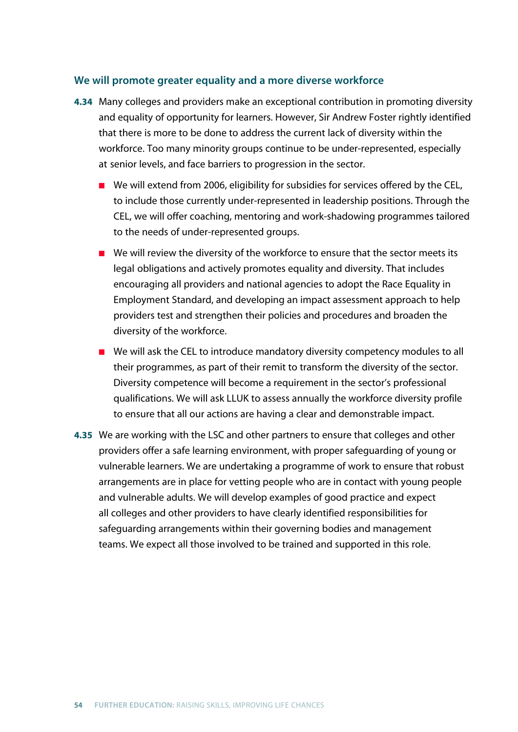### We will promote greater equality and a more diverse workforce

**4.34** Many colleges and providers make an exceptional contribution in promoting diversity and equality of opportunity for learners. However, Sir Andrew Foster rightly identified that there is more to be done to address the current lack of diversity within the workforce. Too many minority groups continue to be under-represented, especially at senior levels, and face barriers to progression in the sector.

- We will extend from 2006, eligibility for subsidies for services offered by the CEL, to include those currently under-represented in leadership positions. Through the CEL, we will offer coaching, mentoring and work-shadowing programmes tailored to the needs of under-represented groups.
- We will review the diversity of the workforce to ensure that the sector meets its legal obligations and actively promotes equality and diversity. That includes encouraging all providers and national agencies to adopt the Race Equality in Employment Standard, and developing an impact assessment approach to help providers test and strengthen their policies and procedures and broaden the diversity of the workforce.
- We will ask the CEL to introduce mandatory diversity competency modules to all their programmes, as part of their remit to transform the diversity of the sector. Diversity competence will become a requirement in the sector's professional qualifications. We will ask LLUK to assess annually the workforce diversity profile to ensure that all our actions are having a clear and demonstrable impact.

**4.35** We are working with the LSC and other partners to ensure that colleges and other providers offer a safe learning environment, with proper safeguarding of young or vulnerable learners. We are undertaking a programme of work to ensure that robust arrangements are in place for vetting people who are in contact with young people and vulnerable adults. We will develop examples of good practice and expect all colleges and other providers to have clearly identified responsibilities for safeguarding arrangements within their governing bodies and management teams. We expect all those involved to be trained and supported in this role.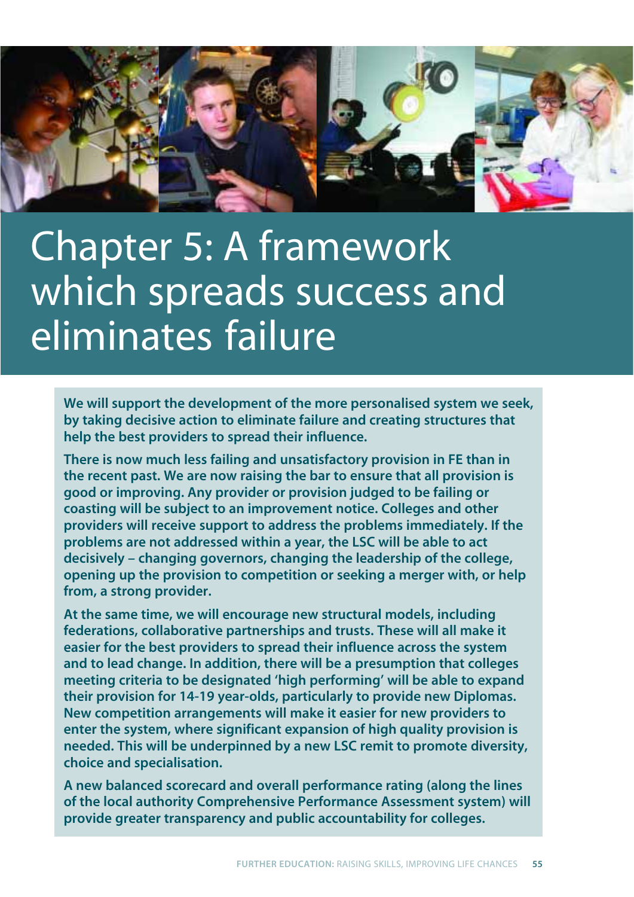# Chapter 5: A framework which spreads success and eliminates failure

**We will support the development of the more personalised system we seek, by taking decisive action to eliminate failure and creating structures that help the best providers to spread their influence.**

**There is now much less failing and unsatisfactory provision in FE than in the recent past. We are now raising the bar to ensure that all provision is good or improving. Any provider or provision judged to be failing or coasting will be subject to an improvement notice. Colleges and other providers will receive support to address the problems immediately. If the problems are not addressed within a year, the LSC will be able to act decisively – changing governors, changing the leadership of the college, opening up the provision to competition or seeking a merger with, or help from, a strong provider.**

**At the same time, we will encourage new structural models, including federations, collaborative partnerships and trusts. These will all make it easier for the best providers to spread their influence across the system and to lead change. In addition, there will be a presumption that colleges meeting criteria to be designated 'high performing' will be able to expand their provision for 14-19 year-olds, particularly to provide new Diplomas. New competition arrangements will make it easier for new providers to enter the system, where significant expansion of high quality provision is needed. This will be underpinned by a new LSC remit to promote diversity, choice and specialisation.**

**A new balanced scorecard and overall performance rating (along the lines of the local authority Comprehensive Performance Assessment system) will provide greater transparency and public accountability for colleges.**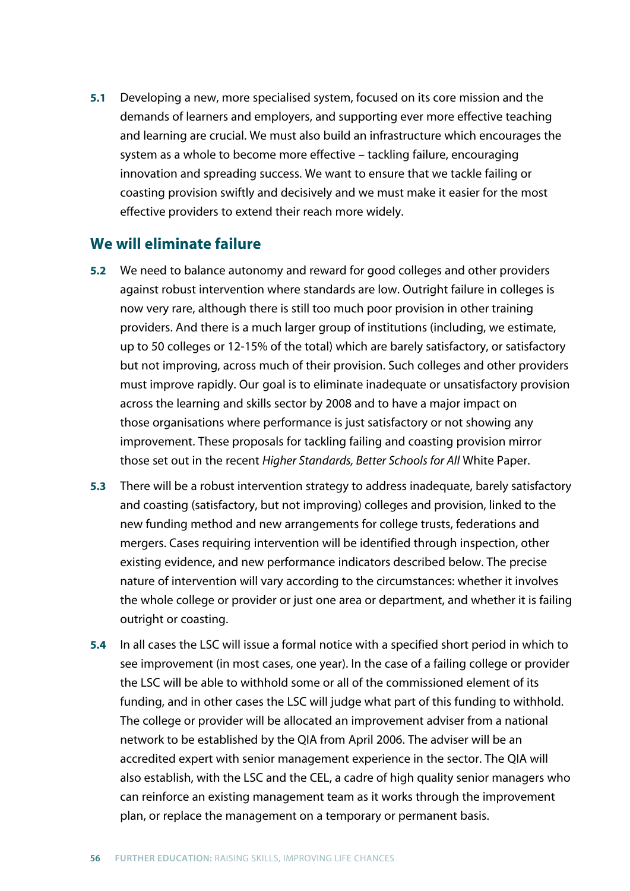**5.1** Developing a new, more specialised system, focused on its core mission and the demands of learners and employers, and supporting ever more effective teaching and learning are crucial. We must also build an infrastructure which encourages the system as a whole to become more effective – tackling failure, encouraging innovation and spreading success. We want to ensure that we tackle failing or coasting provision swiftly and decisively and we must make it easier for the most effective providers to extend their reach more widely.

## We will eliminate failure

**5.2** We need to balance autonomy and reward for good colleges and other providers against robust intervention where standards are low. Outright failure in colleges is now very rare, although there is still too much poor provision in other training providers. And there is a much larger group of institutions (including, we estimate, up to 50 colleges or 12-15% of the total) which are barely satisfactory, or satisfactory but not improving, across much of their provision. Such colleges and other providers must improve rapidly. Our goal is to eliminate inadequate or unsatisfactory provision across the learning and skills sector by 2008 and to have a major impact on those organisations where performance is just satisfactory or not showing any improvement. These proposals for tackling failing and coasting provision mirror those set out in the recent *Higher Standards, Better Schools for All* White Paper.

**5.3** There will be a robust intervention strategy to address inadequate, barely satisfactory and coasting (satisfactory, but not improving) colleges and provision, linked to the new funding method and new arrangements for college trusts, federations and mergers. Cases requiring intervention will be identified through inspection, other existing evidence, and new performance indicators described below. The precise nature of intervention will vary according to the circumstances: whether it involves the whole college or provider or just one area or department, and whether it is failing outright or coasting.

**5.4** In all cases the LSC will issue a formal notice with a specified short period in which to see improvement (in most cases, one year). In the case of a failing college or provider the LSC will be able to withhold some or all of the commissioned element of its funding, and in other cases the LSC will judge what part of this funding to withhold. The college or provider will be allocated an improvement adviser from a national network to be established by the QIA from April 2006. The adviser will be an accredited expert with senior management experience in the sector. The QIA will also establish, with the LSC and the CEL, a cadre of high quality senior managers who can reinforce an existing management team as it works through the improvement plan, or replace the management on a temporary or permanent basis.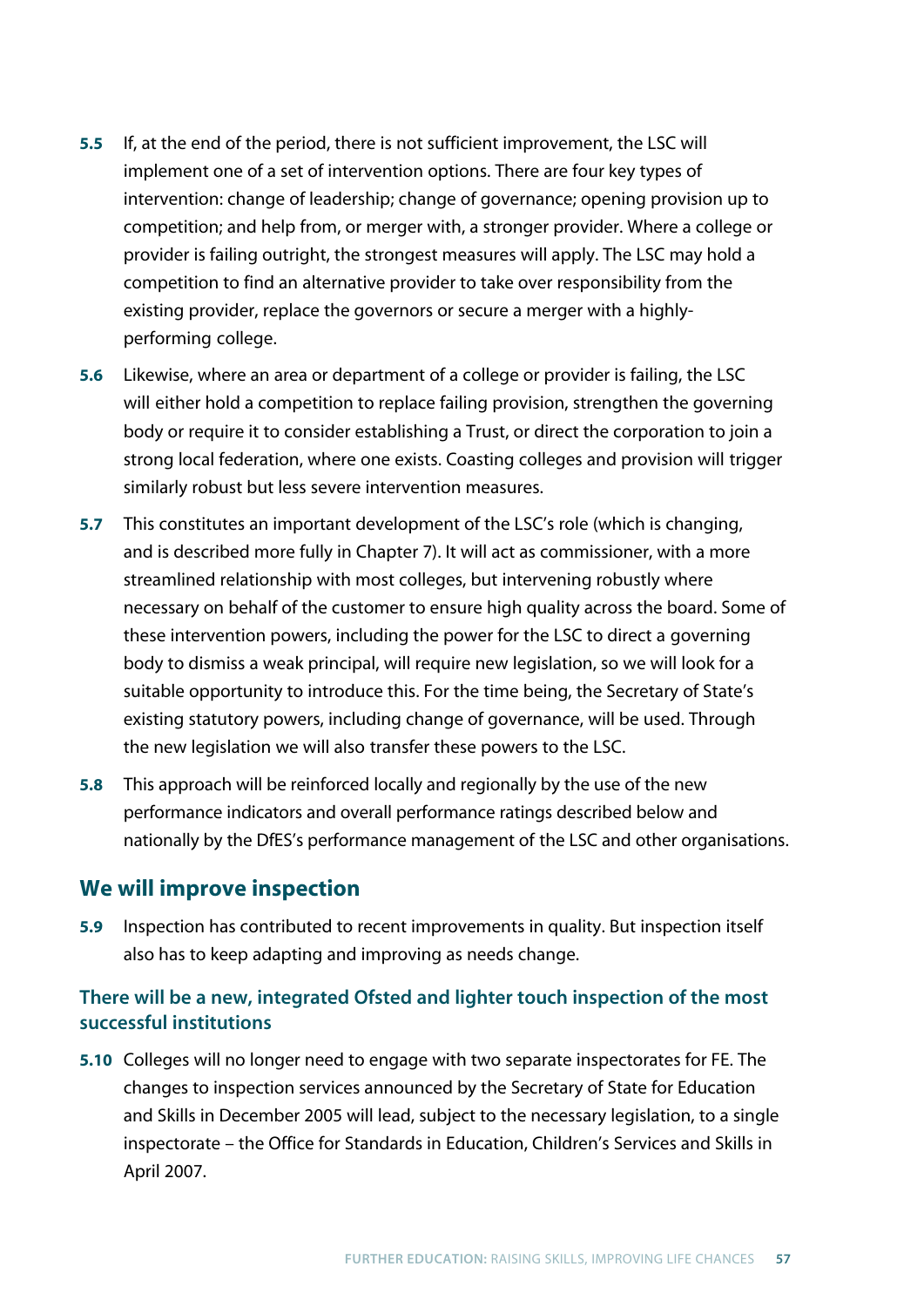**5.5** If, at the end of the period, there is not sufficient improvement, the LSC will implement one of a set of intervention options. There are four key types of intervention: change of leadership; change of governance; opening provision up to competition; and help from, or merger with, a stronger provider. Where a college or provider is failing outright, the strongest measures will apply. The LSC may hold a competition to find an alternative provider to take over responsibility from the existing provider, replace the governors or secure a merger with a highly-performing college.

**5.6** Likewise, where an area or department of a college or provider is failing, the LSC will either hold a competition to replace failing provision, strengthen the governing body or require it to consider establishing a Trust, or direct the corporation to join a strong local federation, where one exists. Coasting colleges and provision will trigger similarly robust but less severe intervention measures.

**5.7** This constitutes an important development of the LSC's role (which is changing, and is described more fully in Chapter 7). It will act as commissioner, with a more streamlined relationship with most colleges, but intervening robustly where necessary on behalf of the customer to ensure high quality across the board. Some of these intervention powers, including the power for the LSC to direct a governing body to dismiss a weak principal, will require new legislation, so we will look for a suitable opportunity to introduce this. For the time being, the Secretary of State's existing statutory powers, including change of governance, will be used. Through the new legislation we will also transfer these powers to the LSC.

**5.8** This approach will be reinforced locally and regionally by the use of the new performance indicators and overall performance ratings described below and nationally by the DfES's performance management of the LSC and other organisations.

## We will improve inspection

**5.9** Inspection has contributed to recent improvements in quality. But inspection itself also has to keep adapting and improving as needs change.

### There will be a new, integrated Ofsted and lighter touch inspection of the most successful institutions

**5.10** Colleges will no longer need to engage with two separate inspectorates for FE. The changes to inspection services announced by the Secretary of State for Education and Skills in December 2005 will lead, subject to the necessary legislation, to a single inspectorate – the Office for Standards in Education, Children's Services and Skills in April 2007.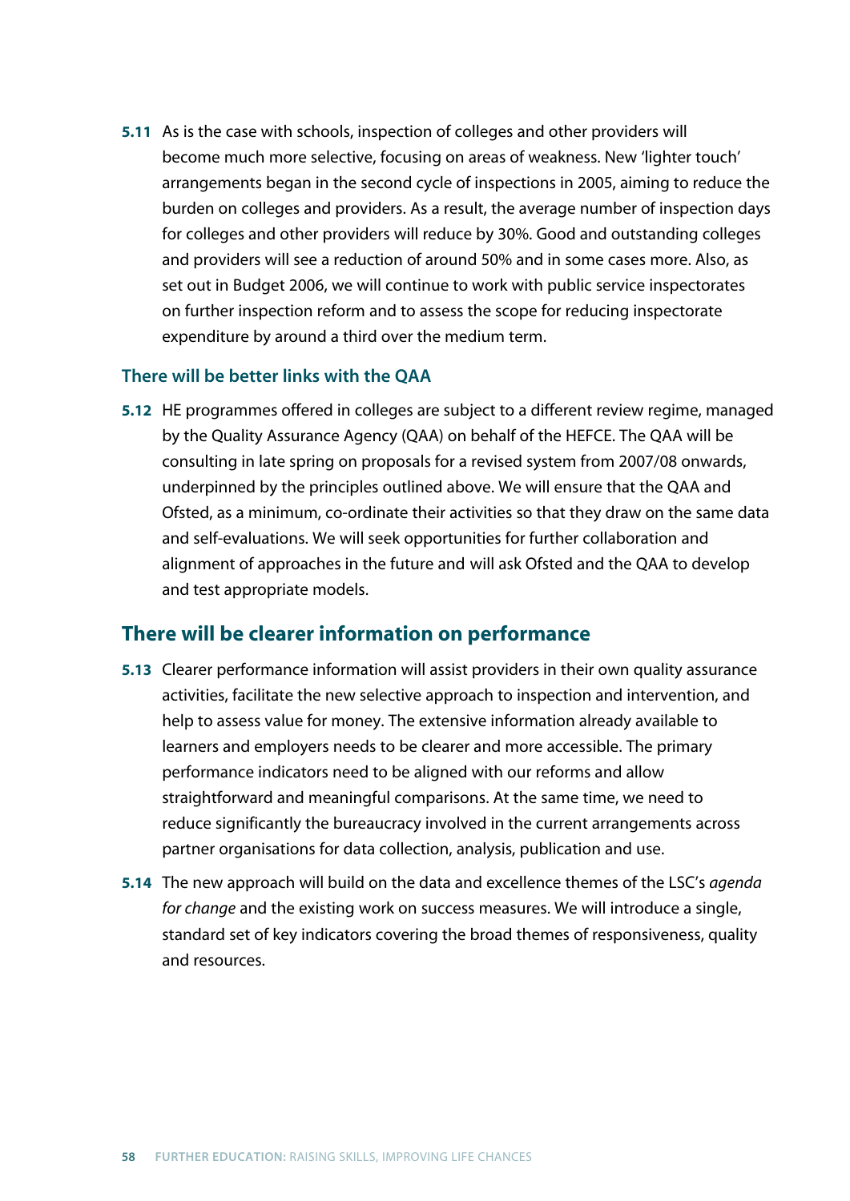**5.11** As is the case with schools, inspection of colleges and other providers will become much more selective, focusing on areas of weakness. New 'lighter touch' arrangements began in the second cycle of inspections in 2005, aiming to reduce the burden on colleges and providers. As a result, the average number of inspection days for colleges and other providers will reduce by 30%. Good and outstanding colleges and providers will see a reduction of around 50% and in some cases more. Also, as set out in Budget 2006, we will continue to work with public service inspectorates on further inspection reform and to assess the scope for reducing inspectorate expenditure by around a third over the medium term.

### There will be better links with the QAA

**5.12** HE programmes offered in colleges are subject to a different review regime, managed by the Quality Assurance Agency (QAA) on behalf of the HEFCE. The QAA will be consulting in late spring on proposals for a revised system from 2007/08 onwards, underpinned by the principles outlined above. We will ensure that the QAA and Ofsted, as a minimum, co-ordinate their activities so that they draw on the same data and self-evaluations. We will seek opportunities for further collaboration and alignment of approaches in the future and will ask Ofsted and the QAA to develop and test appropriate models.

## There will be clearer information on performance

**5.13** Clearer performance information will assist providers in their own quality assurance activities, facilitate the new selective approach to inspection and intervention, and help to assess value for money. The extensive information already available to learners and employers needs to be clearer and more accessible. The primary performance indicators need to be aligned with our reforms and allow straightforward and meaningful comparisons. At the same time, we need to reduce significantly the bureaucracy involved in the current arrangements across partner organisations for data collection, analysis, publication and use.

**5.14** The new approach will build on the data and excellence themes of the LSC's *agenda for change* and the existing work on success measures. We will introduce a single, standard set of key indicators covering the broad themes of responsiveness, quality and resources.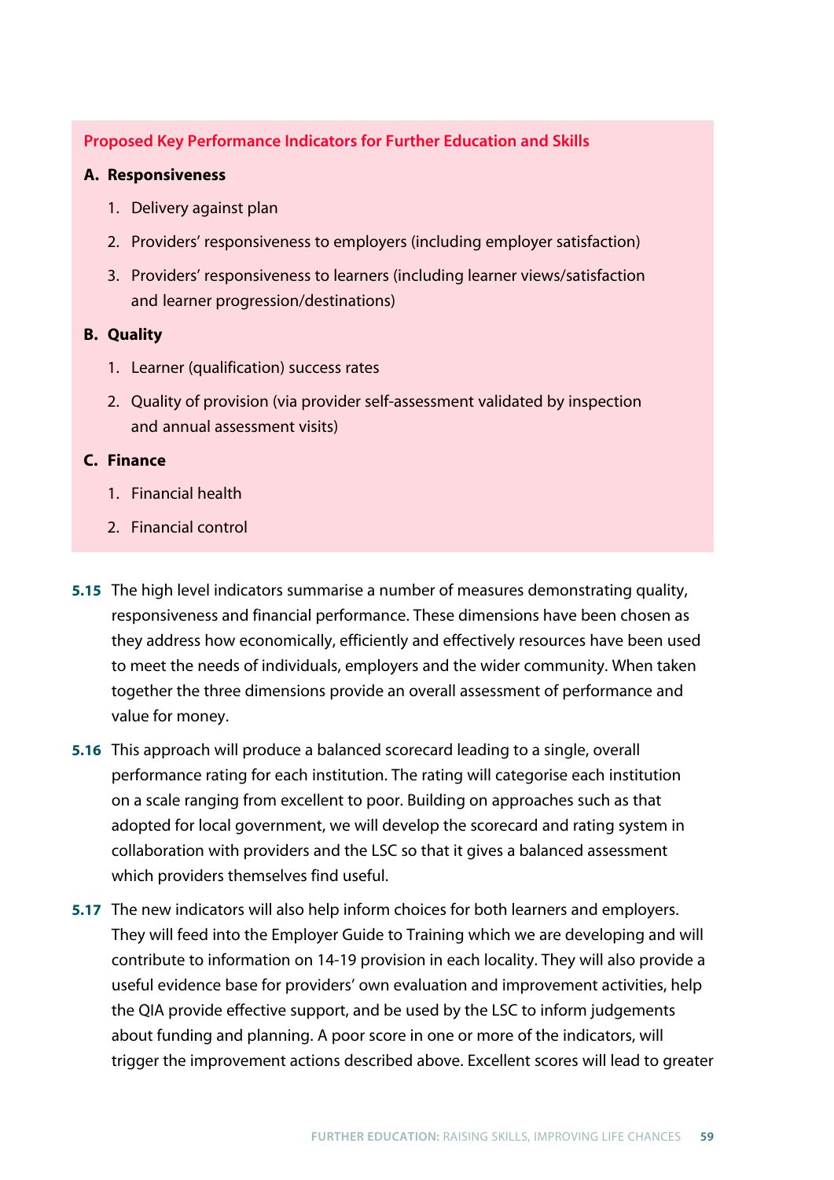**Proposed Key Performance Indicators for Further Education and Skills**

**A. Responsiveness**

1. Delivery against plan
2. Providers' responsiveness to employers (including employer satisfaction)
3. Providers' responsiveness to learners (including learner views/satisfaction and learner progression/destinations)

**B. Quality**

1. Learner (qualification) success rates
2. Quality of provision (via provider self-assessment validated by inspection and annual assessment visits)

**C. Finance**

1. Financial health
2. Financial control

**5.15** The high level indicators summarise a number of measures demonstrating quality, responsiveness and financial performance. These dimensions have been chosen as they address how economically, efficiently and effectively resources have been used to meet the needs of individuals, employers and the wider community. When taken together the three dimensions provide an overall assessment of performance and value for money.

**5.16** This approach will produce a balanced scorecard leading to a single, overall performance rating for each institution. The rating will categorise each institution on a scale ranging from excellent to poor. Building on approaches such as that adopted for local government, we will develop the scorecard and rating system in collaboration with providers and the LSC so that it gives a balanced assessment which providers themselves find useful.

**5.17** The new indicators will also help inform choices for both learners and employers. They will feed into the Employer Guide to Training which we are developing and will contribute to information on 14-19 provision in each locality. They will also provide a useful evidence base for providers' own evaluation and improvement activities, help the QIA provide effective support, and be used by the LSC to inform judgements about funding and planning. A poor score in one or more of the indicators, will trigger the improvement actions described above. Excellent scores will lead to greater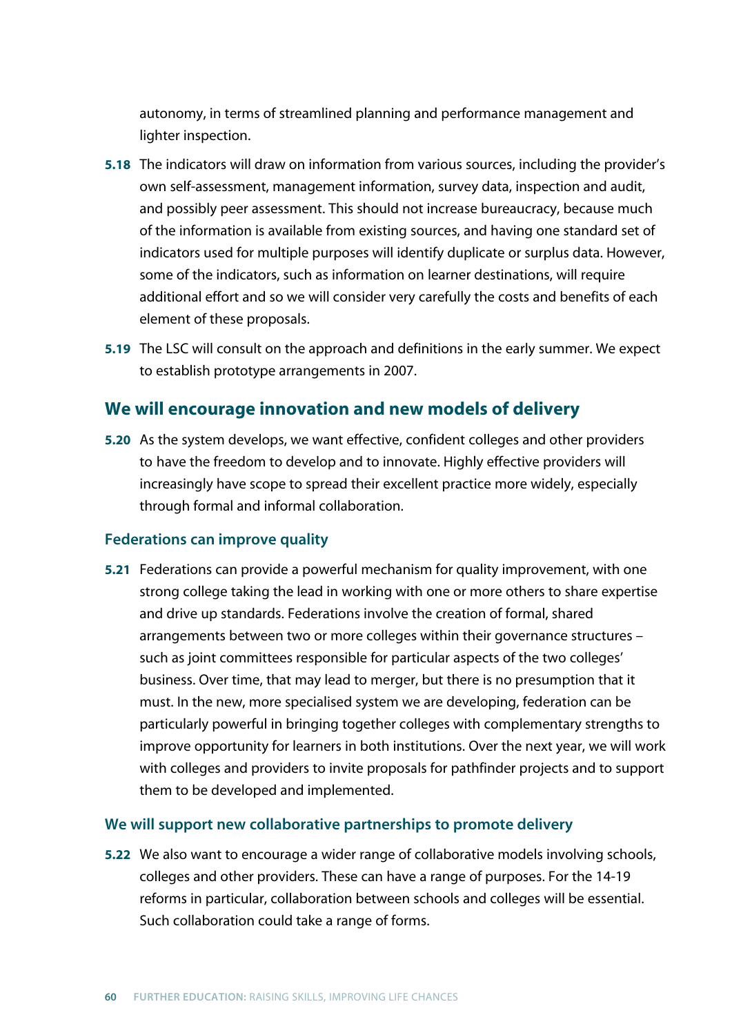autonomy, in terms of streamlined planning and performance management and lighter inspection.

**5.18** The indicators will draw on information from various sources, including the provider's own self-assessment, management information, survey data, inspection and audit, and possibly peer assessment. This should not increase bureaucracy, because much of the information is available from existing sources, and having one standard set of indicators used for multiple purposes will identify duplicate or surplus data. However, some of the indicators, such as information on learner destinations, will require additional effort and so we will consider very carefully the costs and benefits of each element of these proposals.

**5.19** The LSC will consult on the approach and definitions in the early summer. We expect to establish prototype arrangements in 2007.

## We will encourage innovation and new models of delivery

**5.20** As the system develops, we want effective, confident colleges and other providers to have the freedom to develop and to innovate. Highly effective providers will increasingly have scope to spread their excellent practice more widely, especially through formal and informal collaboration.

### Federations can improve quality

**5.21** Federations can provide a powerful mechanism for quality improvement, with one strong college taking the lead in working with one or more others to share expertise and drive up standards. Federations involve the creation of formal, shared arrangements between two or more colleges within their governance structures – such as joint committees responsible for particular aspects of the two colleges' business. Over time, that may lead to merger, but there is no presumption that it must. In the new, more specialised system we are developing, federation can be particularly powerful in bringing together colleges with complementary strengths to improve opportunity for learners in both institutions. Over the next year, we will work with colleges and providers to invite proposals for pathfinder projects and to support them to be developed and implemented.

### We will support new collaborative partnerships to promote delivery

**5.22** We also want to encourage a wider range of collaborative models involving schools, colleges and other providers. These can have a range of purposes. For the 14-19 reforms in particular, collaboration between schools and colleges will be essential. Such collaboration could take a range of forms.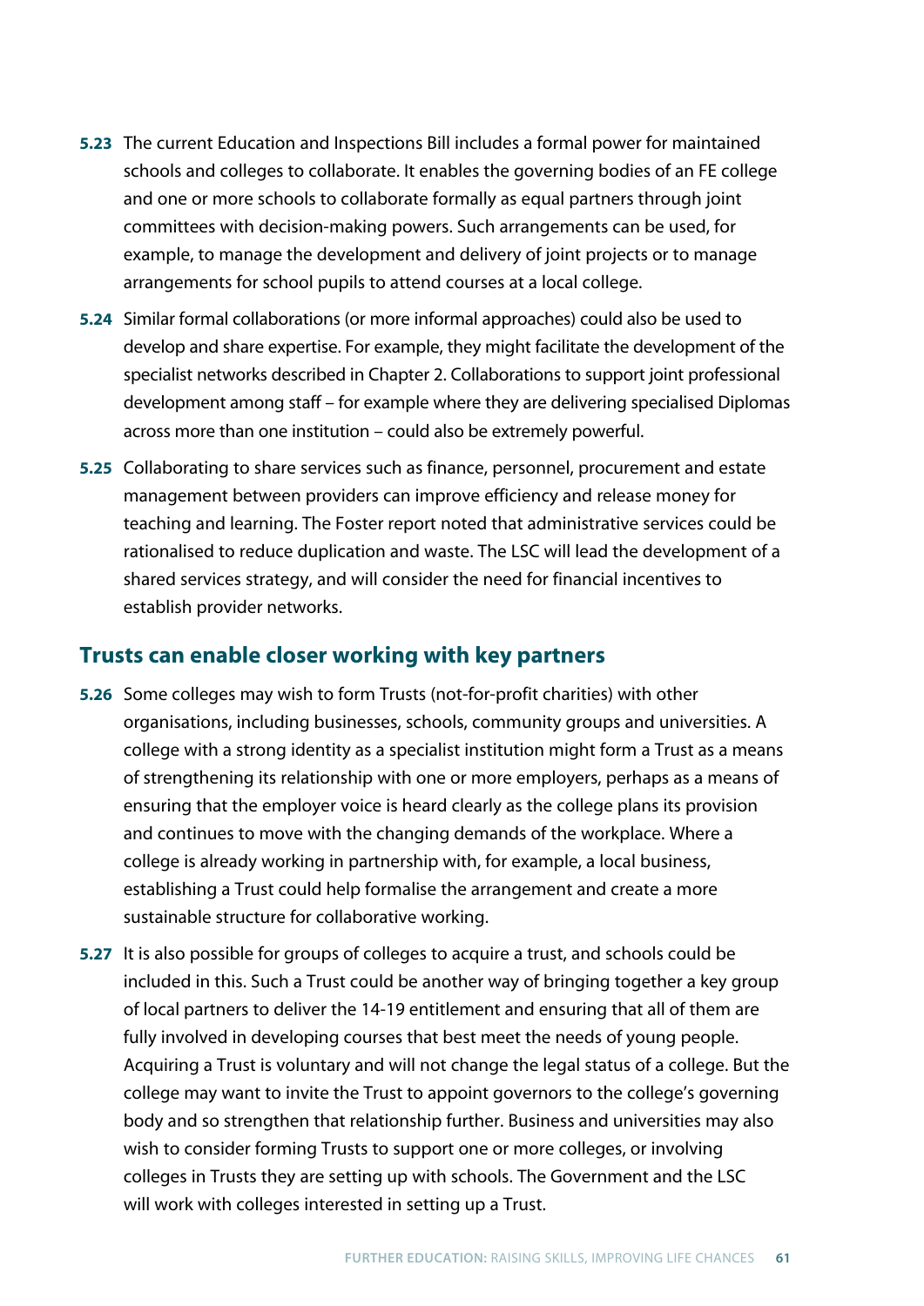**5.23** The current Education and Inspections Bill includes a formal power for maintained schools and colleges to collaborate. It enables the governing bodies of an FE college and one or more schools to collaborate formally as equal partners through joint committees with decision-making powers. Such arrangements can be used, for example, to manage the development and delivery of joint projects or to manage arrangements for school pupils to attend courses at a local college.

**5.24** Similar formal collaborations (or more informal approaches) could also be used to develop and share expertise. For example, they might facilitate the development of the specialist networks described in Chapter 2. Collaborations to support joint professional development among staff – for example where they are delivering specialised Diplomas across more than one institution – could also be extremely powerful.

**5.25** Collaborating to share services such as finance, personnel, procurement and estate management between providers can improve efficiency and release money for teaching and learning. The Foster report noted that administrative services could be rationalised to reduce duplication and waste. The LSC will lead the development of a shared services strategy, and will consider the need for financial incentives to establish provider networks.

## Trusts can enable closer working with key partners

**5.26** Some colleges may wish to form Trusts (not-for-profit charities) with other organisations, including businesses, schools, community groups and universities. A college with a strong identity as a specialist institution might form a Trust as a means of strengthening its relationship with one or more employers, perhaps as a means of ensuring that the employer voice is heard clearly as the college plans its provision and continues to move with the changing demands of the workplace. Where a college is already working in partnership with, for example, a local business, establishing a Trust could help formalise the arrangement and create a more sustainable structure for collaborative working.

**5.27** It is also possible for groups of colleges to acquire a trust, and schools could be included in this. Such a Trust could be another way of bringing together a key group of local partners to deliver the 14-19 entitlement and ensuring that all of them are fully involved in developing courses that best meet the needs of young people. Acquiring a Trust is voluntary and will not change the legal status of a college. But the college may want to invite the Trust to appoint governors to the college's governing body and so strengthen that relationship further. Business and universities may also wish to consider forming Trusts to support one or more colleges, or involving colleges in Trusts they are setting up with schools. The Government and the LSC will work with colleges interested in setting up a Trust.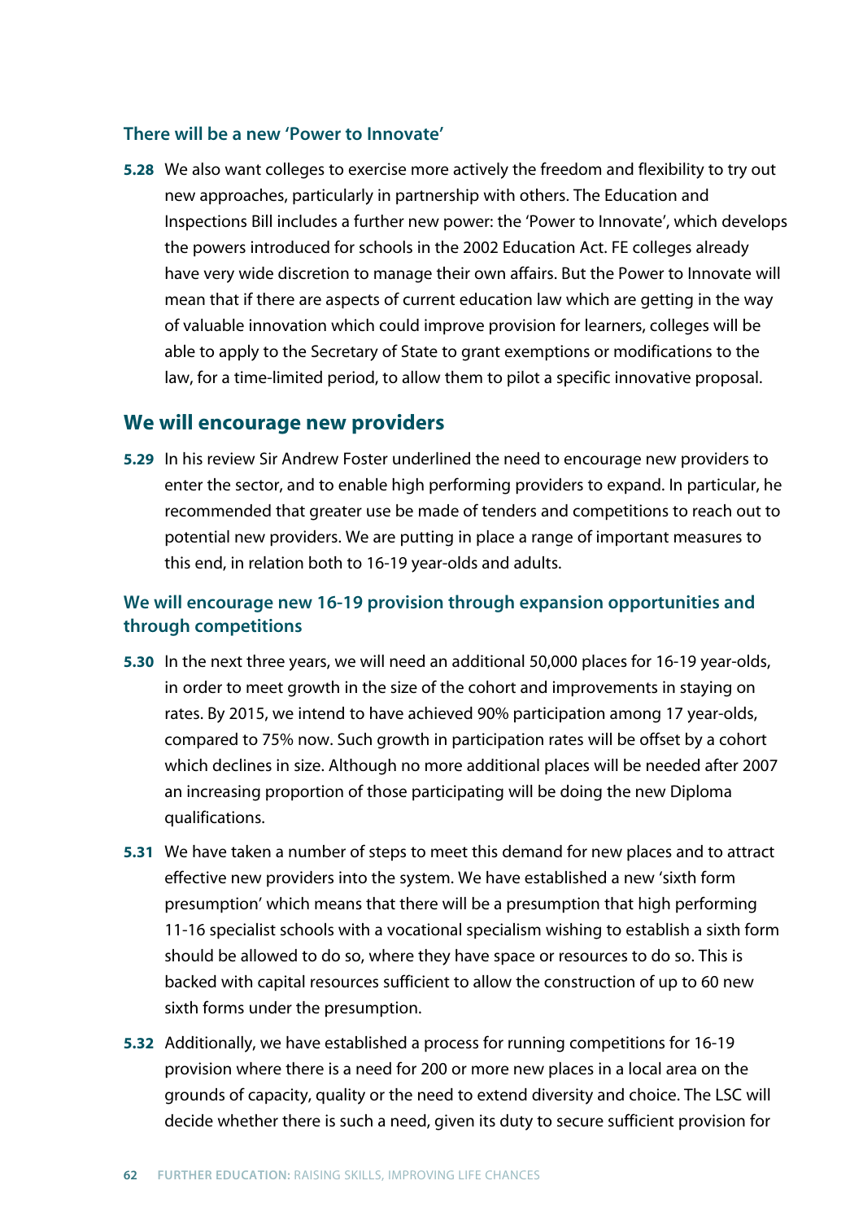### There will be a new 'Power to Innovate'

**5.28** We also want colleges to exercise more actively the freedom and flexibility to try out new approaches, particularly in partnership with others. The Education and Inspections Bill includes a further new power: the 'Power to Innovate', which develops the powers introduced for schools in the 2002 Education Act. FE colleges already have very wide discretion to manage their own affairs. But the Power to Innovate will mean that if there are aspects of current education law which are getting in the way of valuable innovation which could improve provision for learners, colleges will be able to apply to the Secretary of State to grant exemptions or modifications to the law, for a time-limited period, to allow them to pilot a specific innovative proposal.

## We will encourage new providers

**5.29** In his review Sir Andrew Foster underlined the need to encourage new providers to enter the sector, and to enable high performing providers to expand. In particular, he recommended that greater use be made of tenders and competitions to reach out to potential new providers. We are putting in place a range of important measures to this end, in relation both to 16-19 year-olds and adults.

### We will encourage new 16-19 provision through expansion opportunities and through competitions

**5.30** In the next three years, we will need an additional 50,000 places for 16-19 year-olds, in order to meet growth in the size of the cohort and improvements in staying on rates. By 2015, we intend to have achieved 90% participation among 17 year-olds, compared to 75% now. Such growth in participation rates will be offset by a cohort which declines in size. Although no more additional places will be needed after 2007 an increasing proportion of those participating will be doing the new Diploma qualifications.

**5.31** We have taken a number of steps to meet this demand for new places and to attract effective new providers into the system. We have established a new 'sixth form presumption' which means that there will be a presumption that high performing 11-16 specialist schools with a vocational specialism wishing to establish a sixth form should be allowed to do so, where they have space or resources to do so. This is backed with capital resources sufficient to allow the construction of up to 60 new sixth forms under the presumption.

**5.32** Additionally, we have established a process for running competitions for 16-19 provision where there is a need for 200 or more new places in a local area on the grounds of capacity, quality or the need to extend diversity and choice. The LSC will decide whether there is such a need, given its duty to secure sufficient provision for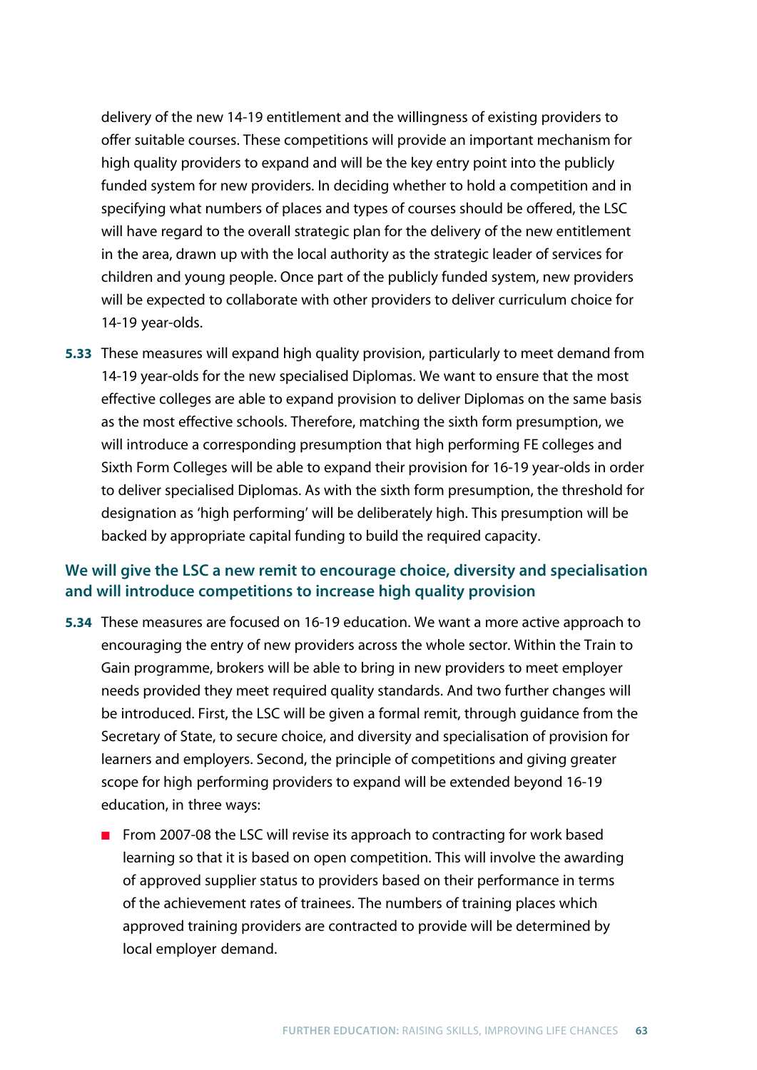delivery of the new 14-19 entitlement and the willingness of existing providers to offer suitable courses. These competitions will provide an important mechanism for high quality providers to expand and will be the key entry point into the publicly funded system for new providers. In deciding whether to hold a competition and in specifying what numbers of places and types of courses should be offered, the LSC will have regard to the overall strategic plan for the delivery of the new entitlement in the area, drawn up with the local authority as the strategic leader of services for children and young people. Once part of the publicly funded system, new providers will be expected to collaborate with other providers to deliver curriculum choice for 14-19 year-olds.

**5.33** These measures will expand high quality provision, particularly to meet demand from 14-19 year-olds for the new specialised Diplomas. We want to ensure that the most effective colleges are able to expand provision to deliver Diplomas on the same basis as the most effective schools. Therefore, matching the sixth form presumption, we will introduce a corresponding presumption that high performing FE colleges and Sixth Form Colleges will be able to expand their provision for 16-19 year-olds in order to deliver specialised Diplomas. As with the sixth form presumption, the threshold for designation as 'high performing' will be deliberately high. This presumption will be backed by appropriate capital funding to build the required capacity.

### We will give the LSC a new remit to encourage choice, diversity and specialisation and will introduce competitions to increase high quality provision

**5.34** These measures are focused on 16-19 education. We want a more active approach to encouraging the entry of new providers across the whole sector. Within the Train to Gain programme, brokers will be able to bring in new providers to meet employer needs provided they meet required quality standards. And two further changes will be introduced. First, the LSC will be given a formal remit, through guidance from the Secretary of State, to secure choice, and diversity and specialisation of provision for learners and employers. Second, the principle of competitions and giving greater scope for high performing providers to expand will be extended beyond 16-19 education, in three ways:

- From 2007-08 the LSC will revise its approach to contracting for work based learning so that it is based on open competition. This will involve the awarding of approved supplier status to providers based on their performance in terms of the achievement rates of trainees. The numbers of training places which approved training providers are contracted to provide will be determined by local employer demand.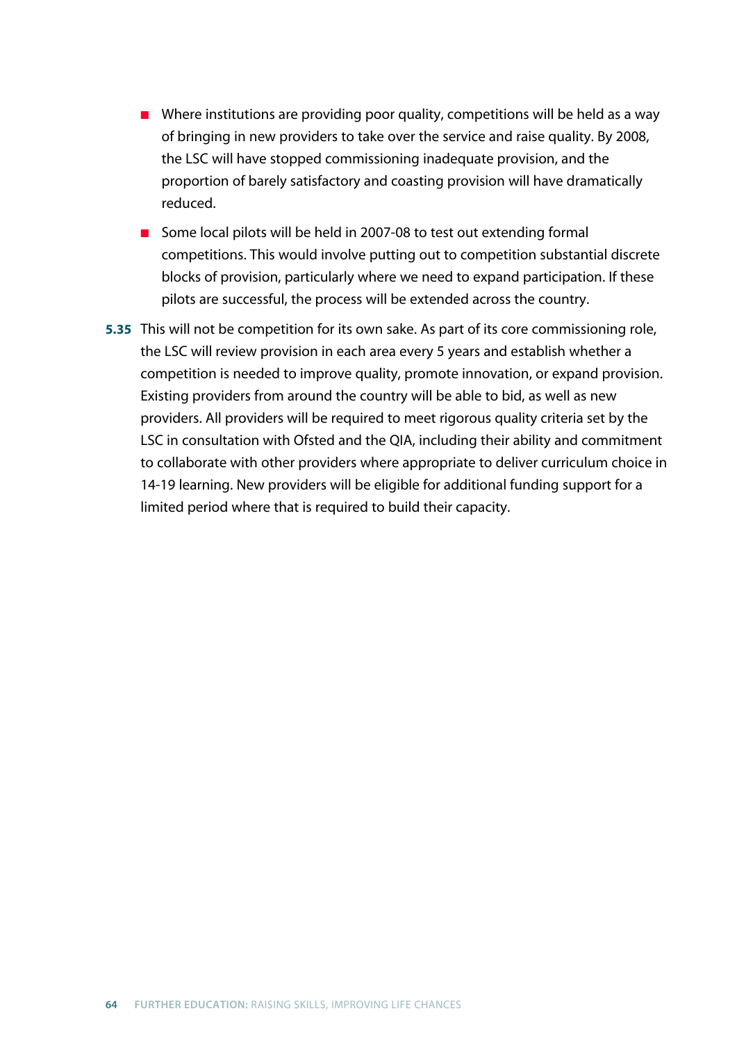- Where institutions are providing poor quality, competitions will be held as a way of bringing in new providers to take over the service and raise quality. By 2008, the LSC will have stopped commissioning inadequate provision, and the proportion of barely satisfactory and coasting provision will have dramatically reduced.
- Some local pilots will be held in 2007-08 to test out extending formal competitions. This would involve putting out to competition substantial discrete blocks of provision, particularly where we need to expand participation. If these pilots are successful, the process will be extended across the country.

**5.35** This will not be competition for its own sake. As part of its core commissioning role, the LSC will review provision in each area every 5 years and establish whether a competition is needed to improve quality, promote innovation, or expand provision. Existing providers from around the country will be able to bid, as well as new providers. All providers will be required to meet rigorous quality criteria set by the LSC in consultation with Ofsted and the QIA, including their ability and commitment to collaborate with other providers where appropriate to deliver curriculum choice in 14-19 learning. New providers will be eligible for additional funding support for a limited period where that is required to build their capacity.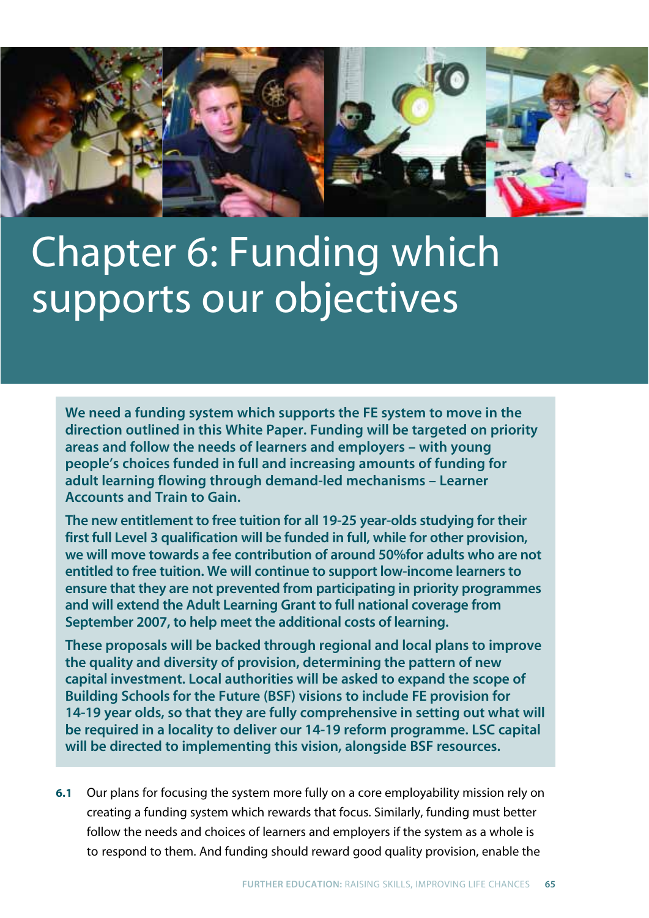# Chapter 6: Funding which supports our objectives

**We need a funding system which supports the FE system to move in the direction outlined in this White Paper. Funding will be targeted on priority areas and follow the needs of learners and employers – with young people's choices funded in full and increasing amounts of funding for adult learning flowing through demand-led mechanisms – Learner Accounts and Train to Gain.**

**The new entitlement to free tuition for all 19-25 year-olds studying for their first full Level 3 qualification will be funded in full, while for other provision, we will move towards a fee contribution of around 50%for adults who are not entitled to free tuition. We will continue to support low-income learners to ensure that they are not prevented from participating in priority programmes and will extend the Adult Learning Grant to full national coverage from September 2007, to help meet the additional costs of learning.**

**These proposals will be backed through regional and local plans to improve the quality and diversity of provision, determining the pattern of new capital investment. Local authorities will be asked to expand the scope of Building Schools for the Future (BSF) visions to include FE provision for 14-19 year olds, so that they are fully comprehensive in setting out what will be required in a locality to deliver our 14-19 reform programme. LSC capital will be directed to implementing this vision, alongside BSF resources.**

**6.1** Our plans for focusing the system more fully on a core employability mission rely on creating a funding system which rewards that focus. Similarly, funding must better follow the needs and choices of learners and employers if the system as a whole is to respond to them. And funding should reward good quality provision, enable the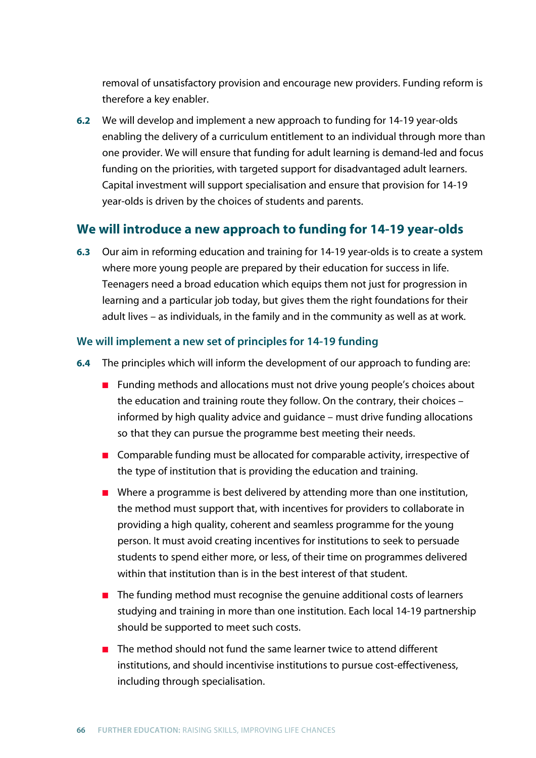removal of unsatisfactory provision and encourage new providers. Funding reform is therefore a key enabler.

**6.2** We will develop and implement a new approach to funding for 14-19 year-olds enabling the delivery of a curriculum entitlement to an individual through more than one provider. We will ensure that funding for adult learning is demand-led and focus funding on the priorities, with targeted support for disadvantaged adult learners. Capital investment will support specialisation and ensure that provision for 14-19 year-olds is driven by the choices of students and parents.

## We will introduce a new approach to funding for 14-19 year-olds

**6.3** Our aim in reforming education and training for 14-19 year-olds is to create a system where more young people are prepared by their education for success in life. Teenagers need a broad education which equips them not just for progression in learning and a particular job today, but gives them the right foundations for their adult lives – as individuals, in the family and in the community as well as at work.

### We will implement a new set of principles for 14-19 funding

**6.4** The principles which will inform the development of our approach to funding are:

- Funding methods and allocations must not drive young people's choices about the education and training route they follow. On the contrary, their choices – informed by high quality advice and guidance – must drive funding allocations so that they can pursue the programme best meeting their needs.
- Comparable funding must be allocated for comparable activity, irrespective of the type of institution that is providing the education and training.
- Where a programme is best delivered by attending more than one institution, the method must support that, with incentives for providers to collaborate in providing a high quality, coherent and seamless programme for the young person. It must avoid creating incentives for institutions to seek to persuade students to spend either more, or less, of their time on programmes delivered within that institution than is in the best interest of that student.
- The funding method must recognise the genuine additional costs of learners studying and training in more than one institution. Each local 14-19 partnership should be supported to meet such costs.
- The method should not fund the same learner twice to attend different institutions, and should incentivise institutions to pursue cost-effectiveness, including through specialisation.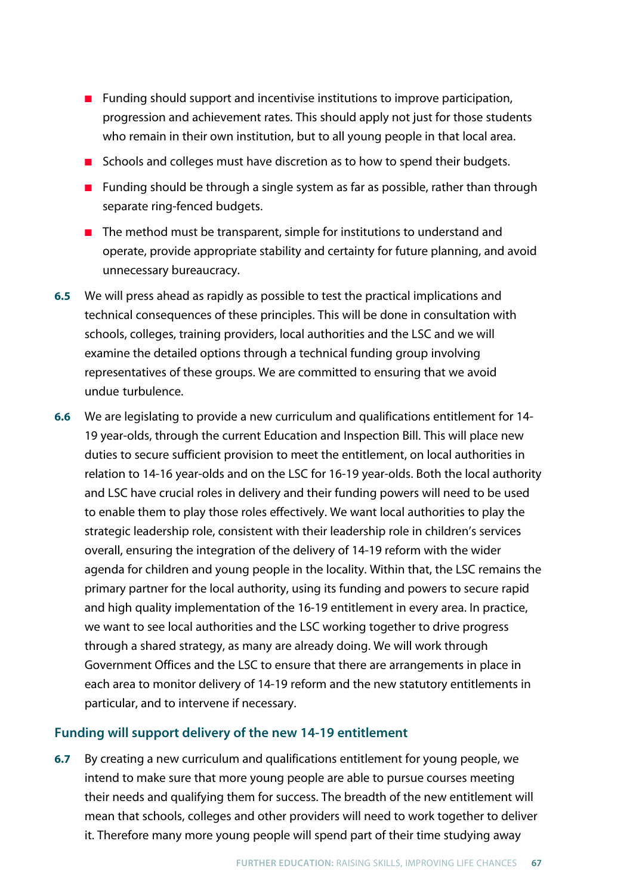- Funding should support and incentivise institutions to improve participation, progression and achievement rates. This should apply not just for those students who remain in their own institution, but to all young people in that local area.
- Schools and colleges must have discretion as to how to spend their budgets.
- Funding should be through a single system as far as possible, rather than through separate ring-fenced budgets.
- The method must be transparent, simple for institutions to understand and operate, provide appropriate stability and certainty for future planning, and avoid unnecessary bureaucracy.

**6.5** We will press ahead as rapidly as possible to test the practical implications and technical consequences of these principles. This will be done in consultation with schools, colleges, training providers, local authorities and the LSC and we will examine the detailed options through a technical funding group involving representatives of these groups. We are committed to ensuring that we avoid undue turbulence.

**6.6** We are legislating to provide a new curriculum and qualifications entitlement for 14-19 year-olds, through the current Education and Inspection Bill. This will place new duties to secure sufficient provision to meet the entitlement, on local authorities in relation to 14-16 year-olds and on the LSC for 16-19 year-olds. Both the local authority and LSC have crucial roles in delivery and their funding powers will need to be used to enable them to play those roles effectively. We want local authorities to play the strategic leadership role, consistent with their leadership role in children's services overall, ensuring the integration of the delivery of 14-19 reform with the wider agenda for children and young people in the locality. Within that, the LSC remains the primary partner for the local authority, using its funding and powers to secure rapid and high quality implementation of the 16-19 entitlement in every area. In practice, we want to see local authorities and the LSC working together to drive progress through a shared strategy, as many are already doing. We will work through Government Offices and the LSC to ensure that there are arrangements in place in each area to monitor delivery of 14-19 reform and the new statutory entitlements in particular, and to intervene if necessary.

### Funding will support delivery of the new 14-19 entitlement

**6.7** By creating a new curriculum and qualifications entitlement for young people, we intend to make sure that more young people are able to pursue courses meeting their needs and qualifying them for success. The breadth of the new entitlement will mean that schools, colleges and other providers will need to work together to deliver it. Therefore many more young people will spend part of their time studying away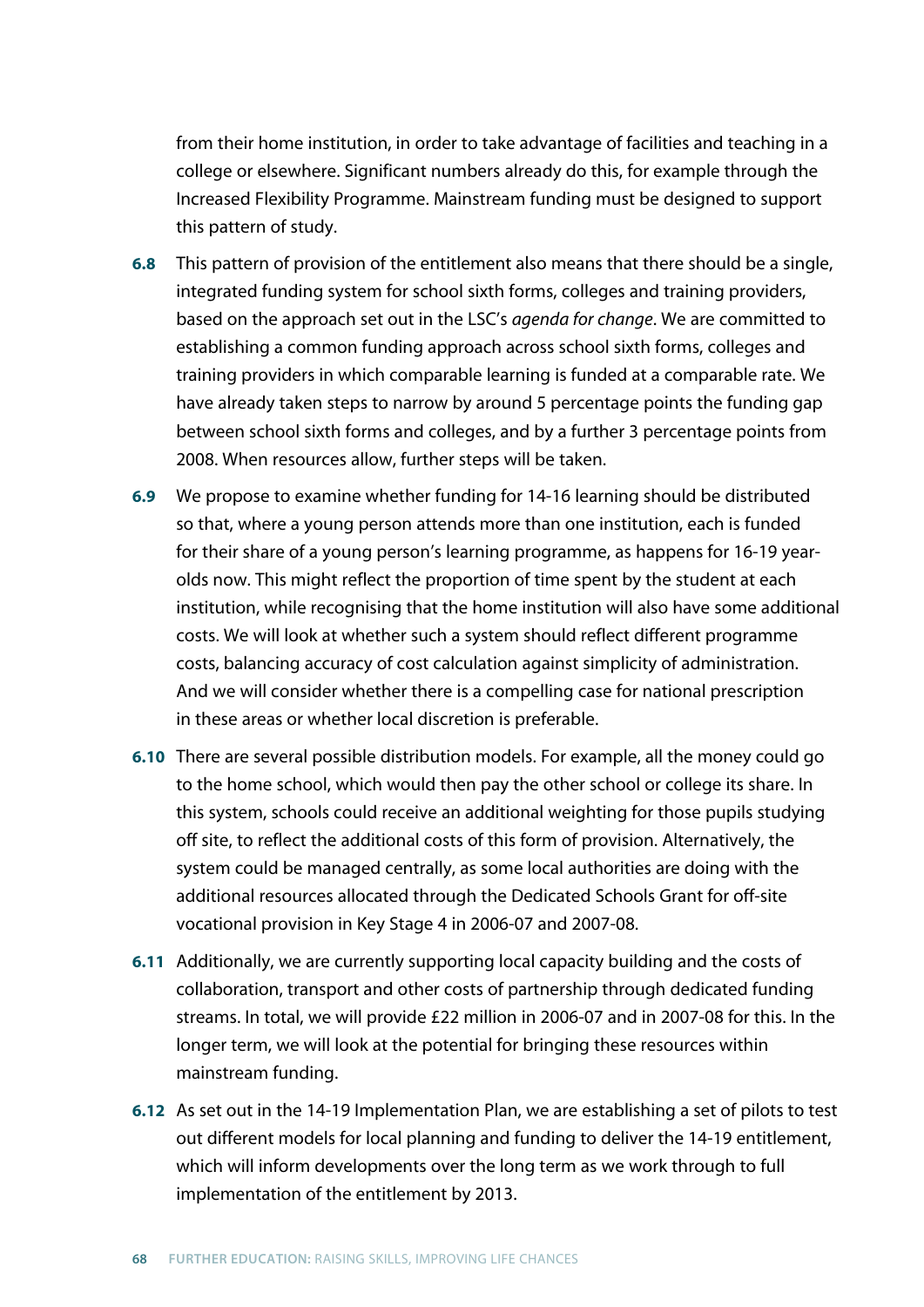from their home institution, in order to take advantage of facilities and teaching in a college or elsewhere. Significant numbers already do this, for example through the Increased Flexibility Programme. Mainstream funding must be designed to support this pattern of study.

**6.8** This pattern of provision of the entitlement also means that there should be a single, integrated funding system for school sixth forms, colleges and training providers, based on the approach set out in the LSC's *agenda for change*. We are committed to establishing a common funding approach across school sixth forms, colleges and training providers in which comparable learning is funded at a comparable rate. We have already taken steps to narrow by around 5 percentage points the funding gap between school sixth forms and colleges, and by a further 3 percentage points from 2008. When resources allow, further steps will be taken.

**6.9** We propose to examine whether funding for 14-16 learning should be distributed so that, where a young person attends more than one institution, each is funded for their share of a young person's learning programme, as happens for 16-19 year-olds now. This might reflect the proportion of time spent by the student at each institution, while recognising that the home institution will also have some additional costs. We will look at whether such a system should reflect different programme costs, balancing accuracy of cost calculation against simplicity of administration. And we will consider whether there is a compelling case for national prescription in these areas or whether local discretion is preferable.

**6.10** There are several possible distribution models. For example, all the money could go to the home school, which would then pay the other school or college its share. In this system, schools could receive an additional weighting for those pupils studying off site, to reflect the additional costs of this form of provision. Alternatively, the system could be managed centrally, as some local authorities are doing with the additional resources allocated through the Dedicated Schools Grant for off-site vocational provision in Key Stage 4 in 2006-07 and 2007-08.

**6.11** Additionally, we are currently supporting local capacity building and the costs of collaboration, transport and other costs of partnership through dedicated funding streams. In total, we will provide £22 million in 2006-07 and in 2007-08 for this. In the longer term, we will look at the potential for bringing these resources within mainstream funding.

**6.12** As set out in the 14-19 Implementation Plan, we are establishing a set of pilots to test out different models for local planning and funding to deliver the 14-19 entitlement, which will inform developments over the long term as we work through to full implementation of the entitlement by 2013.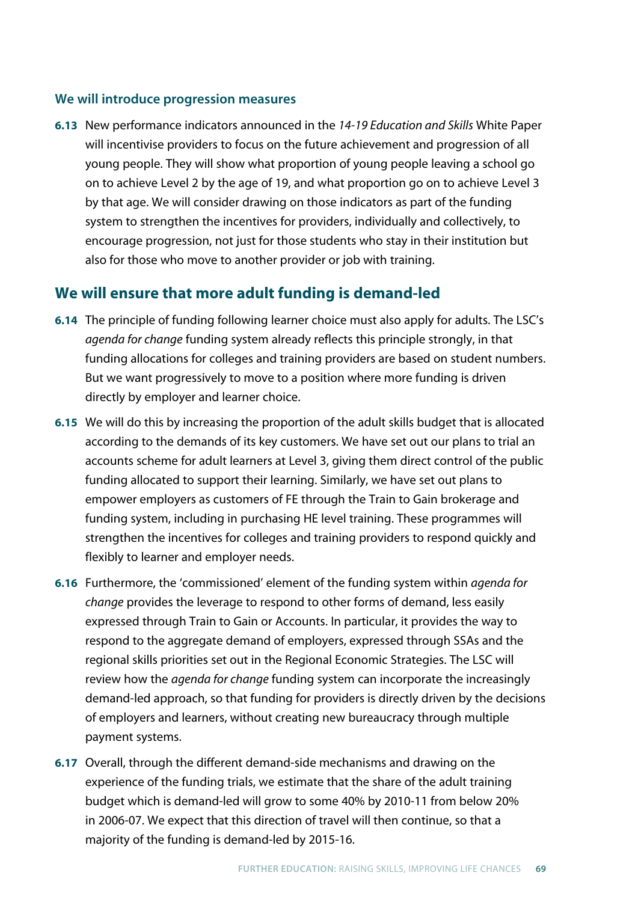### We will introduce progression measures

**6.13** New performance indicators announced in the *14-19 Education and Skills* White Paper will incentivise providers to focus on the future achievement and progression of all young people. They will show what proportion of young people leaving a school go on to achieve Level 2 by the age of 19, and what proportion go on to achieve Level 3 by that age. We will consider drawing on those indicators as part of the funding system to strengthen the incentives for providers, individually and collectively, to encourage progression, not just for those students who stay in their institution but also for those who move to another provider or job with training.

## We will ensure that more adult funding is demand-led

**6.14** The principle of funding following learner choice must also apply for adults. The LSC's *agenda for change* funding system already reflects this principle strongly, in that funding allocations for colleges and training providers are based on student numbers. But we want progressively to move to a position where more funding is driven directly by employer and learner choice.

**6.15** We will do this by increasing the proportion of the adult skills budget that is allocated according to the demands of its key customers. We have set out our plans to trial an accounts scheme for adult learners at Level 3, giving them direct control of the public funding allocated to support their learning. Similarly, we have set out plans to empower employers as customers of FE through the Train to Gain brokerage and funding system, including in purchasing HE level training. These programmes will strengthen the incentives for colleges and training providers to respond quickly and flexibly to learner and employer needs.

**6.16** Furthermore, the 'commissioned' element of the funding system within *agenda for change* provides the leverage to respond to other forms of demand, less easily expressed through Train to Gain or Accounts. In particular, it provides the way to respond to the aggregate demand of employers, expressed through SSAs and the regional skills priorities set out in the Regional Economic Strategies. The LSC will review how the *agenda for change* funding system can incorporate the increasingly demand-led approach, so that funding for providers is directly driven by the decisions of employers and learners, without creating new bureaucracy through multiple payment systems.

**6.17** Overall, through the different demand-side mechanisms and drawing on the experience of the funding trials, we estimate that the share of the adult training budget which is demand-led will grow to some 40% by 2010-11 from below 20% in 2006-07. We expect that this direction of travel will then continue, so that a majority of the funding is demand-led by 2015-16.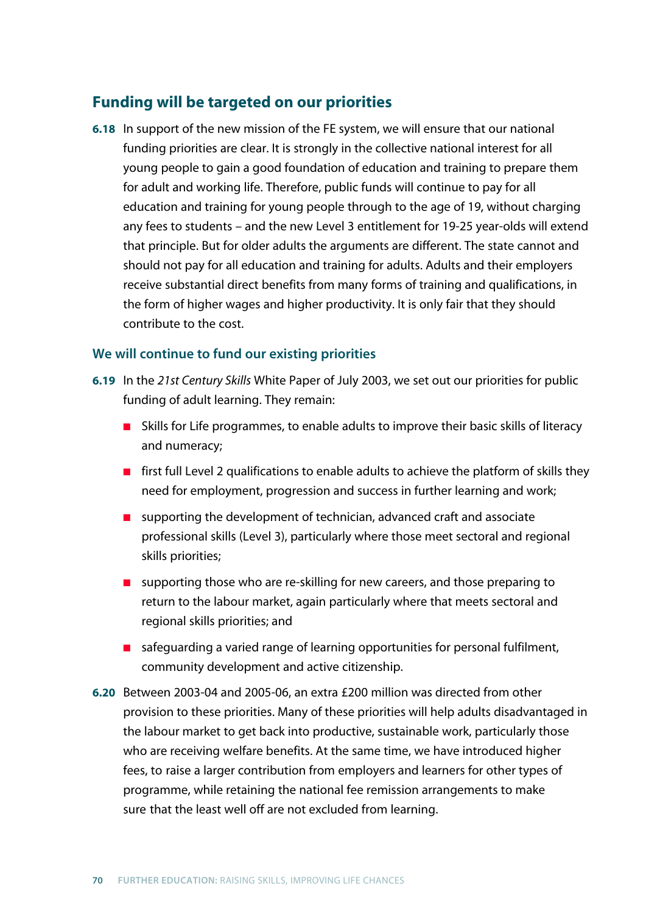## Funding will be targeted on our priorities

**6.18** In support of the new mission of the FE system, we will ensure that our national funding priorities are clear. It is strongly in the collective national interest for all young people to gain a good foundation of education and training to prepare them for adult and working life. Therefore, public funds will continue to pay for all education and training for young people through to the age of 19, without charging any fees to students – and the new Level 3 entitlement for 19-25 year-olds will extend that principle. But for older adults the arguments are different. The state cannot and should not pay for all education and training for adults. Adults and their employers receive substantial direct benefits from many forms of training and qualifications, in the form of higher wages and higher productivity. It is only fair that they should contribute to the cost.

### We will continue to fund our existing priorities

**6.19** In the *21st Century Skills* White Paper of July 2003, we set out our priorities for public funding of adult learning. They remain:

- Skills for Life programmes, to enable adults to improve their basic skills of literacy and numeracy;
- first full Level 2 qualifications to enable adults to achieve the platform of skills they need for employment, progression and success in further learning and work;
- supporting the development of technician, advanced craft and associate professional skills (Level 3), particularly where those meet sectoral and regional skills priorities;
- supporting those who are re-skilling for new careers, and those preparing to return to the labour market, again particularly where that meets sectoral and regional skills priorities; and
- safeguarding a varied range of learning opportunities for personal fulfilment, community development and active citizenship.

**6.20** Between 2003-04 and 2005-06, an extra £200 million was directed from other provision to these priorities. Many of these priorities will help adults disadvantaged in the labour market to get back into productive, sustainable work, particularly those who are receiving welfare benefits. At the same time, we have introduced higher fees, to raise a larger contribution from employers and learners for other types of programme, while retaining the national fee remission arrangements to make sure that the least well off are not excluded from learning.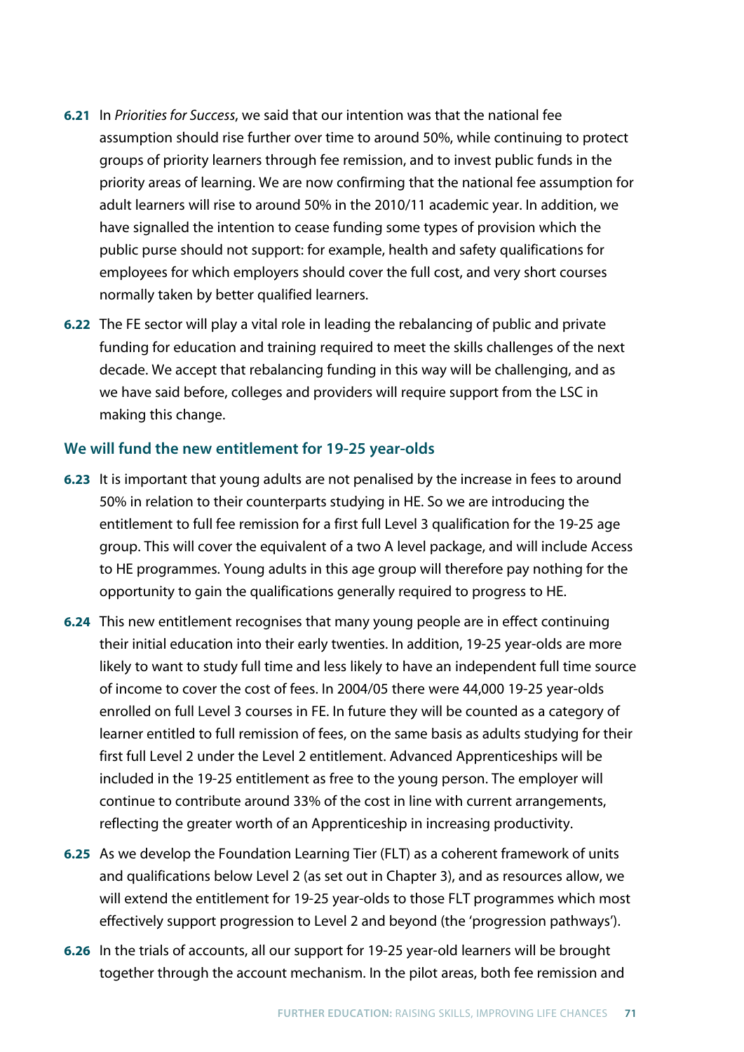**6.21** In *Priorities for Success*, we said that our intention was that the national fee assumption should rise further over time to around 50%, while continuing to protect groups of priority learners through fee remission, and to invest public funds in the priority areas of learning. We are now confirming that the national fee assumption for adult learners will rise to around 50% in the 2010/11 academic year. In addition, we have signalled the intention to cease funding some types of provision which the public purse should not support: for example, health and safety qualifications for employees for which employers should cover the full cost, and very short courses normally taken by better qualified learners.

**6.22** The FE sector will play a vital role in leading the rebalancing of public and private funding for education and training required to meet the skills challenges of the next decade. We accept that rebalancing funding in this way will be challenging, and as we have said before, colleges and providers will require support from the LSC in making this change.

### We will fund the new entitlement for 19-25 year-olds

**6.23** It is important that young adults are not penalised by the increase in fees to around 50% in relation to their counterparts studying in HE. So we are introducing the entitlement to full fee remission for a first full Level 3 qualification for the 19-25 age group. This will cover the equivalent of a two A level package, and will include Access to HE programmes. Young adults in this age group will therefore pay nothing for the opportunity to gain the qualifications generally required to progress to HE.

**6.24** This new entitlement recognises that many young people are in effect continuing their initial education into their early twenties. In addition, 19-25 year-olds are more likely to want to study full time and less likely to have an independent full time source of income to cover the cost of fees. In 2004/05 there were 44,000 19-25 year-olds enrolled on full Level 3 courses in FE. In future they will be counted as a category of learner entitled to full remission of fees, on the same basis as adults studying for their first full Level 2 under the Level 2 entitlement. Advanced Apprenticeships will be included in the 19-25 entitlement as free to the young person. The employer will continue to contribute around 33% of the cost in line with current arrangements, reflecting the greater worth of an Apprenticeship in increasing productivity.

**6.25** As we develop the Foundation Learning Tier (FLT) as a coherent framework of units and qualifications below Level 2 (as set out in Chapter 3), and as resources allow, we will extend the entitlement for 19-25 year-olds to those FLT programmes which most effectively support progression to Level 2 and beyond (the 'progression pathways').

**6.26** In the trials of accounts, all our support for 19-25 year-old learners will be brought together through the account mechanism. In the pilot areas, both fee remission and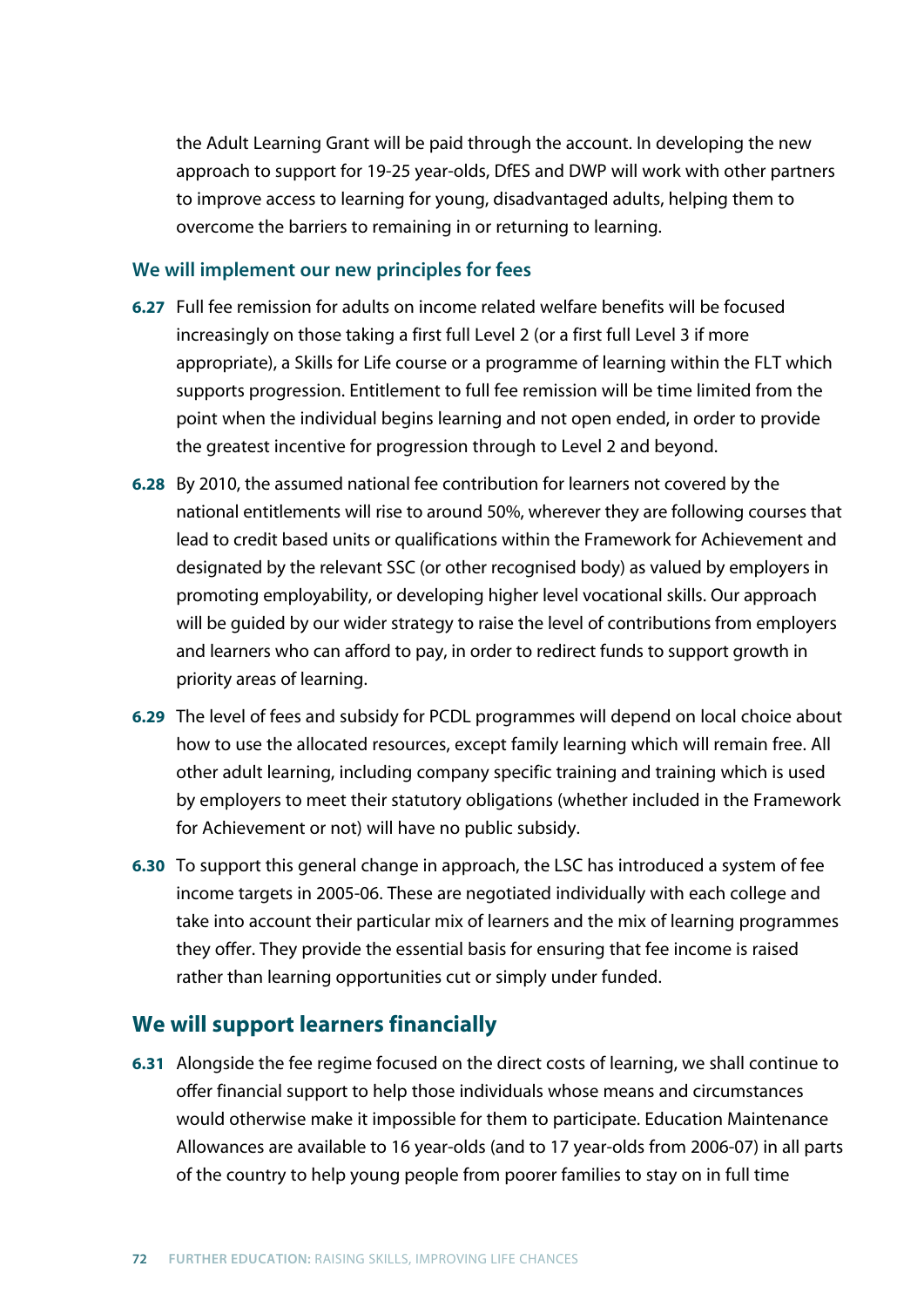the Adult Learning Grant will be paid through the account. In developing the new approach to support for 19-25 year-olds, DfES and DWP will work with other partners to improve access to learning for young, disadvantaged adults, helping them to overcome the barriers to remaining in or returning to learning.

### We will implement our new principles for fees

**6.27** Full fee remission for adults on income related welfare benefits will be focused increasingly on those taking a first full Level 2 (or a first full Level 3 if more appropriate), a Skills for Life course or a programme of learning within the FLT which supports progression. Entitlement to full fee remission will be time limited from the point when the individual begins learning and not open ended, in order to provide the greatest incentive for progression through to Level 2 and beyond.

**6.28** By 2010, the assumed national fee contribution for learners not covered by the national entitlements will rise to around 50%, wherever they are following courses that lead to credit based units or qualifications within the Framework for Achievement and designated by the relevant SSC (or other recognised body) as valued by employers in promoting employability, or developing higher level vocational skills. Our approach will be guided by our wider strategy to raise the level of contributions from employers and learners who can afford to pay, in order to redirect funds to support growth in priority areas of learning.

**6.29** The level of fees and subsidy for PCDL programmes will depend on local choice about how to use the allocated resources, except family learning which will remain free. All other adult learning, including company specific training and training which is used by employers to meet their statutory obligations (whether included in the Framework for Achievement or not) will have no public subsidy.

**6.30** To support this general change in approach, the LSC has introduced a system of fee income targets in 2005-06. These are negotiated individually with each college and take into account their particular mix of learners and the mix of learning programmes they offer. They provide the essential basis for ensuring that fee income is raised rather than learning opportunities cut or simply under funded.

## We will support learners financially

**6.31** Alongside the fee regime focused on the direct costs of learning, we shall continue to offer financial support to help those individuals whose means and circumstances would otherwise make it impossible for them to participate. Education Maintenance Allowances are available to 16 year-olds (and to 17 year-olds from 2006-07) in all parts of the country to help young people from poorer families to stay on in full time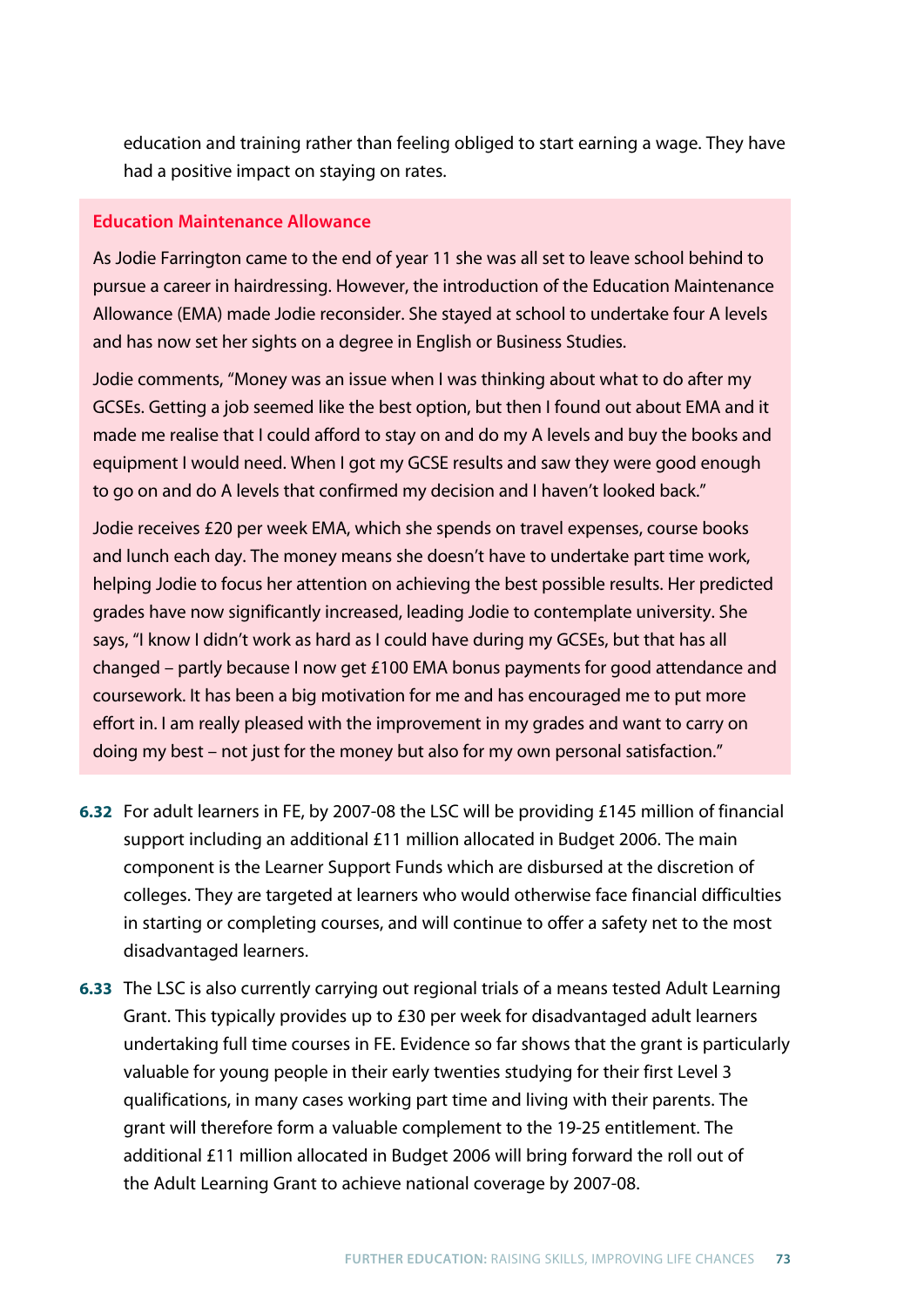education and training rather than feeling obliged to start earning a wage. They have had a positive impact on staying on rates.

### Education Maintenance Allowance

As Jodie Farrington came to the end of year 11 she was all set to leave school behind to pursue a career in hairdressing. However, the introduction of the Education Maintenance Allowance (EMA) made Jodie reconsider. She stayed at school to undertake four A levels and has now set her sights on a degree in English or Business Studies.

Jodie comments, "Money was an issue when I was thinking about what to do after my GCSEs. Getting a job seemed like the best option, but then I found out about EMA and it made me realise that I could afford to stay on and do my A levels and buy the books and equipment I would need. When I got my GCSE results and saw they were good enough to go on and do A levels that confirmed my decision and I haven't looked back."

Jodie receives £20 per week EMA, which she spends on travel expenses, course books and lunch each day. The money means she doesn't have to undertake part time work, helping Jodie to focus her attention on achieving the best possible results. Her predicted grades have now significantly increased, leading Jodie to contemplate university. She says, "I know I didn't work as hard as I could have during my GCSEs, but that has all changed – partly because I now get £100 EMA bonus payments for good attendance and coursework. It has been a big motivation for me and has encouraged me to put more effort in. I am really pleased with the improvement in my grades and want to carry on doing my best – not just for the money but also for my own personal satisfaction."

**6.32** For adult learners in FE, by 2007-08 the LSC will be providing £145 million of financial support including an additional £11 million allocated in Budget 2006. The main component is the Learner Support Funds which are disbursed at the discretion of colleges. They are targeted at learners who would otherwise face financial difficulties in starting or completing courses, and will continue to offer a safety net to the most disadvantaged learners.

**6.33** The LSC is also currently carrying out regional trials of a means tested Adult Learning Grant. This typically provides up to £30 per week for disadvantaged adult learners undertaking full time courses in FE. Evidence so far shows that the grant is particularly valuable for young people in their early twenties studying for their first Level 3 qualifications, in many cases working part time and living with their parents. The grant will therefore form a valuable complement to the 19-25 entitlement. The additional £11 million allocated in Budget 2006 will bring forward the roll out of the Adult Learning Grant to achieve national coverage by 2007-08.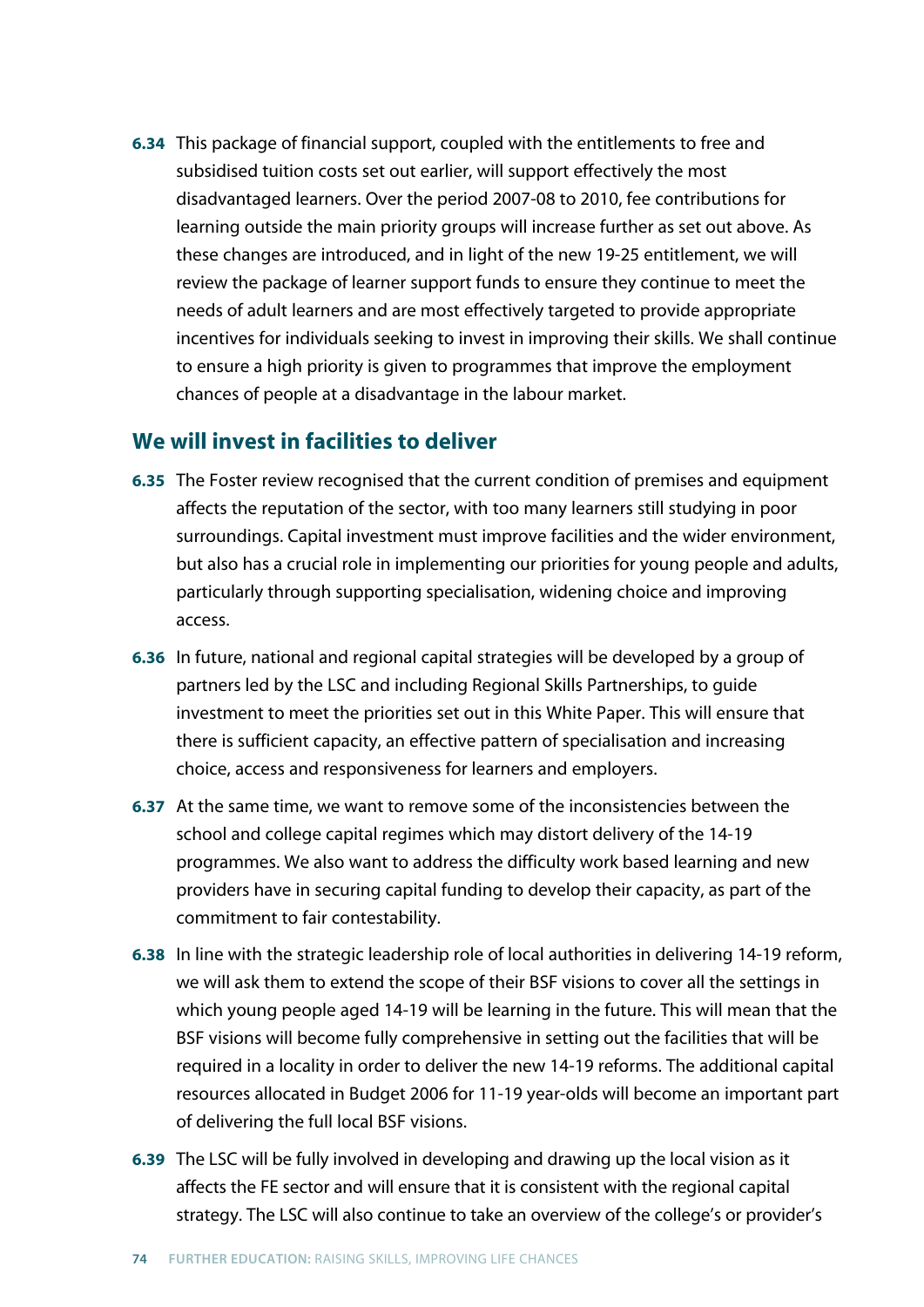**6.34** This package of financial support, coupled with the entitlements to free and subsidised tuition costs set out earlier, will support effectively the most disadvantaged learners. Over the period 2007-08 to 2010, fee contributions for learning outside the main priority groups will increase further as set out above. As these changes are introduced, and in light of the new 19-25 entitlement, we will review the package of learner support funds to ensure they continue to meet the needs of adult learners and are most effectively targeted to provide appropriate incentives for individuals seeking to invest in improving their skills. We shall continue to ensure a high priority is given to programmes that improve the employment chances of people at a disadvantage in the labour market.

## We will invest in facilities to deliver

**6.35** The Foster review recognised that the current condition of premises and equipment affects the reputation of the sector, with too many learners still studying in poor surroundings. Capital investment must improve facilities and the wider environment, but also has a crucial role in implementing our priorities for young people and adults, particularly through supporting specialisation, widening choice and improving access.

**6.36** In future, national and regional capital strategies will be developed by a group of partners led by the LSC and including Regional Skills Partnerships, to guide investment to meet the priorities set out in this White Paper. This will ensure that there is sufficient capacity, an effective pattern of specialisation and increasing choice, access and responsiveness for learners and employers.

**6.37** At the same time, we want to remove some of the inconsistencies between the school and college capital regimes which may distort delivery of the 14-19 programmes. We also want to address the difficulty work based learning and new providers have in securing capital funding to develop their capacity, as part of the commitment to fair contestability.

**6.38** In line with the strategic leadership role of local authorities in delivering 14-19 reform, we will ask them to extend the scope of their BSF visions to cover all the settings in which young people aged 14-19 will be learning in the future. This will mean that the BSF visions will become fully comprehensive in setting out the facilities that will be required in a locality in order to deliver the new 14-19 reforms. The additional capital resources allocated in Budget 2006 for 11-19 year-olds will become an important part of delivering the full local BSF visions.

**6.39** The LSC will be fully involved in developing and drawing up the local vision as it affects the FE sector and will ensure that it is consistent with the regional capital strategy. The LSC will also continue to take an overview of the college's or provider's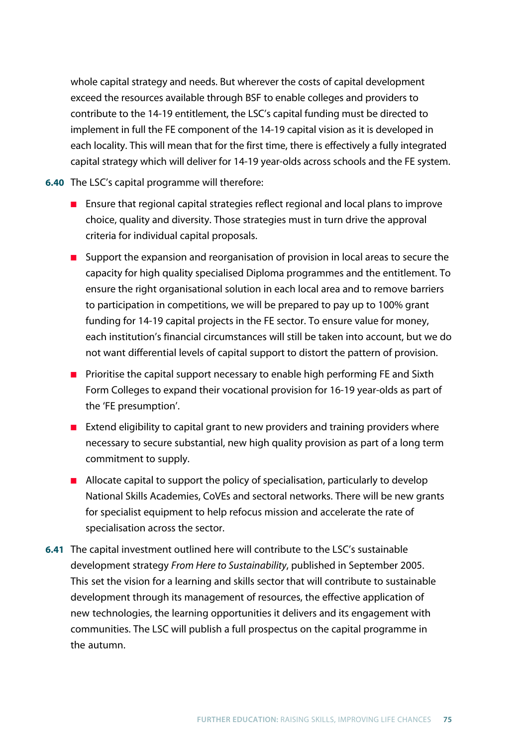whole capital strategy and needs. But wherever the costs of capital development exceed the resources available through BSF to enable colleges and providers to contribute to the 14-19 entitlement, the LSC's capital funding must be directed to implement in full the FE component of the 14-19 capital vision as it is developed in each locality. This will mean that for the first time, there is effectively a fully integrated capital strategy which will deliver for 14-19 year-olds across schools and the FE system.

**6.40** The LSC's capital programme will therefore:

- Ensure that regional capital strategies reflect regional and local plans to improve choice, quality and diversity. Those strategies must in turn drive the approval criteria for individual capital proposals.
- Support the expansion and reorganisation of provision in local areas to secure the capacity for high quality specialised Diploma programmes and the entitlement. To ensure the right organisational solution in each local area and to remove barriers to participation in competitions, we will be prepared to pay up to 100% grant funding for 14-19 capital projects in the FE sector. To ensure value for money, each institution's financial circumstances will still be taken into account, but we do not want differential levels of capital support to distort the pattern of provision.
- Prioritise the capital support necessary to enable high performing FE and Sixth Form Colleges to expand their vocational provision for 16-19 year-olds as part of the 'FE presumption'.
- Extend eligibility to capital grant to new providers and training providers where necessary to secure substantial, new high quality provision as part of a long term commitment to supply.
- Allocate capital to support the policy of specialisation, particularly to develop National Skills Academies, CoVEs and sectoral networks. There will be new grants for specialist equipment to help refocus mission and accelerate the rate of specialisation across the sector.

**6.41** The capital investment outlined here will contribute to the LSC's sustainable development strategy *From Here to Sustainability*, published in September 2005. This set the vision for a learning and skills sector that will contribute to sustainable development through its management of resources, the effective application of new technologies, the learning opportunities it delivers and its engagement with communities. The LSC will publish a full prospectus on the capital programme in the autumn.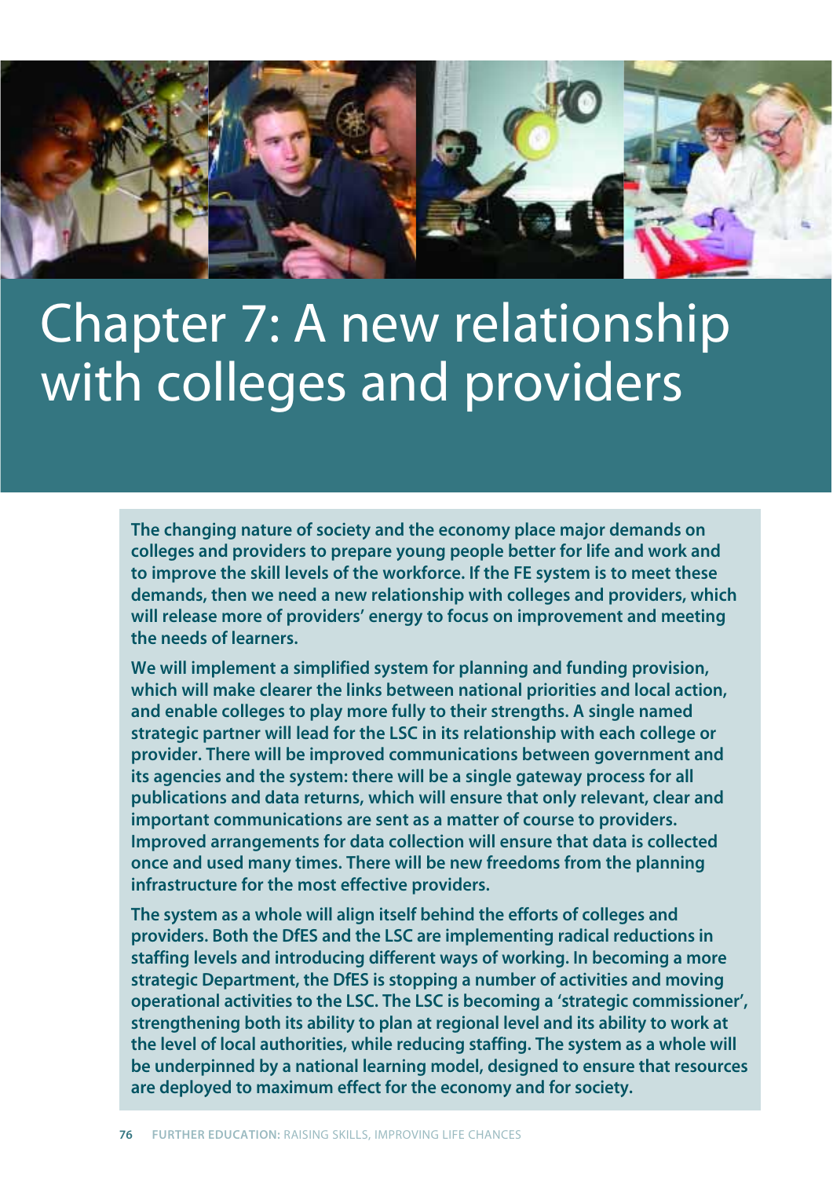# Chapter 7: A new relationship with colleges and providers

**The changing nature of society and the economy place major demands on colleges and providers to prepare young people better for life and work and to improve the skill levels of the workforce. If the FE system is to meet these demands, then we need a new relationship with colleges and providers, which will release more of providers' energy to focus on improvement and meeting the needs of learners.**

**We will implement a simplified system for planning and funding provision, which will make clearer the links between national priorities and local action, and enable colleges to play more fully to their strengths. A single named strategic partner will lead for the LSC in its relationship with each college or provider. There will be improved communications between government and its agencies and the system: there will be a single gateway process for all publications and data returns, which will ensure that only relevant, clear and important communications are sent as a matter of course to providers. Improved arrangements for data collection will ensure that data is collected once and used many times. There will be new freedoms from the planning infrastructure for the most effective providers.**

**The system as a whole will align itself behind the efforts of colleges and providers. Both the DfES and the LSC are implementing radical reductions in staffing levels and introducing different ways of working. In becoming a more strategic Department, the DfES is stopping a number of activities and moving operational activities to the LSC. The LSC is becoming a 'strategic commissioner', strengthening both its ability to plan at regional level and its ability to work at the level of local authorities, while reducing staffing. The system as a whole will be underpinned by a national learning model, designed to ensure that resources are deployed to maximum effect for the economy and for society.**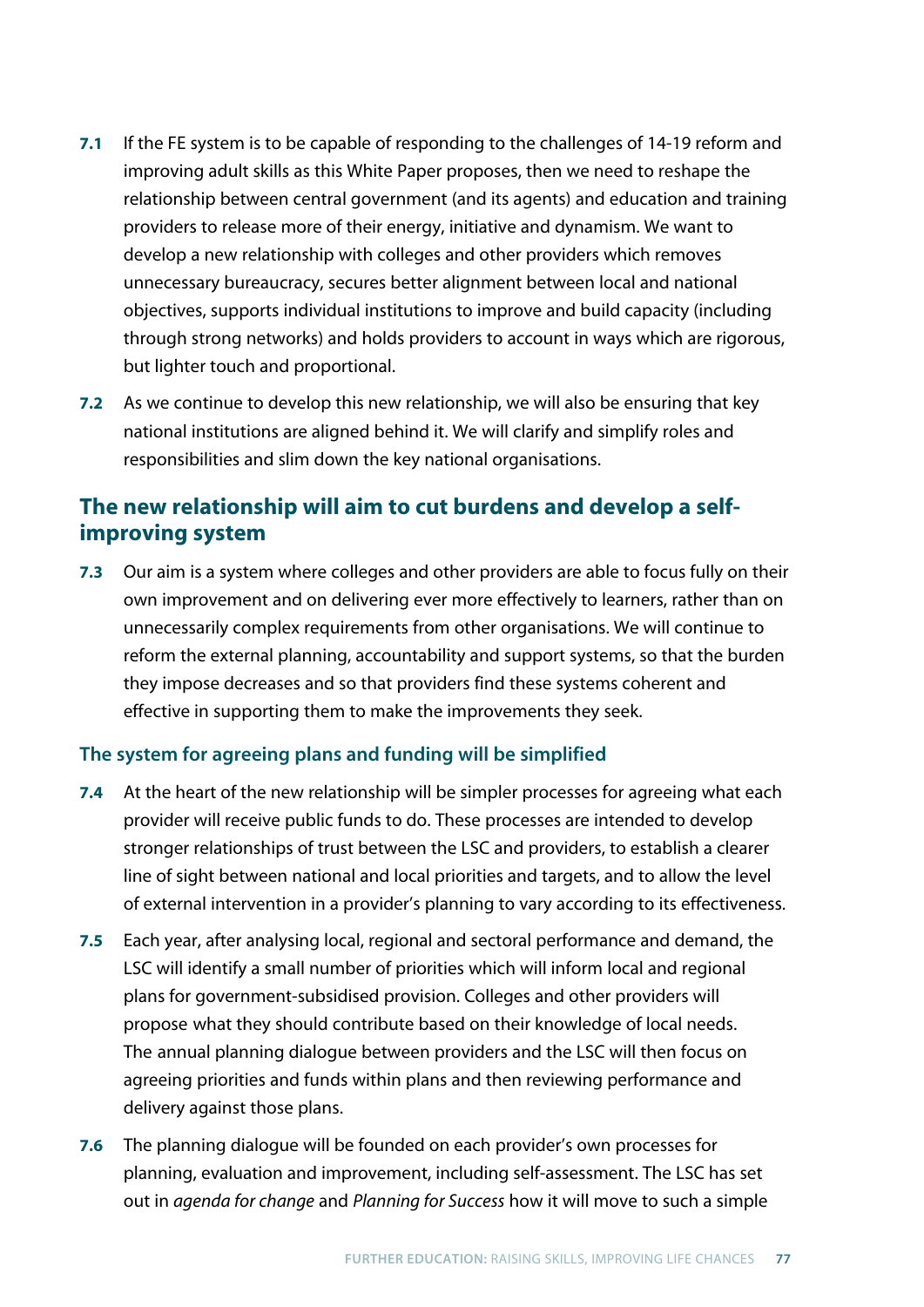**7.1** If the FE system is to be capable of responding to the challenges of 14-19 reform and improving adult skills as this White Paper proposes, then we need to reshape the relationship between central government (and its agents) and education and training providers to release more of their energy, initiative and dynamism. We want to develop a new relationship with colleges and other providers which removes unnecessary bureaucracy, secures better alignment between local and national objectives, supports individual institutions to improve and build capacity (including through strong networks) and holds providers to account in ways which are rigorous, but lighter touch and proportional.

**7.2** As we continue to develop this new relationship, we will also be ensuring that key national institutions are aligned behind it. We will clarify and simplify roles and responsibilities and slim down the key national organisations.

## The new relationship will aim to cut burdens and develop a self-improving system

**7.3** Our aim is a system where colleges and other providers are able to focus fully on their own improvement and on delivering ever more effectively to learners, rather than on unnecessarily complex requirements from other organisations. We will continue to reform the external planning, accountability and support systems, so that the burden they impose decreases and so that providers find these systems coherent and effective in supporting them to make the improvements they seek.

### The system for agreeing plans and funding will be simplified

**7.4** At the heart of the new relationship will be simpler processes for agreeing what each provider will receive public funds to do. These processes are intended to develop stronger relationships of trust between the LSC and providers, to establish a clearer line of sight between national and local priorities and targets, and to allow the level of external intervention in a provider's planning to vary according to its effectiveness.

**7.5** Each year, after analysing local, regional and sectoral performance and demand, the LSC will identify a small number of priorities which will inform local and regional plans for government-subsidised provision. Colleges and other providers will propose what they should contribute based on their knowledge of local needs. The annual planning dialogue between providers and the LSC will then focus on agreeing priorities and funds within plans and then reviewing performance and delivery against those plans.

**7.6** The planning dialogue will be founded on each provider's own processes for planning, evaluation and improvement, including self-assessment. The LSC has set out in *agenda for change* and *Planning for Success* how it will move to such a simple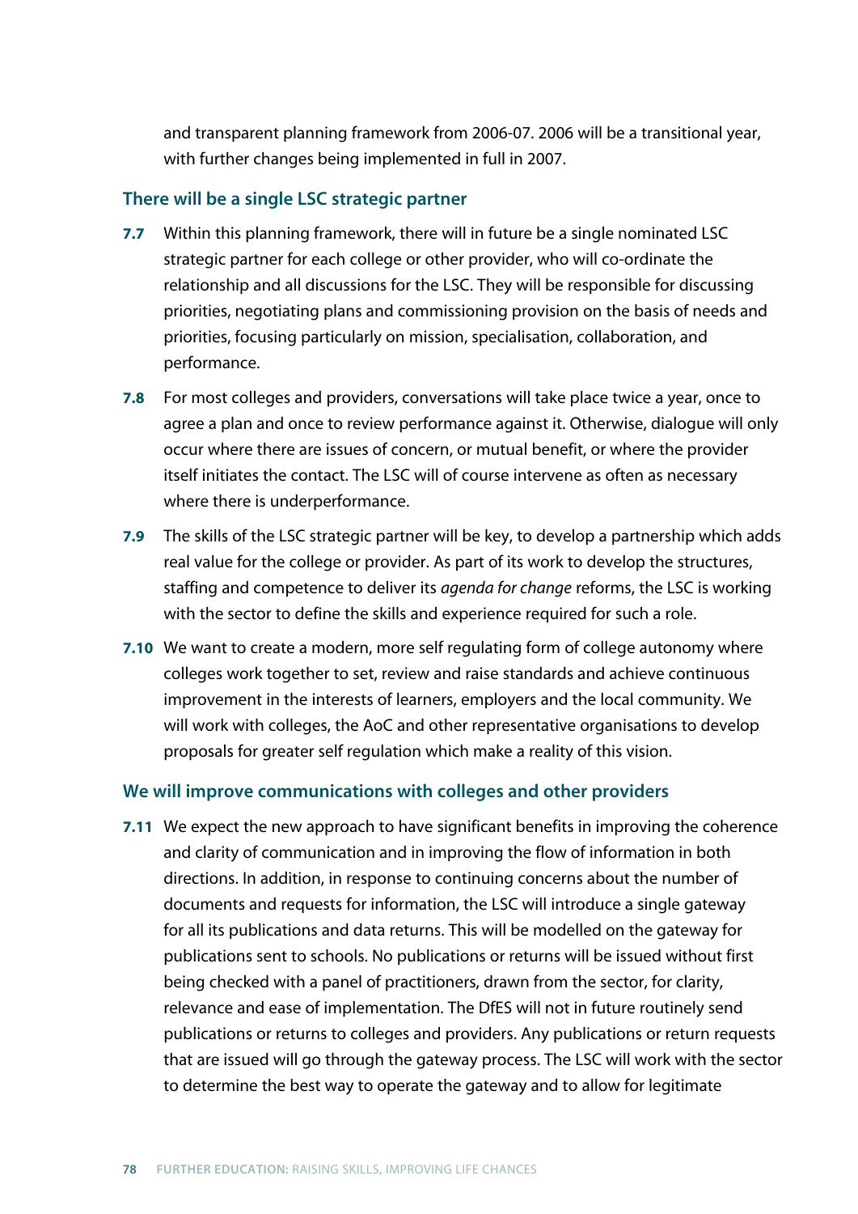and transparent planning framework from 2006-07. 2006 will be a transitional year, with further changes being implemented in full in 2007.

### There will be a single LSC strategic partner

**7.7** Within this planning framework, there will in future be a single nominated LSC strategic partner for each college or other provider, who will co-ordinate the relationship and all discussions for the LSC. They will be responsible for discussing priorities, negotiating plans and commissioning provision on the basis of needs and priorities, focusing particularly on mission, specialisation, collaboration, and performance.

**7.8** For most colleges and providers, conversations will take place twice a year, once to agree a plan and once to review performance against it. Otherwise, dialogue will only occur where there are issues of concern, or mutual benefit, or where the provider itself initiates the contact. The LSC will of course intervene as often as necessary where there is underperformance.

**7.9** The skills of the LSC strategic partner will be key, to develop a partnership which adds real value for the college or provider. As part of its work to develop the structures, staffing and competence to deliver its *agenda for change* reforms, the LSC is working with the sector to define the skills and experience required for such a role.

**7.10** We want to create a modern, more self regulating form of college autonomy where colleges work together to set, review and raise standards and achieve continuous improvement in the interests of learners, employers and the local community. We will work with colleges, the AoC and other representative organisations to develop proposals for greater self regulation which make a reality of this vision.

### We will improve communications with colleges and other providers

**7.11** We expect the new approach to have significant benefits in improving the coherence and clarity of communication and in improving the flow of information in both directions. In addition, in response to continuing concerns about the number of documents and requests for information, the LSC will introduce a single gateway for all its publications and data returns. This will be modelled on the gateway for publications sent to schools. No publications or returns will be issued without first being checked with a panel of practitioners, drawn from the sector, for clarity, relevance and ease of implementation. The DfES will not in future routinely send publications or returns to colleges and providers. Any publications or return requests that are issued will go through the gateway process. The LSC will work with the sector to determine the best way to operate the gateway and to allow for legitimate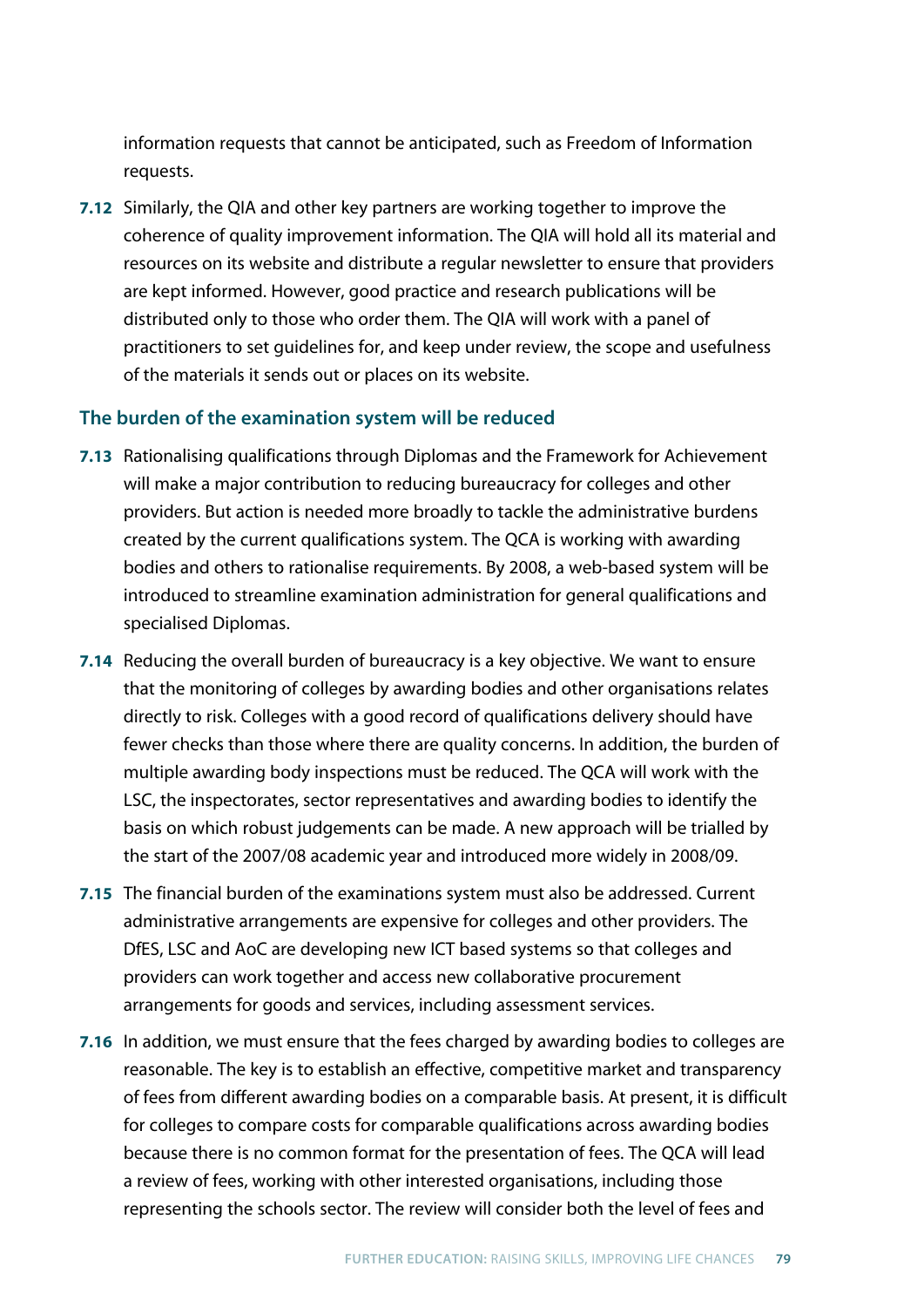information requests that cannot be anticipated, such as Freedom of Information requests.

**7.12** Similarly, the QIA and other key partners are working together to improve the coherence of quality improvement information. The QIA will hold all its material and resources on its website and distribute a regular newsletter to ensure that providers are kept informed. However, good practice and research publications will be distributed only to those who order them. The QIA will work with a panel of practitioners to set guidelines for, and keep under review, the scope and usefulness of the materials it sends out or places on its website.

### The burden of the examination system will be reduced

**7.13** Rationalising qualifications through Diplomas and the Framework for Achievement will make a major contribution to reducing bureaucracy for colleges and other providers. But action is needed more broadly to tackle the administrative burdens created by the current qualifications system. The QCA is working with awarding bodies and others to rationalise requirements. By 2008, a web-based system will be introduced to streamline examination administration for general qualifications and specialised Diplomas.

**7.14** Reducing the overall burden of bureaucracy is a key objective. We want to ensure that the monitoring of colleges by awarding bodies and other organisations relates directly to risk. Colleges with a good record of qualifications delivery should have fewer checks than those where there are quality concerns. In addition, the burden of multiple awarding body inspections must be reduced. The QCA will work with the LSC, the inspectorates, sector representatives and awarding bodies to identify the basis on which robust judgements can be made. A new approach will be trialled by the start of the 2007/08 academic year and introduced more widely in 2008/09.

**7.15** The financial burden of the examinations system must also be addressed. Current administrative arrangements are expensive for colleges and other providers. The DfES, LSC and AoC are developing new ICT based systems so that colleges and providers can work together and access new collaborative procurement arrangements for goods and services, including assessment services.

**7.16** In addition, we must ensure that the fees charged by awarding bodies to colleges are reasonable. The key is to establish an effective, competitive market and transparency of fees from different awarding bodies on a comparable basis. At present, it is difficult for colleges to compare costs for comparable qualifications across awarding bodies because there is no common format for the presentation of fees. The QCA will lead a review of fees, working with other interested organisations, including those representing the schools sector. The review will consider both the level of fees and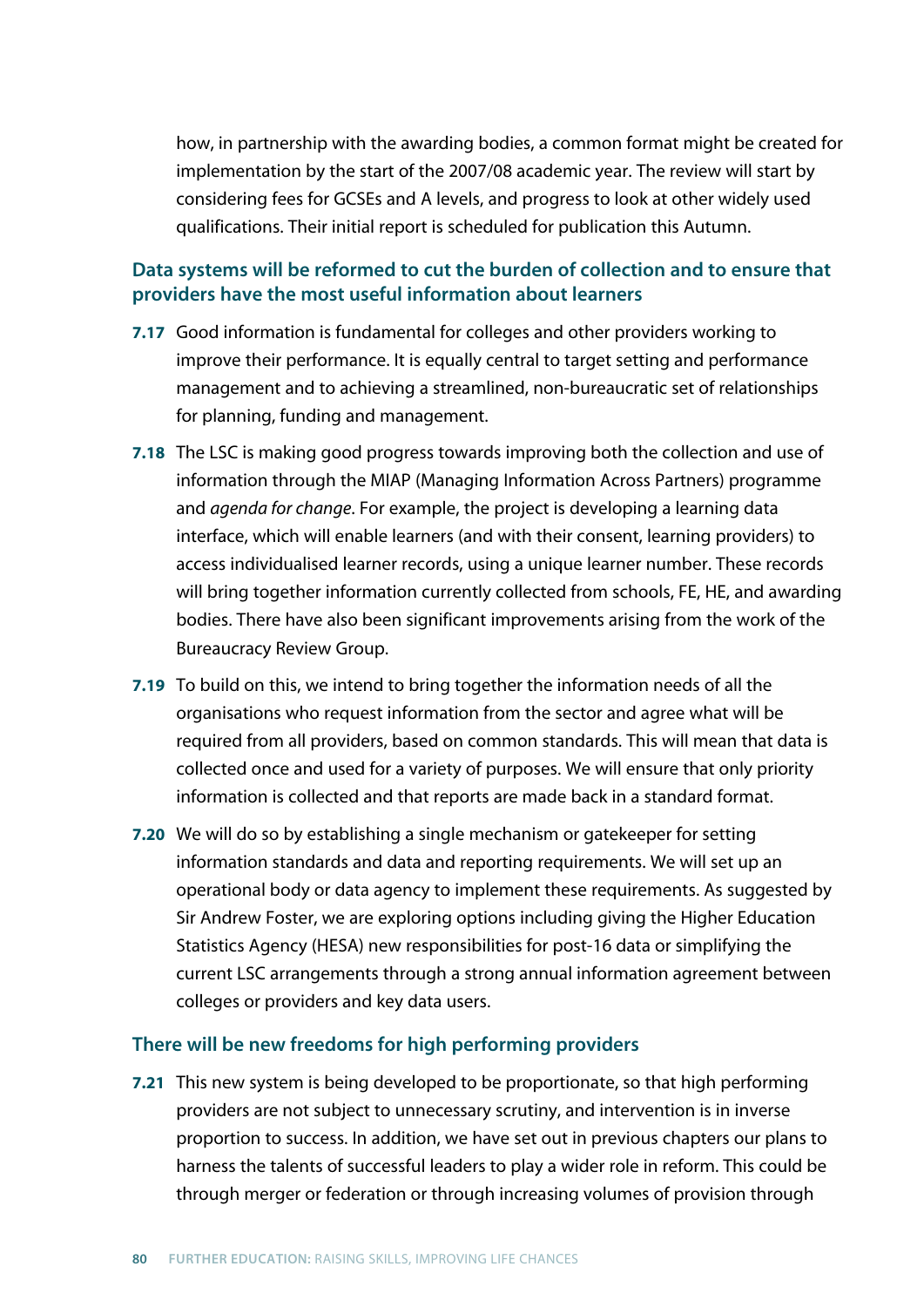how, in partnership with the awarding bodies, a common format might be created for implementation by the start of the 2007/08 academic year. The review will start by considering fees for GCSEs and A levels, and progress to look at other widely used qualifications. Their initial report is scheduled for publication this Autumn.

### Data systems will be reformed to cut the burden of collection and to ensure that providers have the most useful information about learners

**7.17** Good information is fundamental for colleges and other providers working to improve their performance. It is equally central to target setting and performance management and to achieving a streamlined, non-bureaucratic set of relationships for planning, funding and management.

**7.18** The LSC is making good progress towards improving both the collection and use of information through the MIAP (Managing Information Across Partners) programme and *agenda for change*. For example, the project is developing a learning data interface, which will enable learners (and with their consent, learning providers) to access individualised learner records, using a unique learner number. These records will bring together information currently collected from schools, FE, HE, and awarding bodies. There have also been significant improvements arising from the work of the Bureaucracy Review Group.

**7.19** To build on this, we intend to bring together the information needs of all the organisations who request information from the sector and agree what will be required from all providers, based on common standards. This will mean that data is collected once and used for a variety of purposes. We will ensure that only priority information is collected and that reports are made back in a standard format.

**7.20** We will do so by establishing a single mechanism or gatekeeper for setting information standards and data and reporting requirements. We will set up an operational body or data agency to implement these requirements. As suggested by Sir Andrew Foster, we are exploring options including giving the Higher Education Statistics Agency (HESA) new responsibilities for post-16 data or simplifying the current LSC arrangements through a strong annual information agreement between colleges or providers and key data users.

### There will be new freedoms for high performing providers

**7.21** This new system is being developed to be proportionate, so that high performing providers are not subject to unnecessary scrutiny, and intervention is in inverse proportion to success. In addition, we have set out in previous chapters our plans to harness the talents of successful leaders to play a wider role in reform. This could be through merger or federation or through increasing volumes of provision through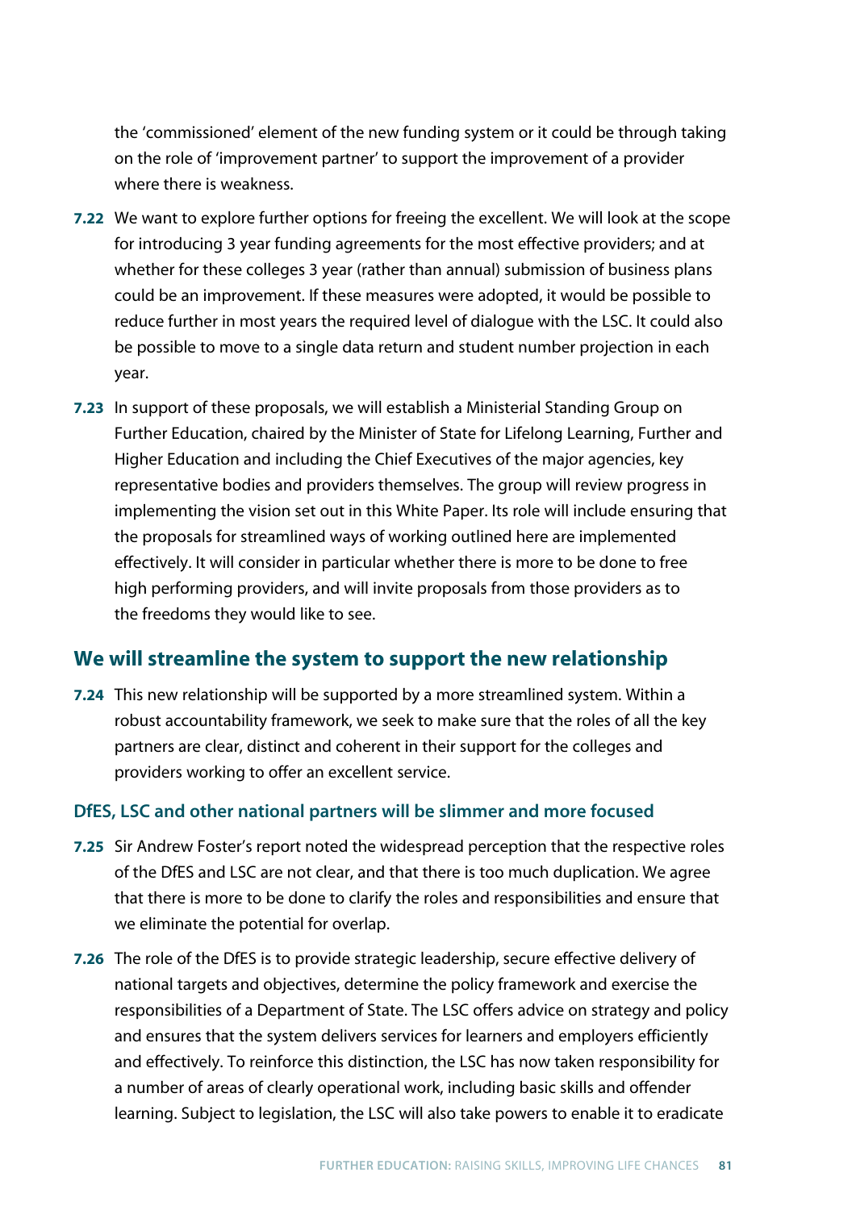the 'commissioned' element of the new funding system or it could be through taking on the role of 'improvement partner' to support the improvement of a provider where there is weakness.

**7.22** We want to explore further options for freeing the excellent. We will look at the scope for introducing 3 year funding agreements for the most effective providers; and at whether for these colleges 3 year (rather than annual) submission of business plans could be an improvement. If these measures were adopted, it would be possible to reduce further in most years the required level of dialogue with the LSC. It could also be possible to move to a single data return and student number projection in each year.

**7.23** In support of these proposals, we will establish a Ministerial Standing Group on Further Education, chaired by the Minister of State for Lifelong Learning, Further and Higher Education and including the Chief Executives of the major agencies, key representative bodies and providers themselves. The group will review progress in implementing the vision set out in this White Paper. Its role will include ensuring that the proposals for streamlined ways of working outlined here are implemented effectively. It will consider in particular whether there is more to be done to free high performing providers, and will invite proposals from those providers as to the freedoms they would like to see.

## We will streamline the system to support the new relationship

**7.24** This new relationship will be supported by a more streamlined system. Within a robust accountability framework, we seek to make sure that the roles of all the key partners are clear, distinct and coherent in their support for the colleges and providers working to offer an excellent service.

### DfES, LSC and other national partners will be slimmer and more focused

**7.25** Sir Andrew Foster's report noted the widespread perception that the respective roles of the DfES and LSC are not clear, and that there is too much duplication. We agree that there is more to be done to clarify the roles and responsibilities and ensure that we eliminate the potential for overlap.

**7.26** The role of the DfES is to provide strategic leadership, secure effective delivery of national targets and objectives, determine the policy framework and exercise the responsibilities of a Department of State. The LSC offers advice on strategy and policy and ensures that the system delivers services for learners and employers efficiently and effectively. To reinforce this distinction, the LSC has now taken responsibility for a number of areas of clearly operational work, including basic skills and offender learning. Subject to legislation, the LSC will also take powers to enable it to eradicate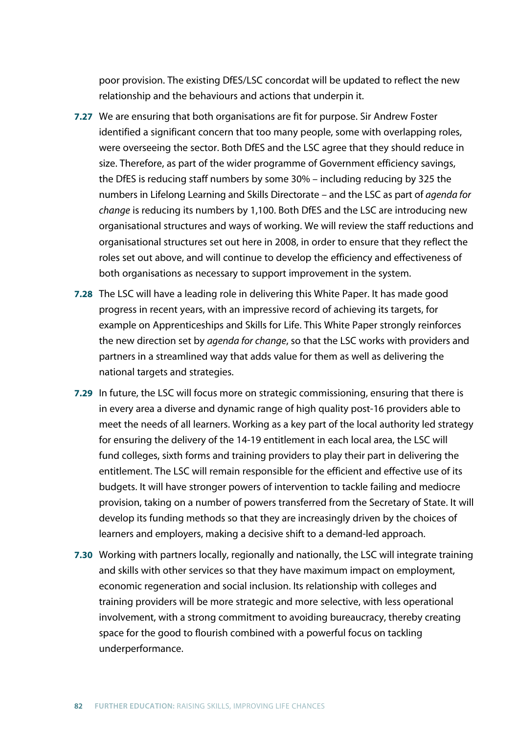poor provision. The existing DfES/LSC concordat will be updated to reflect the new relationship and the behaviours and actions that underpin it.

**7.27** We are ensuring that both organisations are fit for purpose. Sir Andrew Foster identified a significant concern that too many people, some with overlapping roles, were overseeing the sector. Both DfES and the LSC agree that they should reduce in size. Therefore, as part of the wider programme of Government efficiency savings, the DfES is reducing staff numbers by some 30% – including reducing by 325 the numbers in Lifelong Learning and Skills Directorate – and the LSC as part of *agenda for change* is reducing its numbers by 1,100. Both DfES and the LSC are introducing new organisational structures and ways of working. We will review the staff reductions and organisational structures set out here in 2008, in order to ensure that they reflect the roles set out above, and will continue to develop the efficiency and effectiveness of both organisations as necessary to support improvement in the system.

**7.28** The LSC will have a leading role in delivering this White Paper. It has made good progress in recent years, with an impressive record of achieving its targets, for example on Apprenticeships and Skills for Life. This White Paper strongly reinforces the new direction set by *agenda for change*, so that the LSC works with providers and partners in a streamlined way that adds value for them as well as delivering the national targets and strategies.

**7.29** In future, the LSC will focus more on strategic commissioning, ensuring that there is in every area a diverse and dynamic range of high quality post-16 providers able to meet the needs of all learners. Working as a key part of the local authority led strategy for ensuring the delivery of the 14-19 entitlement in each local area, the LSC will fund colleges, sixth forms and training providers to play their part in delivering the entitlement. The LSC will remain responsible for the efficient and effective use of its budgets. It will have stronger powers of intervention to tackle failing and mediocre provision, taking on a number of powers transferred from the Secretary of State. It will develop its funding methods so that they are increasingly driven by the choices of learners and employers, making a decisive shift to a demand-led approach.

**7.30** Working with partners locally, regionally and nationally, the LSC will integrate training and skills with other services so that they have maximum impact on employment, economic regeneration and social inclusion. Its relationship with colleges and training providers will be more strategic and more selective, with less operational involvement, with a strong commitment to avoiding bureaucracy, thereby creating space for the good to flourish combined with a powerful focus on tackling underperformance.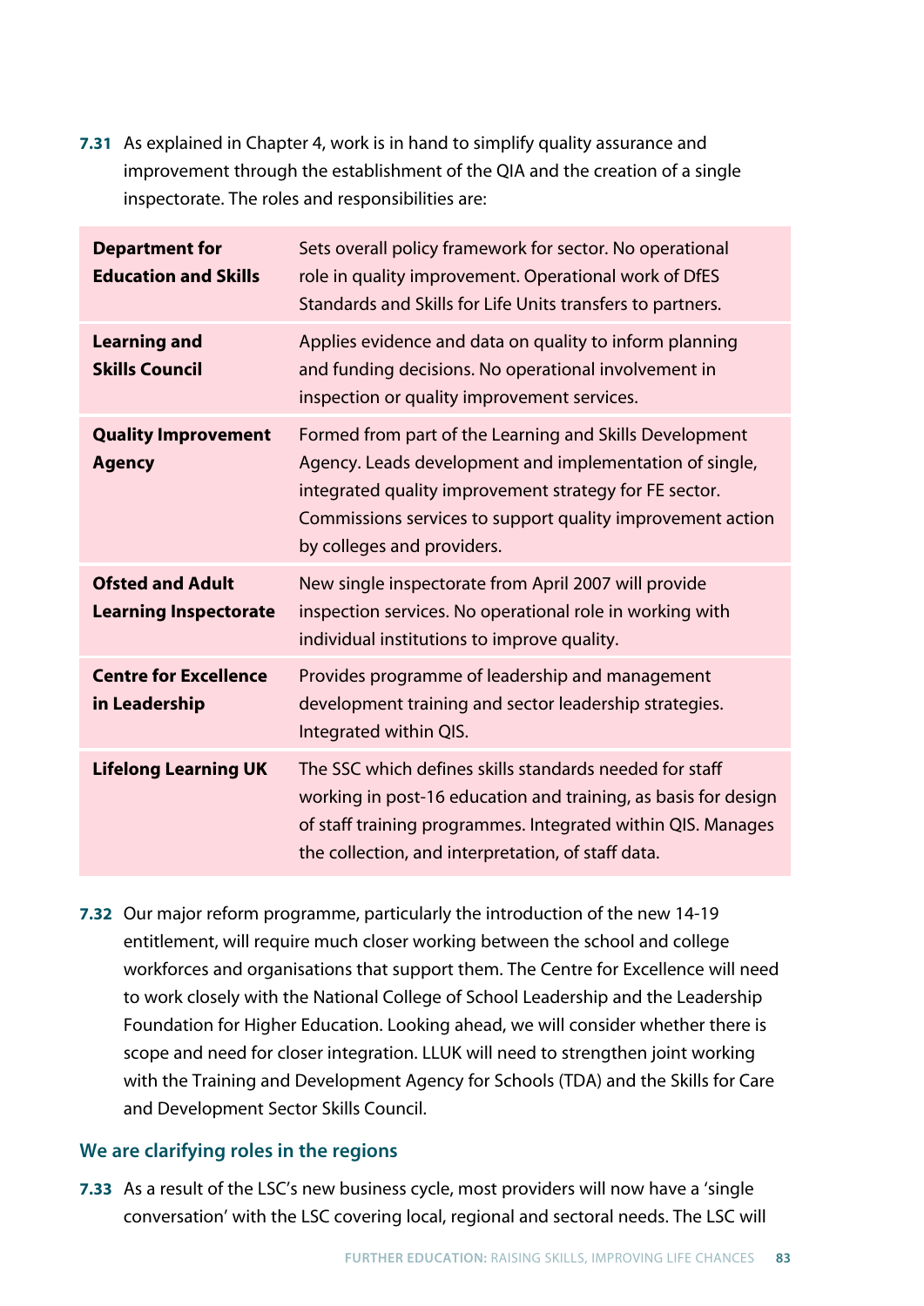**7.31** As explained in Chapter 4, work is in hand to simplify quality assurance and improvement through the establishment of the QIA and the creation of a single inspectorate. The roles and responsibilities are:

| | |
|---|---|
| **Department for Education and Skills** | Sets overall policy framework for sector. No operational role in quality improvement. Operational work of DfES Standards and Skills for Life Units transfers to partners. |
| **Learning and Skills Council** | Applies evidence and data on quality to inform planning and funding decisions. No operational involvement in inspection or quality improvement services. |
| **Quality Improvement Agency** | Formed from part of the Learning and Skills Development Agency. Leads development and implementation of single, integrated quality improvement strategy for FE sector. Commissions services to support quality improvement action by colleges and providers. |
| **Ofsted and Adult Learning Inspectorate** | New single inspectorate from April 2007 will provide inspection services. No operational role in working with individual institutions to improve quality. |
| **Centre for Excellence in Leadership** | Provides programme of leadership and management development training and sector leadership strategies. Integrated within QIS. |
| **Lifelong Learning UK** | The SSC which defines skills standards needed for staff working in post-16 education and training, as basis for design of staff training programmes. Integrated within QIS. Manages the collection, and interpretation, of staff data. |

**7.32** Our major reform programme, particularly the introduction of the new 14-19 entitlement, will require much closer working between the school and college workforces and organisations that support them. The Centre for Excellence will need to work closely with the National College of School Leadership and the Leadership Foundation for Higher Education. Looking ahead, we will consider whether there is scope and need for closer integration. LLUK will need to strengthen joint working with the Training and Development Agency for Schools (TDA) and the Skills for Care and Development Sector Skills Council.

### We are clarifying roles in the regions

**7.33** As a result of the LSC's new business cycle, most providers will now have a 'single conversation' with the LSC covering local, regional and sectoral needs. The LSC will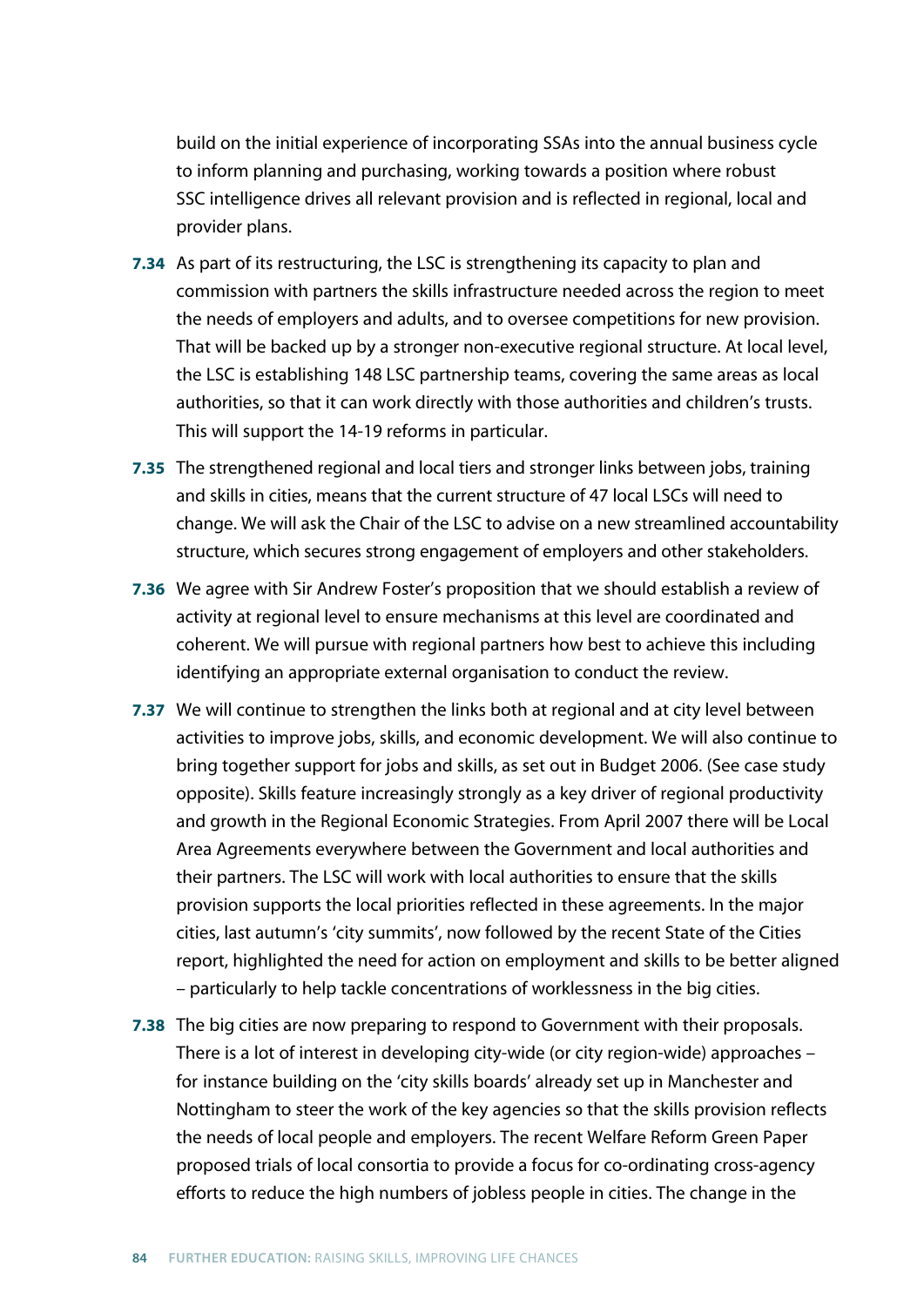build on the initial experience of incorporating SSAs into the annual business cycle to inform planning and purchasing, working towards a position where robust SSC intelligence drives all relevant provision and is reflected in regional, local and provider plans.

**7.34** As part of its restructuring, the LSC is strengthening its capacity to plan and commission with partners the skills infrastructure needed across the region to meet the needs of employers and adults, and to oversee competitions for new provision. That will be backed up by a stronger non-executive regional structure. At local level, the LSC is establishing 148 LSC partnership teams, covering the same areas as local authorities, so that it can work directly with those authorities and children's trusts. This will support the 14-19 reforms in particular.

**7.35** The strengthened regional and local tiers and stronger links between jobs, training and skills in cities, means that the current structure of 47 local LSCs will need to change. We will ask the Chair of the LSC to advise on a new streamlined accountability structure, which secures strong engagement of employers and other stakeholders.

**7.36** We agree with Sir Andrew Foster's proposition that we should establish a review of activity at regional level to ensure mechanisms at this level are coordinated and coherent. We will pursue with regional partners how best to achieve this including identifying an appropriate external organisation to conduct the review.

**7.37** We will continue to strengthen the links both at regional and at city level between activities to improve jobs, skills, and economic development. We will also continue to bring together support for jobs and skills, as set out in Budget 2006. (See case study opposite). Skills feature increasingly strongly as a key driver of regional productivity and growth in the Regional Economic Strategies. From April 2007 there will be Local Area Agreements everywhere between the Government and local authorities and their partners. The LSC will work with local authorities to ensure that the skills provision supports the local priorities reflected in these agreements. In the major cities, last autumn's 'city summits', now followed by the recent State of the Cities report, highlighted the need for action on employment and skills to be better aligned – particularly to help tackle concentrations of worklessness in the big cities.

**7.38** The big cities are now preparing to respond to Government with their proposals. There is a lot of interest in developing city-wide (or city region-wide) approaches – for instance building on the 'city skills boards' already set up in Manchester and Nottingham to steer the work of the key agencies so that the skills provision reflects the needs of local people and employers. The recent Welfare Reform Green Paper proposed trials of local consortia to provide a focus for co-ordinating cross-agency efforts to reduce the high numbers of jobless people in cities. The change in the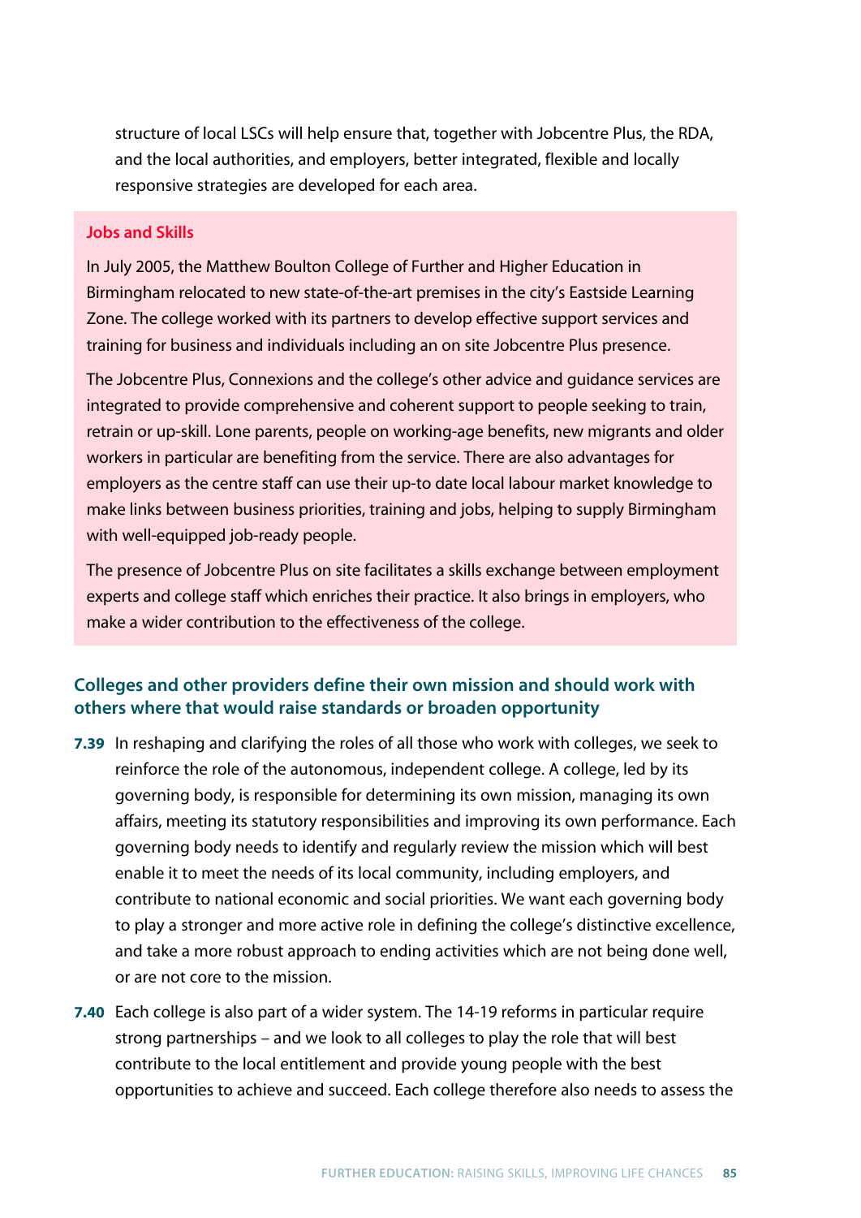structure of local LSCs will help ensure that, together with Jobcentre Plus, the RDA, and the local authorities, and employers, better integrated, flexible and locally responsive strategies are developed for each area.

**Jobs and Skills**

In July 2005, the Matthew Boulton College of Further and Higher Education in Birmingham relocated to new state-of-the-art premises in the city's Eastside Learning Zone. The college worked with its partners to develop effective support services and training for business and individuals including an on site Jobcentre Plus presence.

The Jobcentre Plus, Connexions and the college's other advice and guidance services are integrated to provide comprehensive and coherent support to people seeking to train, retrain or up-skill. Lone parents, people on working-age benefits, new migrants and older workers in particular are benefiting from the service. There are also advantages for employers as the centre staff can use their up-to date local labour market knowledge to make links between business priorities, training and jobs, helping to supply Birmingham with well-equipped job-ready people.

The presence of Jobcentre Plus on site facilitates a skills exchange between employment experts and college staff which enriches their practice. It also brings in employers, who make a wider contribution to the effectiveness of the college.

### Colleges and other providers define their own mission and should work with others where that would raise standards or broaden opportunity

**7.39** In reshaping and clarifying the roles of all those who work with colleges, we seek to reinforce the role of the autonomous, independent college. A college, led by its governing body, is responsible for determining its own mission, managing its own affairs, meeting its statutory responsibilities and improving its own performance. Each governing body needs to identify and regularly review the mission which will best enable it to meet the needs of its local community, including employers, and contribute to national economic and social priorities. We want each governing body to play a stronger and more active role in defining the college's distinctive excellence, and take a more robust approach to ending activities which are not being done well, or are not core to the mission.

**7.40** Each college is also part of a wider system. The 14-19 reforms in particular require strong partnerships – and we look to all colleges to play the role that will best contribute to the local entitlement and provide young people with the best opportunities to achieve and succeed. Each college therefore also needs to assess the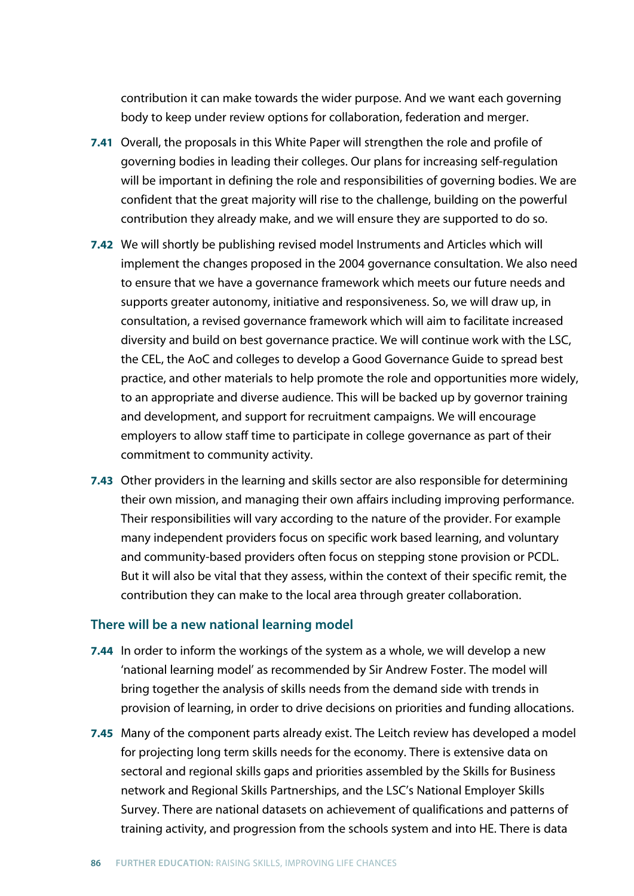contribution it can make towards the wider purpose. And we want each governing body to keep under review options for collaboration, federation and merger.

**7.41** Overall, the proposals in this White Paper will strengthen the role and profile of governing bodies in leading their colleges. Our plans for increasing self-regulation will be important in defining the role and responsibilities of governing bodies. We are confident that the great majority will rise to the challenge, building on the powerful contribution they already make, and we will ensure they are supported to do so.

**7.42** We will shortly be publishing revised model Instruments and Articles which will implement the changes proposed in the 2004 governance consultation. We also need to ensure that we have a governance framework which meets our future needs and supports greater autonomy, initiative and responsiveness. So, we will draw up, in consultation, a revised governance framework which will aim to facilitate increased diversity and build on best governance practice. We will continue work with the LSC, the CEL, the AoC and colleges to develop a Good Governance Guide to spread best practice, and other materials to help promote the role and opportunities more widely, to an appropriate and diverse audience. This will be backed up by governor training and development, and support for recruitment campaigns. We will encourage employers to allow staff time to participate in college governance as part of their commitment to community activity.

**7.43** Other providers in the learning and skills sector are also responsible for determining their own mission, and managing their own affairs including improving performance. Their responsibilities will vary according to the nature of the provider. For example many independent providers focus on specific work based learning, and voluntary and community-based providers often focus on stepping stone provision or PCDL. But it will also be vital that they assess, within the context of their specific remit, the contribution they can make to the local area through greater collaboration.

### There will be a new national learning model

**7.44** In order to inform the workings of the system as a whole, we will develop a new 'national learning model' as recommended by Sir Andrew Foster. The model will bring together the analysis of skills needs from the demand side with trends in provision of learning, in order to drive decisions on priorities and funding allocations.

**7.45** Many of the component parts already exist. The Leitch review has developed a model for projecting long term skills needs for the economy. There is extensive data on sectoral and regional skills gaps and priorities assembled by the Skills for Business network and Regional Skills Partnerships, and the LSC's National Employer Skills Survey. There are national datasets on achievement of qualifications and patterns of training activity, and progression from the schools system and into HE. There is data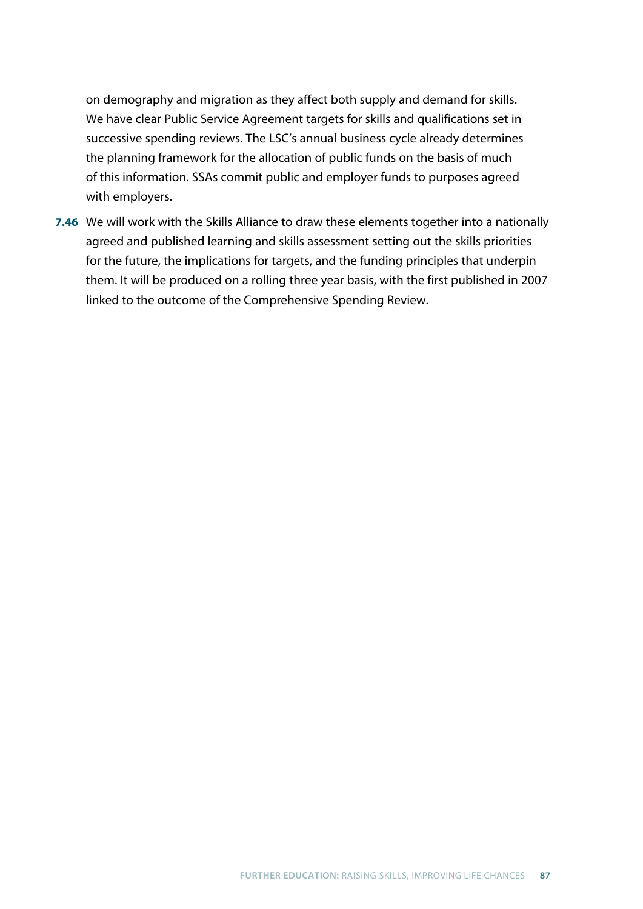on demography and migration as they affect both supply and demand for skills. We have clear Public Service Agreement targets for skills and qualifications set in successive spending reviews. The LSC's annual business cycle already determines the planning framework for the allocation of public funds on the basis of much of this information. SSAs commit public and employer funds to purposes agreed with employers.

**7.46** We will work with the Skills Alliance to draw these elements together into a nationally agreed and published learning and skills assessment setting out the skills priorities for the future, the implications for targets, and the funding principles that underpin them. It will be produced on a rolling three year basis, with the first published in 2007 linked to the outcome of the Comprehensive Spending Review.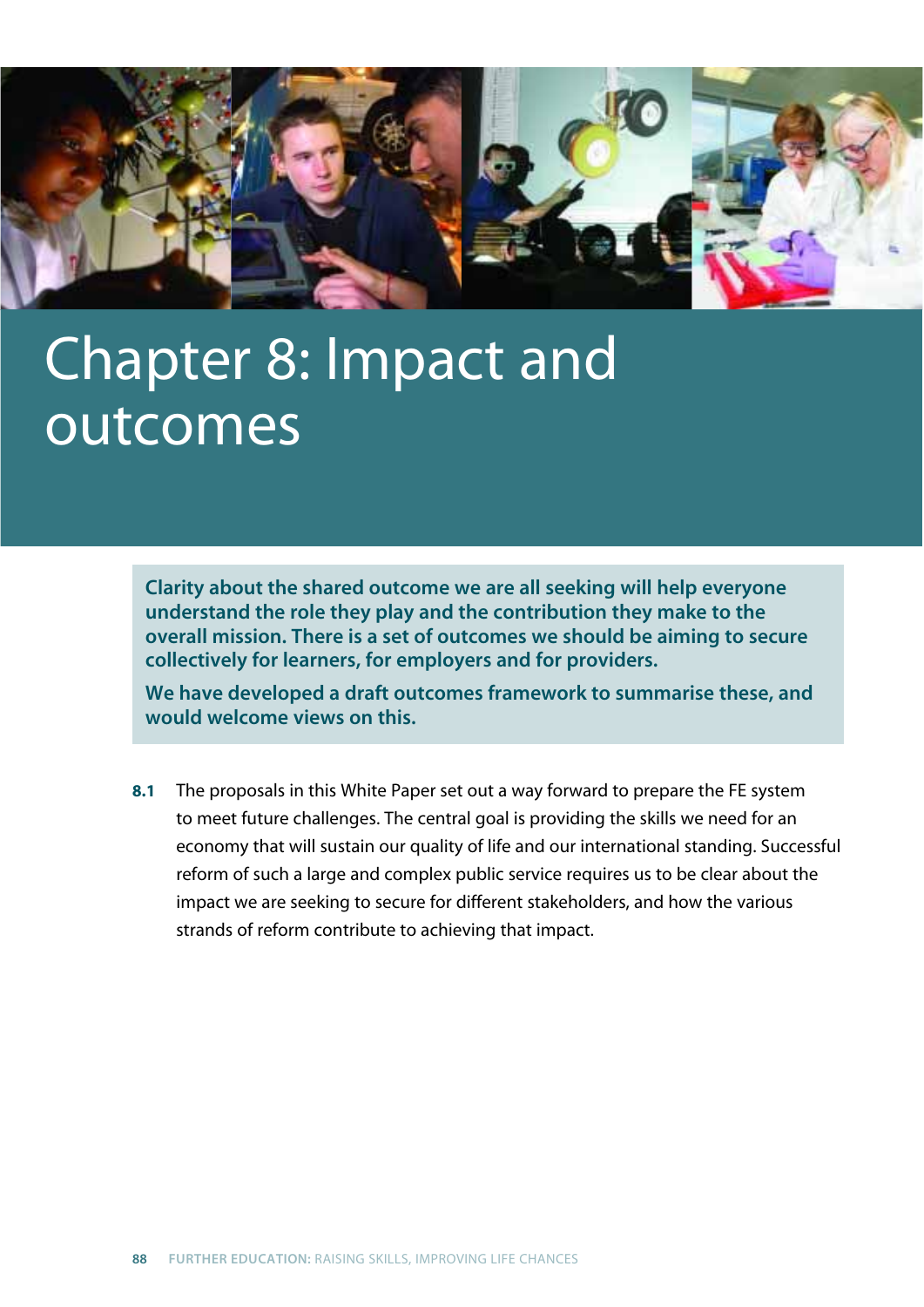# Chapter 8: Impact and outcomes

**Clarity about the shared outcome we are all seeking will help everyone understand the role they play and the contribution they make to the overall mission. There is a set of outcomes we should be aiming to secure collectively for learners, for employers and for providers.**

**We have developed a draft outcomes framework to summarise these, and would welcome views on this.**

**8.1** The proposals in this White Paper set out a way forward to prepare the FE system to meet future challenges. The central goal is providing the skills we need for an economy that will sustain our quality of life and our international standing. Successful reform of such a large and complex public service requires us to be clear about the impact we are seeking to secure for different stakeholders, and how the various strands of reform contribute to achieving that impact.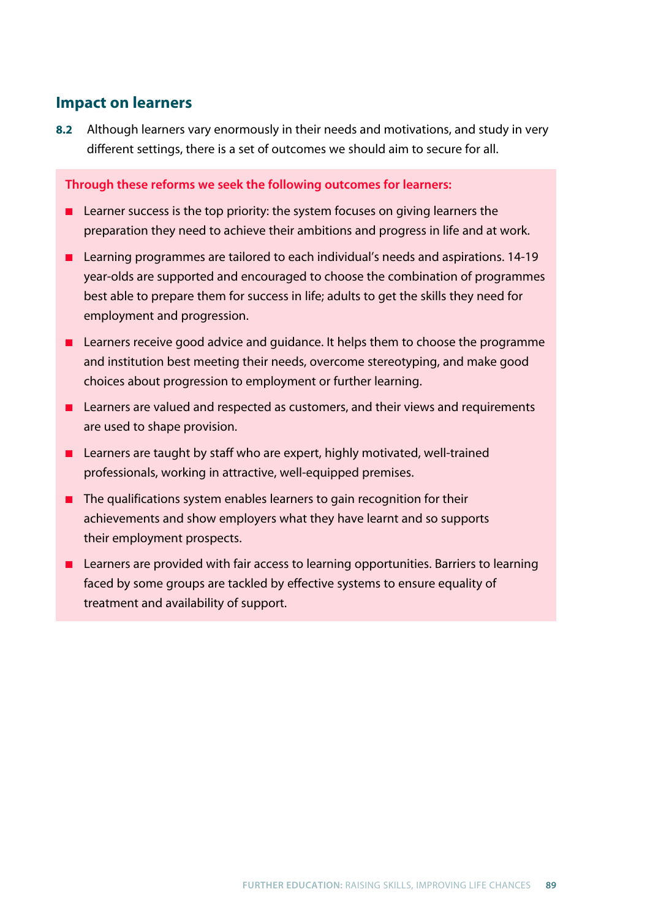## Impact on learners

**8.2** Although learners vary enormously in their needs and motivations, and study in very different settings, there is a set of outcomes we should aim to secure for all.

**Through these reforms we seek the following outcomes for learners:**

- Learner success is the top priority: the system focuses on giving learners the preparation they need to achieve their ambitions and progress in life and at work.
- Learning programmes are tailored to each individual's needs and aspirations. 14-19 year-olds are supported and encouraged to choose the combination of programmes best able to prepare them for success in life; adults to get the skills they need for employment and progression.
- Learners receive good advice and guidance. It helps them to choose the programme and institution best meeting their needs, overcome stereotyping, and make good choices about progression to employment or further learning.
- Learners are valued and respected as customers, and their views and requirements are used to shape provision.
- Learners are taught by staff who are expert, highly motivated, well-trained professionals, working in attractive, well-equipped premises.
- The qualifications system enables learners to gain recognition for their achievements and show employers what they have learnt and so supports their employment prospects.
- Learners are provided with fair access to learning opportunities. Barriers to learning faced by some groups are tackled by effective systems to ensure equality of treatment and availability of support.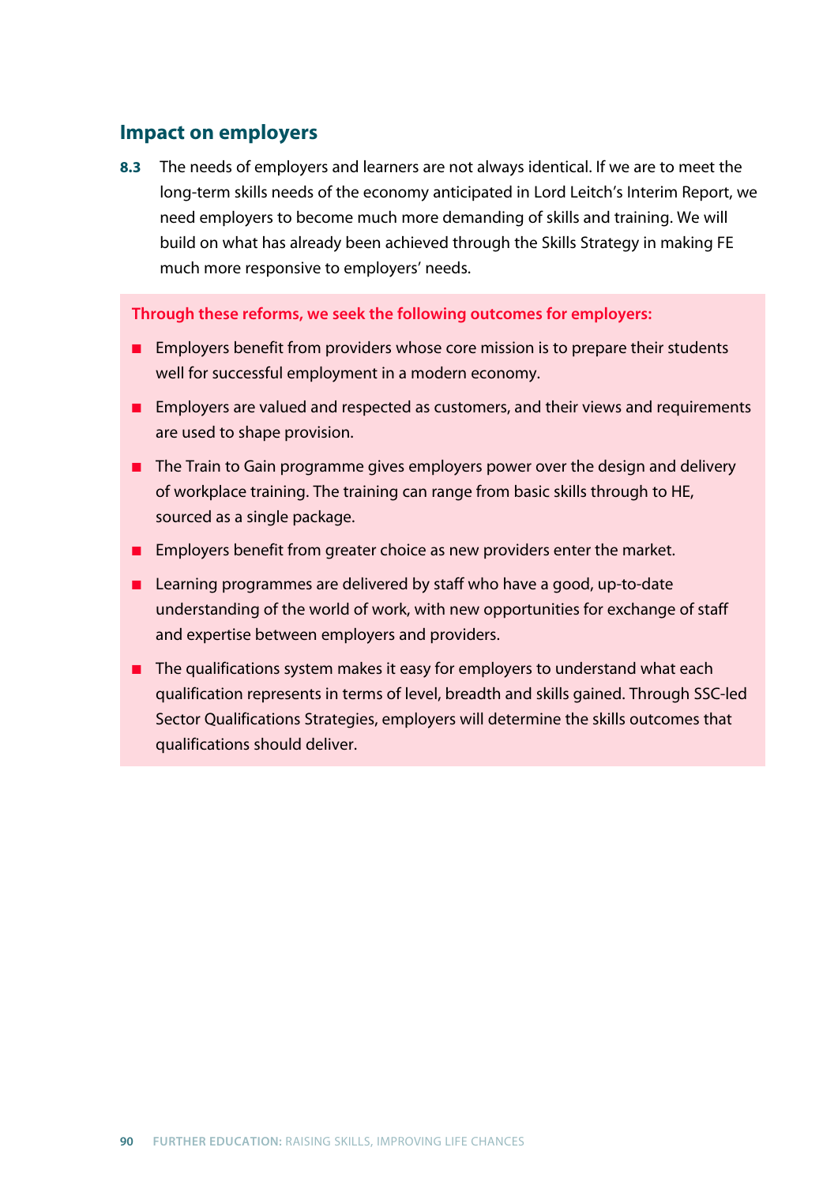## Impact on employers

**8.3** The needs of employers and learners are not always identical. If we are to meet the long-term skills needs of the economy anticipated in Lord Leitch's Interim Report, we need employers to become much more demanding of skills and training. We will build on what has already been achieved through the Skills Strategy in making FE much more responsive to employers' needs.

**Through these reforms, we seek the following outcomes for employers:**

- Employers benefit from providers whose core mission is to prepare their students well for successful employment in a modern economy.
- Employers are valued and respected as customers, and their views and requirements are used to shape provision.
- The Train to Gain programme gives employers power over the design and delivery of workplace training. The training can range from basic skills through to HE, sourced as a single package.
- Employers benefit from greater choice as new providers enter the market.
- Learning programmes are delivered by staff who have a good, up-to-date understanding of the world of work, with new opportunities for exchange of staff and expertise between employers and providers.
- The qualifications system makes it easy for employers to understand what each qualification represents in terms of level, breadth and skills gained. Through SSC-led Sector Qualifications Strategies, employers will determine the skills outcomes that qualifications should deliver.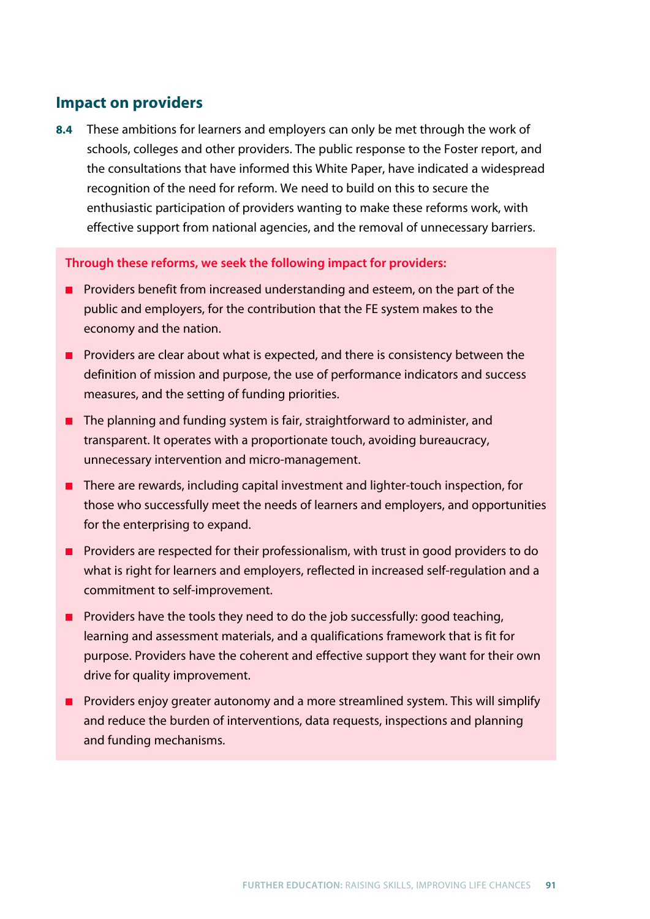## Impact on providers

**8.4** These ambitions for learners and employers can only be met through the work of schools, colleges and other providers. The public response to the Foster report, and the consultations that have informed this White Paper, have indicated a widespread recognition of the need for reform. We need to build on this to secure the enthusiastic participation of providers wanting to make these reforms work, with effective support from national agencies, and the removal of unnecessary barriers.

**Through these reforms, we seek the following impact for providers:**

- Providers benefit from increased understanding and esteem, on the part of the public and employers, for the contribution that the FE system makes to the economy and the nation.
- Providers are clear about what is expected, and there is consistency between the definition of mission and purpose, the use of performance indicators and success measures, and the setting of funding priorities.
- The planning and funding system is fair, straightforward to administer, and transparent. It operates with a proportionate touch, avoiding bureaucracy, unnecessary intervention and micro-management.
- There are rewards, including capital investment and lighter-touch inspection, for those who successfully meet the needs of learners and employers, and opportunities for the enterprising to expand.
- Providers are respected for their professionalism, with trust in good providers to do what is right for learners and employers, reflected in increased self-regulation and a commitment to self-improvement.
- Providers have the tools they need to do the job successfully: good teaching, learning and assessment materials, and a qualifications framework that is fit for purpose. Providers have the coherent and effective support they want for their own drive for quality improvement.
- Providers enjoy greater autonomy and a more streamlined system. This will simplify and reduce the burden of interventions, data requests, inspections and planning and funding mechanisms.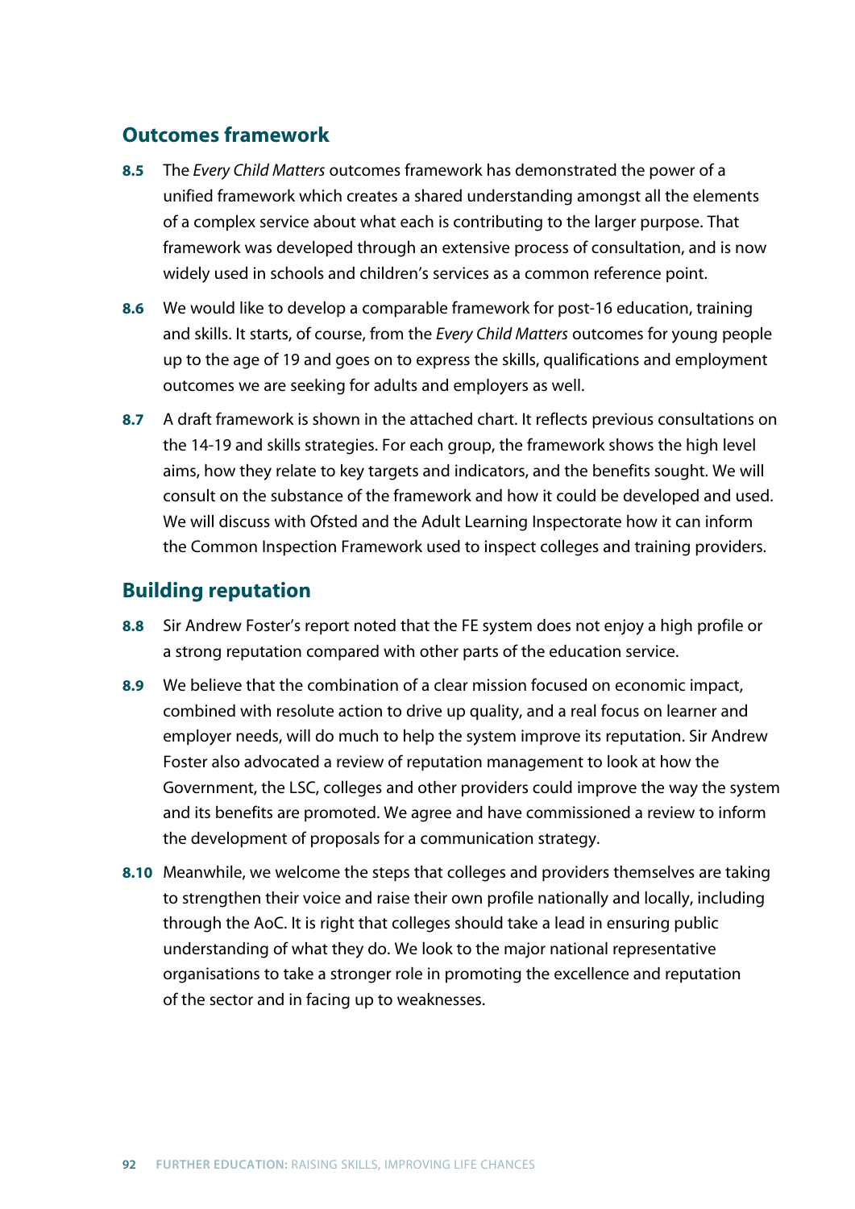## Outcomes framework

**8.5** The *Every Child Matters* outcomes framework has demonstrated the power of a unified framework which creates a shared understanding amongst all the elements of a complex service about what each is contributing to the larger purpose. That framework was developed through an extensive process of consultation, and is now widely used in schools and children's services as a common reference point.

**8.6** We would like to develop a comparable framework for post-16 education, training and skills. It starts, of course, from the *Every Child Matters* outcomes for young people up to the age of 19 and goes on to express the skills, qualifications and employment outcomes we are seeking for adults and employers as well.

**8.7** A draft framework is shown in the attached chart. It reflects previous consultations on the 14-19 and skills strategies. For each group, the framework shows the high level aims, how they relate to key targets and indicators, and the benefits sought. We will consult on the substance of the framework and how it could be developed and used. We will discuss with Ofsted and the Adult Learning Inspectorate how it can inform the Common Inspection Framework used to inspect colleges and training providers.

## Building reputation

**8.8** Sir Andrew Foster's report noted that the FE system does not enjoy a high profile or a strong reputation compared with other parts of the education service.

**8.9** We believe that the combination of a clear mission focused on economic impact, combined with resolute action to drive up quality, and a real focus on learner and employer needs, will do much to help the system improve its reputation. Sir Andrew Foster also advocated a review of reputation management to look at how the Government, the LSC, colleges and other providers could improve the way the system and its benefits are promoted. We agree and have commissioned a review to inform the development of proposals for a communication strategy.

**8.10** Meanwhile, we welcome the steps that colleges and providers themselves are taking to strengthen their voice and raise their own profile nationally and locally, including through the AoC. It is right that colleges should take a lead in ensuring public understanding of what they do. We look to the major national representative organisations to take a stronger role in promoting the excellence and reputation of the sector and in facing up to weaknesses.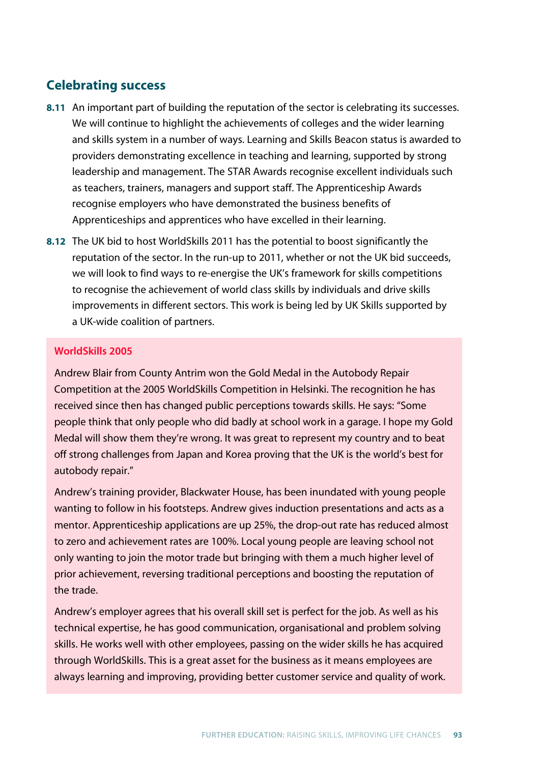## Celebrating success

**8.11** An important part of building the reputation of the sector is celebrating its successes. We will continue to highlight the achievements of colleges and the wider learning and skills system in a number of ways. Learning and Skills Beacon status is awarded to providers demonstrating excellence in teaching and learning, supported by strong leadership and management. The STAR Awards recognise excellent individuals such as teachers, trainers, managers and support staff. The Apprenticeship Awards recognise employers who have demonstrated the business benefits of Apprenticeships and apprentices who have excelled in their learning.

**8.12** The UK bid to host WorldSkills 2011 has the potential to boost significantly the reputation of the sector. In the run-up to 2011, whether or not the UK bid succeeds, we will look to find ways to re-energise the UK's framework for skills competitions to recognise the achievement of world class skills by individuals and drive skills improvements in different sectors. This work is being led by UK Skills supported by a UK-wide coalition of partners.

### WorldSkills 2005

Andrew Blair from County Antrim won the Gold Medal in the Autobody Repair Competition at the 2005 WorldSkills Competition in Helsinki. The recognition he has received since then has changed public perceptions towards skills. He says: "Some people think that only people who did badly at school work in a garage. I hope my Gold Medal will show them they're wrong. It was great to represent my country and to beat off strong challenges from Japan and Korea proving that the UK is the world's best for autobody repair."

Andrew's training provider, Blackwater House, has been inundated with young people wanting to follow in his footsteps. Andrew gives induction presentations and acts as a mentor. Apprenticeship applications are up 25%, the drop-out rate has reduced almost to zero and achievement rates are 100%. Local young people are leaving school not only wanting to join the motor trade but bringing with them a much higher level of prior achievement, reversing traditional perceptions and boosting the reputation of the trade.

Andrew's employer agrees that his overall skill set is perfect for the job. As well as his technical expertise, he has good communication, organisational and problem solving skills. He works well with other employees, passing on the wider skills he has acquired through WorldSkills. This is a great asset for the business as it means employees are always learning and improving, providing better customer service and quality of work.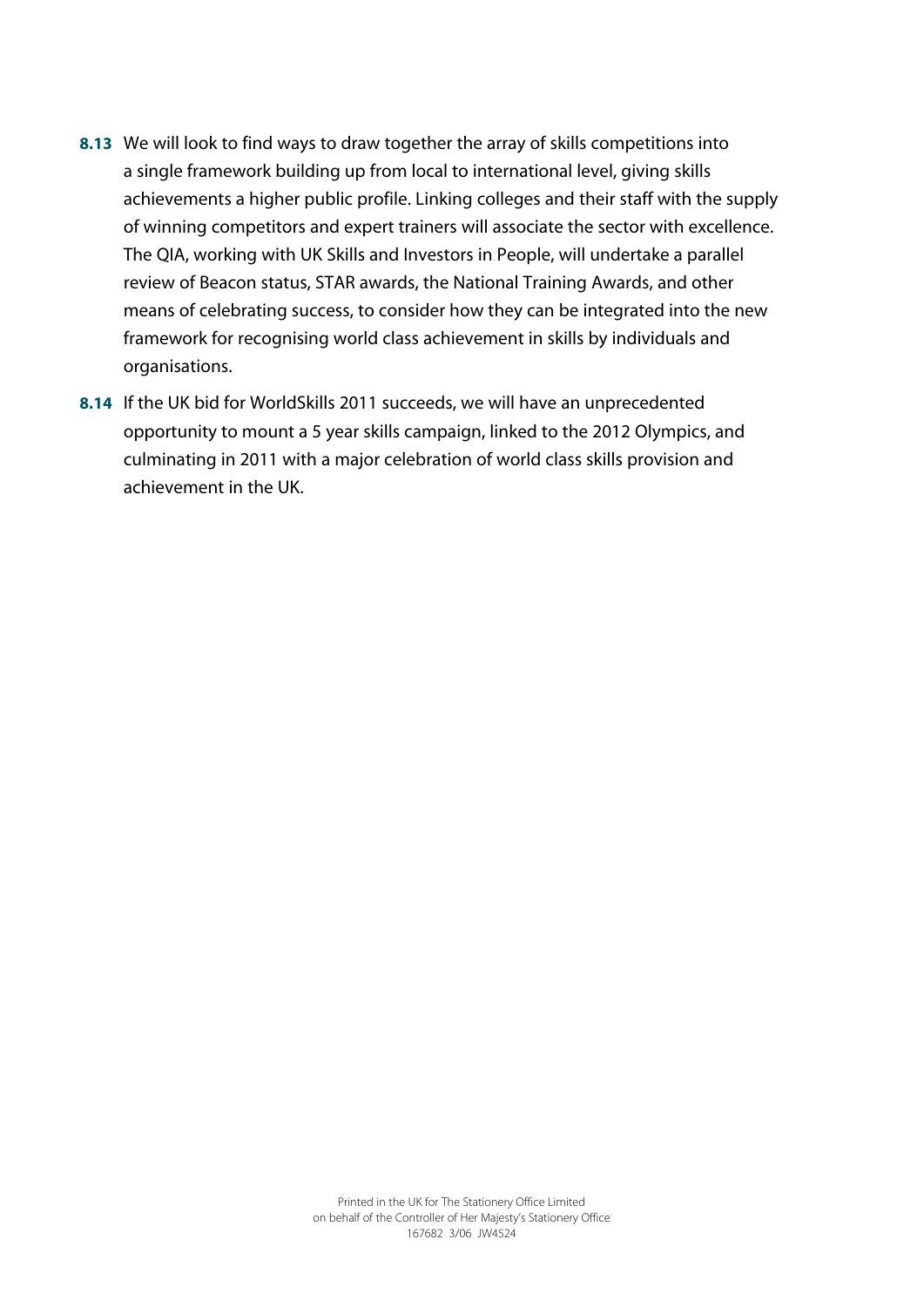**8.13** We will look to find ways to draw together the array of skills competitions into a single framework building up from local to international level, giving skills achievements a higher public profile. Linking colleges and their staff with the supply of winning competitors and expert trainers will associate the sector with excellence. The QIA, working with UK Skills and Investors in People, will undertake a parallel review of Beacon status, STAR awards, the National Training Awards, and other means of celebrating success, to consider how they can be integrated into the new framework for recognising world class achievement in skills by individuals and organisations.

**8.14** If the UK bid for WorldSkills 2011 succeeds, we will have an unprecedented opportunity to mount a 5 year skills campaign, linked to the 2012 Olympics, and culminating in 2011 with a major celebration of world class skills provision and achievement in the UK.

Printed in the UK for The Stationery Office Limited
on behalf of the Controller of Her Majesty's Stationery Office
167682 3/06 JW4524